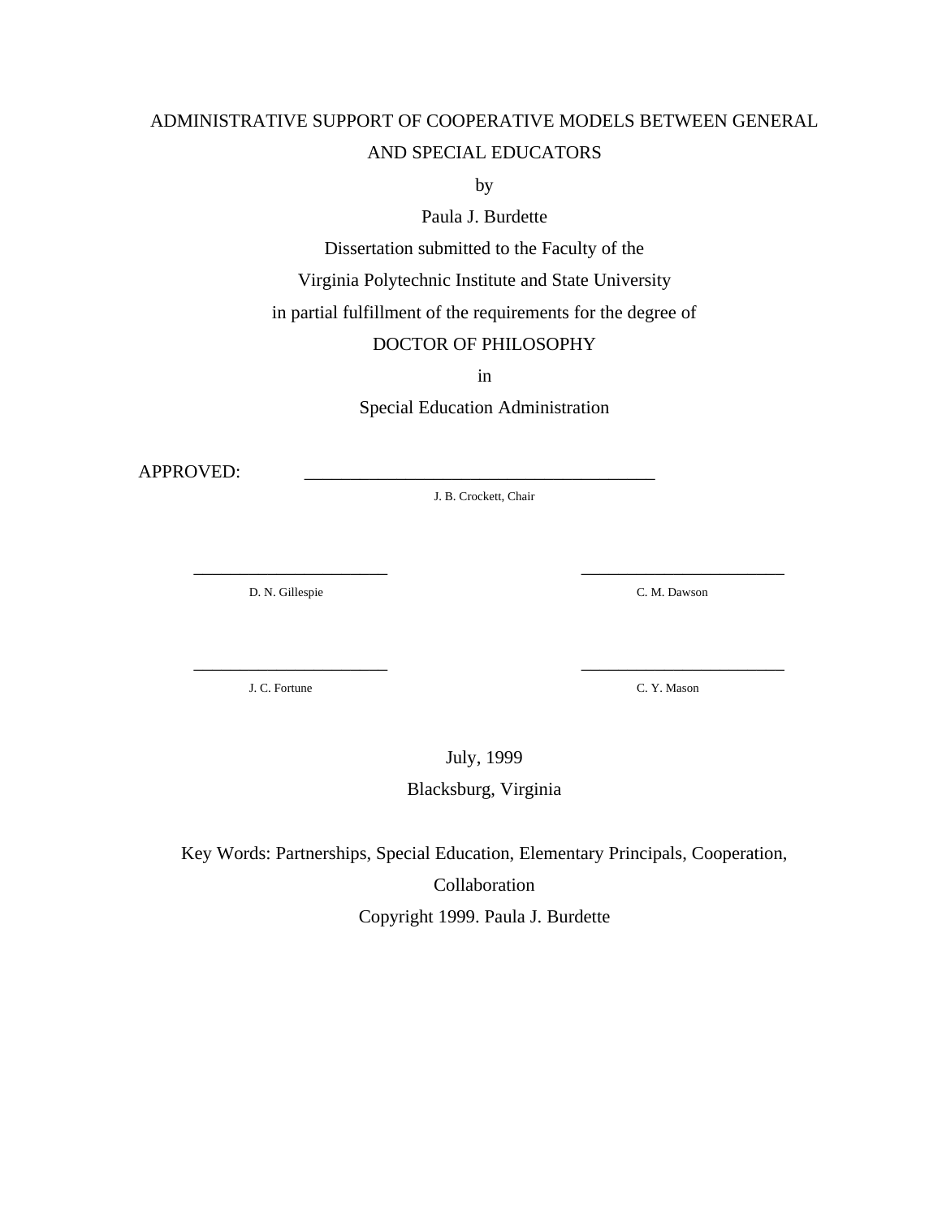# ADMINISTRATIVE SUPPORT OF COOPERATIVE MODELS BETWEEN GENERAL AND SPECIAL EDUCATORS

by

Paula J. Burdette

Dissertation submitted to the Faculty of the

Virginia Polytechnic Institute and State University

in partial fulfillment of the requirements for the degree of

DOCTOR OF PHILOSOPHY

in

Special Education Administration

APPROVED: ________________________________________

J. B. Crockett, Chair

______________________ D. N. Gillespie

______________________ C. M. Dawson

______________________ J. C. Fortune

______________________ C. Y. Mason

July, 1999

Blacksburg, Virginia

Key Words: Partnerships, Special Education, Elementary Principals, Cooperation, Collaboration

Copyright 1999. Paula J. Burdette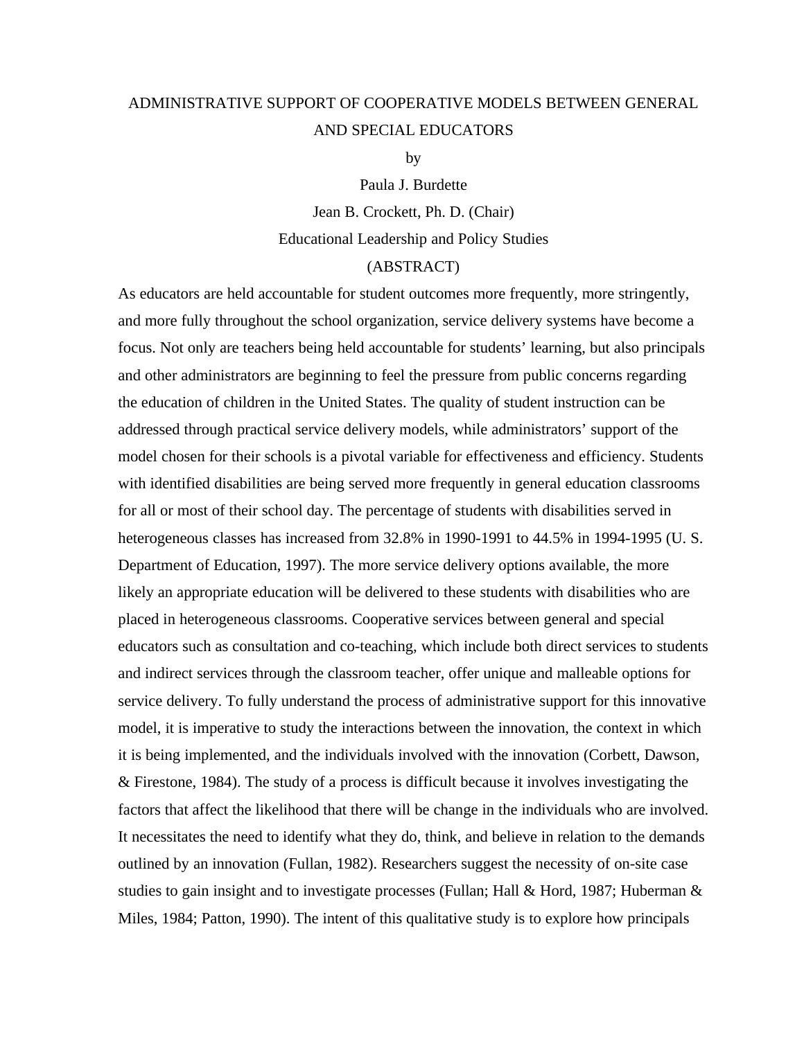ADMINISTRATIVE SUPPORT OF COOPERATIVE MODELS BETWEEN GENERAL AND SPECIAL EDUCATORS

by

Paula J. Burdette

Jean B. Crockett, Ph. D. (Chair)

Educational Leadership and Policy Studies

(ABSTRACT)

As educators are held accountable for student outcomes more frequently, more stringently, and more fully throughout the school organization, service delivery systems have become a focus. Not only are teachers being held accountable for students' learning, but also principals and other administrators are beginning to feel the pressure from public concerns regarding the education of children in the United States. The quality of student instruction can be addressed through practical service delivery models, while administrators' support of the model chosen for their schools is a pivotal variable for effectiveness and efficiency. Students with identified disabilities are being served more frequently in general education classrooms for all or most of their school day. The percentage of students with disabilities served in heterogeneous classes has increased from 32.8% in 1990-1991 to 44.5% in 1994-1995 (U. S. Department of Education, 1997). The more service delivery options available, the more likely an appropriate education will be delivered to these students with disabilities who are placed in heterogeneous classrooms. Cooperative services between general and special educators such as consultation and co-teaching, which include both direct services to students and indirect services through the classroom teacher, offer unique and malleable options for service delivery. To fully understand the process of administrative support for this innovative model, it is imperative to study the interactions between the innovation, the context in which it is being implemented, and the individuals involved with the innovation (Corbett, Dawson, & Firestone, 1984). The study of a process is difficult because it involves investigating the factors that affect the likelihood that there will be change in the individuals who are involved. It necessitates the need to identify what they do, think, and believe in relation to the demands outlined by an innovation (Fullan, 1982). Researchers suggest the necessity of on-site case studies to gain insight and to investigate processes (Fullan; Hall & Hord, 1987; Huberman & Miles, 1984; Patton, 1990). The intent of this qualitative study is to explore how principals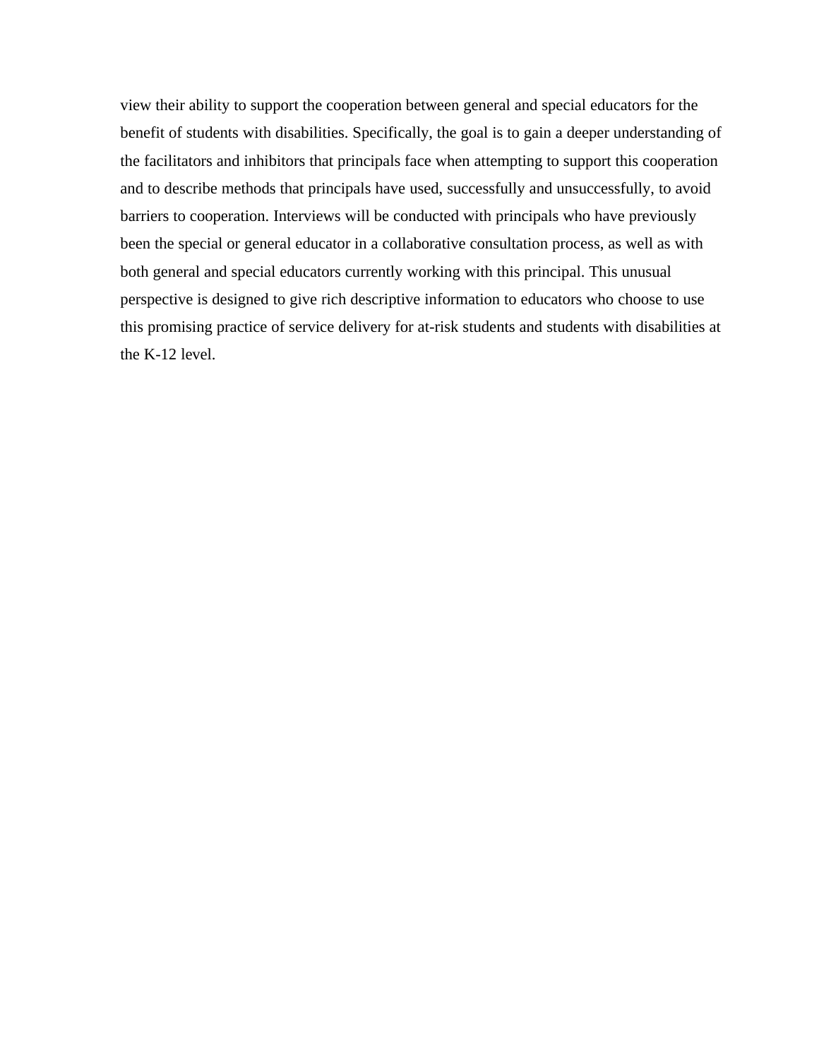view their ability to support the cooperation between general and special educators for the benefit of students with disabilities. Specifically, the goal is to gain a deeper understanding of the facilitators and inhibitors that principals face when attempting to support this cooperation and to describe methods that principals have used, successfully and unsuccessfully, to avoid barriers to cooperation. Interviews will be conducted with principals who have previously been the special or general educator in a collaborative consultation process, as well as with both general and special educators currently working with this principal. This unusual perspective is designed to give rich descriptive information to educators who choose to use this promising practice of service delivery for at-risk students and students with disabilities at the K-12 level.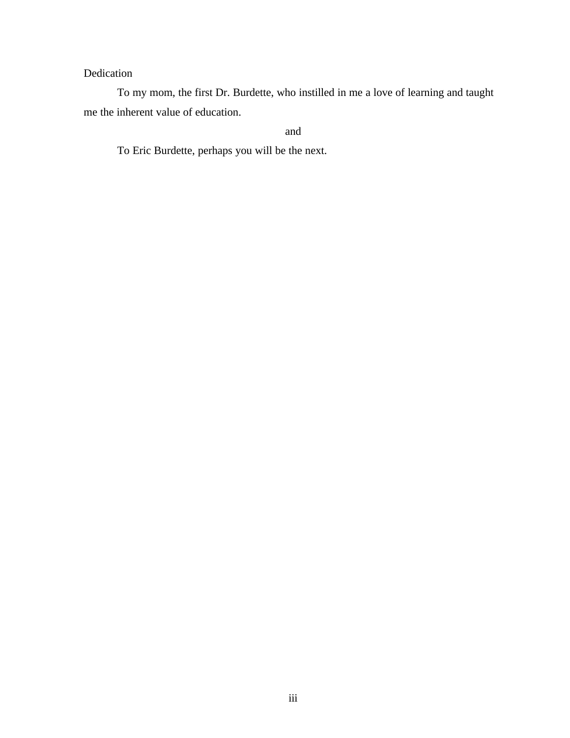# Dedication

To my mom, the first Dr. Burdette, who instilled in me a love of learning and taught me the inherent value of education.

and

To Eric Burdette, perhaps you will be the next.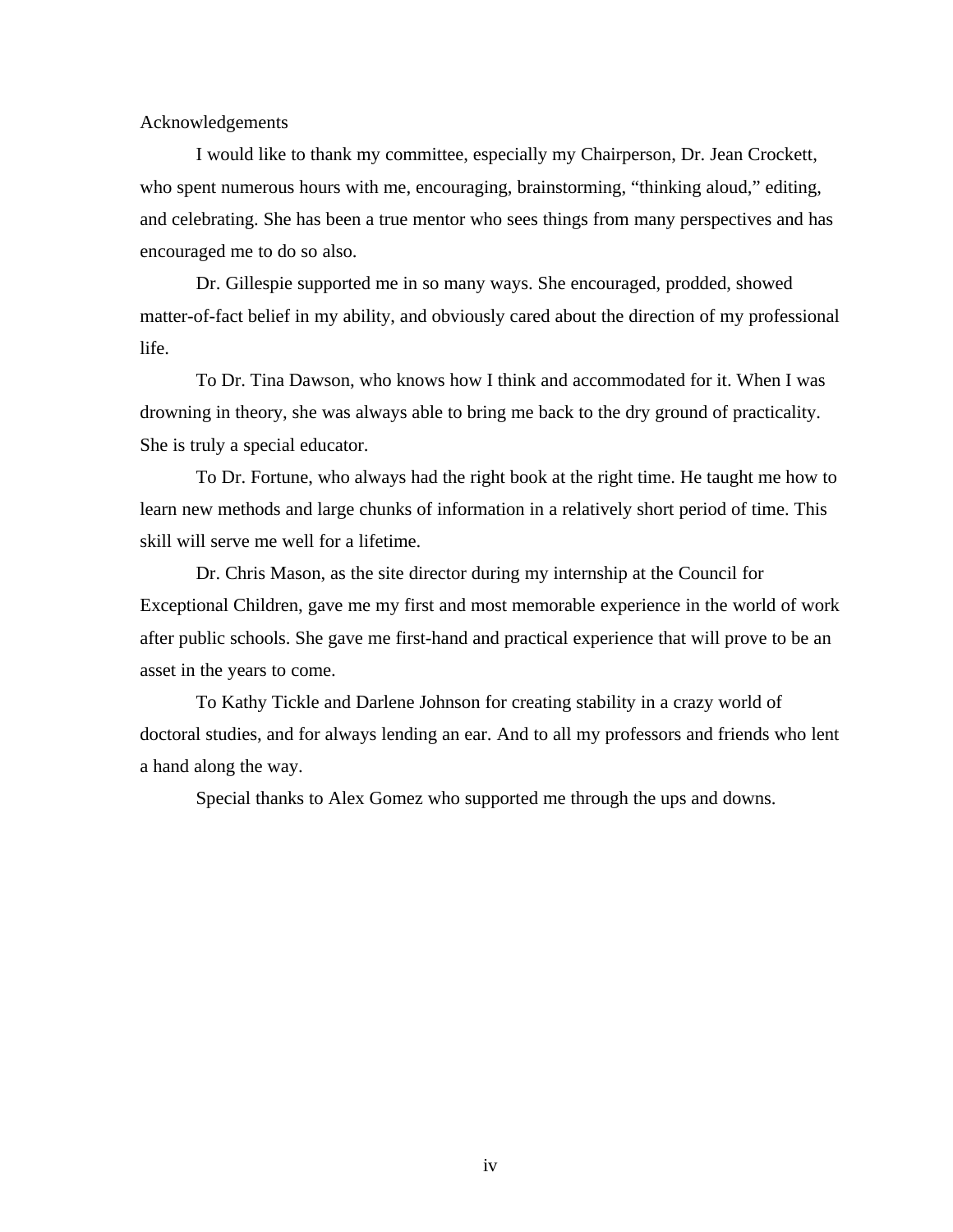## Acknowledgements

I would like to thank my committee, especially my Chairperson, Dr. Jean Crockett, who spent numerous hours with me, encouraging, brainstorming, "thinking aloud," editing, and celebrating. She has been a true mentor who sees things from many perspectives and has encouraged me to do so also.

Dr. Gillespie supported me in so many ways. She encouraged, prodded, showed matter-of-fact belief in my ability, and obviously cared about the direction of my professional life.

To Dr. Tina Dawson, who knows how I think and accommodated for it. When I was drowning in theory, she was always able to bring me back to the dry ground of practicality. She is truly a special educator.

To Dr. Fortune, who always had the right book at the right time. He taught me how to learn new methods and large chunks of information in a relatively short period of time. This skill will serve me well for a lifetime.

Dr. Chris Mason, as the site director during my internship at the Council for Exceptional Children, gave me my first and most memorable experience in the world of work after public schools. She gave me first-hand and practical experience that will prove to be an asset in the years to come.

To Kathy Tickle and Darlene Johnson for creating stability in a crazy world of doctoral studies, and for always lending an ear. And to all my professors and friends who lent a hand along the way.

Special thanks to Alex Gomez who supported me through the ups and downs.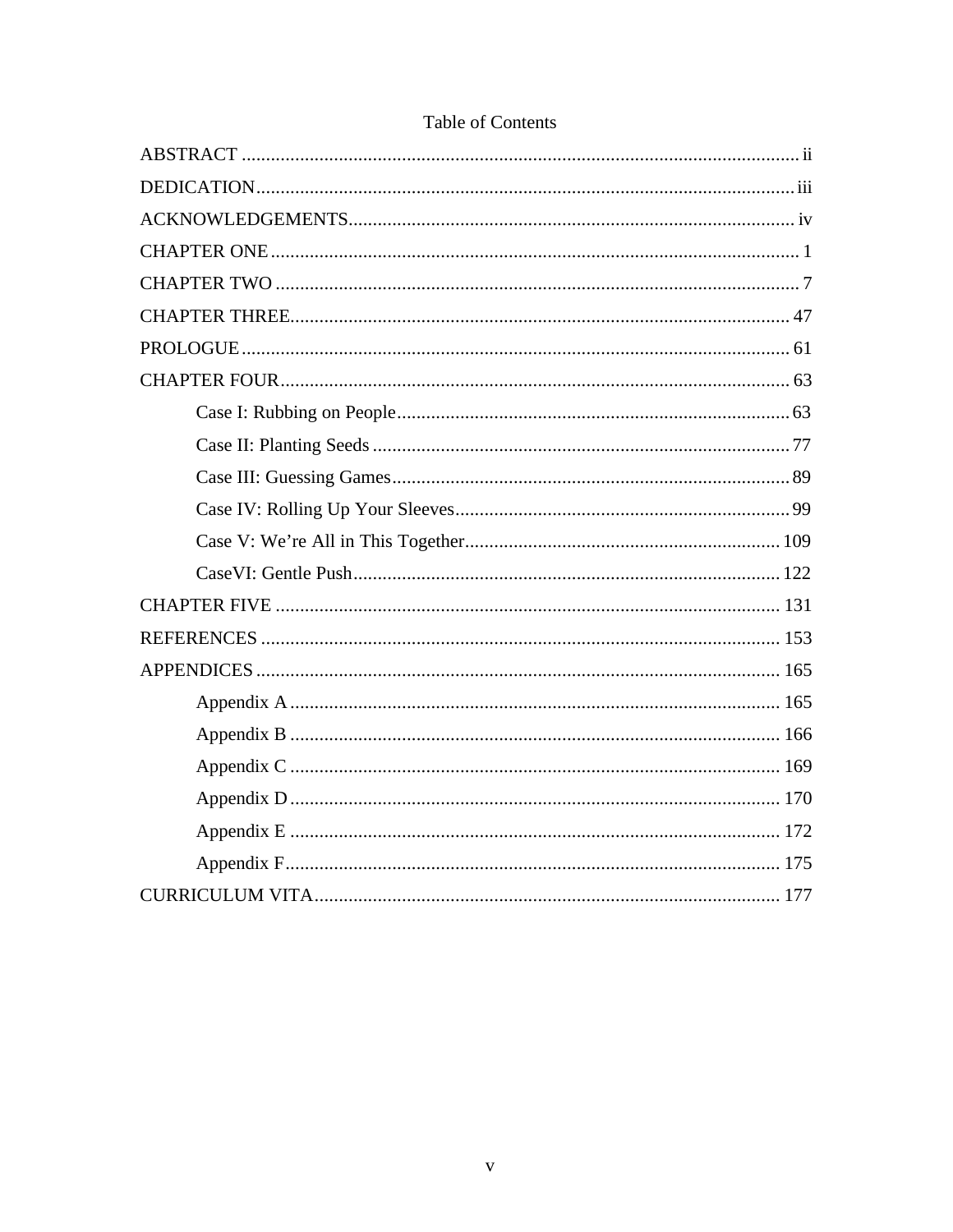# Table of Contents

ABSTRACT .......... ii

DEDICATION .......... iii

ACKNOWLEDGEMENTS .......... iv

CHAPTER ONE .......... 1

CHAPTER TWO .......... 7

CHAPTER THREE .......... 47

PROLOGUE .......... 61

CHAPTER FOUR .......... 63

- Case I: Rubbing on People .......... 63
- Case II: Planting Seeds .......... 77
- Case III: Guessing Games .......... 89
- Case IV: Rolling Up Your Sleeves .......... 99
- Case V: We're All in This Together .......... 109
- CaseVI: Gentle Push .......... 122

CHAPTER FIVE .......... 131

REFERENCES .......... 153

APPENDICES .......... 165

- Appendix A .......... 165
- Appendix B .......... 166
- Appendix C .......... 169
- Appendix D .......... 170
- Appendix E .......... 172
- Appendix F .......... 175

CURRICULUM VITA .......... 177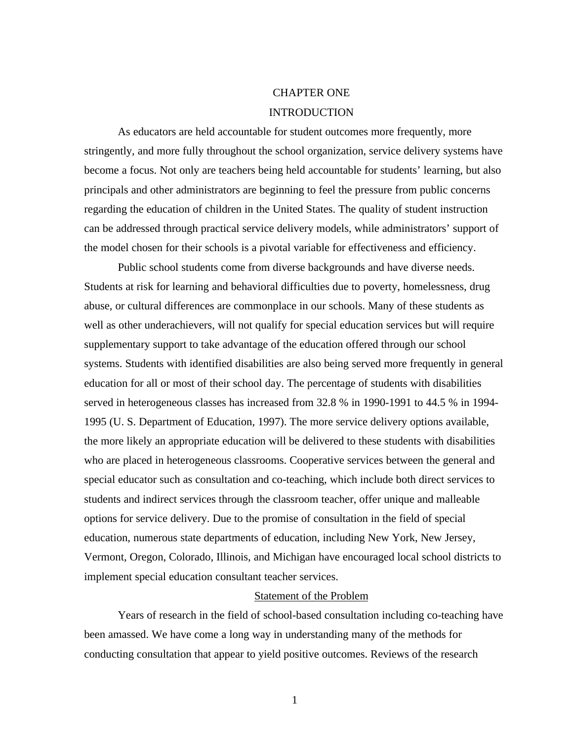# CHAPTER ONE

# INTRODUCTION

As educators are held accountable for student outcomes more frequently, more stringently, and more fully throughout the school organization, service delivery systems have become a focus. Not only are teachers being held accountable for students' learning, but also principals and other administrators are beginning to feel the pressure from public concerns regarding the education of children in the United States. The quality of student instruction can be addressed through practical service delivery models, while administrators' support of the model chosen for their schools is a pivotal variable for effectiveness and efficiency.

Public school students come from diverse backgrounds and have diverse needs. Students at risk for learning and behavioral difficulties due to poverty, homelessness, drug abuse, or cultural differences are commonplace in our schools. Many of these students as well as other underachievers, will not qualify for special education services but will require supplementary support to take advantage of the education offered through our school systems. Students with identified disabilities are also being served more frequently in general education for all or most of their school day. The percentage of students with disabilities served in heterogeneous classes has increased from 32.8 % in 1990-1991 to 44.5 % in 1994-1995 (U. S. Department of Education, 1997). The more service delivery options available, the more likely an appropriate education will be delivered to these students with disabilities who are placed in heterogeneous classrooms. Cooperative services between the general and special educator such as consultation and co-teaching, which include both direct services to students and indirect services through the classroom teacher, offer unique and malleable options for service delivery. Due to the promise of consultation in the field of special education, numerous state departments of education, including New York, New Jersey, Vermont, Oregon, Colorado, Illinois, and Michigan have encouraged local school districts to implement special education consultant teacher services.

## Statement of the Problem

Years of research in the field of school-based consultation including co-teaching have been amassed. We have come a long way in understanding many of the methods for conducting consultation that appear to yield positive outcomes. Reviews of the research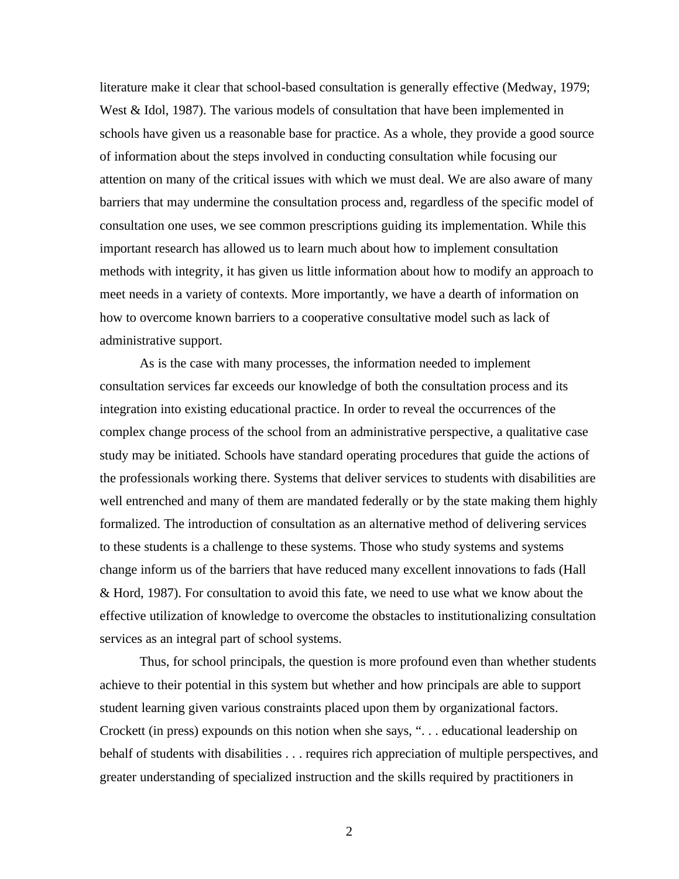literature make it clear that school-based consultation is generally effective (Medway, 1979; West & Idol, 1987). The various models of consultation that have been implemented in schools have given us a reasonable base for practice. As a whole, they provide a good source of information about the steps involved in conducting consultation while focusing our attention on many of the critical issues with which we must deal. We are also aware of many barriers that may undermine the consultation process and, regardless of the specific model of consultation one uses, we see common prescriptions guiding its implementation. While this important research has allowed us to learn much about how to implement consultation methods with integrity, it has given us little information about how to modify an approach to meet needs in a variety of contexts. More importantly, we have a dearth of information on how to overcome known barriers to a cooperative consultative model such as lack of administrative support.

As is the case with many processes, the information needed to implement consultation services far exceeds our knowledge of both the consultation process and its integration into existing educational practice. In order to reveal the occurrences of the complex change process of the school from an administrative perspective, a qualitative case study may be initiated. Schools have standard operating procedures that guide the actions of the professionals working there. Systems that deliver services to students with disabilities are well entrenched and many of them are mandated federally or by the state making them highly formalized. The introduction of consultation as an alternative method of delivering services to these students is a challenge to these systems. Those who study systems and systems change inform us of the barriers that have reduced many excellent innovations to fads (Hall & Hord, 1987). For consultation to avoid this fate, we need to use what we know about the effective utilization of knowledge to overcome the obstacles to institutionalizing consultation services as an integral part of school systems.

Thus, for school principals, the question is more profound even than whether students achieve to their potential in this system but whether and how principals are able to support student learning given various constraints placed upon them by organizational factors. Crockett (in press) expounds on this notion when she says, ". . . educational leadership on behalf of students with disabilities . . . requires rich appreciation of multiple perspectives, and greater understanding of specialized instruction and the skills required by practitioners in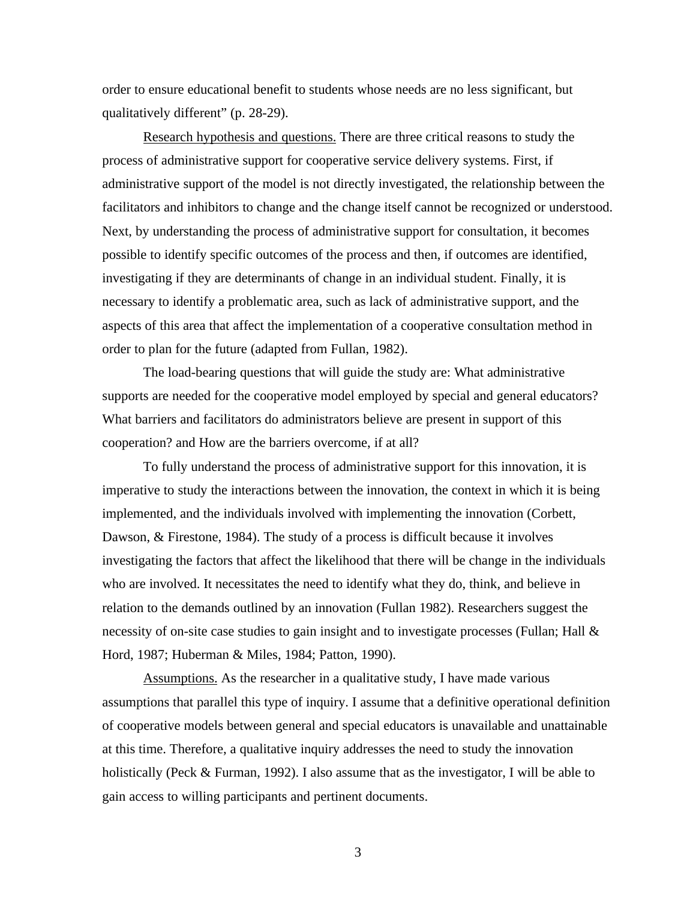order to ensure educational benefit to students whose needs are no less significant, but qualitatively different" (p. 28-29).

Research hypothesis and questions. There are three critical reasons to study the process of administrative support for cooperative service delivery systems. First, if administrative support of the model is not directly investigated, the relationship between the facilitators and inhibitors to change and the change itself cannot be recognized or understood. Next, by understanding the process of administrative support for consultation, it becomes possible to identify specific outcomes of the process and then, if outcomes are identified, investigating if they are determinants of change in an individual student. Finally, it is necessary to identify a problematic area, such as lack of administrative support, and the aspects of this area that affect the implementation of a cooperative consultation method in order to plan for the future (adapted from Fullan, 1982).

The load-bearing questions that will guide the study are: What administrative supports are needed for the cooperative model employed by special and general educators? What barriers and facilitators do administrators believe are present in support of this cooperation? and How are the barriers overcome, if at all?

To fully understand the process of administrative support for this innovation, it is imperative to study the interactions between the innovation, the context in which it is being implemented, and the individuals involved with implementing the innovation (Corbett, Dawson, & Firestone, 1984). The study of a process is difficult because it involves investigating the factors that affect the likelihood that there will be change in the individuals who are involved. It necessitates the need to identify what they do, think, and believe in relation to the demands outlined by an innovation (Fullan 1982). Researchers suggest the necessity of on-site case studies to gain insight and to investigate processes (Fullan; Hall & Hord, 1987; Huberman & Miles, 1984; Patton, 1990).

Assumptions. As the researcher in a qualitative study, I have made various assumptions that parallel this type of inquiry. I assume that a definitive operational definition of cooperative models between general and special educators is unavailable and unattainable at this time. Therefore, a qualitative inquiry addresses the need to study the innovation holistically (Peck & Furman, 1992). I also assume that as the investigator, I will be able to gain access to willing participants and pertinent documents.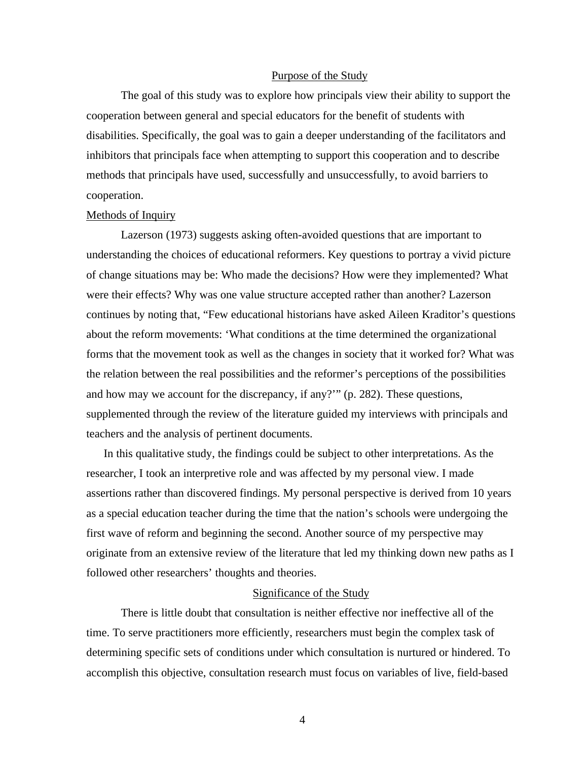## Purpose of the Study

The goal of this study was to explore how principals view their ability to support the cooperation between general and special educators for the benefit of students with disabilities. Specifically, the goal was to gain a deeper understanding of the facilitators and inhibitors that principals face when attempting to support this cooperation and to describe methods that principals have used, successfully and unsuccessfully, to avoid barriers to cooperation.

### Methods of Inquiry

Lazerson (1973) suggests asking often-avoided questions that are important to understanding the choices of educational reformers. Key questions to portray a vivid picture of change situations may be: Who made the decisions? How were they implemented? What were their effects? Why was one value structure accepted rather than another? Lazerson continues by noting that, "Few educational historians have asked Aileen Kraditor's questions about the reform movements: 'What conditions at the time determined the organizational forms that the movement took as well as the changes in society that it worked for? What was the relation between the real possibilities and the reformer's perceptions of the possibilities and how may we account for the discrepancy, if any?'" (p. 282). These questions, supplemented through the review of the literature guided my interviews with principals and teachers and the analysis of pertinent documents.

In this qualitative study, the findings could be subject to other interpretations. As the researcher, I took an interpretive role and was affected by my personal view. I made assertions rather than discovered findings. My personal perspective is derived from 10 years as a special education teacher during the time that the nation's schools were undergoing the first wave of reform and beginning the second. Another source of my perspective may originate from an extensive review of the literature that led my thinking down new paths as I followed other researchers' thoughts and theories.

## Significance of the Study

There is little doubt that consultation is neither effective nor ineffective all of the time. To serve practitioners more efficiently, researchers must begin the complex task of determining specific sets of conditions under which consultation is nurtured or hindered. To accomplish this objective, consultation research must focus on variables of live, field-based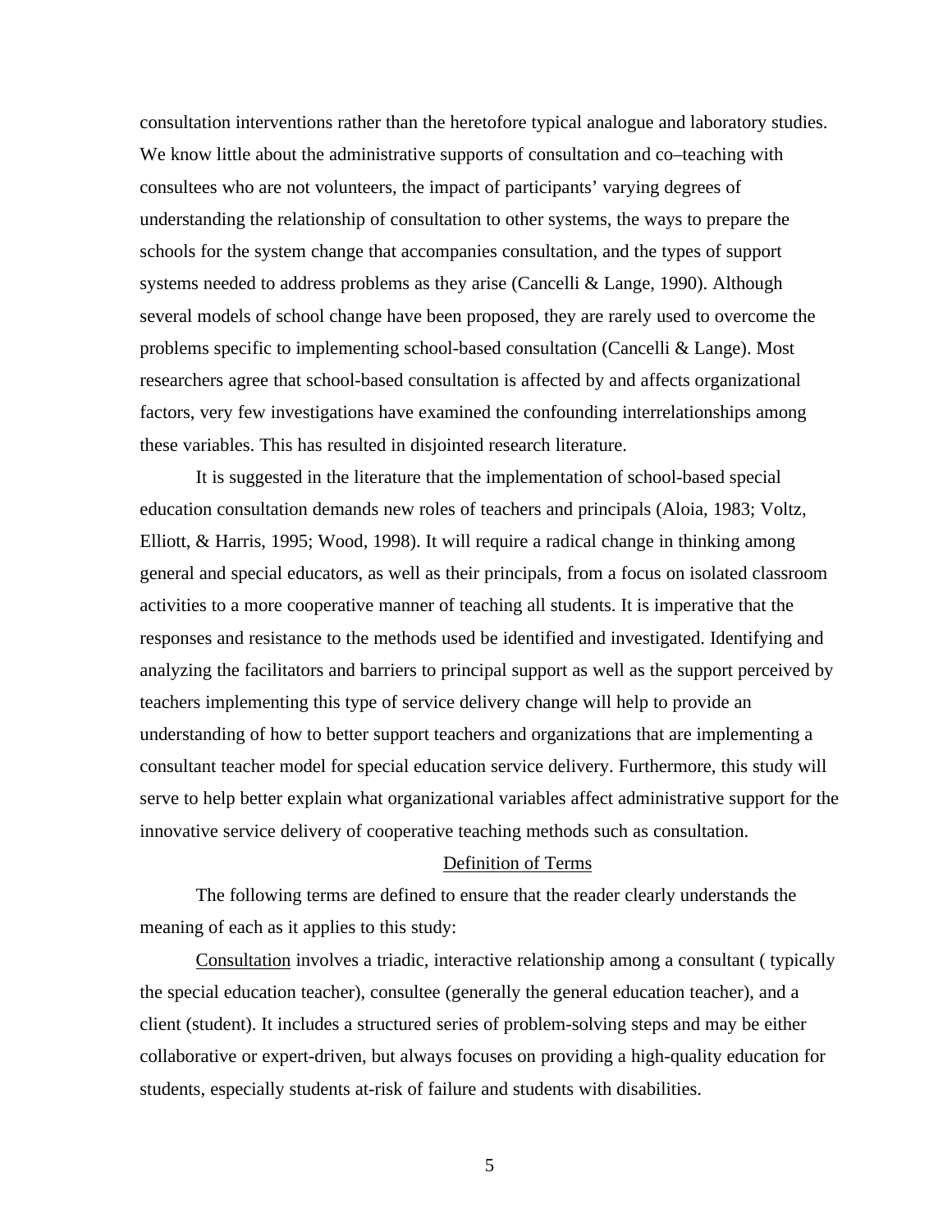consultation interventions rather than the heretofore typical analogue and laboratory studies. We know little about the administrative supports of consultation and co–teaching with consultees who are not volunteers, the impact of participants' varying degrees of understanding the relationship of consultation to other systems, the ways to prepare the schools for the system change that accompanies consultation, and the types of support systems needed to address problems as they arise (Cancelli & Lange, 1990). Although several models of school change have been proposed, they are rarely used to overcome the problems specific to implementing school-based consultation (Cancelli & Lange). Most researchers agree that school-based consultation is affected by and affects organizational factors, very few investigations have examined the confounding interrelationships among these variables. This has resulted in disjointed research literature.

It is suggested in the literature that the implementation of school-based special education consultation demands new roles of teachers and principals (Aloia, 1983; Voltz, Elliott, & Harris, 1995; Wood, 1998). It will require a radical change in thinking among general and special educators, as well as their principals, from a focus on isolated classroom activities to a more cooperative manner of teaching all students. It is imperative that the responses and resistance to the methods used be identified and investigated. Identifying and analyzing the facilitators and barriers to principal support as well as the support perceived by teachers implementing this type of service delivery change will help to provide an understanding of how to better support teachers and organizations that are implementing a consultant teacher model for special education service delivery. Furthermore, this study will serve to help better explain what organizational variables affect administrative support for the innovative service delivery of cooperative teaching methods such as consultation.

## Definition of Terms

The following terms are defined to ensure that the reader clearly understands the meaning of each as it applies to this study:

Consultation involves a triadic, interactive relationship among a consultant ( typically the special education teacher), consultee (generally the general education teacher), and a client (student). It includes a structured series of problem-solving steps and may be either collaborative or expert-driven, but always focuses on providing a high-quality education for students, especially students at-risk of failure and students with disabilities.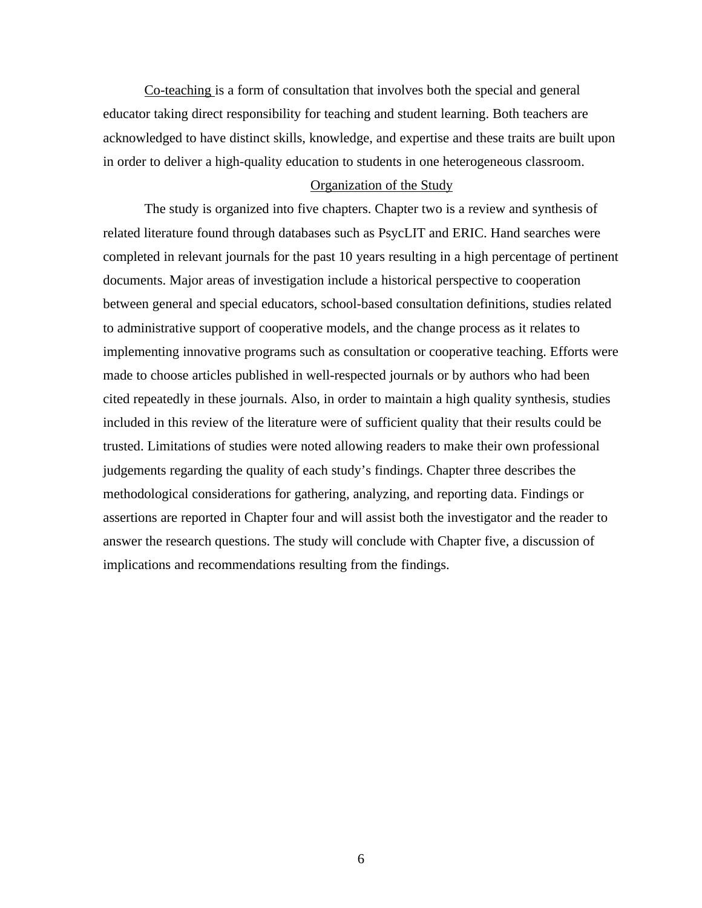Co-teaching is a form of consultation that involves both the special and general educator taking direct responsibility for teaching and student learning. Both teachers are acknowledged to have distinct skills, knowledge, and expertise and these traits are built upon in order to deliver a high-quality education to students in one heterogeneous classroom.

## Organization of the Study

The study is organized into five chapters. Chapter two is a review and synthesis of related literature found through databases such as PsycLIT and ERIC. Hand searches were completed in relevant journals for the past 10 years resulting in a high percentage of pertinent documents. Major areas of investigation include a historical perspective to cooperation between general and special educators, school-based consultation definitions, studies related to administrative support of cooperative models, and the change process as it relates to implementing innovative programs such as consultation or cooperative teaching. Efforts were made to choose articles published in well-respected journals or by authors who had been cited repeatedly in these journals. Also, in order to maintain a high quality synthesis, studies included in this review of the literature were of sufficient quality that their results could be trusted. Limitations of studies were noted allowing readers to make their own professional judgements regarding the quality of each study's findings. Chapter three describes the methodological considerations for gathering, analyzing, and reporting data. Findings or assertions are reported in Chapter four and will assist both the investigator and the reader to answer the research questions. The study will conclude with Chapter five, a discussion of implications and recommendations resulting from the findings.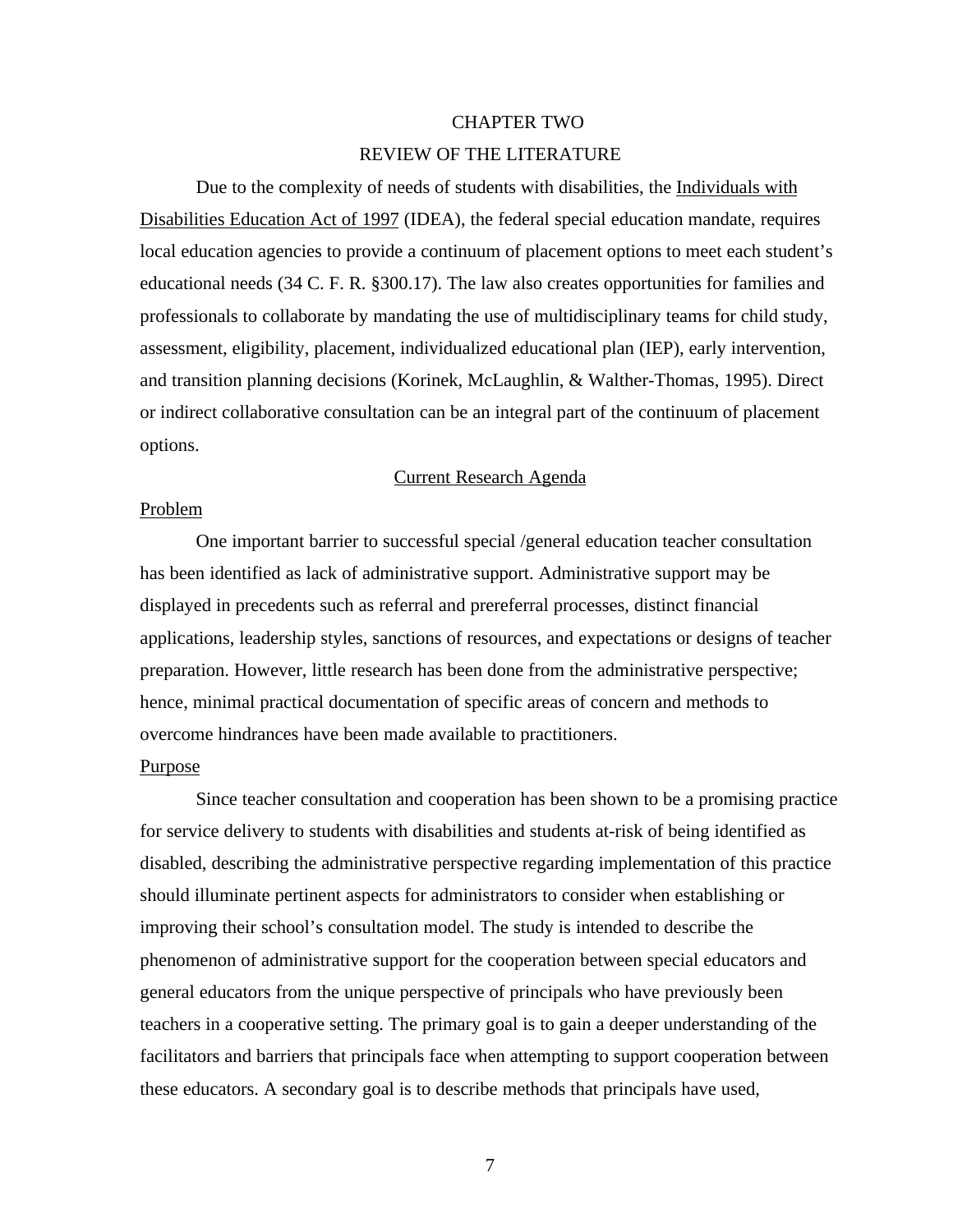# CHAPTER TWO

# REVIEW OF THE LITERATURE

Due to the complexity of needs of students with disabilities, the Individuals with Disabilities Education Act of 1997 (IDEA), the federal special education mandate, requires local education agencies to provide a continuum of placement options to meet each student's educational needs (34 C. F. R. §300.17). The law also creates opportunities for families and professionals to collaborate by mandating the use of multidisciplinary teams for child study, assessment, eligibility, placement, individualized educational plan (IEP), early intervention, and transition planning decisions (Korinek, McLaughlin, & Walther-Thomas, 1995). Direct or indirect collaborative consultation can be an integral part of the continuum of placement options.

## Current Research Agenda

### Problem

One important barrier to successful special /general education teacher consultation has been identified as lack of administrative support. Administrative support may be displayed in precedents such as referral and prereferral processes, distinct financial applications, leadership styles, sanctions of resources, and expectations or designs of teacher preparation. However, little research has been done from the administrative perspective; hence, minimal practical documentation of specific areas of concern and methods to overcome hindrances have been made available to practitioners.

### Purpose

Since teacher consultation and cooperation has been shown to be a promising practice for service delivery to students with disabilities and students at-risk of being identified as disabled, describing the administrative perspective regarding implementation of this practice should illuminate pertinent aspects for administrators to consider when establishing or improving their school's consultation model. The study is intended to describe the phenomenon of administrative support for the cooperation between special educators and general educators from the unique perspective of principals who have previously been teachers in a cooperative setting. The primary goal is to gain a deeper understanding of the facilitators and barriers that principals face when attempting to support cooperation between these educators. A secondary goal is to describe methods that principals have used,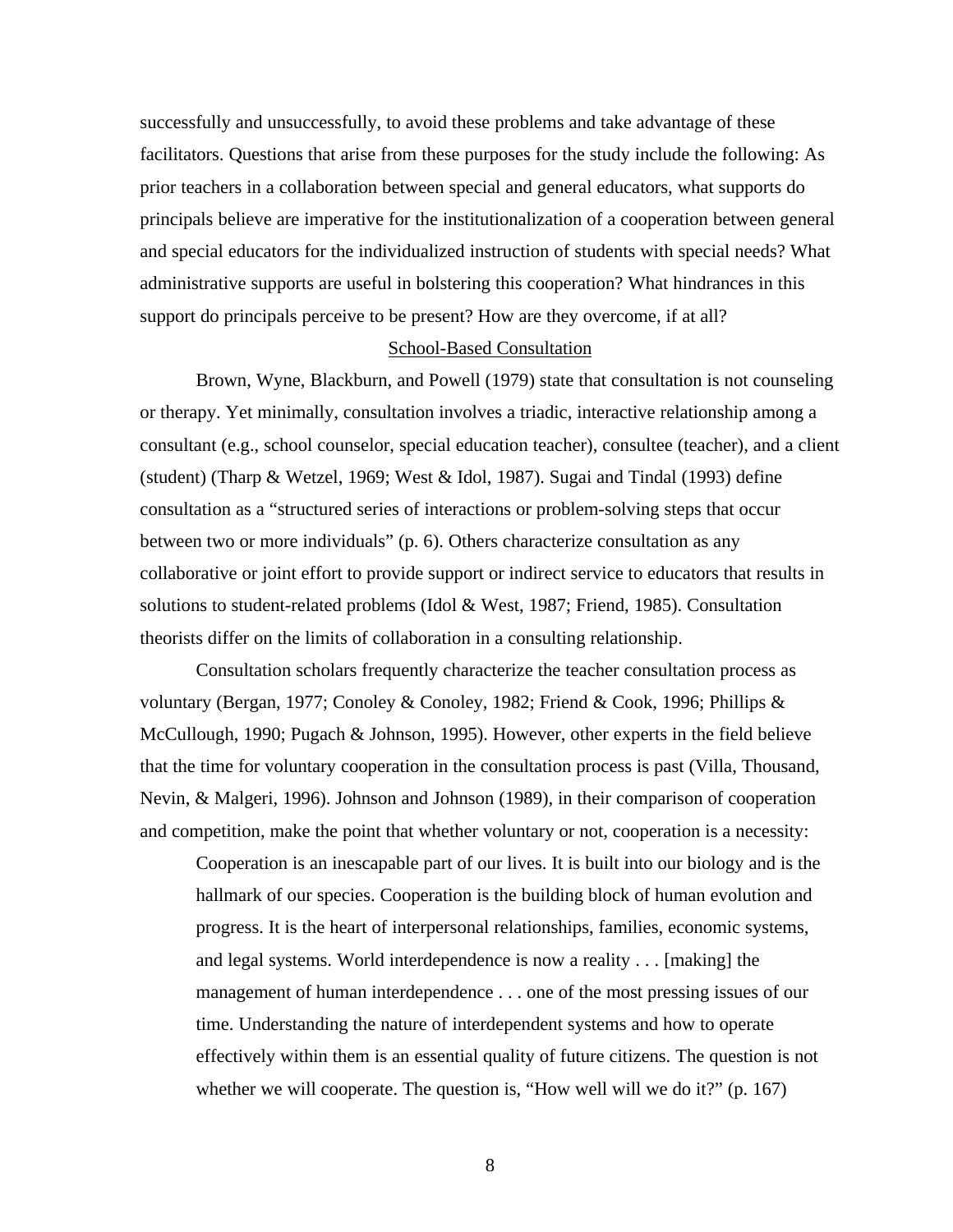successfully and unsuccessfully, to avoid these problems and take advantage of these facilitators. Questions that arise from these purposes for the study include the following: As prior teachers in a collaboration between special and general educators, what supports do principals believe are imperative for the institutionalization of a cooperation between general and special educators for the individualized instruction of students with special needs? What administrative supports are useful in bolstering this cooperation? What hindrances in this support do principals perceive to be present? How are they overcome, if at all?

## School-Based Consultation

Brown, Wyne, Blackburn, and Powell (1979) state that consultation is not counseling or therapy. Yet minimally, consultation involves a triadic, interactive relationship among a consultant (e.g., school counselor, special education teacher), consultee (teacher), and a client (student) (Tharp & Wetzel, 1969; West & Idol, 1987). Sugai and Tindal (1993) define consultation as a "structured series of interactions or problem-solving steps that occur between two or more individuals" (p. 6). Others characterize consultation as any collaborative or joint effort to provide support or indirect service to educators that results in solutions to student-related problems (Idol & West, 1987; Friend, 1985). Consultation theorists differ on the limits of collaboration in a consulting relationship.

Consultation scholars frequently characterize the teacher consultation process as voluntary (Bergan, 1977; Conoley & Conoley, 1982; Friend & Cook, 1996; Phillips & McCullough, 1990; Pugach & Johnson, 1995). However, other experts in the field believe that the time for voluntary cooperation in the consultation process is past (Villa, Thousand, Nevin, & Malgeri, 1996). Johnson and Johnson (1989), in their comparison of cooperation and competition, make the point that whether voluntary or not, cooperation is a necessity:

> Cooperation is an inescapable part of our lives. It is built into our biology and is the hallmark of our species. Cooperation is the building block of human evolution and progress. It is the heart of interpersonal relationships, families, economic systems, and legal systems. World interdependence is now a reality . . . [making] the management of human interdependence . . . one of the most pressing issues of our time. Understanding the nature of interdependent systems and how to operate effectively within them is an essential quality of future citizens. The question is not whether we will cooperate. The question is, "How well will we do it?" (p. 167)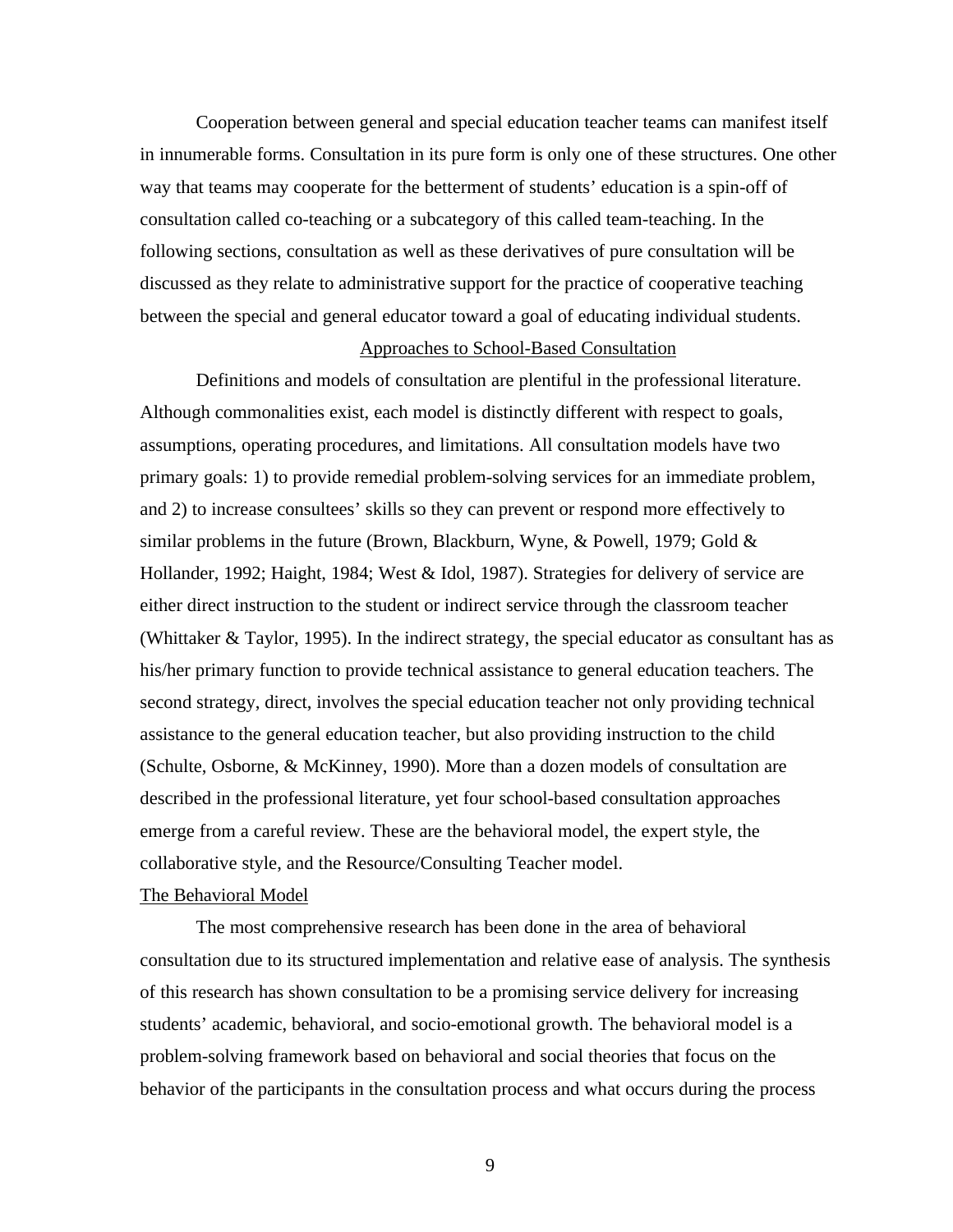Cooperation between general and special education teacher teams can manifest itself in innumerable forms. Consultation in its pure form is only one of these structures. One other way that teams may cooperate for the betterment of students' education is a spin-off of consultation called co-teaching or a subcategory of this called team-teaching. In the following sections, consultation as well as these derivatives of pure consultation will be discussed as they relate to administrative support for the practice of cooperative teaching between the special and general educator toward a goal of educating individual students.

## Approaches to School-Based Consultation

Definitions and models of consultation are plentiful in the professional literature. Although commonalities exist, each model is distinctly different with respect to goals, assumptions, operating procedures, and limitations. All consultation models have two primary goals: 1) to provide remedial problem-solving services for an immediate problem, and 2) to increase consultees' skills so they can prevent or respond more effectively to similar problems in the future (Brown, Blackburn, Wyne, & Powell, 1979; Gold & Hollander, 1992; Haight, 1984; West & Idol, 1987). Strategies for delivery of service are either direct instruction to the student or indirect service through the classroom teacher (Whittaker & Taylor, 1995). In the indirect strategy, the special educator as consultant has as his/her primary function to provide technical assistance to general education teachers. The second strategy, direct, involves the special education teacher not only providing technical assistance to the general education teacher, but also providing instruction to the child (Schulte, Osborne, & McKinney, 1990). More than a dozen models of consultation are described in the professional literature, yet four school-based consultation approaches emerge from a careful review. These are the behavioral model, the expert style, the collaborative style, and the Resource/Consulting Teacher model.

### The Behavioral Model

The most comprehensive research has been done in the area of behavioral consultation due to its structured implementation and relative ease of analysis. The synthesis of this research has shown consultation to be a promising service delivery for increasing students' academic, behavioral, and socio-emotional growth. The behavioral model is a problem-solving framework based on behavioral and social theories that focus on the behavior of the participants in the consultation process and what occurs during the process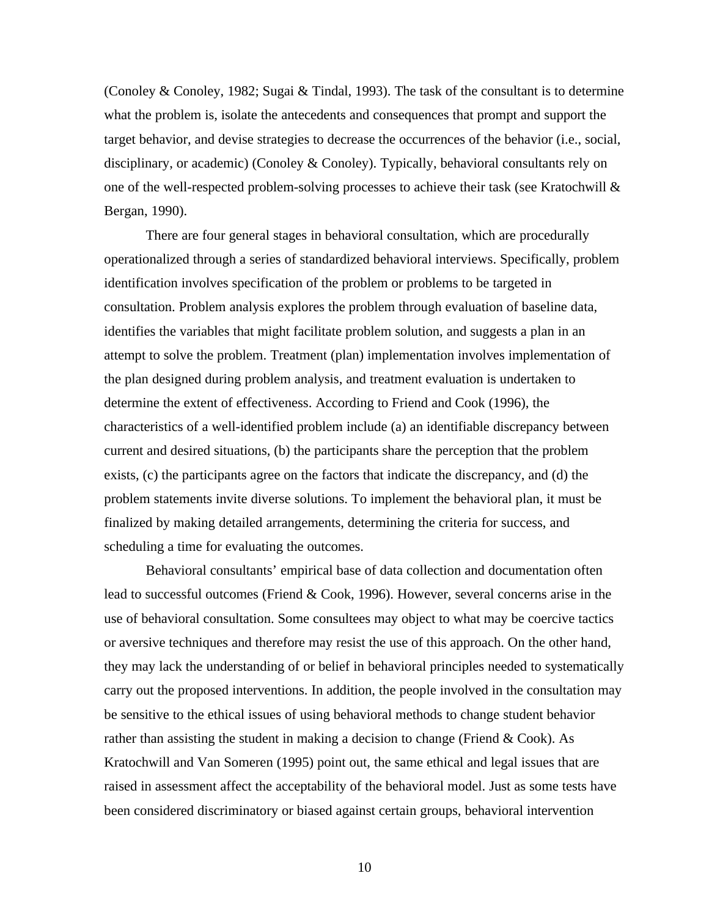(Conoley & Conoley, 1982; Sugai & Tindal, 1993). The task of the consultant is to determine what the problem is, isolate the antecedents and consequences that prompt and support the target behavior, and devise strategies to decrease the occurrences of the behavior (i.e., social, disciplinary, or academic) (Conoley & Conoley). Typically, behavioral consultants rely on one of the well-respected problem-solving processes to achieve their task (see Kratochwill & Bergan, 1990).

There are four general stages in behavioral consultation, which are procedurally operationalized through a series of standardized behavioral interviews. Specifically, problem identification involves specification of the problem or problems to be targeted in consultation. Problem analysis explores the problem through evaluation of baseline data, identifies the variables that might facilitate problem solution, and suggests a plan in an attempt to solve the problem. Treatment (plan) implementation involves implementation of the plan designed during problem analysis, and treatment evaluation is undertaken to determine the extent of effectiveness. According to Friend and Cook (1996), the characteristics of a well-identified problem include (a) an identifiable discrepancy between current and desired situations, (b) the participants share the perception that the problem exists, (c) the participants agree on the factors that indicate the discrepancy, and (d) the problem statements invite diverse solutions. To implement the behavioral plan, it must be finalized by making detailed arrangements, determining the criteria for success, and scheduling a time for evaluating the outcomes.

Behavioral consultants' empirical base of data collection and documentation often lead to successful outcomes (Friend & Cook, 1996). However, several concerns arise in the use of behavioral consultation. Some consultees may object to what may be coercive tactics or aversive techniques and therefore may resist the use of this approach. On the other hand, they may lack the understanding of or belief in behavioral principles needed to systematically carry out the proposed interventions. In addition, the people involved in the consultation may be sensitive to the ethical issues of using behavioral methods to change student behavior rather than assisting the student in making a decision to change (Friend & Cook). As Kratochwill and Van Someren (1995) point out, the same ethical and legal issues that are raised in assessment affect the acceptability of the behavioral model. Just as some tests have been considered discriminatory or biased against certain groups, behavioral intervention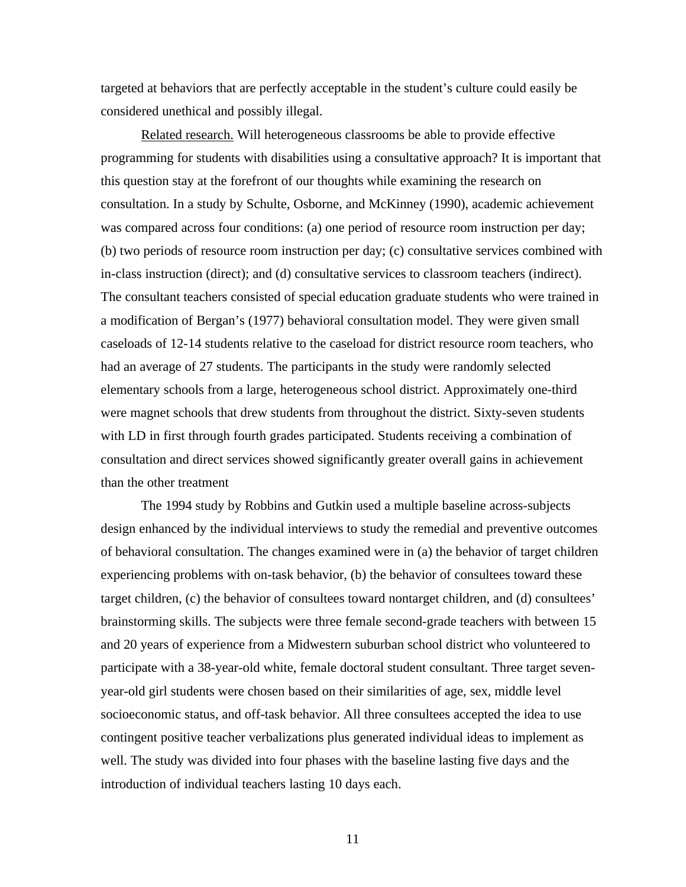targeted at behaviors that are perfectly acceptable in the student's culture could easily be considered unethical and possibly illegal.

Related research. Will heterogeneous classrooms be able to provide effective programming for students with disabilities using a consultative approach? It is important that this question stay at the forefront of our thoughts while examining the research on consultation. In a study by Schulte, Osborne, and McKinney (1990), academic achievement was compared across four conditions: (a) one period of resource room instruction per day; (b) two periods of resource room instruction per day; (c) consultative services combined with in-class instruction (direct); and (d) consultative services to classroom teachers (indirect). The consultant teachers consisted of special education graduate students who were trained in a modification of Bergan's (1977) behavioral consultation model. They were given small caseloads of 12-14 students relative to the caseload for district resource room teachers, who had an average of 27 students. The participants in the study were randomly selected elementary schools from a large, heterogeneous school district. Approximately one-third were magnet schools that drew students from throughout the district. Sixty-seven students with LD in first through fourth grades participated. Students receiving a combination of consultation and direct services showed significantly greater overall gains in achievement than the other treatment

The 1994 study by Robbins and Gutkin used a multiple baseline across-subjects design enhanced by the individual interviews to study the remedial and preventive outcomes of behavioral consultation. The changes examined were in (a) the behavior of target children experiencing problems with on-task behavior, (b) the behavior of consultees toward these target children, (c) the behavior of consultees toward nontarget children, and (d) consultees' brainstorming skills. The subjects were three female second-grade teachers with between 15 and 20 years of experience from a Midwestern suburban school district who volunteered to participate with a 38-year-old white, female doctoral student consultant. Three target seven-year-old girl students were chosen based on their similarities of age, sex, middle level socioeconomic status, and off-task behavior. All three consultees accepted the idea to use contingent positive teacher verbalizations plus generated individual ideas to implement as well. The study was divided into four phases with the baseline lasting five days and the introduction of individual teachers lasting 10 days each.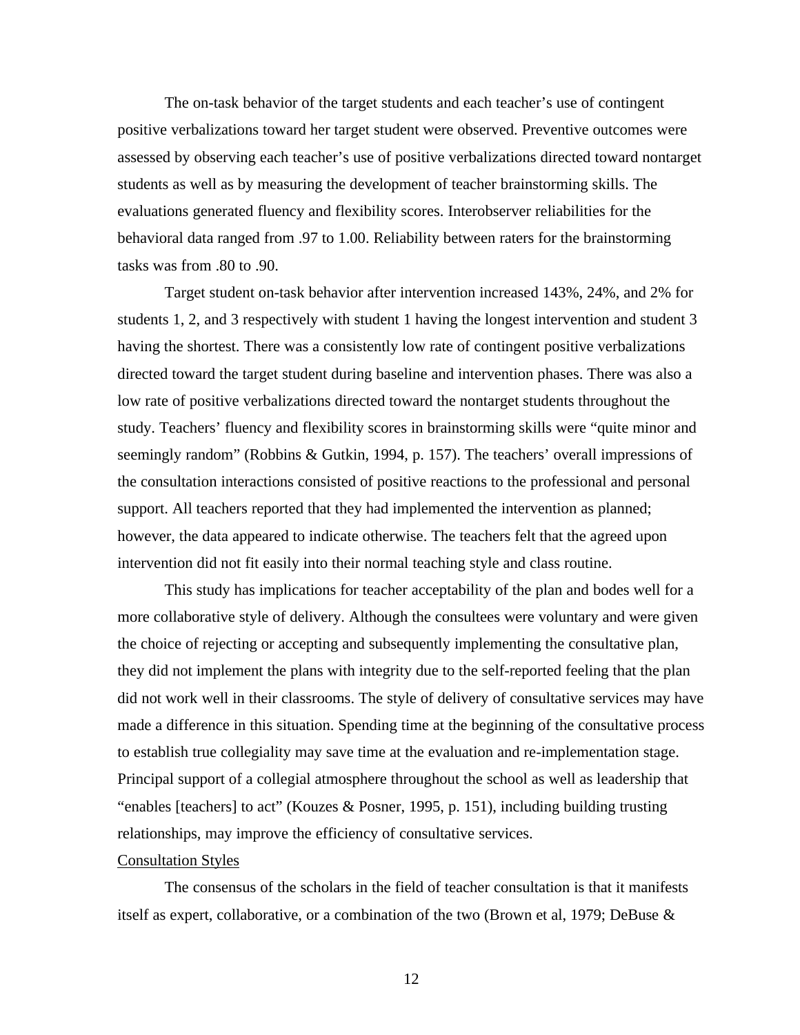The on-task behavior of the target students and each teacher's use of contingent positive verbalizations toward her target student were observed. Preventive outcomes were assessed by observing each teacher's use of positive verbalizations directed toward nontarget students as well as by measuring the development of teacher brainstorming skills. The evaluations generated fluency and flexibility scores. Interobserver reliabilities for the behavioral data ranged from .97 to 1.00. Reliability between raters for the brainstorming tasks was from .80 to .90.

Target student on-task behavior after intervention increased 143%, 24%, and 2% for students 1, 2, and 3 respectively with student 1 having the longest intervention and student 3 having the shortest. There was a consistently low rate of contingent positive verbalizations directed toward the target student during baseline and intervention phases. There was also a low rate of positive verbalizations directed toward the nontarget students throughout the study. Teachers' fluency and flexibility scores in brainstorming skills were "quite minor and seemingly random" (Robbins & Gutkin, 1994, p. 157). The teachers' overall impressions of the consultation interactions consisted of positive reactions to the professional and personal support. All teachers reported that they had implemented the intervention as planned; however, the data appeared to indicate otherwise. The teachers felt that the agreed upon intervention did not fit easily into their normal teaching style and class routine.

This study has implications for teacher acceptability of the plan and bodes well for a more collaborative style of delivery. Although the consultees were voluntary and were given the choice of rejecting or accepting and subsequently implementing the consultative plan, they did not implement the plans with integrity due to the self-reported feeling that the plan did not work well in their classrooms. The style of delivery of consultative services may have made a difference in this situation. Spending time at the beginning of the consultative process to establish true collegiality may save time at the evaluation and re-implementation stage. Principal support of a collegial atmosphere throughout the school as well as leadership that "enables [teachers] to act" (Kouzes & Posner, 1995, p. 151), including building trusting relationships, may improve the efficiency of consultative services.

Consultation Styles

The consensus of the scholars in the field of teacher consultation is that it manifests itself as expert, collaborative, or a combination of the two (Brown et al, 1979; DeBuse &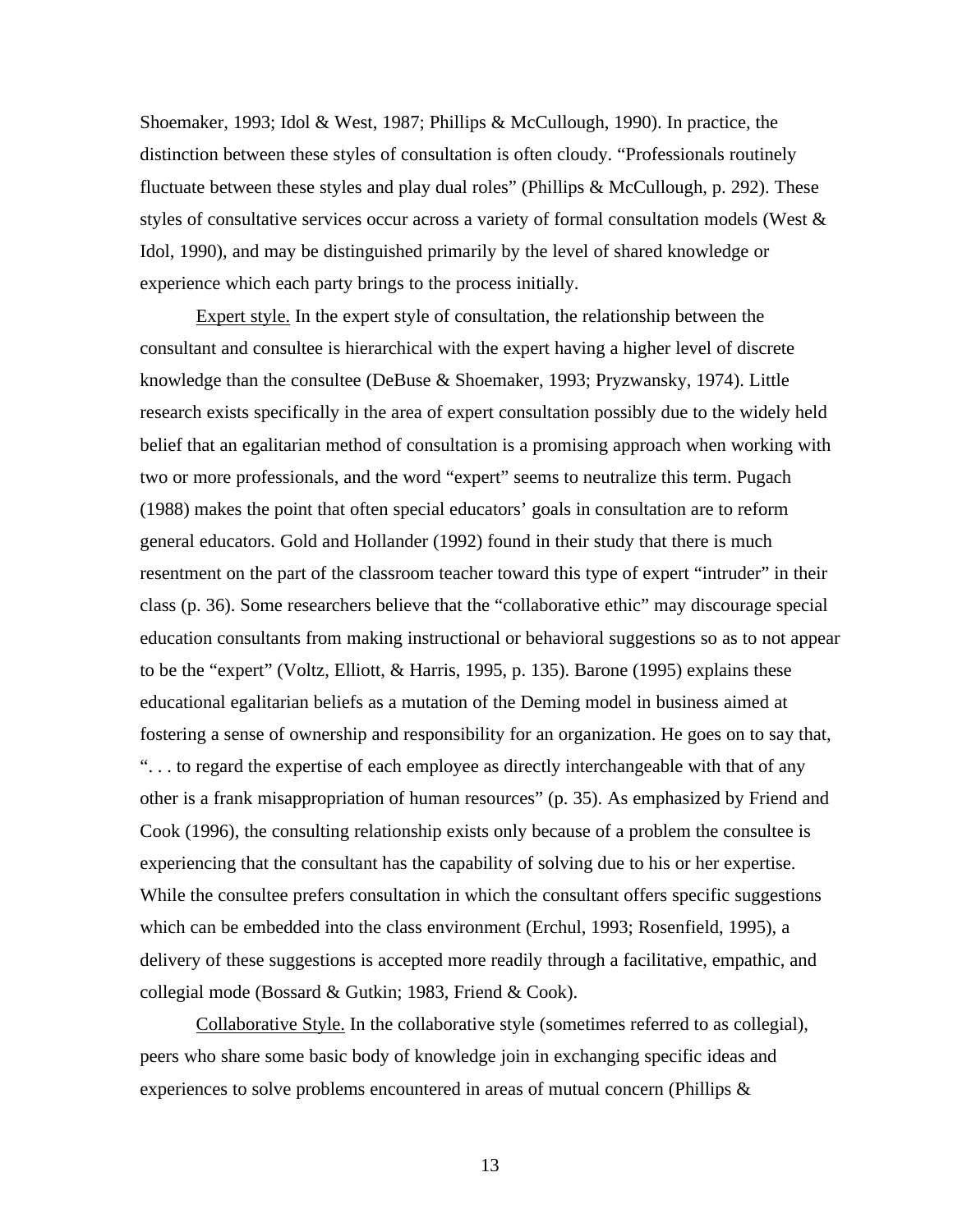Shoemaker, 1993; Idol & West, 1987; Phillips & McCullough, 1990). In practice, the distinction between these styles of consultation is often cloudy. "Professionals routinely fluctuate between these styles and play dual roles" (Phillips & McCullough, p. 292). These styles of consultative services occur across a variety of formal consultation models (West & Idol, 1990), and may be distinguished primarily by the level of shared knowledge or experience which each party brings to the process initially.

Expert style. In the expert style of consultation, the relationship between the consultant and consultee is hierarchical with the expert having a higher level of discrete knowledge than the consultee (DeBuse & Shoemaker, 1993; Pryzwansky, 1974). Little research exists specifically in the area of expert consultation possibly due to the widely held belief that an egalitarian method of consultation is a promising approach when working with two or more professionals, and the word "expert" seems to neutralize this term. Pugach (1988) makes the point that often special educators' goals in consultation are to reform general educators. Gold and Hollander (1992) found in their study that there is much resentment on the part of the classroom teacher toward this type of expert "intruder" in their class (p. 36). Some researchers believe that the "collaborative ethic" may discourage special education consultants from making instructional or behavioral suggestions so as to not appear to be the "expert" (Voltz, Elliott, & Harris, 1995, p. 135). Barone (1995) explains these educational egalitarian beliefs as a mutation of the Deming model in business aimed at fostering a sense of ownership and responsibility for an organization. He goes on to say that, ". . . to regard the expertise of each employee as directly interchangeable with that of any other is a frank misappropriation of human resources" (p. 35). As emphasized by Friend and Cook (1996), the consulting relationship exists only because of a problem the consultee is experiencing that the consultant has the capability of solving due to his or her expertise. While the consultee prefers consultation in which the consultant offers specific suggestions which can be embedded into the class environment (Erchul, 1993; Rosenfield, 1995), a delivery of these suggestions is accepted more readily through a facilitative, empathic, and collegial mode (Bossard & Gutkin; 1983, Friend & Cook).

Collaborative Style. In the collaborative style (sometimes referred to as collegial), peers who share some basic body of knowledge join in exchanging specific ideas and experiences to solve problems encountered in areas of mutual concern (Phillips &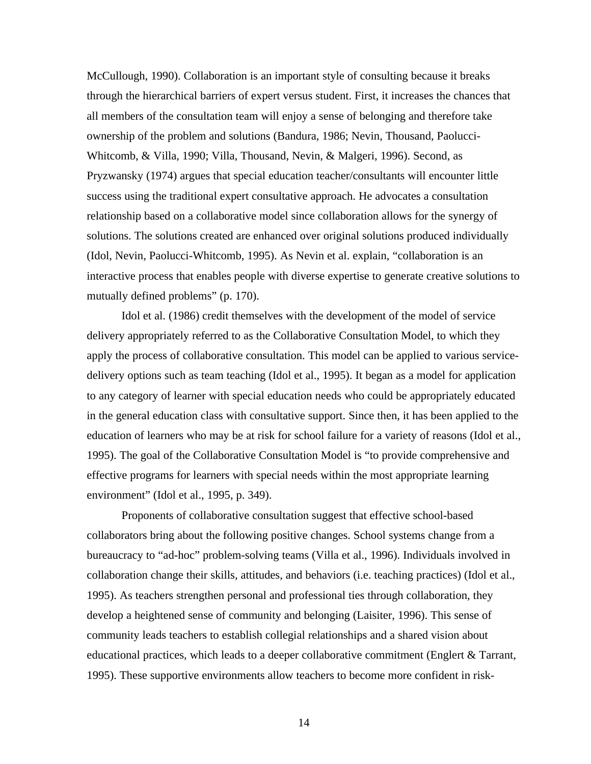McCullough, 1990). Collaboration is an important style of consulting because it breaks through the hierarchical barriers of expert versus student. First, it increases the chances that all members of the consultation team will enjoy a sense of belonging and therefore take ownership of the problem and solutions (Bandura, 1986; Nevin, Thousand, Paolucci-Whitcomb, & Villa, 1990; Villa, Thousand, Nevin, & Malgeri, 1996). Second, as Pryzwansky (1974) argues that special education teacher/consultants will encounter little success using the traditional expert consultative approach. He advocates a consultation relationship based on a collaborative model since collaboration allows for the synergy of solutions. The solutions created are enhanced over original solutions produced individually (Idol, Nevin, Paolucci-Whitcomb, 1995). As Nevin et al. explain, "collaboration is an interactive process that enables people with diverse expertise to generate creative solutions to mutually defined problems" (p. 170).

Idol et al. (1986) credit themselves with the development of the model of service delivery appropriately referred to as the Collaborative Consultation Model, to which they apply the process of collaborative consultation. This model can be applied to various service-delivery options such as team teaching (Idol et al., 1995). It began as a model for application to any category of learner with special education needs who could be appropriately educated in the general education class with consultative support. Since then, it has been applied to the education of learners who may be at risk for school failure for a variety of reasons (Idol et al., 1995). The goal of the Collaborative Consultation Model is "to provide comprehensive and effective programs for learners with special needs within the most appropriate learning environment" (Idol et al., 1995, p. 349).

Proponents of collaborative consultation suggest that effective school-based collaborators bring about the following positive changes. School systems change from a bureaucracy to "ad-hoc" problem-solving teams (Villa et al., 1996). Individuals involved in collaboration change their skills, attitudes, and behaviors (i.e. teaching practices) (Idol et al., 1995). As teachers strengthen personal and professional ties through collaboration, they develop a heightened sense of community and belonging (Laisiter, 1996). This sense of community leads teachers to establish collegial relationships and a shared vision about educational practices, which leads to a deeper collaborative commitment (Englert & Tarrant, 1995). These supportive environments allow teachers to become more confident in risk-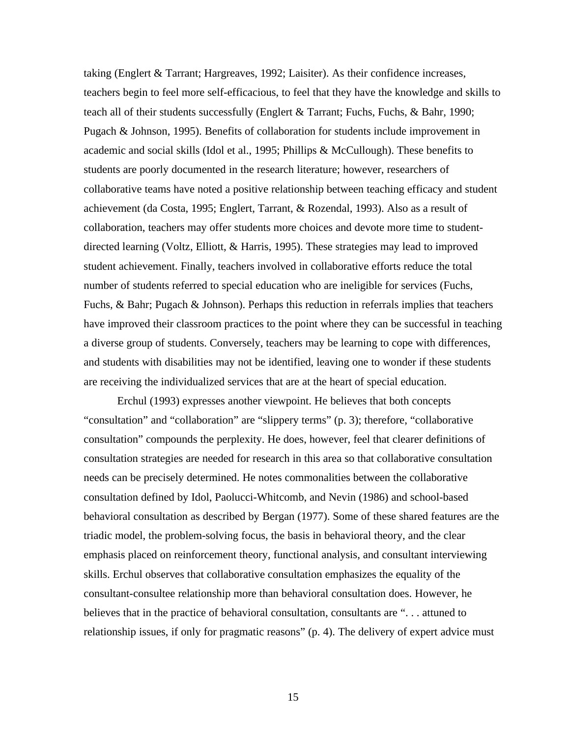taking (Englert & Tarrant; Hargreaves, 1992; Laisiter). As their confidence increases, teachers begin to feel more self-efficacious, to feel that they have the knowledge and skills to teach all of their students successfully (Englert & Tarrant; Fuchs, Fuchs, & Bahr, 1990; Pugach & Johnson, 1995). Benefits of collaboration for students include improvement in academic and social skills (Idol et al., 1995; Phillips & McCullough). These benefits to students are poorly documented in the research literature; however, researchers of collaborative teams have noted a positive relationship between teaching efficacy and student achievement (da Costa, 1995; Englert, Tarrant, & Rozendal, 1993). Also as a result of collaboration, teachers may offer students more choices and devote more time to student-directed learning (Voltz, Elliott, & Harris, 1995). These strategies may lead to improved student achievement. Finally, teachers involved in collaborative efforts reduce the total number of students referred to special education who are ineligible for services (Fuchs, Fuchs, & Bahr; Pugach & Johnson). Perhaps this reduction in referrals implies that teachers have improved their classroom practices to the point where they can be successful in teaching a diverse group of students. Conversely, teachers may be learning to cope with differences, and students with disabilities may not be identified, leaving one to wonder if these students are receiving the individualized services that are at the heart of special education.

Erchul (1993) expresses another viewpoint. He believes that both concepts "consultation" and "collaboration" are "slippery terms" (p. 3); therefore, "collaborative consultation" compounds the perplexity. He does, however, feel that clearer definitions of consultation strategies are needed for research in this area so that collaborative consultation needs can be precisely determined. He notes commonalities between the collaborative consultation defined by Idol, Paolucci-Whitcomb, and Nevin (1986) and school-based behavioral consultation as described by Bergan (1977). Some of these shared features are the triadic model, the problem-solving focus, the basis in behavioral theory, and the clear emphasis placed on reinforcement theory, functional analysis, and consultant interviewing skills. Erchul observes that collaborative consultation emphasizes the equality of the consultant-consultee relationship more than behavioral consultation does. However, he believes that in the practice of behavioral consultation, consultants are ". . . attuned to relationship issues, if only for pragmatic reasons" (p. 4). The delivery of expert advice must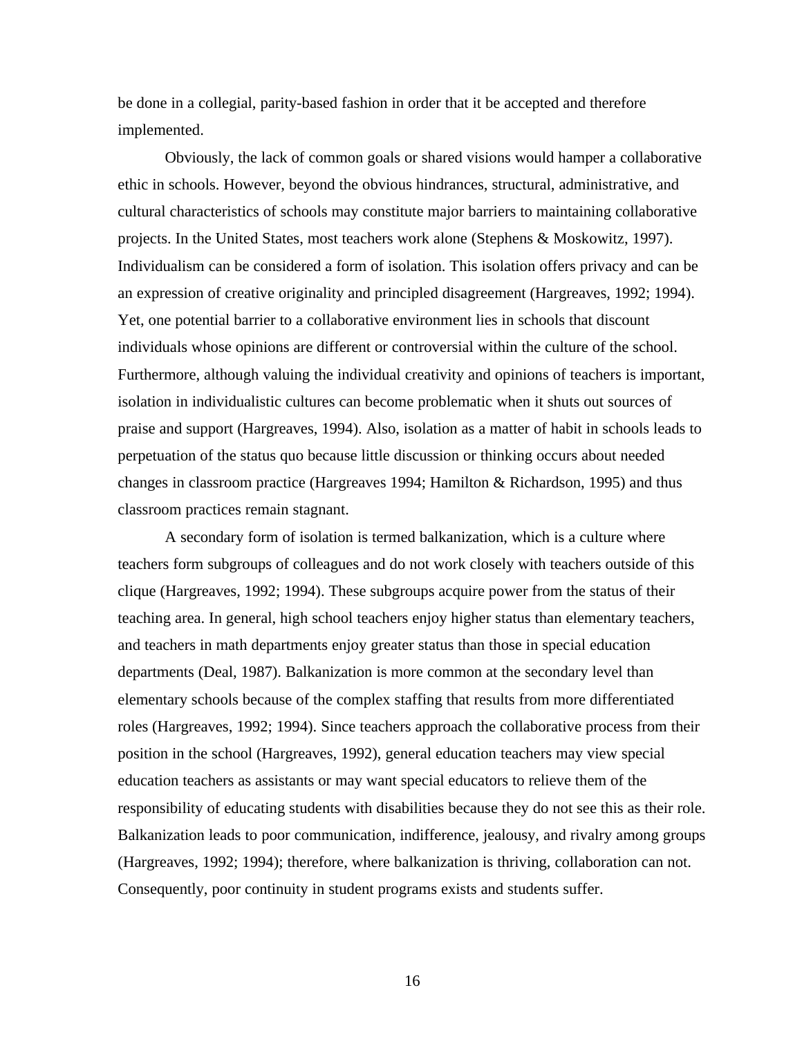be done in a collegial, parity-based fashion in order that it be accepted and therefore implemented.

Obviously, the lack of common goals or shared visions would hamper a collaborative ethic in schools. However, beyond the obvious hindrances, structural, administrative, and cultural characteristics of schools may constitute major barriers to maintaining collaborative projects. In the United States, most teachers work alone (Stephens & Moskowitz, 1997). Individualism can be considered a form of isolation. This isolation offers privacy and can be an expression of creative originality and principled disagreement (Hargreaves, 1992; 1994). Yet, one potential barrier to a collaborative environment lies in schools that discount individuals whose opinions are different or controversial within the culture of the school. Furthermore, although valuing the individual creativity and opinions of teachers is important, isolation in individualistic cultures can become problematic when it shuts out sources of praise and support (Hargreaves, 1994). Also, isolation as a matter of habit in schools leads to perpetuation of the status quo because little discussion or thinking occurs about needed changes in classroom practice (Hargreaves 1994; Hamilton & Richardson, 1995) and thus classroom practices remain stagnant.

A secondary form of isolation is termed balkanization, which is a culture where teachers form subgroups of colleagues and do not work closely with teachers outside of this clique (Hargreaves, 1992; 1994). These subgroups acquire power from the status of their teaching area. In general, high school teachers enjoy higher status than elementary teachers, and teachers in math departments enjoy greater status than those in special education departments (Deal, 1987). Balkanization is more common at the secondary level than elementary schools because of the complex staffing that results from more differentiated roles (Hargreaves, 1992; 1994). Since teachers approach the collaborative process from their position in the school (Hargreaves, 1992), general education teachers may view special education teachers as assistants or may want special educators to relieve them of the responsibility of educating students with disabilities because they do not see this as their role. Balkanization leads to poor communication, indifference, jealousy, and rivalry among groups (Hargreaves, 1992; 1994); therefore, where balkanization is thriving, collaboration can not. Consequently, poor continuity in student programs exists and students suffer.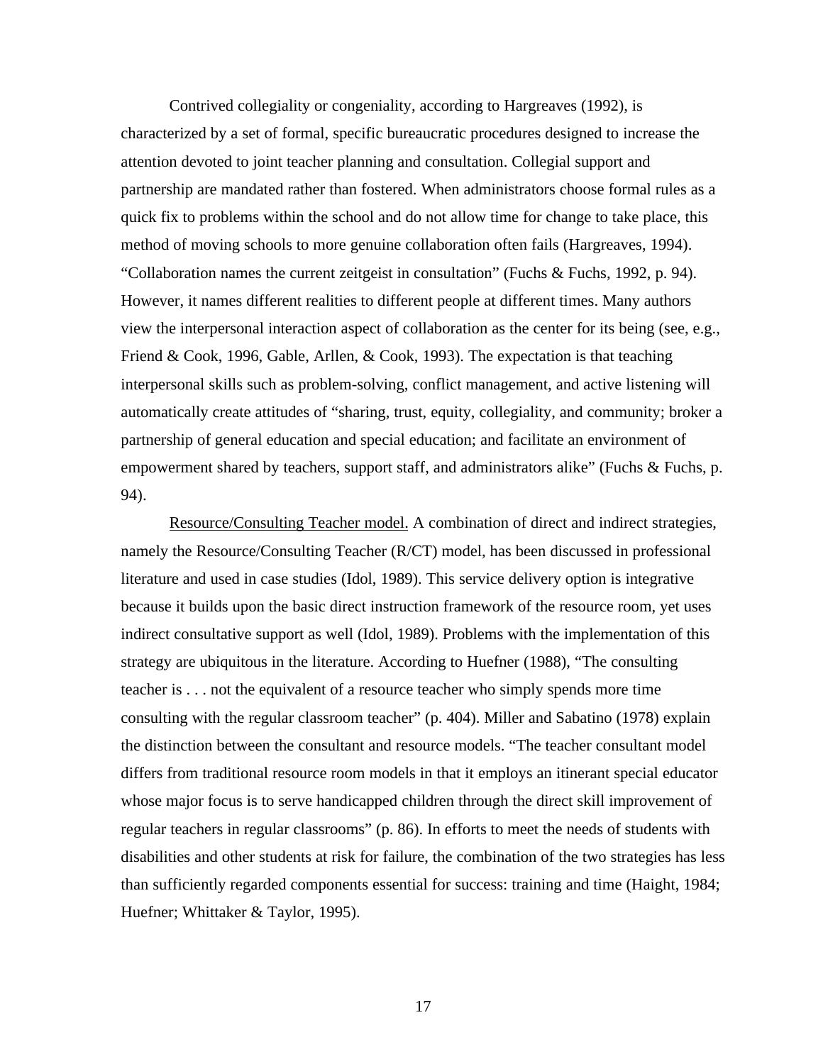Contrived collegiality or congeniality, according to Hargreaves (1992), is characterized by a set of formal, specific bureaucratic procedures designed to increase the attention devoted to joint teacher planning and consultation. Collegial support and partnership are mandated rather than fostered. When administrators choose formal rules as a quick fix to problems within the school and do not allow time for change to take place, this method of moving schools to more genuine collaboration often fails (Hargreaves, 1994). "Collaboration names the current zeitgeist in consultation" (Fuchs & Fuchs, 1992, p. 94). However, it names different realities to different people at different times. Many authors view the interpersonal interaction aspect of collaboration as the center for its being (see, e.g., Friend & Cook, 1996, Gable, Arllen, & Cook, 1993). The expectation is that teaching interpersonal skills such as problem-solving, conflict management, and active listening will automatically create attitudes of "sharing, trust, equity, collegiality, and community; broker a partnership of general education and special education; and facilitate an environment of empowerment shared by teachers, support staff, and administrators alike" (Fuchs & Fuchs, p. 94).

<u>Resource/Consulting Teacher model.</u> A combination of direct and indirect strategies, namely the Resource/Consulting Teacher (R/CT) model, has been discussed in professional literature and used in case studies (Idol, 1989). This service delivery option is integrative because it builds upon the basic direct instruction framework of the resource room, yet uses indirect consultative support as well (Idol, 1989). Problems with the implementation of this strategy are ubiquitous in the literature. According to Huefner (1988), "The consulting teacher is . . . not the equivalent of a resource teacher who simply spends more time consulting with the regular classroom teacher" (p. 404). Miller and Sabatino (1978) explain the distinction between the consultant and resource models. "The teacher consultant model differs from traditional resource room models in that it employs an itinerant special educator whose major focus is to serve handicapped children through the direct skill improvement of regular teachers in regular classrooms" (p. 86). In efforts to meet the needs of students with disabilities and other students at risk for failure, the combination of the two strategies has less than sufficiently regarded components essential for success: training and time (Haight, 1984; Huefner; Whittaker & Taylor, 1995).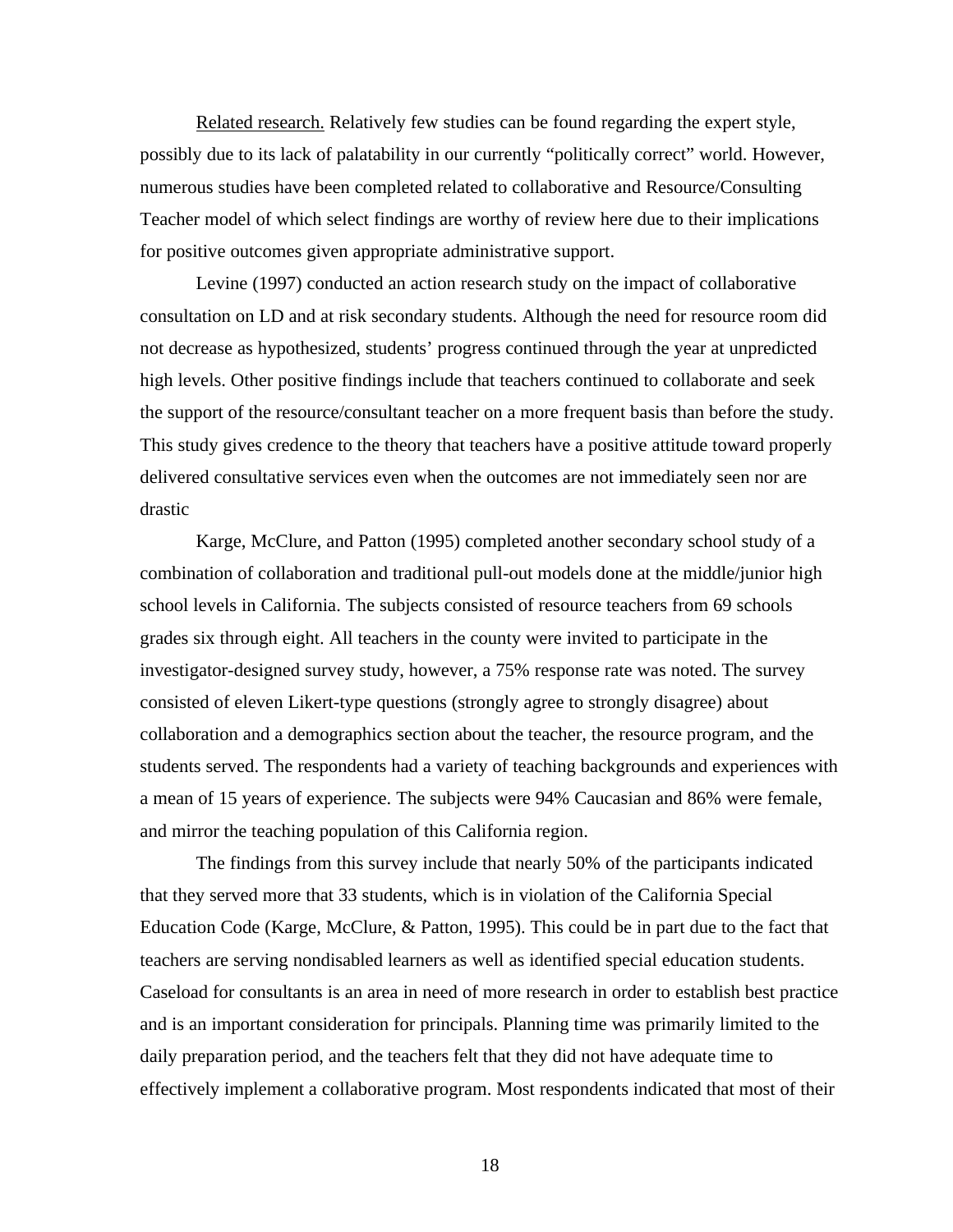Related research. Relatively few studies can be found regarding the expert style, possibly due to its lack of palatability in our currently "politically correct" world. However, numerous studies have been completed related to collaborative and Resource/Consulting Teacher model of which select findings are worthy of review here due to their implications for positive outcomes given appropriate administrative support.

Levine (1997) conducted an action research study on the impact of collaborative consultation on LD and at risk secondary students. Although the need for resource room did not decrease as hypothesized, students' progress continued through the year at unpredicted high levels. Other positive findings include that teachers continued to collaborate and seek the support of the resource/consultant teacher on a more frequent basis than before the study. This study gives credence to the theory that teachers have a positive attitude toward properly delivered consultative services even when the outcomes are not immediately seen nor are drastic

Karge, McClure, and Patton (1995) completed another secondary school study of a combination of collaboration and traditional pull-out models done at the middle/junior high school levels in California. The subjects consisted of resource teachers from 69 schools grades six through eight. All teachers in the county were invited to participate in the investigator-designed survey study, however, a 75% response rate was noted. The survey consisted of eleven Likert-type questions (strongly agree to strongly disagree) about collaboration and a demographics section about the teacher, the resource program, and the students served. The respondents had a variety of teaching backgrounds and experiences with a mean of 15 years of experience. The subjects were 94% Caucasian and 86% were female, and mirror the teaching population of this California region.

The findings from this survey include that nearly 50% of the participants indicated that they served more that 33 students, which is in violation of the California Special Education Code (Karge, McClure, & Patton, 1995). This could be in part due to the fact that teachers are serving nondisabled learners as well as identified special education students. Caseload for consultants is an area in need of more research in order to establish best practice and is an important consideration for principals. Planning time was primarily limited to the daily preparation period, and the teachers felt that they did not have adequate time to effectively implement a collaborative program. Most respondents indicated that most of their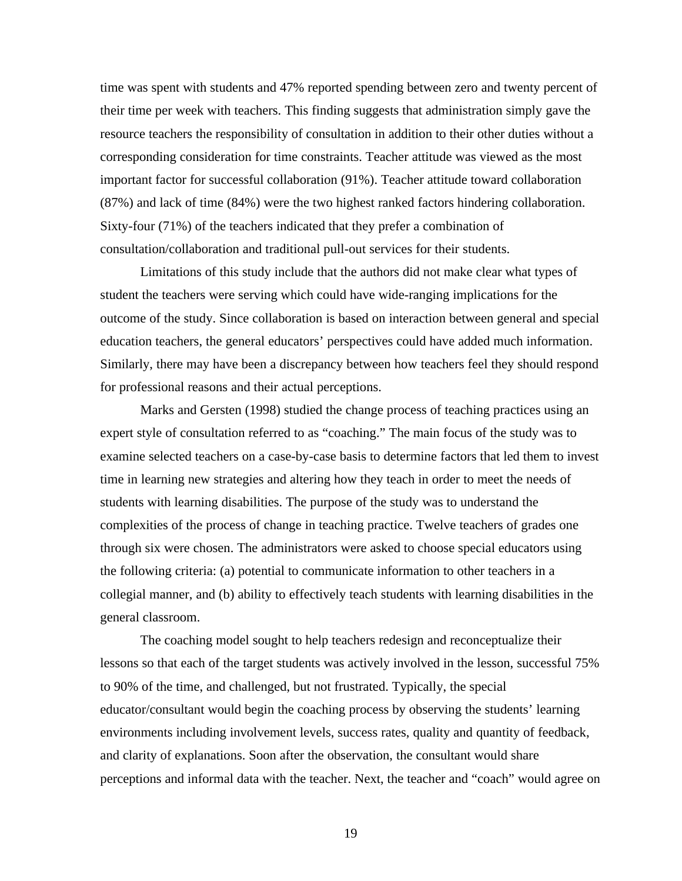time was spent with students and 47% reported spending between zero and twenty percent of their time per week with teachers. This finding suggests that administration simply gave the resource teachers the responsibility of consultation in addition to their other duties without a corresponding consideration for time constraints. Teacher attitude was viewed as the most important factor for successful collaboration (91%). Teacher attitude toward collaboration (87%) and lack of time (84%) were the two highest ranked factors hindering collaboration. Sixty-four (71%) of the teachers indicated that they prefer a combination of consultation/collaboration and traditional pull-out services for their students.

Limitations of this study include that the authors did not make clear what types of student the teachers were serving which could have wide-ranging implications for the outcome of the study. Since collaboration is based on interaction between general and special education teachers, the general educators' perspectives could have added much information. Similarly, there may have been a discrepancy between how teachers feel they should respond for professional reasons and their actual perceptions.

Marks and Gersten (1998) studied the change process of teaching practices using an expert style of consultation referred to as "coaching." The main focus of the study was to examine selected teachers on a case-by-case basis to determine factors that led them to invest time in learning new strategies and altering how they teach in order to meet the needs of students with learning disabilities. The purpose of the study was to understand the complexities of the process of change in teaching practice. Twelve teachers of grades one through six were chosen. The administrators were asked to choose special educators using the following criteria: (a) potential to communicate information to other teachers in a collegial manner, and (b) ability to effectively teach students with learning disabilities in the general classroom.

The coaching model sought to help teachers redesign and reconceptualize their lessons so that each of the target students was actively involved in the lesson, successful 75% to 90% of the time, and challenged, but not frustrated. Typically, the special educator/consultant would begin the coaching process by observing the students' learning environments including involvement levels, success rates, quality and quantity of feedback, and clarity of explanations. Soon after the observation, the consultant would share perceptions and informal data with the teacher. Next, the teacher and "coach" would agree on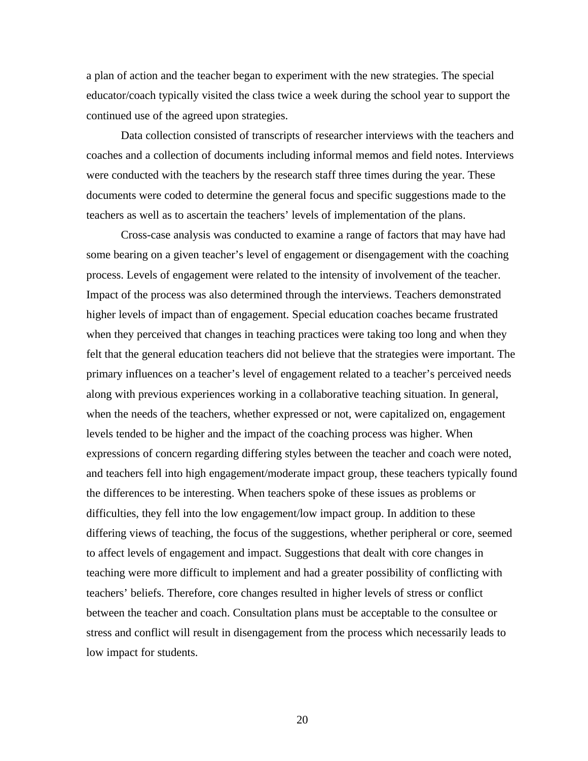a plan of action and the teacher began to experiment with the new strategies. The special educator/coach typically visited the class twice a week during the school year to support the continued use of the agreed upon strategies.

Data collection consisted of transcripts of researcher interviews with the teachers and coaches and a collection of documents including informal memos and field notes. Interviews were conducted with the teachers by the research staff three times during the year. These documents were coded to determine the general focus and specific suggestions made to the teachers as well as to ascertain the teachers' levels of implementation of the plans.

Cross-case analysis was conducted to examine a range of factors that may have had some bearing on a given teacher's level of engagement or disengagement with the coaching process. Levels of engagement were related to the intensity of involvement of the teacher. Impact of the process was also determined through the interviews. Teachers demonstrated higher levels of impact than of engagement. Special education coaches became frustrated when they perceived that changes in teaching practices were taking too long and when they felt that the general education teachers did not believe that the strategies were important. The primary influences on a teacher's level of engagement related to a teacher's perceived needs along with previous experiences working in a collaborative teaching situation. In general, when the needs of the teachers, whether expressed or not, were capitalized on, engagement levels tended to be higher and the impact of the coaching process was higher. When expressions of concern regarding differing styles between the teacher and coach were noted, and teachers fell into high engagement/moderate impact group, these teachers typically found the differences to be interesting. When teachers spoke of these issues as problems or difficulties, they fell into the low engagement/low impact group. In addition to these differing views of teaching, the focus of the suggestions, whether peripheral or core, seemed to affect levels of engagement and impact. Suggestions that dealt with core changes in teaching were more difficult to implement and had a greater possibility of conflicting with teachers' beliefs. Therefore, core changes resulted in higher levels of stress or conflict between the teacher and coach. Consultation plans must be acceptable to the consultee or stress and conflict will result in disengagement from the process which necessarily leads to low impact for students.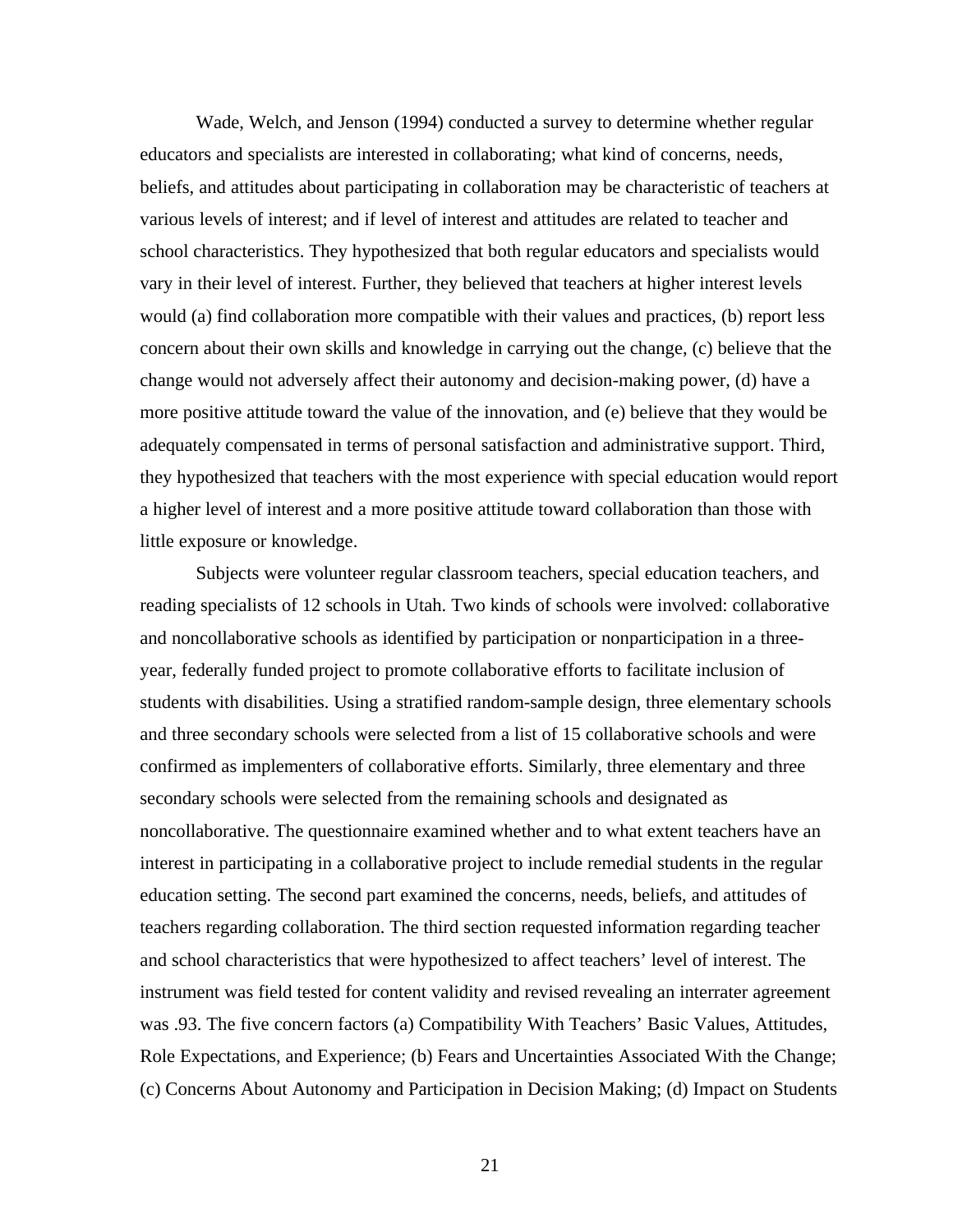Wade, Welch, and Jenson (1994) conducted a survey to determine whether regular educators and specialists are interested in collaborating; what kind of concerns, needs, beliefs, and attitudes about participating in collaboration may be characteristic of teachers at various levels of interest; and if level of interest and attitudes are related to teacher and school characteristics. They hypothesized that both regular educators and specialists would vary in their level of interest. Further, they believed that teachers at higher interest levels would (a) find collaboration more compatible with their values and practices, (b) report less concern about their own skills and knowledge in carrying out the change, (c) believe that the change would not adversely affect their autonomy and decision-making power, (d) have a more positive attitude toward the value of the innovation, and (e) believe that they would be adequately compensated in terms of personal satisfaction and administrative support. Third, they hypothesized that teachers with the most experience with special education would report a higher level of interest and a more positive attitude toward collaboration than those with little exposure or knowledge.

Subjects were volunteer regular classroom teachers, special education teachers, and reading specialists of 12 schools in Utah. Two kinds of schools were involved: collaborative and noncollaborative schools as identified by participation or nonparticipation in a three-year, federally funded project to promote collaborative efforts to facilitate inclusion of students with disabilities. Using a stratified random-sample design, three elementary schools and three secondary schools were selected from a list of 15 collaborative schools and were confirmed as implementers of collaborative efforts. Similarly, three elementary and three secondary schools were selected from the remaining schools and designated as noncollaborative. The questionnaire examined whether and to what extent teachers have an interest in participating in a collaborative project to include remedial students in the regular education setting. The second part examined the concerns, needs, beliefs, and attitudes of teachers regarding collaboration. The third section requested information regarding teacher and school characteristics that were hypothesized to affect teachers' level of interest. The instrument was field tested for content validity and revised revealing an interrater agreement was .93. The five concern factors (a) Compatibility With Teachers' Basic Values, Attitudes, Role Expectations, and Experience; (b) Fears and Uncertainties Associated With the Change; (c) Concerns About Autonomy and Participation in Decision Making; (d) Impact on Students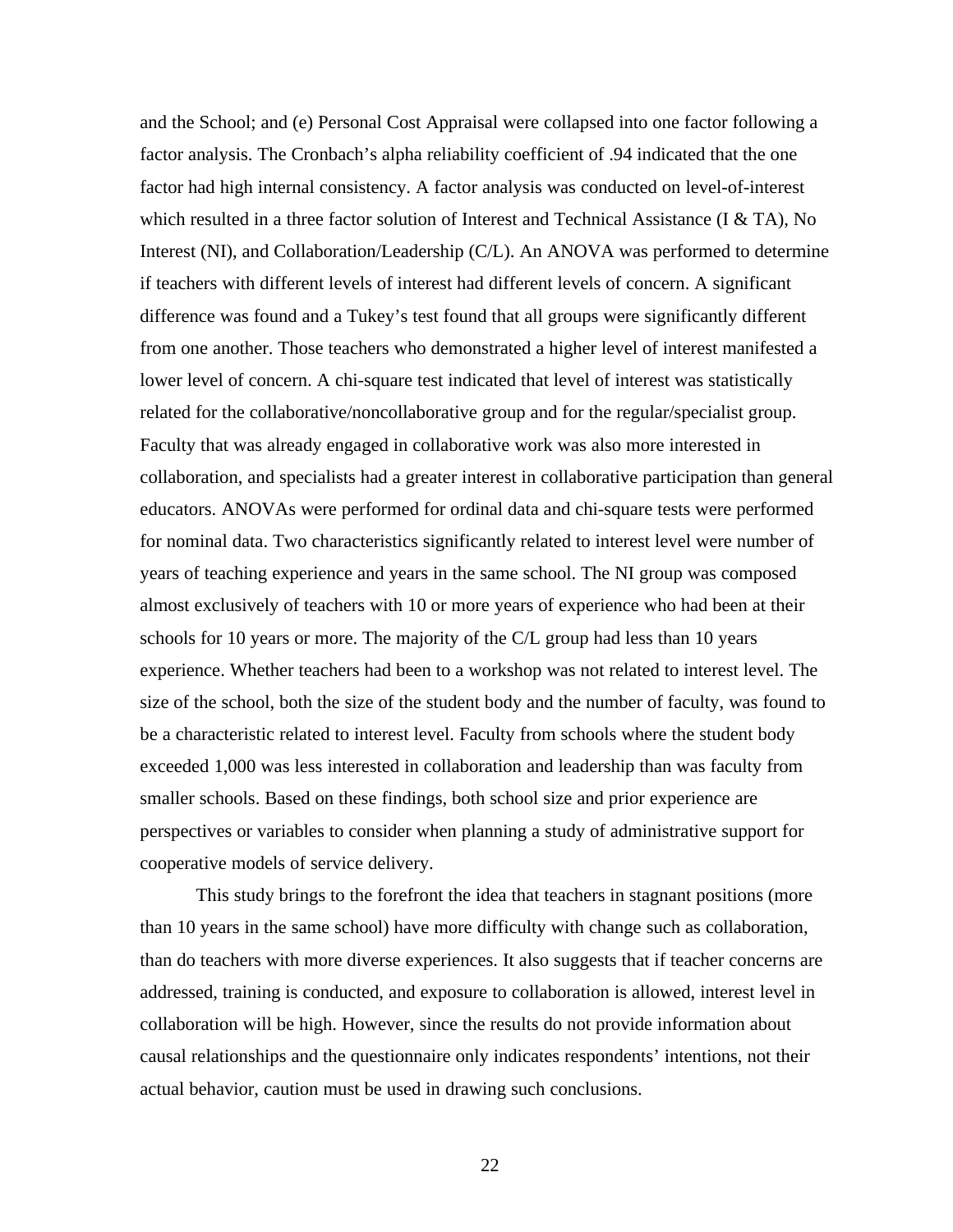and the School; and (e) Personal Cost Appraisal were collapsed into one factor following a factor analysis. The Cronbach's alpha reliability coefficient of .94 indicated that the one factor had high internal consistency. A factor analysis was conducted on level-of-interest which resulted in a three factor solution of Interest and Technical Assistance (I & TA), No Interest (NI), and Collaboration/Leadership (C/L). An ANOVA was performed to determine if teachers with different levels of interest had different levels of concern. A significant difference was found and a Tukey's test found that all groups were significantly different from one another. Those teachers who demonstrated a higher level of interest manifested a lower level of concern. A chi-square test indicated that level of interest was statistically related for the collaborative/noncollaborative group and for the regular/specialist group. Faculty that was already engaged in collaborative work was also more interested in collaboration, and specialists had a greater interest in collaborative participation than general educators. ANOVAs were performed for ordinal data and chi-square tests were performed for nominal data. Two characteristics significantly related to interest level were number of years of teaching experience and years in the same school. The NI group was composed almost exclusively of teachers with 10 or more years of experience who had been at their schools for 10 years or more. The majority of the C/L group had less than 10 years experience. Whether teachers had been to a workshop was not related to interest level. The size of the school, both the size of the student body and the number of faculty, was found to be a characteristic related to interest level. Faculty from schools where the student body exceeded 1,000 was less interested in collaboration and leadership than was faculty from smaller schools. Based on these findings, both school size and prior experience are perspectives or variables to consider when planning a study of administrative support for cooperative models of service delivery.

This study brings to the forefront the idea that teachers in stagnant positions (more than 10 years in the same school) have more difficulty with change such as collaboration, than do teachers with more diverse experiences. It also suggests that if teacher concerns are addressed, training is conducted, and exposure to collaboration is allowed, interest level in collaboration will be high. However, since the results do not provide information about causal relationships and the questionnaire only indicates respondents' intentions, not their actual behavior, caution must be used in drawing such conclusions.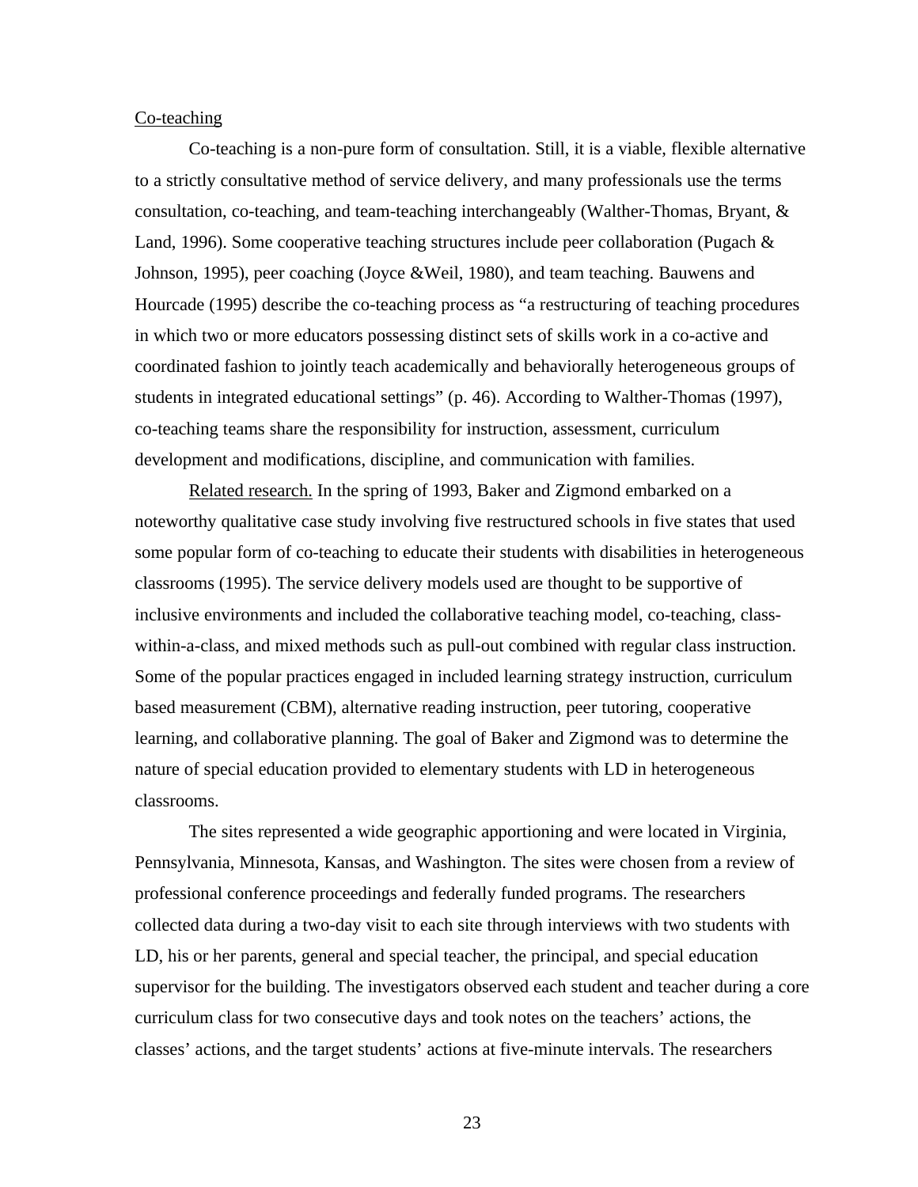Co-teaching

Co-teaching is a non-pure form of consultation. Still, it is a viable, flexible alternative to a strictly consultative method of service delivery, and many professionals use the terms consultation, co-teaching, and team-teaching interchangeably (Walther-Thomas, Bryant, & Land, 1996). Some cooperative teaching structures include peer collaboration (Pugach & Johnson, 1995), peer coaching (Joyce &Weil, 1980), and team teaching. Bauwens and Hourcade (1995) describe the co-teaching process as "a restructuring of teaching procedures in which two or more educators possessing distinct sets of skills work in a co-active and coordinated fashion to jointly teach academically and behaviorally heterogeneous groups of students in integrated educational settings" (p. 46). According to Walther-Thomas (1997), co-teaching teams share the responsibility for instruction, assessment, curriculum development and modifications, discipline, and communication with families.

Related research. In the spring of 1993, Baker and Zigmond embarked on a noteworthy qualitative case study involving five restructured schools in five states that used some popular form of co-teaching to educate their students with disabilities in heterogeneous classrooms (1995). The service delivery models used are thought to be supportive of inclusive environments and included the collaborative teaching model, co-teaching, class-within-a-class, and mixed methods such as pull-out combined with regular class instruction. Some of the popular practices engaged in included learning strategy instruction, curriculum based measurement (CBM), alternative reading instruction, peer tutoring, cooperative learning, and collaborative planning. The goal of Baker and Zigmond was to determine the nature of special education provided to elementary students with LD in heterogeneous classrooms.

The sites represented a wide geographic apportioning and were located in Virginia, Pennsylvania, Minnesota, Kansas, and Washington. The sites were chosen from a review of professional conference proceedings and federally funded programs. The researchers collected data during a two-day visit to each site through interviews with two students with LD, his or her parents, general and special teacher, the principal, and special education supervisor for the building. The investigators observed each student and teacher during a core curriculum class for two consecutive days and took notes on the teachers' actions, the classes' actions, and the target students' actions at five-minute intervals. The researchers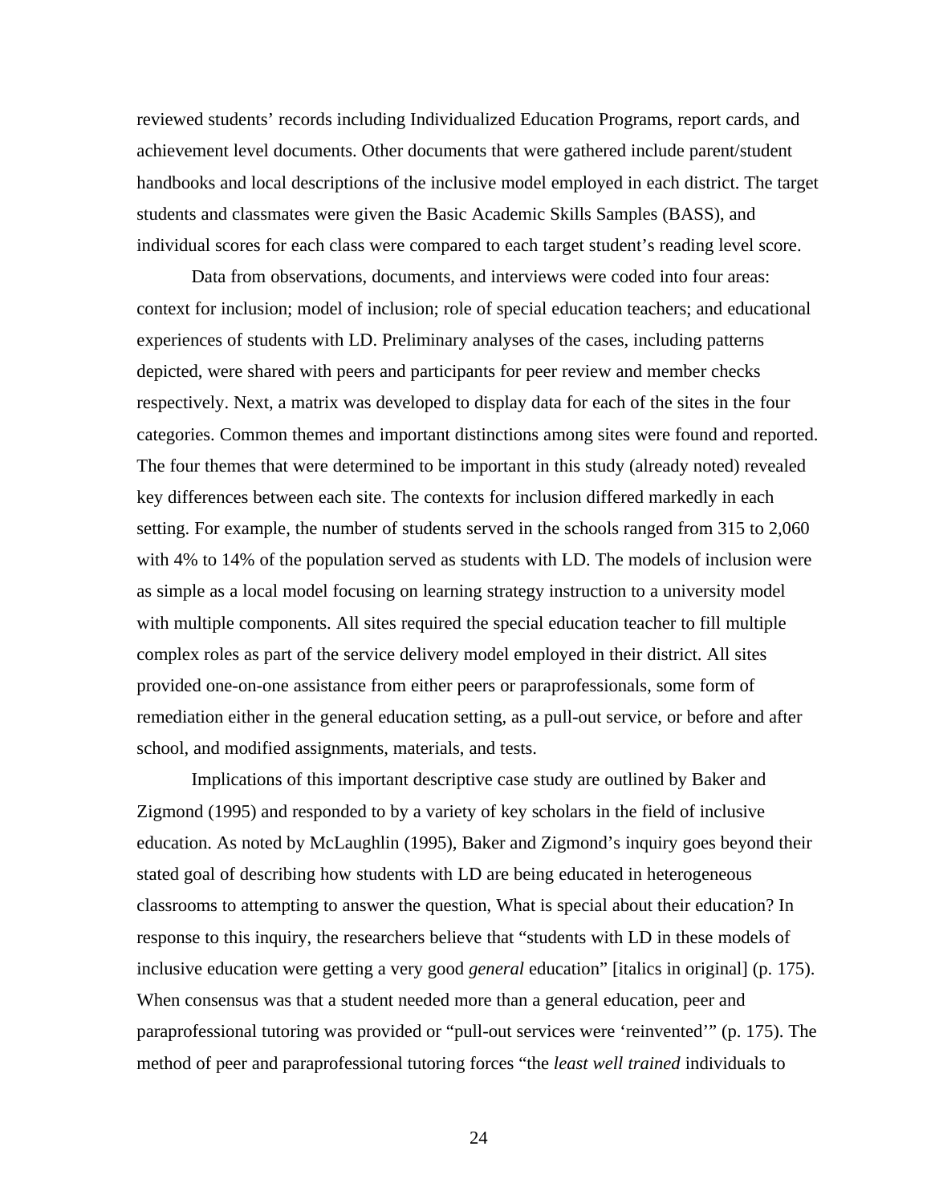reviewed students' records including Individualized Education Programs, report cards, and achievement level documents. Other documents that were gathered include parent/student handbooks and local descriptions of the inclusive model employed in each district. The target students and classmates were given the Basic Academic Skills Samples (BASS), and individual scores for each class were compared to each target student's reading level score.

Data from observations, documents, and interviews were coded into four areas: context for inclusion; model of inclusion; role of special education teachers; and educational experiences of students with LD. Preliminary analyses of the cases, including patterns depicted, were shared with peers and participants for peer review and member checks respectively. Next, a matrix was developed to display data for each of the sites in the four categories. Common themes and important distinctions among sites were found and reported. The four themes that were determined to be important in this study (already noted) revealed key differences between each site. The contexts for inclusion differed markedly in each setting. For example, the number of students served in the schools ranged from 315 to 2,060 with 4% to 14% of the population served as students with LD. The models of inclusion were as simple as a local model focusing on learning strategy instruction to a university model with multiple components. All sites required the special education teacher to fill multiple complex roles as part of the service delivery model employed in their district. All sites provided one-on-one assistance from either peers or paraprofessionals, some form of remediation either in the general education setting, as a pull-out service, or before and after school, and modified assignments, materials, and tests.

Implications of this important descriptive case study are outlined by Baker and Zigmond (1995) and responded to by a variety of key scholars in the field of inclusive education. As noted by McLaughlin (1995), Baker and Zigmond's inquiry goes beyond their stated goal of describing how students with LD are being educated in heterogeneous classrooms to attempting to answer the question, What is special about their education? In response to this inquiry, the researchers believe that "students with LD in these models of inclusive education were getting a very good *general* education" [italics in original] (p. 175). When consensus was that a student needed more than a general education, peer and paraprofessional tutoring was provided or "pull-out services were 'reinvented'" (p. 175). The method of peer and paraprofessional tutoring forces "the *least well trained* individuals to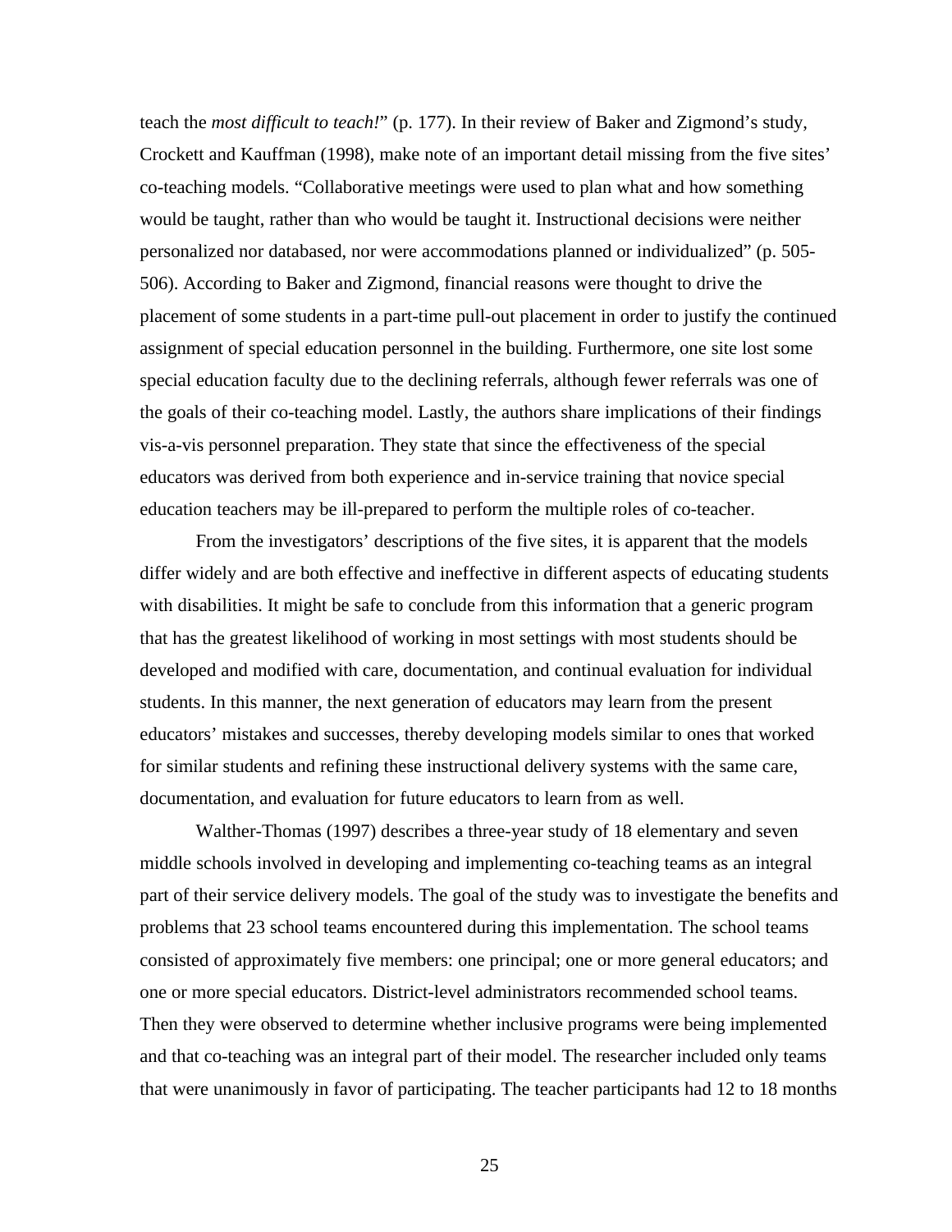teach the *most difficult to teach!*" (p. 177). In their review of Baker and Zigmond's study, Crockett and Kauffman (1998), make note of an important detail missing from the five sites' co-teaching models. "Collaborative meetings were used to plan what and how something would be taught, rather than who would be taught it. Instructional decisions were neither personalized nor databased, nor were accommodations planned or individualized" (p. 505-506). According to Baker and Zigmond, financial reasons were thought to drive the placement of some students in a part-time pull-out placement in order to justify the continued assignment of special education personnel in the building. Furthermore, one site lost some special education faculty due to the declining referrals, although fewer referrals was one of the goals of their co-teaching model. Lastly, the authors share implications of their findings vis-a-vis personnel preparation. They state that since the effectiveness of the special educators was derived from both experience and in-service training that novice special education teachers may be ill-prepared to perform the multiple roles of co-teacher.

From the investigators' descriptions of the five sites, it is apparent that the models differ widely and are both effective and ineffective in different aspects of educating students with disabilities. It might be safe to conclude from this information that a generic program that has the greatest likelihood of working in most settings with most students should be developed and modified with care, documentation, and continual evaluation for individual students. In this manner, the next generation of educators may learn from the present educators' mistakes and successes, thereby developing models similar to ones that worked for similar students and refining these instructional delivery systems with the same care, documentation, and evaluation for future educators to learn from as well.

Walther-Thomas (1997) describes a three-year study of 18 elementary and seven middle schools involved in developing and implementing co-teaching teams as an integral part of their service delivery models. The goal of the study was to investigate the benefits and problems that 23 school teams encountered during this implementation. The school teams consisted of approximately five members: one principal; one or more general educators; and one or more special educators. District-level administrators recommended school teams. Then they were observed to determine whether inclusive programs were being implemented and that co-teaching was an integral part of their model. The researcher included only teams that were unanimously in favor of participating. The teacher participants had 12 to 18 months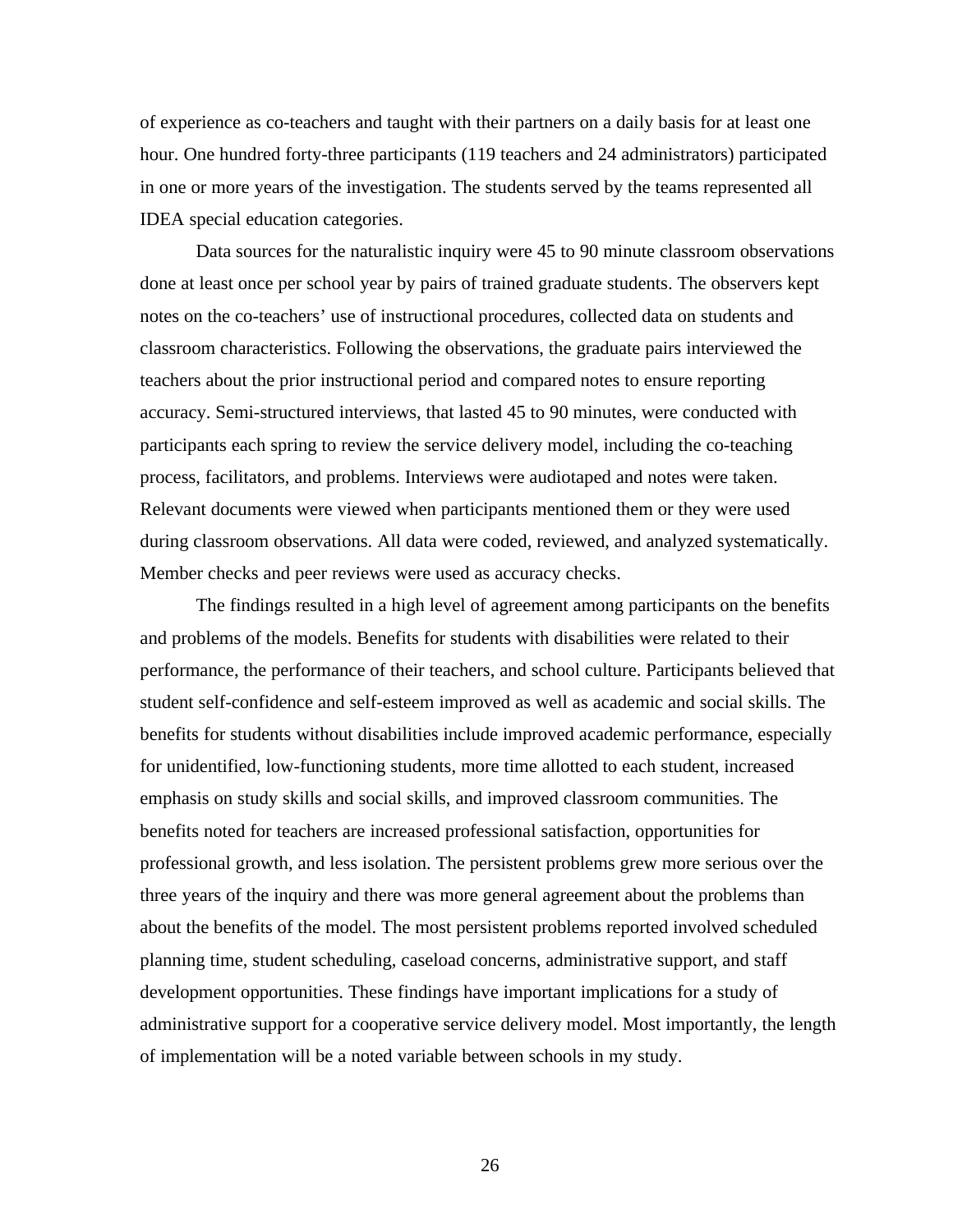of experience as co-teachers and taught with their partners on a daily basis for at least one hour. One hundred forty-three participants (119 teachers and 24 administrators) participated in one or more years of the investigation. The students served by the teams represented all IDEA special education categories.

Data sources for the naturalistic inquiry were 45 to 90 minute classroom observations done at least once per school year by pairs of trained graduate students. The observers kept notes on the co-teachers' use of instructional procedures, collected data on students and classroom characteristics. Following the observations, the graduate pairs interviewed the teachers about the prior instructional period and compared notes to ensure reporting accuracy. Semi-structured interviews, that lasted 45 to 90 minutes, were conducted with participants each spring to review the service delivery model, including the co-teaching process, facilitators, and problems. Interviews were audiotaped and notes were taken. Relevant documents were viewed when participants mentioned them or they were used during classroom observations. All data were coded, reviewed, and analyzed systematically. Member checks and peer reviews were used as accuracy checks.

The findings resulted in a high level of agreement among participants on the benefits and problems of the models. Benefits for students with disabilities were related to their performance, the performance of their teachers, and school culture. Participants believed that student self-confidence and self-esteem improved as well as academic and social skills. The benefits for students without disabilities include improved academic performance, especially for unidentified, low-functioning students, more time allotted to each student, increased emphasis on study skills and social skills, and improved classroom communities. The benefits noted for teachers are increased professional satisfaction, opportunities for professional growth, and less isolation. The persistent problems grew more serious over the three years of the inquiry and there was more general agreement about the problems than about the benefits of the model. The most persistent problems reported involved scheduled planning time, student scheduling, caseload concerns, administrative support, and staff development opportunities. These findings have important implications for a study of administrative support for a cooperative service delivery model. Most importantly, the length of implementation will be a noted variable between schools in my study.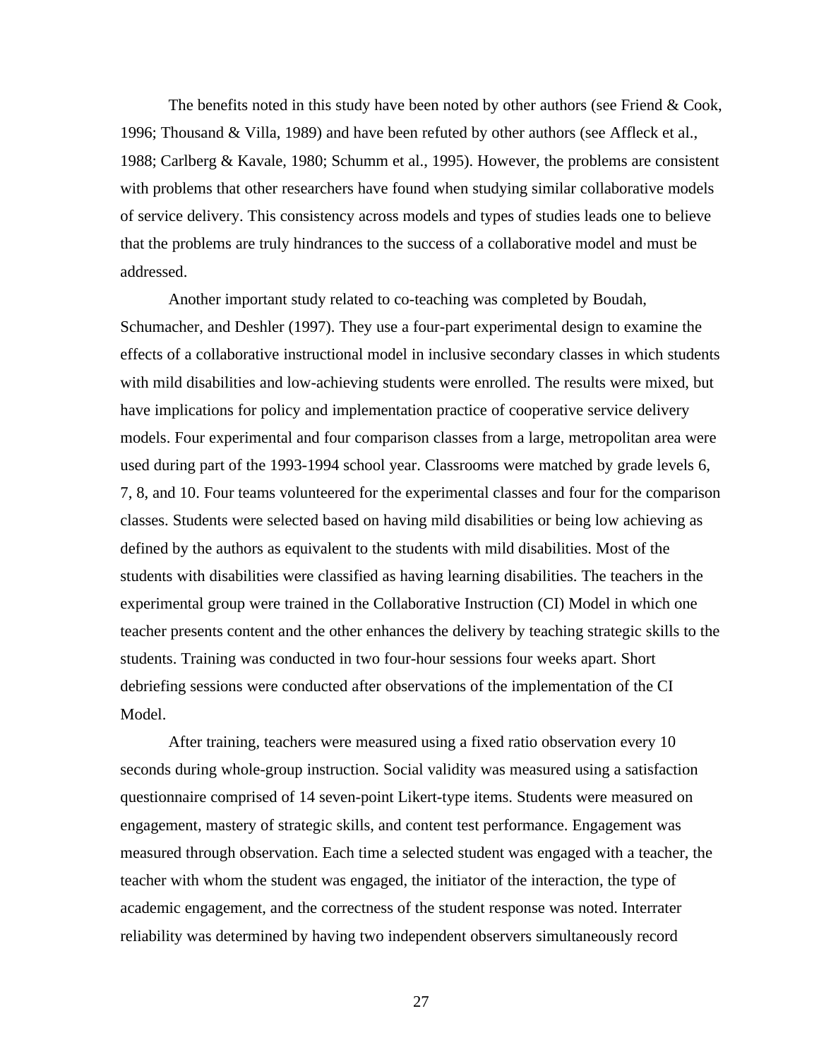The benefits noted in this study have been noted by other authors (see Friend & Cook, 1996; Thousand & Villa, 1989) and have been refuted by other authors (see Affleck et al., 1988; Carlberg & Kavale, 1980; Schumm et al., 1995). However, the problems are consistent with problems that other researchers have found when studying similar collaborative models of service delivery. This consistency across models and types of studies leads one to believe that the problems are truly hindrances to the success of a collaborative model and must be addressed.

Another important study related to co-teaching was completed by Boudah, Schumacher, and Deshler (1997). They use a four-part experimental design to examine the effects of a collaborative instructional model in inclusive secondary classes in which students with mild disabilities and low-achieving students were enrolled. The results were mixed, but have implications for policy and implementation practice of cooperative service delivery models. Four experimental and four comparison classes from a large, metropolitan area were used during part of the 1993-1994 school year. Classrooms were matched by grade levels 6, 7, 8, and 10. Four teams volunteered for the experimental classes and four for the comparison classes. Students were selected based on having mild disabilities or being low achieving as defined by the authors as equivalent to the students with mild disabilities. Most of the students with disabilities were classified as having learning disabilities. The teachers in the experimental group were trained in the Collaborative Instruction (CI) Model in which one teacher presents content and the other enhances the delivery by teaching strategic skills to the students. Training was conducted in two four-hour sessions four weeks apart. Short debriefing sessions were conducted after observations of the implementation of the CI Model.

After training, teachers were measured using a fixed ratio observation every 10 seconds during whole-group instruction. Social validity was measured using a satisfaction questionnaire comprised of 14 seven-point Likert-type items. Students were measured on engagement, mastery of strategic skills, and content test performance. Engagement was measured through observation. Each time a selected student was engaged with a teacher, the teacher with whom the student was engaged, the initiator of the interaction, the type of academic engagement, and the correctness of the student response was noted. Interrater reliability was determined by having two independent observers simultaneously record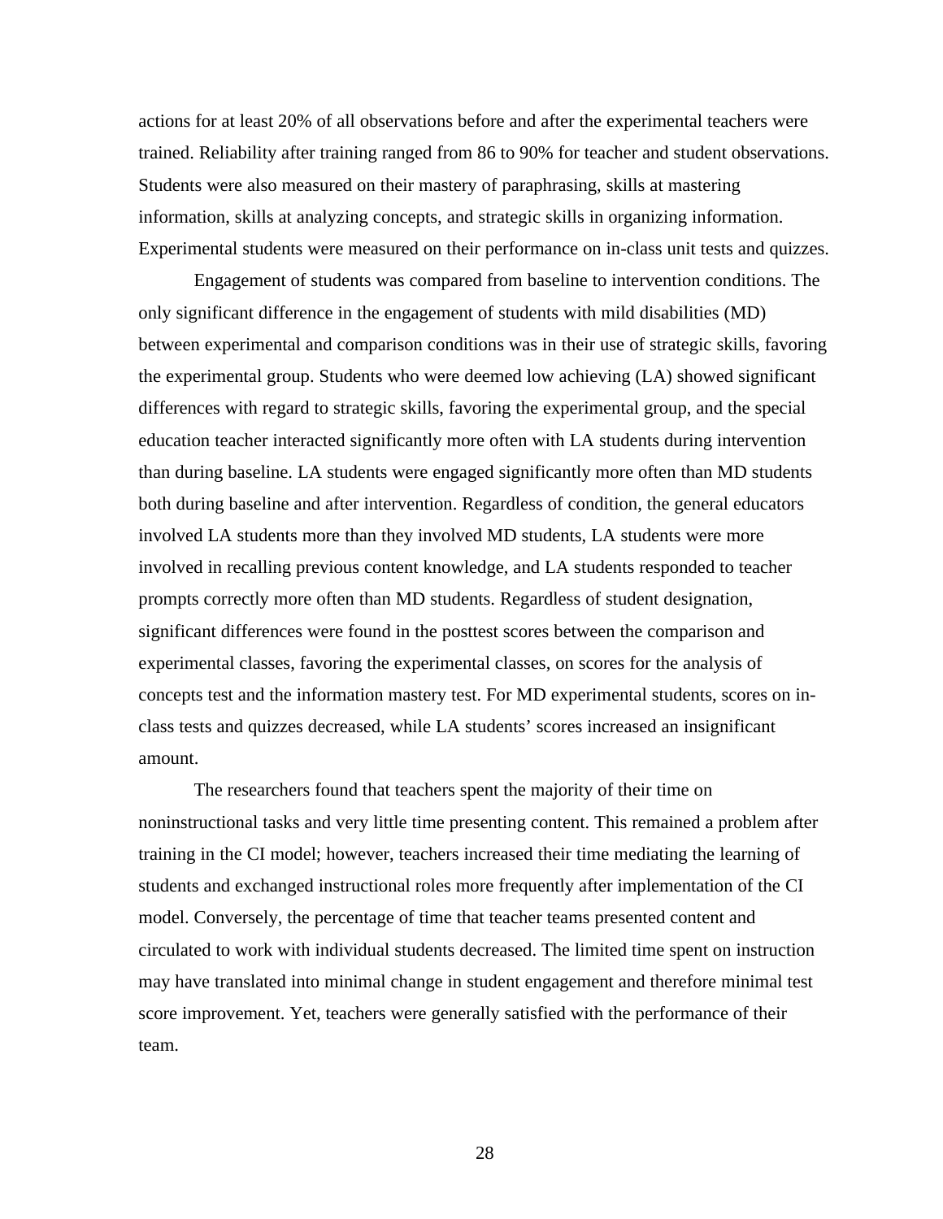actions for at least 20% of all observations before and after the experimental teachers were trained. Reliability after training ranged from 86 to 90% for teacher and student observations. Students were also measured on their mastery of paraphrasing, skills at mastering information, skills at analyzing concepts, and strategic skills in organizing information. Experimental students were measured on their performance on in-class unit tests and quizzes.

Engagement of students was compared from baseline to intervention conditions. The only significant difference in the engagement of students with mild disabilities (MD) between experimental and comparison conditions was in their use of strategic skills, favoring the experimental group. Students who were deemed low achieving (LA) showed significant differences with regard to strategic skills, favoring the experimental group, and the special education teacher interacted significantly more often with LA students during intervention than during baseline. LA students were engaged significantly more often than MD students both during baseline and after intervention. Regardless of condition, the general educators involved LA students more than they involved MD students, LA students were more involved in recalling previous content knowledge, and LA students responded to teacher prompts correctly more often than MD students. Regardless of student designation, significant differences were found in the posttest scores between the comparison and experimental classes, favoring the experimental classes, on scores for the analysis of concepts test and the information mastery test. For MD experimental students, scores on in-class tests and quizzes decreased, while LA students' scores increased an insignificant amount.

The researchers found that teachers spent the majority of their time on noninstructional tasks and very little time presenting content. This remained a problem after training in the CI model; however, teachers increased their time mediating the learning of students and exchanged instructional roles more frequently after implementation of the CI model. Conversely, the percentage of time that teacher teams presented content and circulated to work with individual students decreased. The limited time spent on instruction may have translated into minimal change in student engagement and therefore minimal test score improvement. Yet, teachers were generally satisfied with the performance of their team.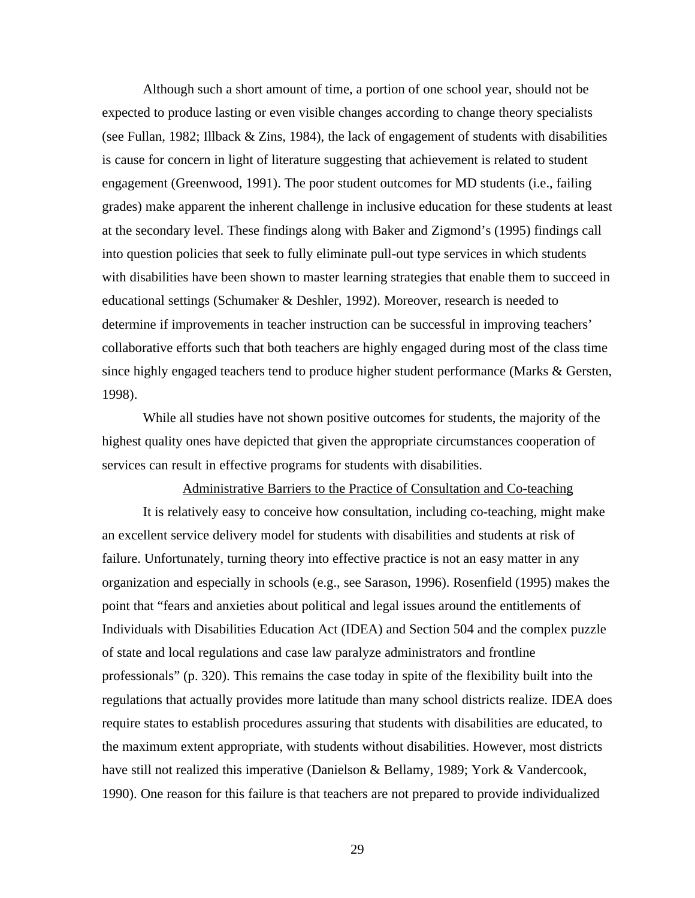Although such a short amount of time, a portion of one school year, should not be expected to produce lasting or even visible changes according to change theory specialists (see Fullan, 1982; Illback & Zins, 1984), the lack of engagement of students with disabilities is cause for concern in light of literature suggesting that achievement is related to student engagement (Greenwood, 1991). The poor student outcomes for MD students (i.e., failing grades) make apparent the inherent challenge in inclusive education for these students at least at the secondary level. These findings along with Baker and Zigmond's (1995) findings call into question policies that seek to fully eliminate pull-out type services in which students with disabilities have been shown to master learning strategies that enable them to succeed in educational settings (Schumaker & Deshler, 1992). Moreover, research is needed to determine if improvements in teacher instruction can be successful in improving teachers' collaborative efforts such that both teachers are highly engaged during most of the class time since highly engaged teachers tend to produce higher student performance (Marks & Gersten, 1998).

While all studies have not shown positive outcomes for students, the majority of the highest quality ones have depicted that given the appropriate circumstances cooperation of services can result in effective programs for students with disabilities.

## Administrative Barriers to the Practice of Consultation and Co-teaching

It is relatively easy to conceive how consultation, including co-teaching, might make an excellent service delivery model for students with disabilities and students at risk of failure. Unfortunately, turning theory into effective practice is not an easy matter in any organization and especially in schools (e.g., see Sarason, 1996). Rosenfield (1995) makes the point that "fears and anxieties about political and legal issues around the entitlements of Individuals with Disabilities Education Act (IDEA) and Section 504 and the complex puzzle of state and local regulations and case law paralyze administrators and frontline professionals" (p. 320). This remains the case today in spite of the flexibility built into the regulations that actually provides more latitude than many school districts realize. IDEA does require states to establish procedures assuring that students with disabilities are educated, to the maximum extent appropriate, with students without disabilities. However, most districts have still not realized this imperative (Danielson & Bellamy, 1989; York & Vandercook, 1990). One reason for this failure is that teachers are not prepared to provide individualized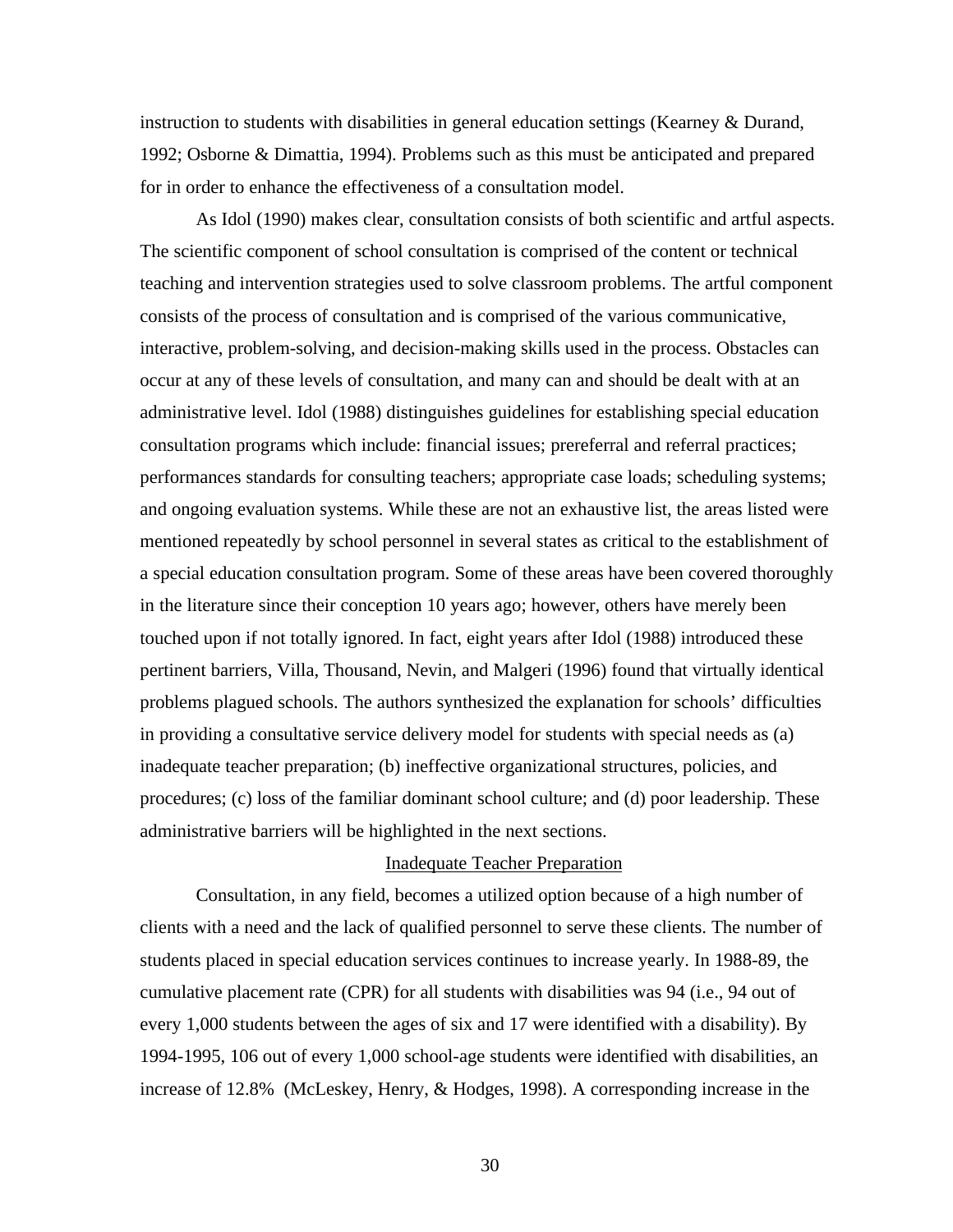instruction to students with disabilities in general education settings (Kearney & Durand, 1992; Osborne & Dimattia, 1994). Problems such as this must be anticipated and prepared for in order to enhance the effectiveness of a consultation model.

As Idol (1990) makes clear, consultation consists of both scientific and artful aspects. The scientific component of school consultation is comprised of the content or technical teaching and intervention strategies used to solve classroom problems. The artful component consists of the process of consultation and is comprised of the various communicative, interactive, problem-solving, and decision-making skills used in the process. Obstacles can occur at any of these levels of consultation, and many can and should be dealt with at an administrative level. Idol (1988) distinguishes guidelines for establishing special education consultation programs which include: financial issues; prereferral and referral practices; performances standards for consulting teachers; appropriate case loads; scheduling systems; and ongoing evaluation systems. While these are not an exhaustive list, the areas listed were mentioned repeatedly by school personnel in several states as critical to the establishment of a special education consultation program. Some of these areas have been covered thoroughly in the literature since their conception 10 years ago; however, others have merely been touched upon if not totally ignored. In fact, eight years after Idol (1988) introduced these pertinent barriers, Villa, Thousand, Nevin, and Malgeri (1996) found that virtually identical problems plagued schools. The authors synthesized the explanation for schools' difficulties in providing a consultative service delivery model for students with special needs as (a) inadequate teacher preparation; (b) ineffective organizational structures, policies, and procedures; (c) loss of the familiar dominant school culture; and (d) poor leadership. These administrative barriers will be highlighted in the next sections.

## Inadequate Teacher Preparation

Consultation, in any field, becomes a utilized option because of a high number of clients with a need and the lack of qualified personnel to serve these clients. The number of students placed in special education services continues to increase yearly. In 1988-89, the cumulative placement rate (CPR) for all students with disabilities was 94 (i.e., 94 out of every 1,000 students between the ages of six and 17 were identified with a disability). By 1994-1995, 106 out of every 1,000 school-age students were identified with disabilities, an increase of 12.8% (McLeskey, Henry, & Hodges, 1998). A corresponding increase in the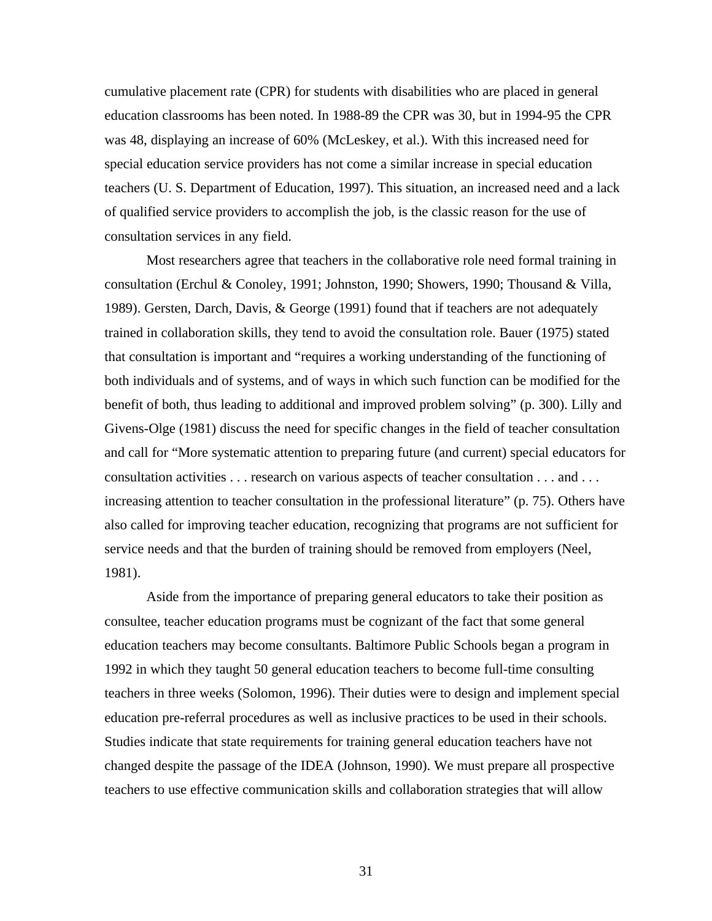cumulative placement rate (CPR) for students with disabilities who are placed in general education classrooms has been noted. In 1988-89 the CPR was 30, but in 1994-95 the CPR was 48, displaying an increase of 60% (McLeskey, et al.). With this increased need for special education service providers has not come a similar increase in special education teachers (U. S. Department of Education, 1997). This situation, an increased need and a lack of qualified service providers to accomplish the job, is the classic reason for the use of consultation services in any field.

Most researchers agree that teachers in the collaborative role need formal training in consultation (Erchul & Conoley, 1991; Johnston, 1990; Showers, 1990; Thousand & Villa, 1989). Gersten, Darch, Davis, & George (1991) found that if teachers are not adequately trained in collaboration skills, they tend to avoid the consultation role. Bauer (1975) stated that consultation is important and "requires a working understanding of the functioning of both individuals and of systems, and of ways in which such function can be modified for the benefit of both, thus leading to additional and improved problem solving" (p. 300). Lilly and Givens-Olge (1981) discuss the need for specific changes in the field of teacher consultation and call for "More systematic attention to preparing future (and current) special educators for consultation activities . . . research on various aspects of teacher consultation . . . and . . . increasing attention to teacher consultation in the professional literature" (p. 75). Others have also called for improving teacher education, recognizing that programs are not sufficient for service needs and that the burden of training should be removed from employers (Neel, 1981).

Aside from the importance of preparing general educators to take their position as consultee, teacher education programs must be cognizant of the fact that some general education teachers may become consultants. Baltimore Public Schools began a program in 1992 in which they taught 50 general education teachers to become full-time consulting teachers in three weeks (Solomon, 1996). Their duties were to design and implement special education pre-referral procedures as well as inclusive practices to be used in their schools. Studies indicate that state requirements for training general education teachers have not changed despite the passage of the IDEA (Johnson, 1990). We must prepare all prospective teachers to use effective communication skills and collaboration strategies that will allow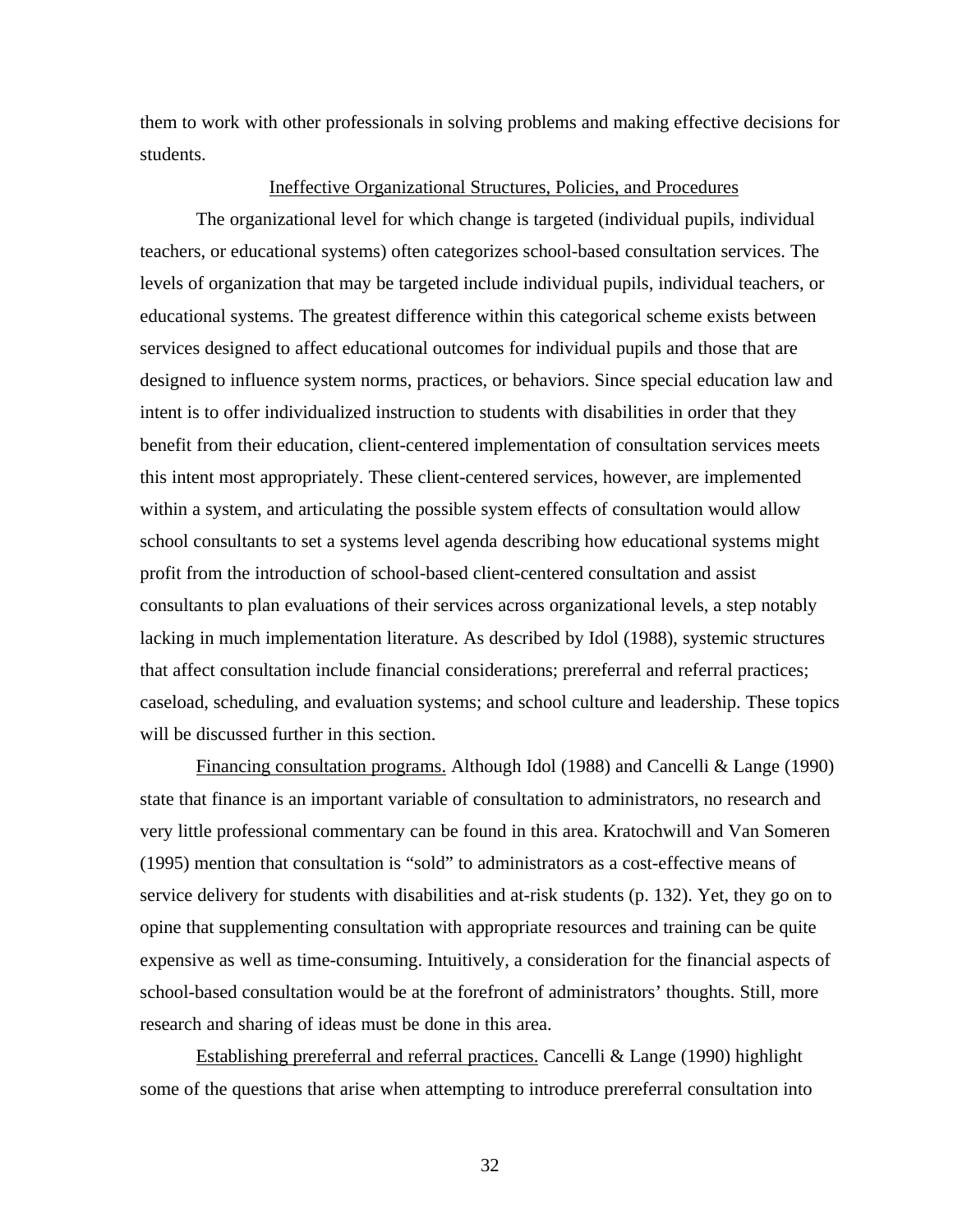them to work with other professionals in solving problems and making effective decisions for students.

## Ineffective Organizational Structures, Policies, and Procedures

The organizational level for which change is targeted (individual pupils, individual teachers, or educational systems) often categorizes school-based consultation services. The levels of organization that may be targeted include individual pupils, individual teachers, or educational systems. The greatest difference within this categorical scheme exists between services designed to affect educational outcomes for individual pupils and those that are designed to influence system norms, practices, or behaviors. Since special education law and intent is to offer individualized instruction to students with disabilities in order that they benefit from their education, client-centered implementation of consultation services meets this intent most appropriately. These client-centered services, however, are implemented within a system, and articulating the possible system effects of consultation would allow school consultants to set a systems level agenda describing how educational systems might profit from the introduction of school-based client-centered consultation and assist consultants to plan evaluations of their services across organizational levels, a step notably lacking in much implementation literature. As described by Idol (1988), systemic structures that affect consultation include financial considerations; prereferral and referral practices; caseload, scheduling, and evaluation systems; and school culture and leadership. These topics will be discussed further in this section.

Financing consultation programs. Although Idol (1988) and Cancelli & Lange (1990) state that finance is an important variable of consultation to administrators, no research and very little professional commentary can be found in this area. Kratochwill and Van Someren (1995) mention that consultation is "sold" to administrators as a cost-effective means of service delivery for students with disabilities and at-risk students (p. 132). Yet, they go on to opine that supplementing consultation with appropriate resources and training can be quite expensive as well as time-consuming. Intuitively, a consideration for the financial aspects of school-based consultation would be at the forefront of administrators' thoughts. Still, more research and sharing of ideas must be done in this area.

Establishing prereferral and referral practices. Cancelli & Lange (1990) highlight some of the questions that arise when attempting to introduce prereferral consultation into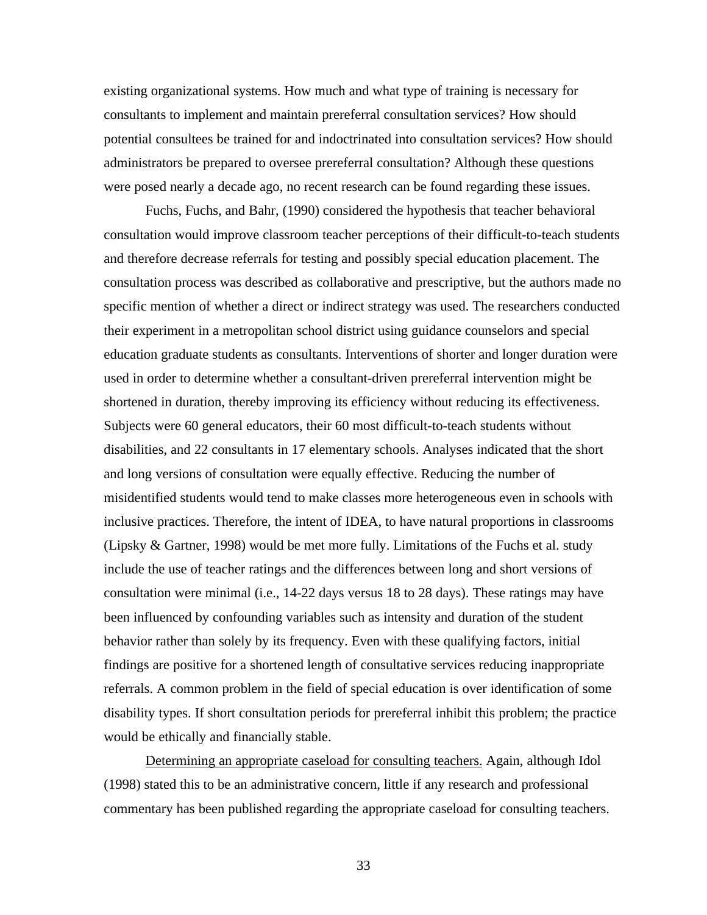existing organizational systems. How much and what type of training is necessary for consultants to implement and maintain prereferral consultation services? How should potential consultees be trained for and indoctrinated into consultation services? How should administrators be prepared to oversee prereferral consultation? Although these questions were posed nearly a decade ago, no recent research can be found regarding these issues.

Fuchs, Fuchs, and Bahr, (1990) considered the hypothesis that teacher behavioral consultation would improve classroom teacher perceptions of their difficult-to-teach students and therefore decrease referrals for testing and possibly special education placement. The consultation process was described as collaborative and prescriptive, but the authors made no specific mention of whether a direct or indirect strategy was used. The researchers conducted their experiment in a metropolitan school district using guidance counselors and special education graduate students as consultants. Interventions of shorter and longer duration were used in order to determine whether a consultant-driven prereferral intervention might be shortened in duration, thereby improving its efficiency without reducing its effectiveness. Subjects were 60 general educators, their 60 most difficult-to-teach students without disabilities, and 22 consultants in 17 elementary schools. Analyses indicated that the short and long versions of consultation were equally effective. Reducing the number of misidentified students would tend to make classes more heterogeneous even in schools with inclusive practices. Therefore, the intent of IDEA, to have natural proportions in classrooms (Lipsky & Gartner, 1998) would be met more fully. Limitations of the Fuchs et al. study include the use of teacher ratings and the differences between long and short versions of consultation were minimal (i.e., 14-22 days versus 18 to 28 days). These ratings may have been influenced by confounding variables such as intensity and duration of the student behavior rather than solely by its frequency. Even with these qualifying factors, initial findings are positive for a shortened length of consultative services reducing inappropriate referrals. A common problem in the field of special education is over identification of some disability types. If short consultation periods for prereferral inhibit this problem; the practice would be ethically and financially stable.

<u>Determining an appropriate caseload for consulting teachers.</u> Again, although Idol (1998) stated this to be an administrative concern, little if any research and professional commentary has been published regarding the appropriate caseload for consulting teachers.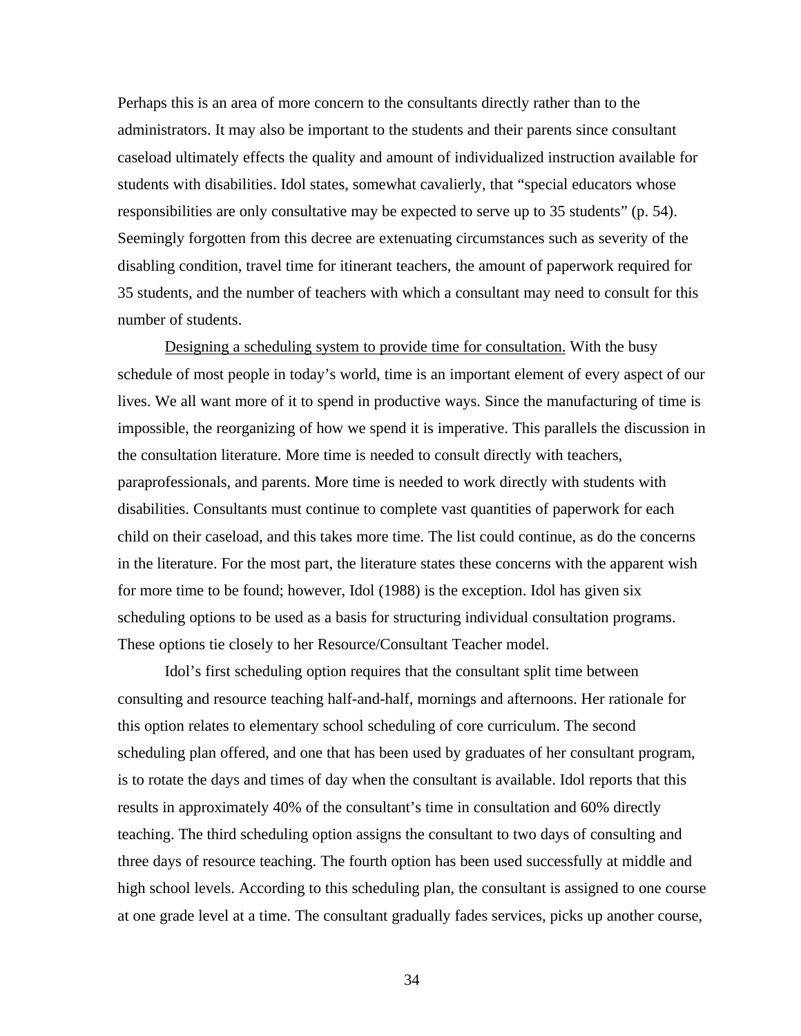Perhaps this is an area of more concern to the consultants directly rather than to the administrators. It may also be important to the students and their parents since consultant caseload ultimately effects the quality and amount of individualized instruction available for students with disabilities. Idol states, somewhat cavalierly, that "special educators whose responsibilities are only consultative may be expected to serve up to 35 students" (p. 54). Seemingly forgotten from this decree are extenuating circumstances such as severity of the disabling condition, travel time for itinerant teachers, the amount of paperwork required for 35 students, and the number of teachers with which a consultant may need to consult for this number of students.

<u>Designing a scheduling system to provide time for consultation.</u> With the busy schedule of most people in today's world, time is an important element of every aspect of our lives. We all want more of it to spend in productive ways. Since the manufacturing of time is impossible, the reorganizing of how we spend it is imperative. This parallels the discussion in the consultation literature. More time is needed to consult directly with teachers, paraprofessionals, and parents. More time is needed to work directly with students with disabilities. Consultants must continue to complete vast quantities of paperwork for each child on their caseload, and this takes more time. The list could continue, as do the concerns in the literature. For the most part, the literature states these concerns with the apparent wish for more time to be found; however, Idol (1988) is the exception. Idol has given six scheduling options to be used as a basis for structuring individual consultation programs. These options tie closely to her Resource/Consultant Teacher model.

Idol's first scheduling option requires that the consultant split time between consulting and resource teaching half-and-half, mornings and afternoons. Her rationale for this option relates to elementary school scheduling of core curriculum. The second scheduling plan offered, and one that has been used by graduates of her consultant program, is to rotate the days and times of day when the consultant is available. Idol reports that this results in approximately 40% of the consultant's time in consultation and 60% directly teaching. The third scheduling option assigns the consultant to two days of consulting and three days of resource teaching. The fourth option has been used successfully at middle and high school levels. According to this scheduling plan, the consultant is assigned to one course at one grade level at a time. The consultant gradually fades services, picks up another course,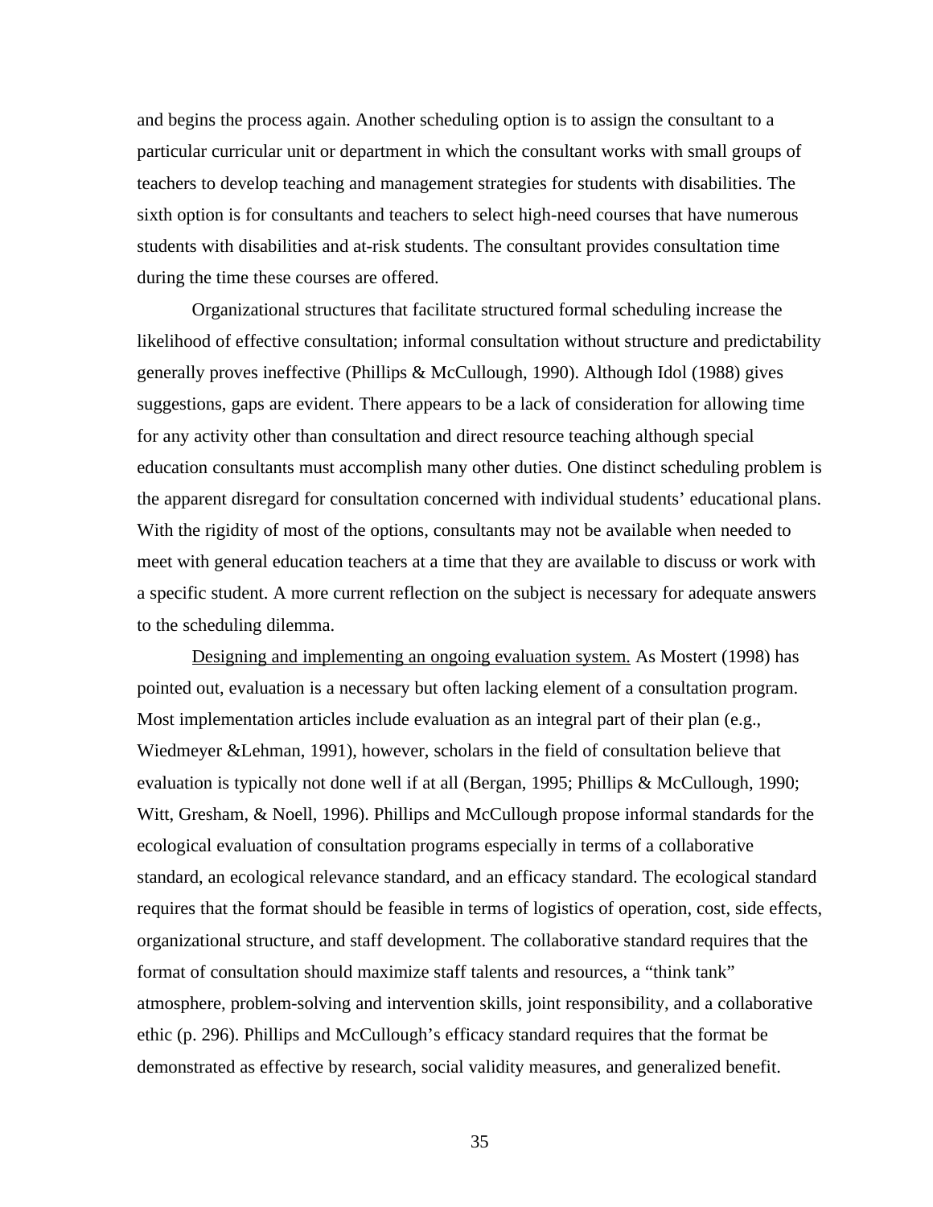and begins the process again. Another scheduling option is to assign the consultant to a particular curricular unit or department in which the consultant works with small groups of teachers to develop teaching and management strategies for students with disabilities. The sixth option is for consultants and teachers to select high-need courses that have numerous students with disabilities and at-risk students. The consultant provides consultation time during the time these courses are offered.

Organizational structures that facilitate structured formal scheduling increase the likelihood of effective consultation; informal consultation without structure and predictability generally proves ineffective (Phillips & McCullough, 1990). Although Idol (1988) gives suggestions, gaps are evident. There appears to be a lack of consideration for allowing time for any activity other than consultation and direct resource teaching although special education consultants must accomplish many other duties. One distinct scheduling problem is the apparent disregard for consultation concerned with individual students' educational plans. With the rigidity of most of the options, consultants may not be available when needed to meet with general education teachers at a time that they are available to discuss or work with a specific student. A more current reflection on the subject is necessary for adequate answers to the scheduling dilemma.

<u>Designing and implementing an ongoing evaluation system.</u> As Mostert (1998) has pointed out, evaluation is a necessary but often lacking element of a consultation program. Most implementation articles include evaluation as an integral part of their plan (e.g., Wiedmeyer &Lehman, 1991), however, scholars in the field of consultation believe that evaluation is typically not done well if at all (Bergan, 1995; Phillips & McCullough, 1990; Witt, Gresham, & Noell, 1996). Phillips and McCullough propose informal standards for the ecological evaluation of consultation programs especially in terms of a collaborative standard, an ecological relevance standard, and an efficacy standard. The ecological standard requires that the format should be feasible in terms of logistics of operation, cost, side effects, organizational structure, and staff development. The collaborative standard requires that the format of consultation should maximize staff talents and resources, a "think tank" atmosphere, problem-solving and intervention skills, joint responsibility, and a collaborative ethic (p. 296). Phillips and McCullough's efficacy standard requires that the format be demonstrated as effective by research, social validity measures, and generalized benefit.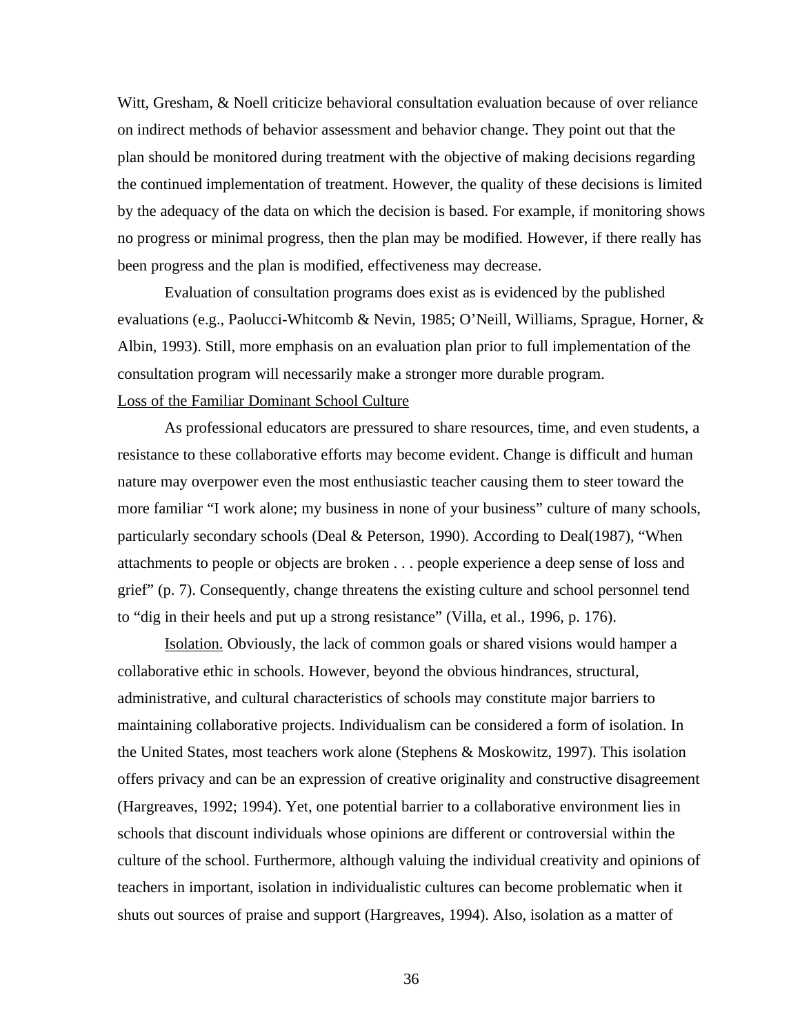Witt, Gresham, & Noell criticize behavioral consultation evaluation because of over reliance on indirect methods of behavior assessment and behavior change. They point out that the plan should be monitored during treatment with the objective of making decisions regarding the continued implementation of treatment. However, the quality of these decisions is limited by the adequacy of the data on which the decision is based. For example, if monitoring shows no progress or minimal progress, then the plan may be modified. However, if there really has been progress and the plan is modified, effectiveness may decrease.

Evaluation of consultation programs does exist as is evidenced by the published evaluations (e.g., Paolucci-Whitcomb & Nevin, 1985; O'Neill, Williams, Sprague, Horner, & Albin, 1993). Still, more emphasis on an evaluation plan prior to full implementation of the consultation program will necessarily make a stronger more durable program.

Loss of the Familiar Dominant School Culture

As professional educators are pressured to share resources, time, and even students, a resistance to these collaborative efforts may become evident. Change is difficult and human nature may overpower even the most enthusiastic teacher causing them to steer toward the more familiar "I work alone; my business in none of your business" culture of many schools, particularly secondary schools (Deal & Peterson, 1990). According to Deal(1987), "When attachments to people or objects are broken . . . people experience a deep sense of loss and grief" (p. 7). Consequently, change threatens the existing culture and school personnel tend to "dig in their heels and put up a strong resistance" (Villa, et al., 1996, p. 176).

Isolation. Obviously, the lack of common goals or shared visions would hamper a collaborative ethic in schools. However, beyond the obvious hindrances, structural, administrative, and cultural characteristics of schools may constitute major barriers to maintaining collaborative projects. Individualism can be considered a form of isolation. In the United States, most teachers work alone (Stephens & Moskowitz, 1997). This isolation offers privacy and can be an expression of creative originality and constructive disagreement (Hargreaves, 1992; 1994). Yet, one potential barrier to a collaborative environment lies in schools that discount individuals whose opinions are different or controversial within the culture of the school. Furthermore, although valuing the individual creativity and opinions of teachers in important, isolation in individualistic cultures can become problematic when it shuts out sources of praise and support (Hargreaves, 1994). Also, isolation as a matter of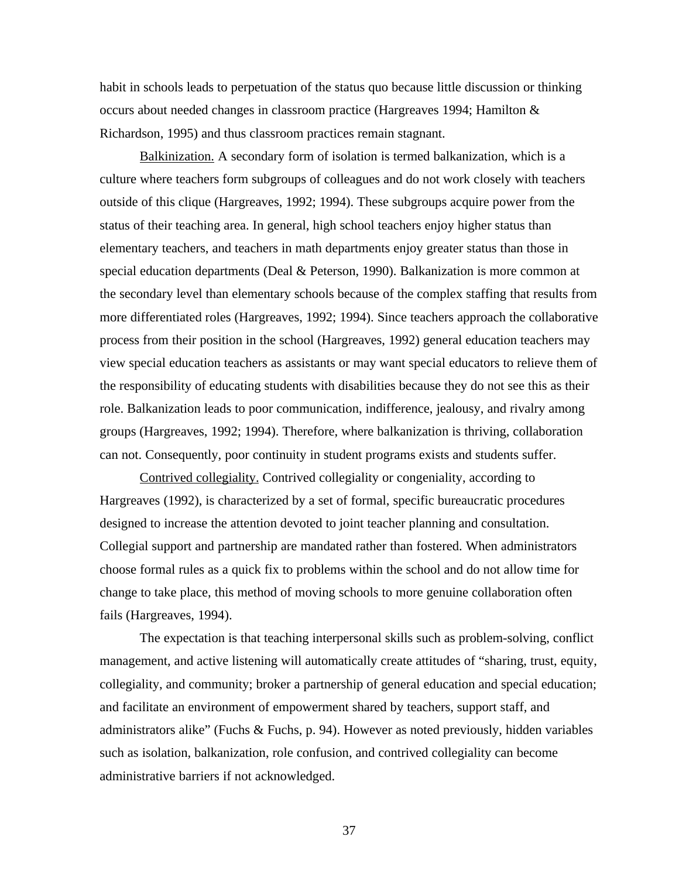habit in schools leads to perpetuation of the status quo because little discussion or thinking occurs about needed changes in classroom practice (Hargreaves 1994; Hamilton & Richardson, 1995) and thus classroom practices remain stagnant.

<u>Balkinization.</u> A secondary form of isolation is termed balkanization, which is a culture where teachers form subgroups of colleagues and do not work closely with teachers outside of this clique (Hargreaves, 1992; 1994). These subgroups acquire power from the status of their teaching area. In general, high school teachers enjoy higher status than elementary teachers, and teachers in math departments enjoy greater status than those in special education departments (Deal & Peterson, 1990). Balkanization is more common at the secondary level than elementary schools because of the complex staffing that results from more differentiated roles (Hargreaves, 1992; 1994). Since teachers approach the collaborative process from their position in the school (Hargreaves, 1992) general education teachers may view special education teachers as assistants or may want special educators to relieve them of the responsibility of educating students with disabilities because they do not see this as their role. Balkanization leads to poor communication, indifference, jealousy, and rivalry among groups (Hargreaves, 1992; 1994). Therefore, where balkanization is thriving, collaboration can not. Consequently, poor continuity in student programs exists and students suffer.

<u>Contrived collegiality.</u> Contrived collegiality or congeniality, according to Hargreaves (1992), is characterized by a set of formal, specific bureaucratic procedures designed to increase the attention devoted to joint teacher planning and consultation. Collegial support and partnership are mandated rather than fostered. When administrators choose formal rules as a quick fix to problems within the school and do not allow time for change to take place, this method of moving schools to more genuine collaboration often fails (Hargreaves, 1994).

The expectation is that teaching interpersonal skills such as problem-solving, conflict management, and active listening will automatically create attitudes of "sharing, trust, equity, collegiality, and community; broker a partnership of general education and special education; and facilitate an environment of empowerment shared by teachers, support staff, and administrators alike" (Fuchs & Fuchs, p. 94). However as noted previously, hidden variables such as isolation, balkanization, role confusion, and contrived collegiality can become administrative barriers if not acknowledged.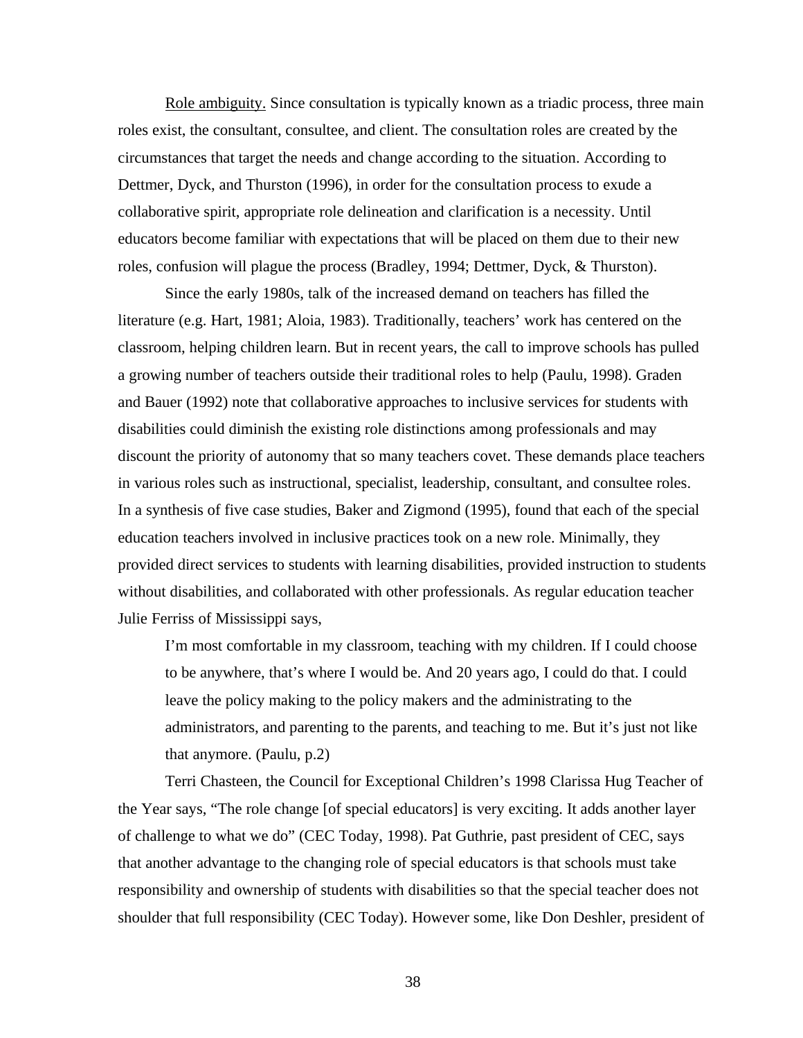Role ambiguity. Since consultation is typically known as a triadic process, three main roles exist, the consultant, consultee, and client. The consultation roles are created by the circumstances that target the needs and change according to the situation. According to Dettmer, Dyck, and Thurston (1996), in order for the consultation process to exude a collaborative spirit, appropriate role delineation and clarification is a necessity. Until educators become familiar with expectations that will be placed on them due to their new roles, confusion will plague the process (Bradley, 1994; Dettmer, Dyck, & Thurston).

Since the early 1980s, talk of the increased demand on teachers has filled the literature (e.g. Hart, 1981; Aloia, 1983). Traditionally, teachers' work has centered on the classroom, helping children learn. But in recent years, the call to improve schools has pulled a growing number of teachers outside their traditional roles to help (Paulu, 1998). Graden and Bauer (1992) note that collaborative approaches to inclusive services for students with disabilities could diminish the existing role distinctions among professionals and may discount the priority of autonomy that so many teachers covet. These demands place teachers in various roles such as instructional, specialist, leadership, consultant, and consultee roles. In a synthesis of five case studies, Baker and Zigmond (1995), found that each of the special education teachers involved in inclusive practices took on a new role. Minimally, they provided direct services to students with learning disabilities, provided instruction to students without disabilities, and collaborated with other professionals. As regular education teacher Julie Ferriss of Mississippi says,

> I'm most comfortable in my classroom, teaching with my children. If I could choose to be anywhere, that's where I would be. And 20 years ago, I could do that. I could leave the policy making to the policy makers and the administrating to the administrators, and parenting to the parents, and teaching to me. But it's just not like that anymore. (Paulu, p.2)

Terri Chasteen, the Council for Exceptional Children's 1998 Clarissa Hug Teacher of the Year says, "The role change [of special educators] is very exciting. It adds another layer of challenge to what we do" (CEC Today, 1998). Pat Guthrie, past president of CEC, says that another advantage to the changing role of special educators is that schools must take responsibility and ownership of students with disabilities so that the special teacher does not shoulder that full responsibility (CEC Today). However some, like Don Deshler, president of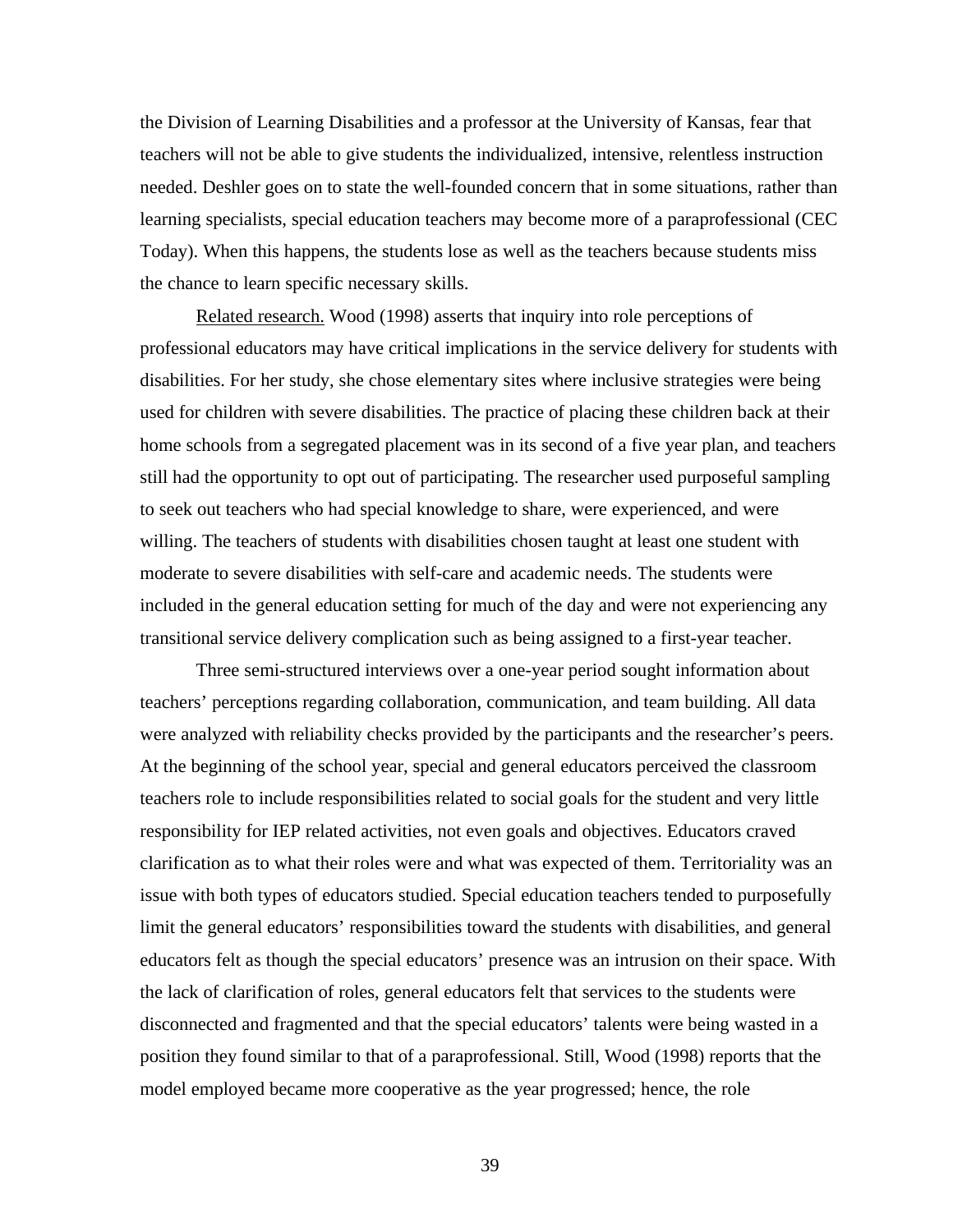the Division of Learning Disabilities and a professor at the University of Kansas, fear that teachers will not be able to give students the individualized, intensive, relentless instruction needed. Deshler goes on to state the well-founded concern that in some situations, rather than learning specialists, special education teachers may become more of a paraprofessional (CEC Today). When this happens, the students lose as well as the teachers because students miss the chance to learn specific necessary skills.

Related research. Wood (1998) asserts that inquiry into role perceptions of professional educators may have critical implications in the service delivery for students with disabilities. For her study, she chose elementary sites where inclusive strategies were being used for children with severe disabilities. The practice of placing these children back at their home schools from a segregated placement was in its second of a five year plan, and teachers still had the opportunity to opt out of participating. The researcher used purposeful sampling to seek out teachers who had special knowledge to share, were experienced, and were willing. The teachers of students with disabilities chosen taught at least one student with moderate to severe disabilities with self-care and academic needs. The students were included in the general education setting for much of the day and were not experiencing any transitional service delivery complication such as being assigned to a first-year teacher.

Three semi-structured interviews over a one-year period sought information about teachers' perceptions regarding collaboration, communication, and team building. All data were analyzed with reliability checks provided by the participants and the researcher's peers. At the beginning of the school year, special and general educators perceived the classroom teachers role to include responsibilities related to social goals for the student and very little responsibility for IEP related activities, not even goals and objectives. Educators craved clarification as to what their roles were and what was expected of them. Territoriality was an issue with both types of educators studied. Special education teachers tended to purposefully limit the general educators' responsibilities toward the students with disabilities, and general educators felt as though the special educators' presence was an intrusion on their space. With the lack of clarification of roles, general educators felt that services to the students were disconnected and fragmented and that the special educators' talents were being wasted in a position they found similar to that of a paraprofessional. Still, Wood (1998) reports that the model employed became more cooperative as the year progressed; hence, the role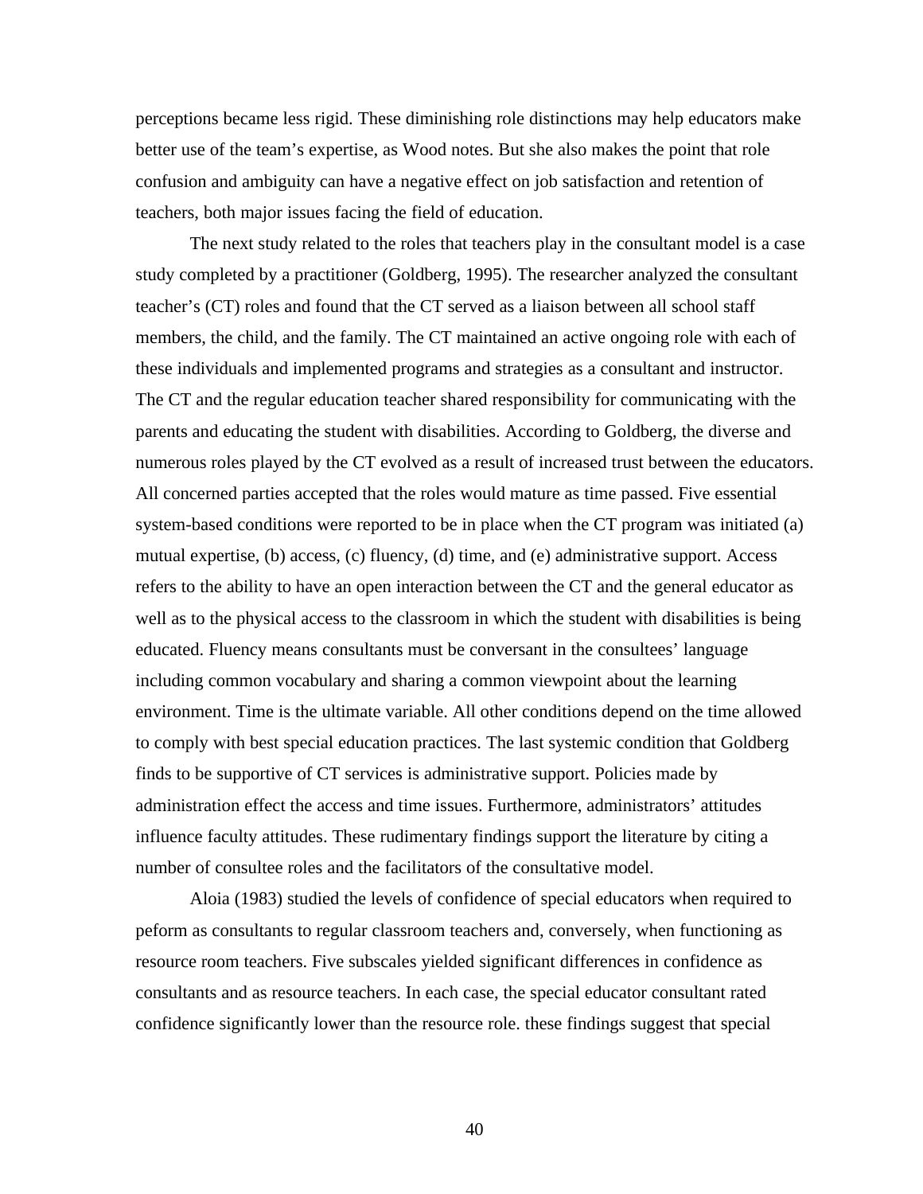perceptions became less rigid. These diminishing role distinctions may help educators make better use of the team's expertise, as Wood notes. But she also makes the point that role confusion and ambiguity can have a negative effect on job satisfaction and retention of teachers, both major issues facing the field of education.

The next study related to the roles that teachers play in the consultant model is a case study completed by a practitioner (Goldberg, 1995). The researcher analyzed the consultant teacher's (CT) roles and found that the CT served as a liaison between all school staff members, the child, and the family. The CT maintained an active ongoing role with each of these individuals and implemented programs and strategies as a consultant and instructor. The CT and the regular education teacher shared responsibility for communicating with the parents and educating the student with disabilities. According to Goldberg, the diverse and numerous roles played by the CT evolved as a result of increased trust between the educators. All concerned parties accepted that the roles would mature as time passed. Five essential system-based conditions were reported to be in place when the CT program was initiated (a) mutual expertise, (b) access, (c) fluency, (d) time, and (e) administrative support. Access refers to the ability to have an open interaction between the CT and the general educator as well as to the physical access to the classroom in which the student with disabilities is being educated. Fluency means consultants must be conversant in the consultees' language including common vocabulary and sharing a common viewpoint about the learning environment. Time is the ultimate variable. All other conditions depend on the time allowed to comply with best special education practices. The last systemic condition that Goldberg finds to be supportive of CT services is administrative support. Policies made by administration effect the access and time issues. Furthermore, administrators' attitudes influence faculty attitudes. These rudimentary findings support the literature by citing a number of consultee roles and the facilitators of the consultative model.

Aloia (1983) studied the levels of confidence of special educators when required to peform as consultants to regular classroom teachers and, conversely, when functioning as resource room teachers. Five subscales yielded significant differences in confidence as consultants and as resource teachers. In each case, the special educator consultant rated confidence significantly lower than the resource role. these findings suggest that special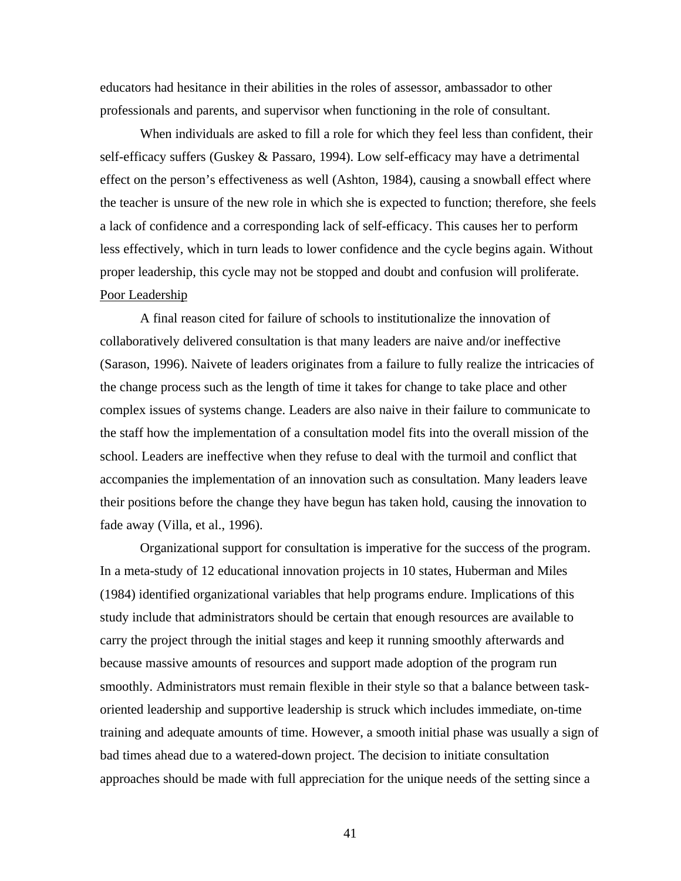educators had hesitance in their abilities in the roles of assessor, ambassador to other professionals and parents, and supervisor when functioning in the role of consultant.

When individuals are asked to fill a role for which they feel less than confident, their self-efficacy suffers (Guskey & Passaro, 1994). Low self-efficacy may have a detrimental effect on the person's effectiveness as well (Ashton, 1984), causing a snowball effect where the teacher is unsure of the new role in which she is expected to function; therefore, she feels a lack of confidence and a corresponding lack of self-efficacy. This causes her to perform less effectively, which in turn leads to lower confidence and the cycle begins again. Without proper leadership, this cycle may not be stopped and doubt and confusion will proliferate.

<u>Poor Leadership</u>

A final reason cited for failure of schools to institutionalize the innovation of collaboratively delivered consultation is that many leaders are naive and/or ineffective (Sarason, 1996). Naivete of leaders originates from a failure to fully realize the intricacies of the change process such as the length of time it takes for change to take place and other complex issues of systems change. Leaders are also naive in their failure to communicate to the staff how the implementation of a consultation model fits into the overall mission of the school. Leaders are ineffective when they refuse to deal with the turmoil and conflict that accompanies the implementation of an innovation such as consultation. Many leaders leave their positions before the change they have begun has taken hold, causing the innovation to fade away (Villa, et al., 1996).

Organizational support for consultation is imperative for the success of the program. In a meta-study of 12 educational innovation projects in 10 states, Huberman and Miles (1984) identified organizational variables that help programs endure. Implications of this study include that administrators should be certain that enough resources are available to carry the project through the initial stages and keep it running smoothly afterwards and because massive amounts of resources and support made adoption of the program run smoothly. Administrators must remain flexible in their style so that a balance between task-oriented leadership and supportive leadership is struck which includes immediate, on-time training and adequate amounts of time. However, a smooth initial phase was usually a sign of bad times ahead due to a watered-down project. The decision to initiate consultation approaches should be made with full appreciation for the unique needs of the setting since a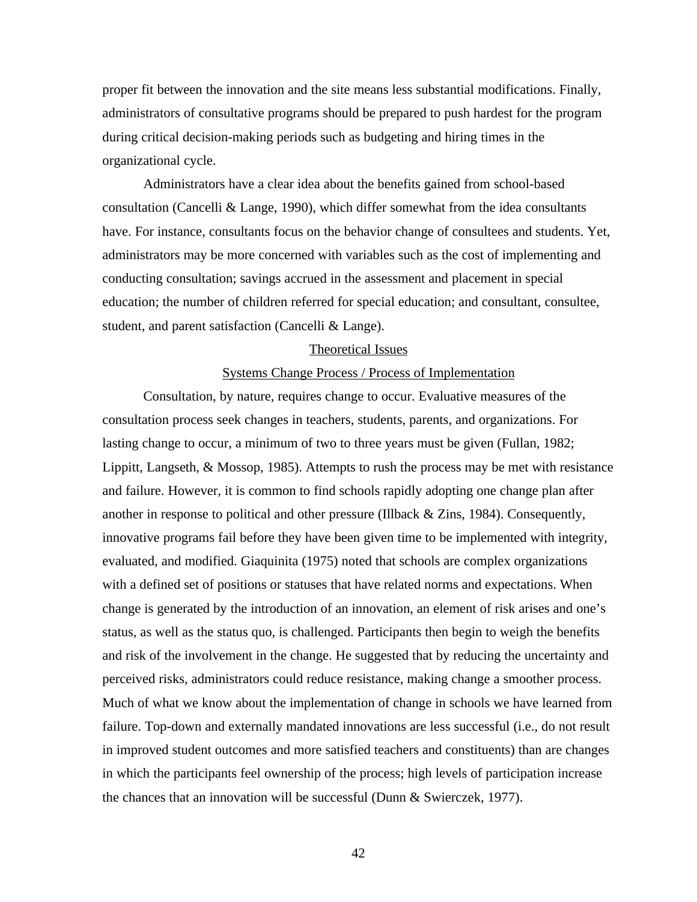proper fit between the innovation and the site means less substantial modifications. Finally, administrators of consultative programs should be prepared to push hardest for the program during critical decision-making periods such as budgeting and hiring times in the organizational cycle.

Administrators have a clear idea about the benefits gained from school-based consultation (Cancelli & Lange, 1990), which differ somewhat from the idea consultants have. For instance, consultants focus on the behavior change of consultees and students. Yet, administrators may be more concerned with variables such as the cost of implementing and conducting consultation; savings accrued in the assessment and placement in special education; the number of children referred for special education; and consultant, consultee, student, and parent satisfaction (Cancelli & Lange).

## Theoretical Issues

### Systems Change Process / Process of Implementation

Consultation, by nature, requires change to occur. Evaluative measures of the consultation process seek changes in teachers, students, parents, and organizations. For lasting change to occur, a minimum of two to three years must be given (Fullan, 1982; Lippitt, Langseth, & Mossop, 1985). Attempts to rush the process may be met with resistance and failure. However, it is common to find schools rapidly adopting one change plan after another in response to political and other pressure (Illback & Zins, 1984). Consequently, innovative programs fail before they have been given time to be implemented with integrity, evaluated, and modified. Giaquinita (1975) noted that schools are complex organizations with a defined set of positions or statuses that have related norms and expectations. When change is generated by the introduction of an innovation, an element of risk arises and one's status, as well as the status quo, is challenged. Participants then begin to weigh the benefits and risk of the involvement in the change. He suggested that by reducing the uncertainty and perceived risks, administrators could reduce resistance, making change a smoother process. Much of what we know about the implementation of change in schools we have learned from failure. Top-down and externally mandated innovations are less successful (i.e., do not result in improved student outcomes and more satisfied teachers and constituents) than are changes in which the participants feel ownership of the process; high levels of participation increase the chances that an innovation will be successful (Dunn & Swierczek, 1977).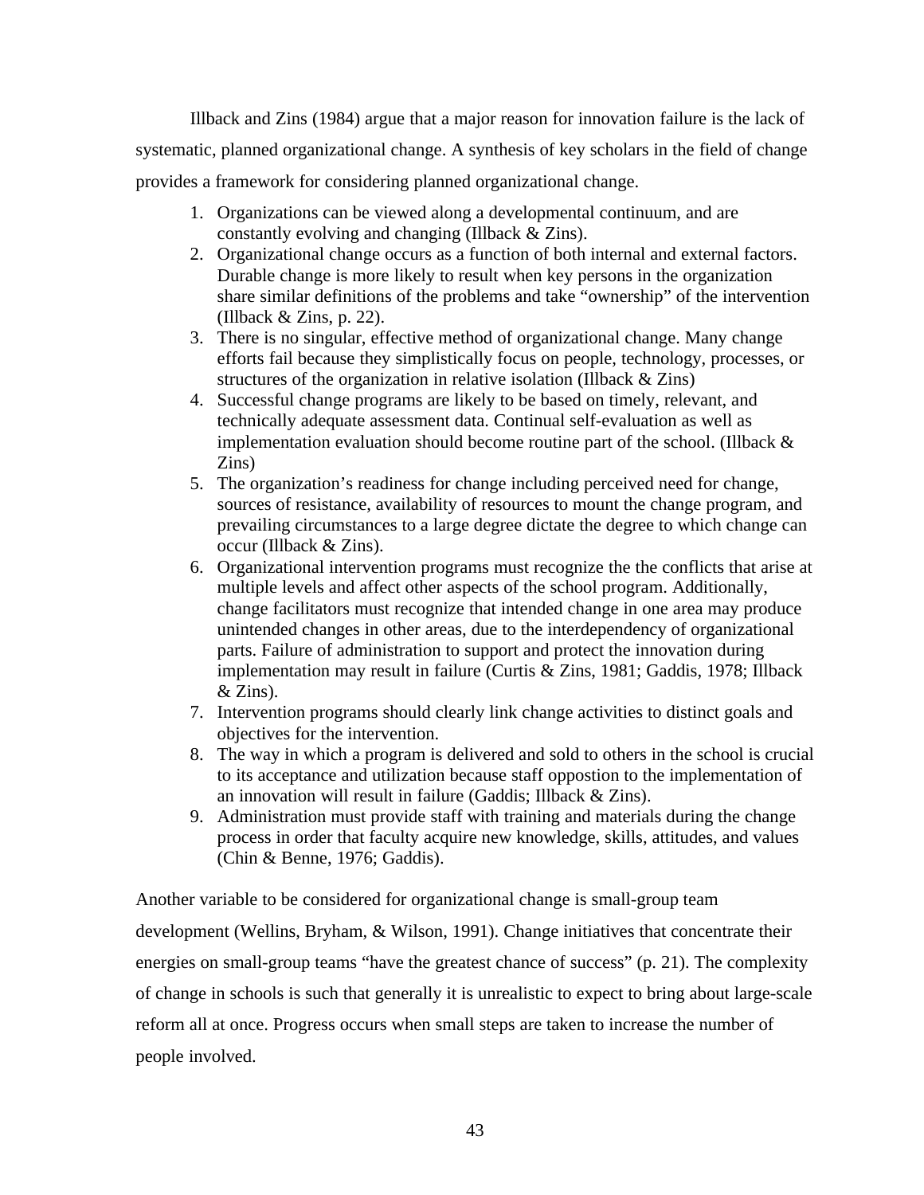Illback and Zins (1984) argue that a major reason for innovation failure is the lack of systematic, planned organizational change. A synthesis of key scholars in the field of change provides a framework for considering planned organizational change.

1. Organizations can be viewed along a developmental continuum, and are constantly evolving and changing (Illback & Zins).
2. Organizational change occurs as a function of both internal and external factors. Durable change is more likely to result when key persons in the organization share similar definitions of the problems and take "ownership" of the intervention (Illback & Zins, p. 22).
3. There is no singular, effective method of organizational change. Many change efforts fail because they simplistically focus on people, technology, processes, or structures of the organization in relative isolation (Illback & Zins)
4. Successful change programs are likely to be based on timely, relevant, and technically adequate assessment data. Continual self-evaluation as well as implementation evaluation should become routine part of the school. (Illback & Zins)
5. The organization's readiness for change including perceived need for change, sources of resistance, availability of resources to mount the change program, and prevailing circumstances to a large degree dictate the degree to which change can occur (Illback & Zins).
6. Organizational intervention programs must recognize the the conflicts that arise at multiple levels and affect other aspects of the school program. Additionally, change facilitators must recognize that intended change in one area may produce unintended changes in other areas, due to the interdependency of organizational parts. Failure of administration to support and protect the innovation during implementation may result in failure (Curtis & Zins, 1981; Gaddis, 1978; Illback & Zins).
7. Intervention programs should clearly link change activities to distinct goals and objectives for the intervention.
8. The way in which a program is delivered and sold to others in the school is crucial to its acceptance and utilization because staff oppostion to the implementation of an innovation will result in failure (Gaddis; Illback & Zins).
9. Administration must provide staff with training and materials during the change process in order that faculty acquire new knowledge, skills, attitudes, and values (Chin & Benne, 1976; Gaddis).

Another variable to be considered for organizational change is small-group team development (Wellins, Bryham, & Wilson, 1991). Change initiatives that concentrate their energies on small-group teams "have the greatest chance of success" (p. 21). The complexity of change in schools is such that generally it is unrealistic to expect to bring about large-scale reform all at once. Progress occurs when small steps are taken to increase the number of people involved.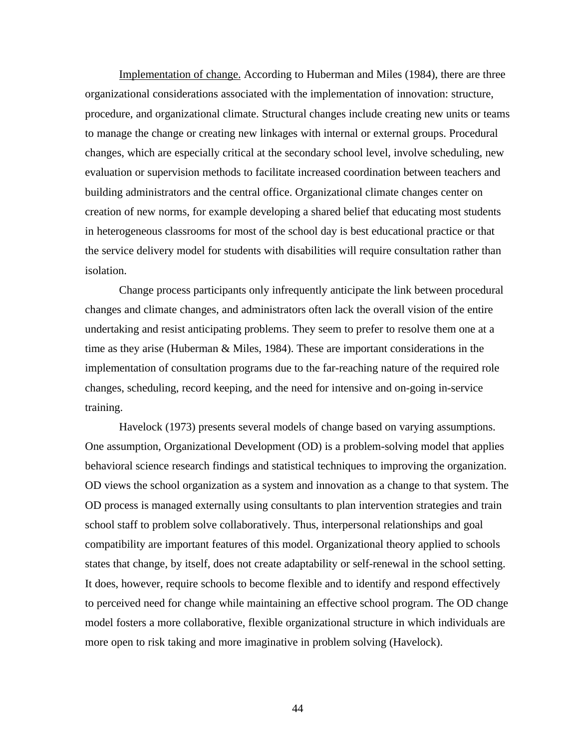Implementation of change. According to Huberman and Miles (1984), there are three organizational considerations associated with the implementation of innovation: structure, procedure, and organizational climate. Structural changes include creating new units or teams to manage the change or creating new linkages with internal or external groups. Procedural changes, which are especially critical at the secondary school level, involve scheduling, new evaluation or supervision methods to facilitate increased coordination between teachers and building administrators and the central office. Organizational climate changes center on creation of new norms, for example developing a shared belief that educating most students in heterogeneous classrooms for most of the school day is best educational practice or that the service delivery model for students with disabilities will require consultation rather than isolation.

Change process participants only infrequently anticipate the link between procedural changes and climate changes, and administrators often lack the overall vision of the entire undertaking and resist anticipating problems. They seem to prefer to resolve them one at a time as they arise (Huberman & Miles, 1984). These are important considerations in the implementation of consultation programs due to the far-reaching nature of the required role changes, scheduling, record keeping, and the need for intensive and on-going in-service training.

Havelock (1973) presents several models of change based on varying assumptions. One assumption, Organizational Development (OD) is a problem-solving model that applies behavioral science research findings and statistical techniques to improving the organization. OD views the school organization as a system and innovation as a change to that system. The OD process is managed externally using consultants to plan intervention strategies and train school staff to problem solve collaboratively. Thus, interpersonal relationships and goal compatibility are important features of this model. Organizational theory applied to schools states that change, by itself, does not create adaptability or self-renewal in the school setting. It does, however, require schools to become flexible and to identify and respond effectively to perceived need for change while maintaining an effective school program. The OD change model fosters a more collaborative, flexible organizational structure in which individuals are more open to risk taking and more imaginative in problem solving (Havelock).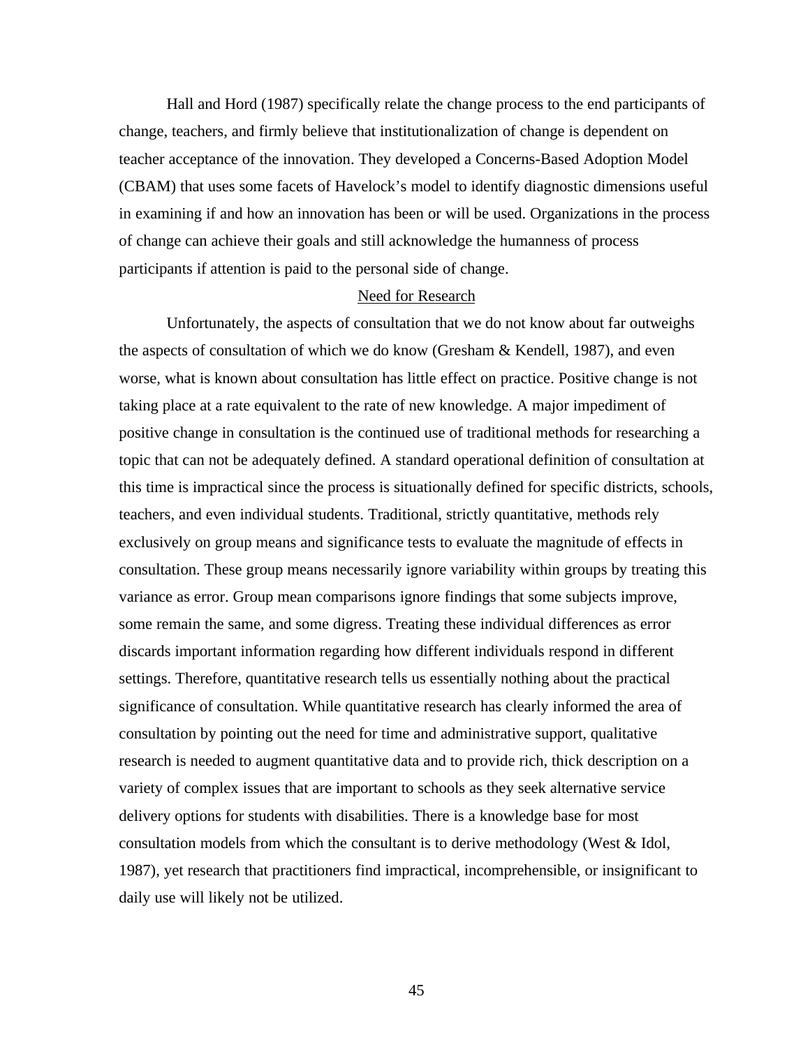Hall and Hord (1987) specifically relate the change process to the end participants of change, teachers, and firmly believe that institutionalization of change is dependent on teacher acceptance of the innovation. They developed a Concerns-Based Adoption Model (CBAM) that uses some facets of Havelock's model to identify diagnostic dimensions useful in examining if and how an innovation has been or will be used. Organizations in the process of change can achieve their goals and still acknowledge the humanness of process participants if attention is paid to the personal side of change.

## Need for Research

Unfortunately, the aspects of consultation that we do not know about far outweighs the aspects of consultation of which we do know (Gresham & Kendell, 1987), and even worse, what is known about consultation has little effect on practice. Positive change is not taking place at a rate equivalent to the rate of new knowledge. A major impediment of positive change in consultation is the continued use of traditional methods for researching a topic that can not be adequately defined. A standard operational definition of consultation at this time is impractical since the process is situationally defined for specific districts, schools, teachers, and even individual students. Traditional, strictly quantitative, methods rely exclusively on group means and significance tests to evaluate the magnitude of effects in consultation. These group means necessarily ignore variability within groups by treating this variance as error. Group mean comparisons ignore findings that some subjects improve, some remain the same, and some digress. Treating these individual differences as error discards important information regarding how different individuals respond in different settings. Therefore, quantitative research tells us essentially nothing about the practical significance of consultation. While quantitative research has clearly informed the area of consultation by pointing out the need for time and administrative support, qualitative research is needed to augment quantitative data and to provide rich, thick description on a variety of complex issues that are important to schools as they seek alternative service delivery options for students with disabilities. There is a knowledge base for most consultation models from which the consultant is to derive methodology (West & Idol, 1987), yet research that practitioners find impractical, incomprehensible, or insignificant to daily use will likely not be utilized.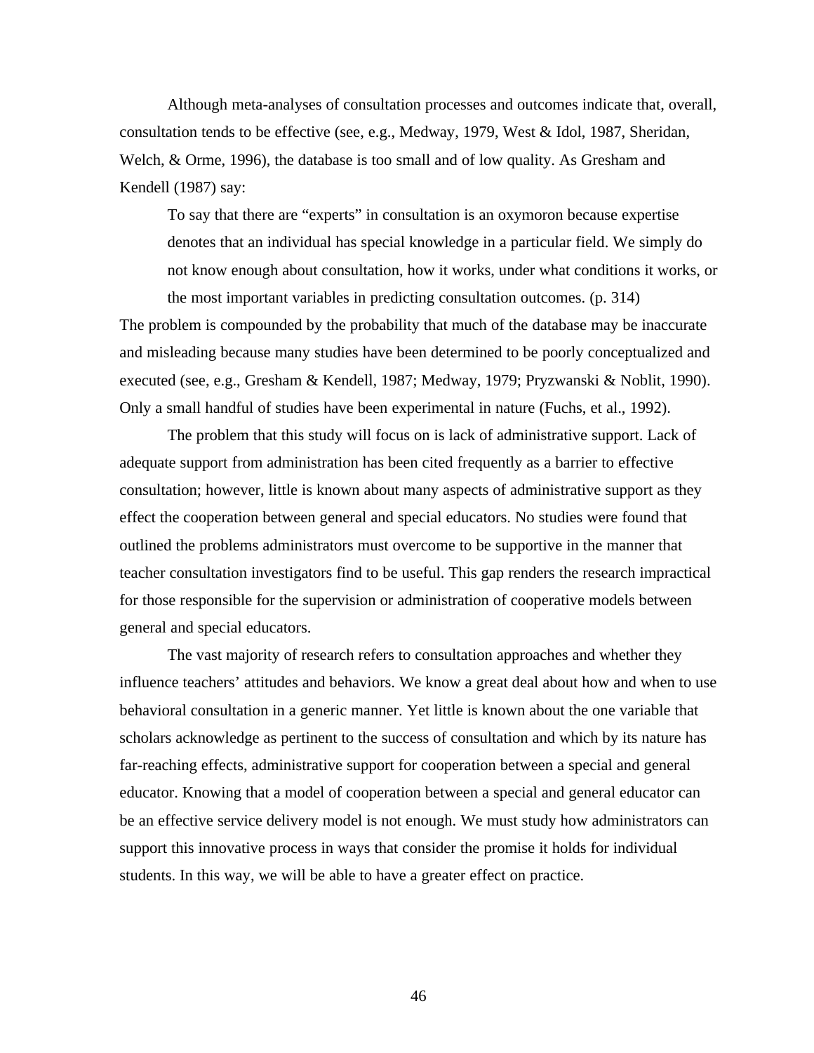Although meta-analyses of consultation processes and outcomes indicate that, overall, consultation tends to be effective (see, e.g., Medway, 1979, West & Idol, 1987, Sheridan, Welch, & Orme, 1996), the database is too small and of low quality. As Gresham and Kendell (1987) say:

> To say that there are "experts" in consultation is an oxymoron because expertise denotes that an individual has special knowledge in a particular field. We simply do not know enough about consultation, how it works, under what conditions it works, or the most important variables in predicting consultation outcomes. (p. 314)

The problem is compounded by the probability that much of the database may be inaccurate and misleading because many studies have been determined to be poorly conceptualized and executed (see, e.g., Gresham & Kendell, 1987; Medway, 1979; Pryzwanski & Noblit, 1990). Only a small handful of studies have been experimental in nature (Fuchs, et al., 1992).

The problem that this study will focus on is lack of administrative support. Lack of adequate support from administration has been cited frequently as a barrier to effective consultation; however, little is known about many aspects of administrative support as they effect the cooperation between general and special educators. No studies were found that outlined the problems administrators must overcome to be supportive in the manner that teacher consultation investigators find to be useful. This gap renders the research impractical for those responsible for the supervision or administration of cooperative models between general and special educators.

The vast majority of research refers to consultation approaches and whether they influence teachers' attitudes and behaviors. We know a great deal about how and when to use behavioral consultation in a generic manner. Yet little is known about the one variable that scholars acknowledge as pertinent to the success of consultation and which by its nature has far-reaching effects, administrative support for cooperation between a special and general educator. Knowing that a model of cooperation between a special and general educator can be an effective service delivery model is not enough. We must study how administrators can support this innovative process in ways that consider the promise it holds for individual students. In this way, we will be able to have a greater effect on practice.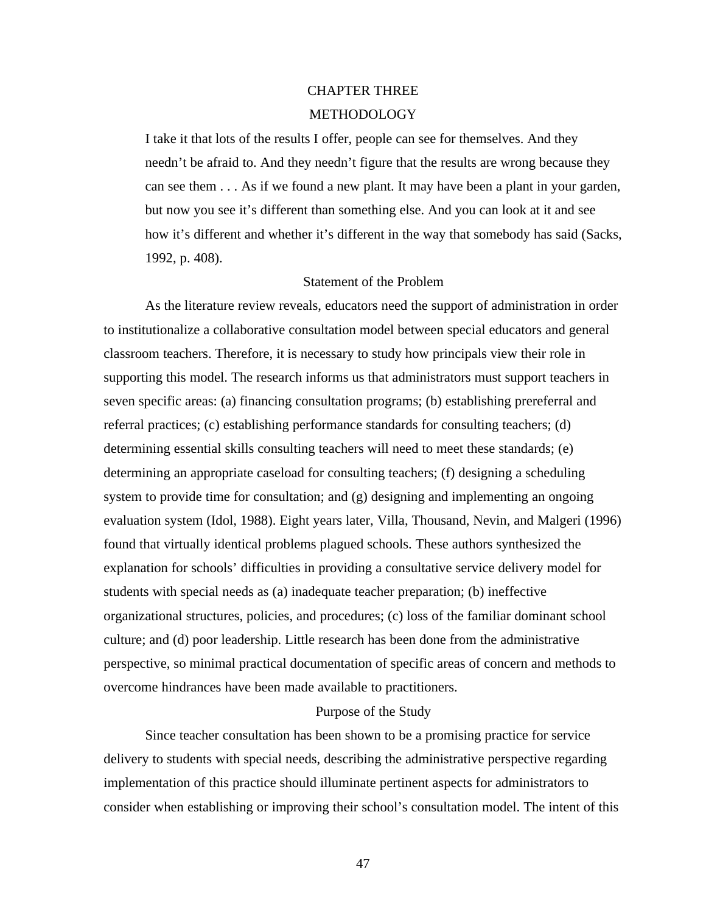# CHAPTER THREE

# METHODOLOGY

> I take it that lots of the results I offer, people can see for themselves. And they needn't be afraid to. And they needn't figure that the results are wrong because they can see them . . . As if we found a new plant. It may have been a plant in your garden, but now you see it's different than something else. And you can look at it and see how it's different and whether it's different in the way that somebody has said (Sacks, 1992, p. 408).

## Statement of the Problem

As the literature review reveals, educators need the support of administration in order to institutionalize a collaborative consultation model between special educators and general classroom teachers. Therefore, it is necessary to study how principals view their role in supporting this model. The research informs us that administrators must support teachers in seven specific areas: (a) financing consultation programs; (b) establishing prereferral and referral practices; (c) establishing performance standards for consulting teachers; (d) determining essential skills consulting teachers will need to meet these standards; (e) determining an appropriate caseload for consulting teachers; (f) designing a scheduling system to provide time for consultation; and (g) designing and implementing an ongoing evaluation system (Idol, 1988). Eight years later, Villa, Thousand, Nevin, and Malgeri (1996) found that virtually identical problems plagued schools. These authors synthesized the explanation for schools' difficulties in providing a consultative service delivery model for students with special needs as (a) inadequate teacher preparation; (b) ineffective organizational structures, policies, and procedures; (c) loss of the familiar dominant school culture; and (d) poor leadership. Little research has been done from the administrative perspective, so minimal practical documentation of specific areas of concern and methods to overcome hindrances have been made available to practitioners.

## Purpose of the Study

Since teacher consultation has been shown to be a promising practice for service delivery to students with special needs, describing the administrative perspective regarding implementation of this practice should illuminate pertinent aspects for administrators to consider when establishing or improving their school's consultation model. The intent of this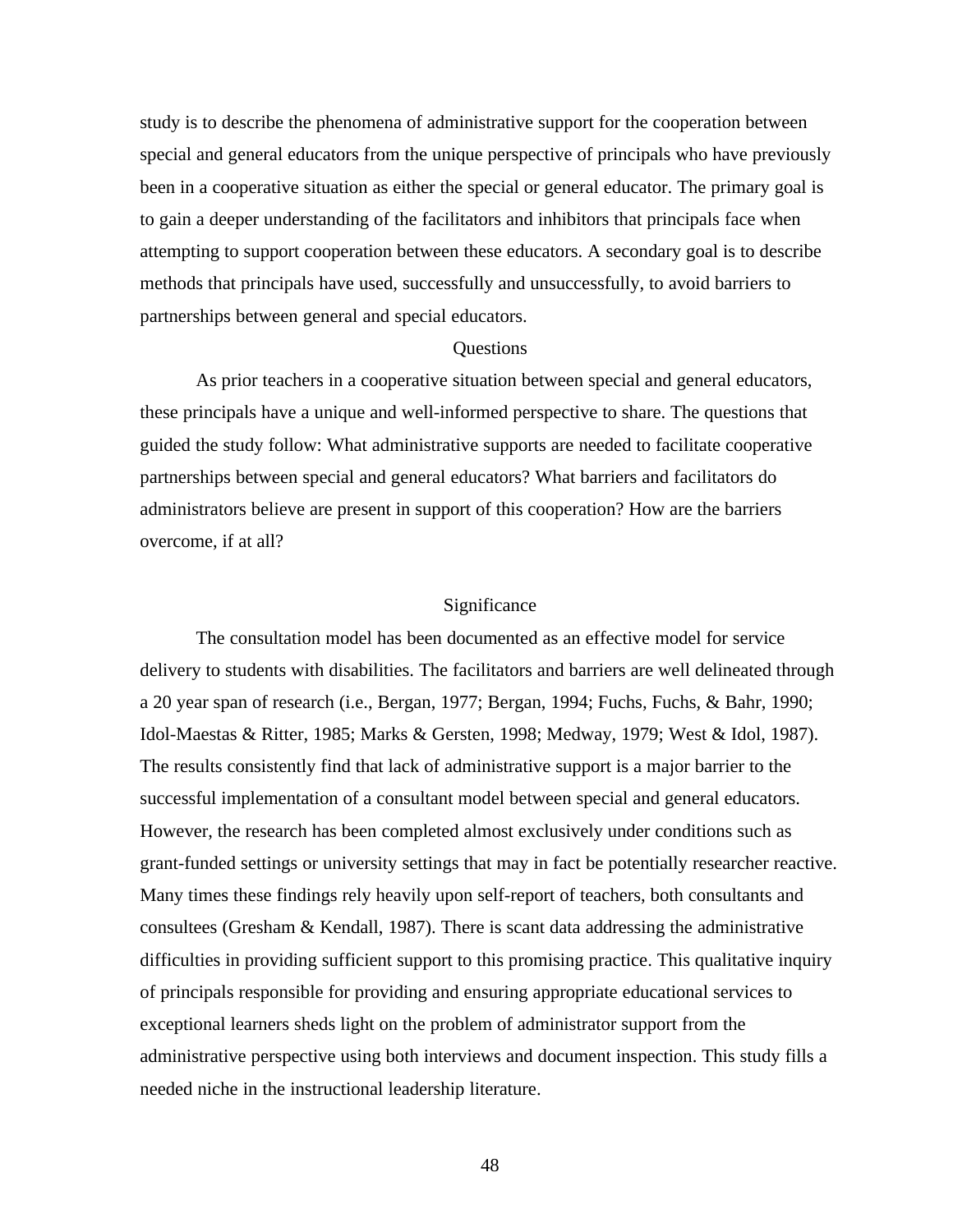study is to describe the phenomena of administrative support for the cooperation between special and general educators from the unique perspective of principals who have previously been in a cooperative situation as either the special or general educator. The primary goal is to gain a deeper understanding of the facilitators and inhibitors that principals face when attempting to support cooperation between these educators. A secondary goal is to describe methods that principals have used, successfully and unsuccessfully, to avoid barriers to partnerships between general and special educators.

## Questions

As prior teachers in a cooperative situation between special and general educators, these principals have a unique and well-informed perspective to share. The questions that guided the study follow: What administrative supports are needed to facilitate cooperative partnerships between special and general educators? What barriers and facilitators do administrators believe are present in support of this cooperation? How are the barriers overcome, if at all?

## Significance

The consultation model has been documented as an effective model for service delivery to students with disabilities. The facilitators and barriers are well delineated through a 20 year span of research (i.e., Bergan, 1977; Bergan, 1994; Fuchs, Fuchs, & Bahr, 1990; Idol-Maestas & Ritter, 1985; Marks & Gersten, 1998; Medway, 1979; West & Idol, 1987). The results consistently find that lack of administrative support is a major barrier to the successful implementation of a consultant model between special and general educators. However, the research has been completed almost exclusively under conditions such as grant-funded settings or university settings that may in fact be potentially researcher reactive. Many times these findings rely heavily upon self-report of teachers, both consultants and consultees (Gresham & Kendall, 1987). There is scant data addressing the administrative difficulties in providing sufficient support to this promising practice. This qualitative inquiry of principals responsible for providing and ensuring appropriate educational services to exceptional learners sheds light on the problem of administrator support from the administrative perspective using both interviews and document inspection. This study fills a needed niche in the instructional leadership literature.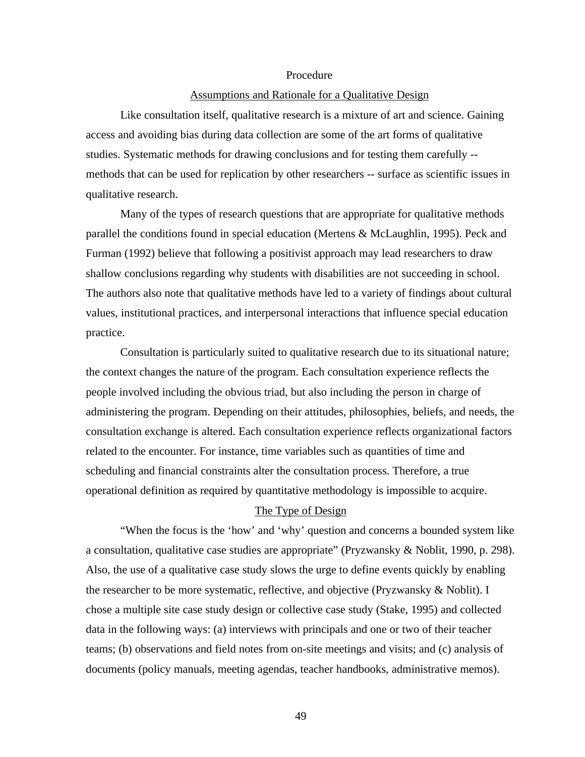# Procedure

## Assumptions and Rationale for a Qualitative Design

Like consultation itself, qualitative research is a mixture of art and science. Gaining access and avoiding bias during data collection are some of the art forms of qualitative studies. Systematic methods for drawing conclusions and for testing them carefully -- methods that can be used for replication by other researchers -- surface as scientific issues in qualitative research.

Many of the types of research questions that are appropriate for qualitative methods parallel the conditions found in special education (Mertens & McLaughlin, 1995). Peck and Furman (1992) believe that following a positivist approach may lead researchers to draw shallow conclusions regarding why students with disabilities are not succeeding in school. The authors also note that qualitative methods have led to a variety of findings about cultural values, institutional practices, and interpersonal interactions that influence special education practice.

Consultation is particularly suited to qualitative research due to its situational nature; the context changes the nature of the program. Each consultation experience reflects the people involved including the obvious triad, but also including the person in charge of administering the program. Depending on their attitudes, philosophies, beliefs, and needs, the consultation exchange is altered. Each consultation experience reflects organizational factors related to the encounter. For instance, time variables such as quantities of time and scheduling and financial constraints alter the consultation process. Therefore, a true operational definition as required by quantitative methodology is impossible to acquire.

## The Type of Design

"When the focus is the 'how' and 'why' question and concerns a bounded system like a consultation, qualitative case studies are appropriate" (Pryzwansky & Noblit, 1990, p. 298). Also, the use of a qualitative case study slows the urge to define events quickly by enabling the researcher to be more systematic, reflective, and objective (Pryzwansky & Noblit). I chose a multiple site case study design or collective case study (Stake, 1995) and collected data in the following ways: (a) interviews with principals and one or two of their teacher teams; (b) observations and field notes from on-site meetings and visits; and (c) analysis of documents (policy manuals, meeting agendas, teacher handbooks, administrative memos).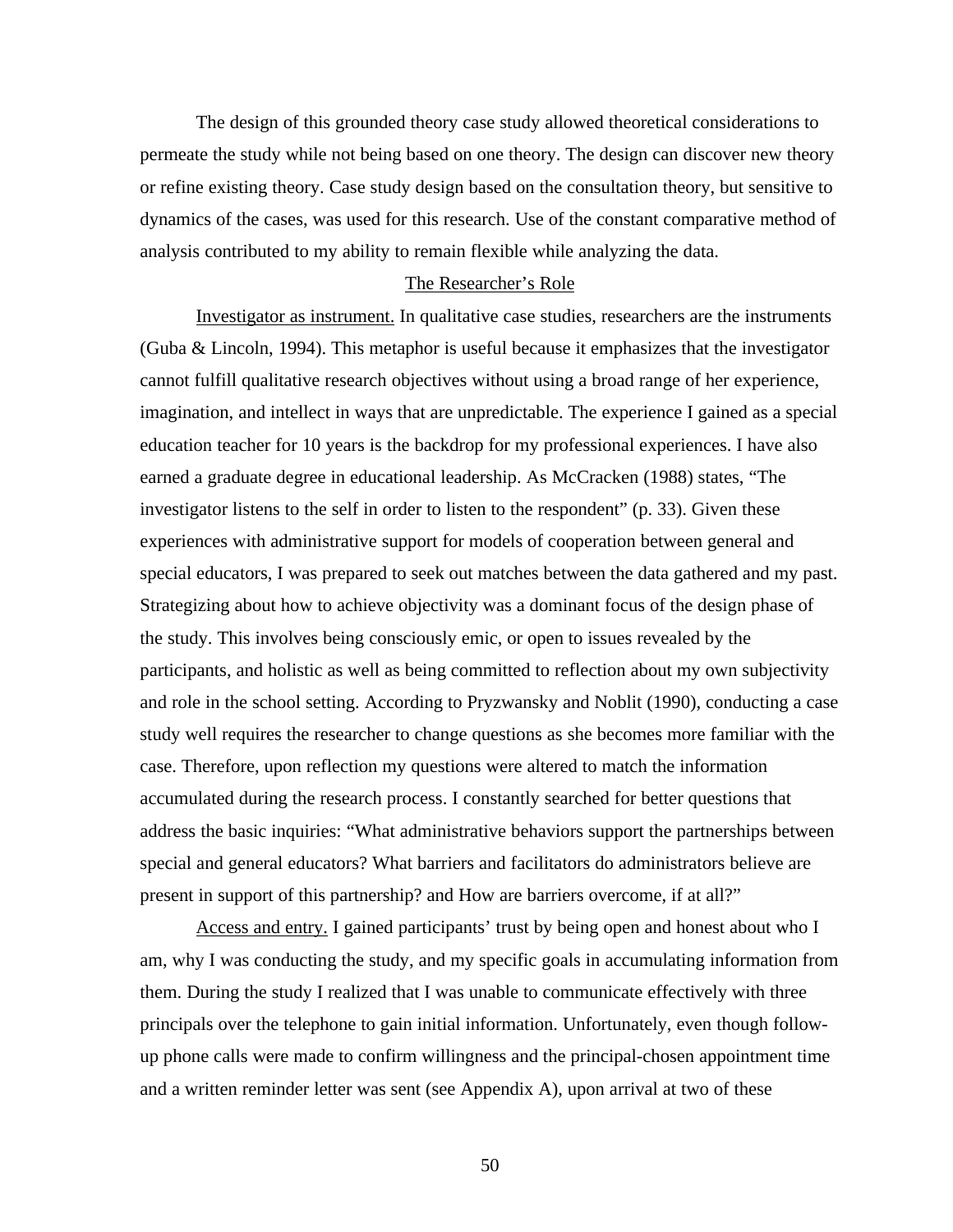The design of this grounded theory case study allowed theoretical considerations to permeate the study while not being based on one theory. The design can discover new theory or refine existing theory. Case study design based on the consultation theory, but sensitive to dynamics of the cases, was used for this research. Use of the constant comparative method of analysis contributed to my ability to remain flexible while analyzing the data.

## The Researcher's Role

Investigator as instrument. In qualitative case studies, researchers are the instruments (Guba & Lincoln, 1994). This metaphor is useful because it emphasizes that the investigator cannot fulfill qualitative research objectives without using a broad range of her experience, imagination, and intellect in ways that are unpredictable. The experience I gained as a special education teacher for 10 years is the backdrop for my professional experiences. I have also earned a graduate degree in educational leadership. As McCracken (1988) states, "The investigator listens to the self in order to listen to the respondent" (p. 33). Given these experiences with administrative support for models of cooperation between general and special educators, I was prepared to seek out matches between the data gathered and my past. Strategizing about how to achieve objectivity was a dominant focus of the design phase of the study. This involves being consciously emic, or open to issues revealed by the participants, and holistic as well as being committed to reflection about my own subjectivity and role in the school setting. According to Pryzwansky and Noblit (1990), conducting a case study well requires the researcher to change questions as she becomes more familiar with the case. Therefore, upon reflection my questions were altered to match the information accumulated during the research process. I constantly searched for better questions that address the basic inquiries: "What administrative behaviors support the partnerships between special and general educators? What barriers and facilitators do administrators believe are present in support of this partnership? and How are barriers overcome, if at all?"

Access and entry. I gained participants' trust by being open and honest about who I am, why I was conducting the study, and my specific goals in accumulating information from them. During the study I realized that I was unable to communicate effectively with three principals over the telephone to gain initial information. Unfortunately, even though follow-up phone calls were made to confirm willingness and the principal-chosen appointment time and a written reminder letter was sent (see Appendix A), upon arrival at two of these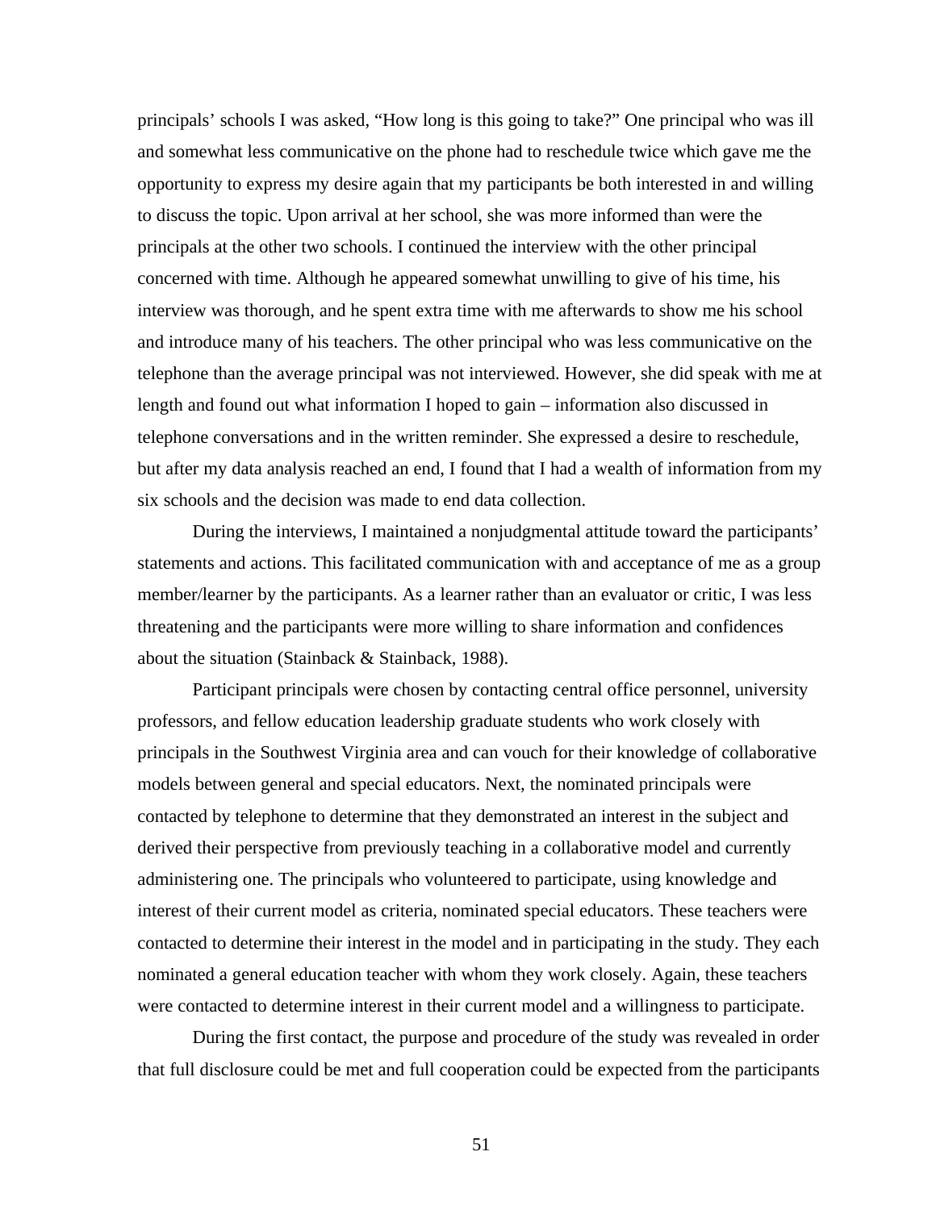principals' schools I was asked, "How long is this going to take?" One principal who was ill and somewhat less communicative on the phone had to reschedule twice which gave me the opportunity to express my desire again that my participants be both interested in and willing to discuss the topic. Upon arrival at her school, she was more informed than were the principals at the other two schools. I continued the interview with the other principal concerned with time. Although he appeared somewhat unwilling to give of his time, his interview was thorough, and he spent extra time with me afterwards to show me his school and introduce many of his teachers. The other principal who was less communicative on the telephone than the average principal was not interviewed. However, she did speak with me at length and found out what information I hoped to gain – information also discussed in telephone conversations and in the written reminder. She expressed a desire to reschedule, but after my data analysis reached an end, I found that I had a wealth of information from my six schools and the decision was made to end data collection.

During the interviews, I maintained a nonjudgmental attitude toward the participants' statements and actions. This facilitated communication with and acceptance of me as a group member/learner by the participants. As a learner rather than an evaluator or critic, I was less threatening and the participants were more willing to share information and confidences about the situation (Stainback & Stainback, 1988).

Participant principals were chosen by contacting central office personnel, university professors, and fellow education leadership graduate students who work closely with principals in the Southwest Virginia area and can vouch for their knowledge of collaborative models between general and special educators. Next, the nominated principals were contacted by telephone to determine that they demonstrated an interest in the subject and derived their perspective from previously teaching in a collaborative model and currently administering one. The principals who volunteered to participate, using knowledge and interest of their current model as criteria, nominated special educators. These teachers were contacted to determine their interest in the model and in participating in the study. They each nominated a general education teacher with whom they work closely. Again, these teachers were contacted to determine interest in their current model and a willingness to participate.

During the first contact, the purpose and procedure of the study was revealed in order that full disclosure could be met and full cooperation could be expected from the participants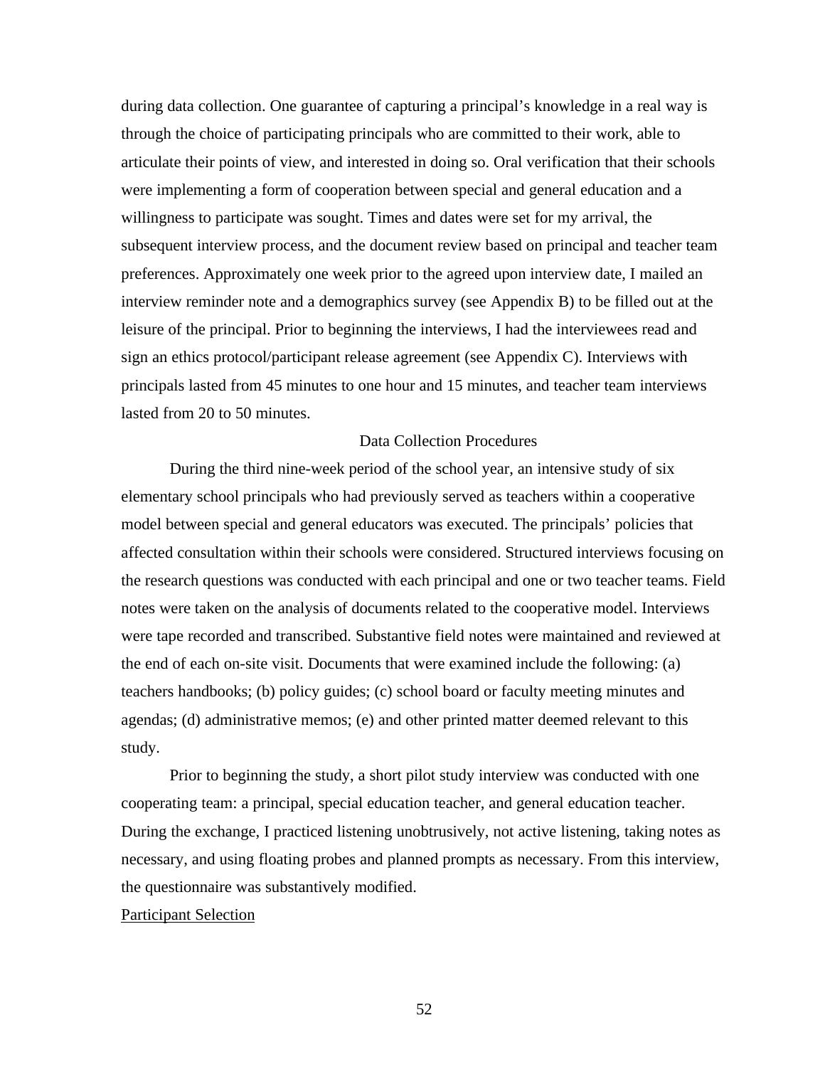during data collection. One guarantee of capturing a principal's knowledge in a real way is through the choice of participating principals who are committed to their work, able to articulate their points of view, and interested in doing so. Oral verification that their schools were implementing a form of cooperation between special and general education and a willingness to participate was sought. Times and dates were set for my arrival, the subsequent interview process, and the document review based on principal and teacher team preferences. Approximately one week prior to the agreed upon interview date, I mailed an interview reminder note and a demographics survey (see Appendix B) to be filled out at the leisure of the principal. Prior to beginning the interviews, I had the interviewees read and sign an ethics protocol/participant release agreement (see Appendix C). Interviews with principals lasted from 45 minutes to one hour and 15 minutes, and teacher team interviews lasted from 20 to 50 minutes.

## Data Collection Procedures

During the third nine-week period of the school year, an intensive study of six elementary school principals who had previously served as teachers within a cooperative model between special and general educators was executed. The principals' policies that affected consultation within their schools were considered. Structured interviews focusing on the research questions was conducted with each principal and one or two teacher teams. Field notes were taken on the analysis of documents related to the cooperative model. Interviews were tape recorded and transcribed. Substantive field notes were maintained and reviewed at the end of each on-site visit. Documents that were examined include the following: (a) teachers handbooks; (b) policy guides; (c) school board or faculty meeting minutes and agendas; (d) administrative memos; (e) and other printed matter deemed relevant to this study.

Prior to beginning the study, a short pilot study interview was conducted with one cooperating team: a principal, special education teacher, and general education teacher. During the exchange, I practiced listening unobtrusively, not active listening, taking notes as necessary, and using floating probes and planned prompts as necessary. From this interview, the questionnaire was substantively modified.

### Participant Selection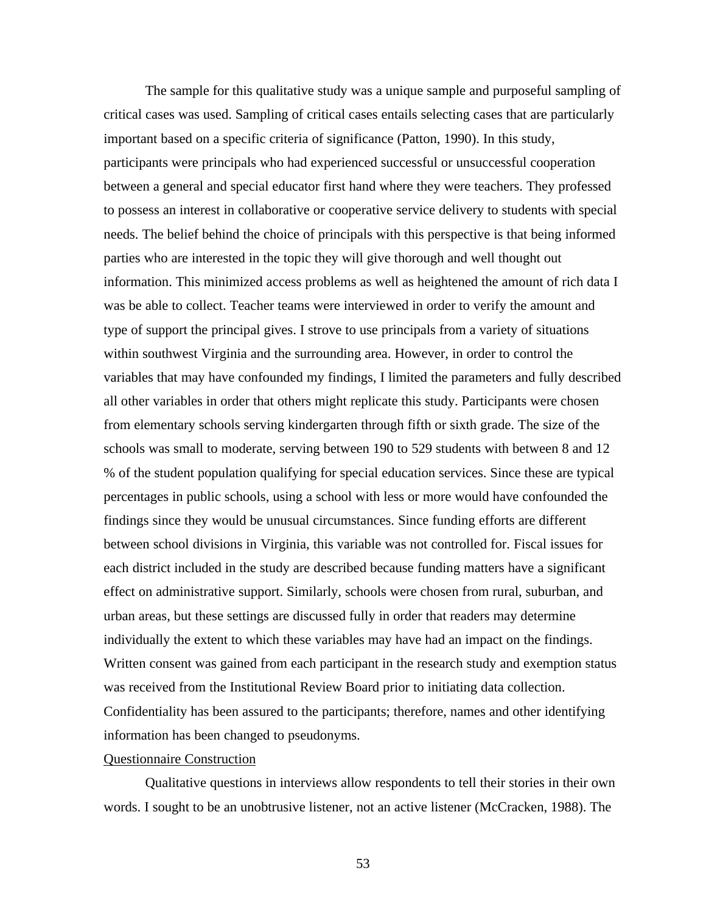The sample for this qualitative study was a unique sample and purposeful sampling of critical cases was used. Sampling of critical cases entails selecting cases that are particularly important based on a specific criteria of significance (Patton, 1990). In this study, participants were principals who had experienced successful or unsuccessful cooperation between a general and special educator first hand where they were teachers. They professed to possess an interest in collaborative or cooperative service delivery to students with special needs. The belief behind the choice of principals with this perspective is that being informed parties who are interested in the topic they will give thorough and well thought out information. This minimized access problems as well as heightened the amount of rich data I was be able to collect. Teacher teams were interviewed in order to verify the amount and type of support the principal gives. I strove to use principals from a variety of situations within southwest Virginia and the surrounding area. However, in order to control the variables that may have confounded my findings, I limited the parameters and fully described all other variables in order that others might replicate this study. Participants were chosen from elementary schools serving kindergarten through fifth or sixth grade. The size of the schools was small to moderate, serving between 190 to 529 students with between 8 and 12 % of the student population qualifying for special education services. Since these are typical percentages in public schools, using a school with less or more would have confounded the findings since they would be unusual circumstances. Since funding efforts are different between school divisions in Virginia, this variable was not controlled for. Fiscal issues for each district included in the study are described because funding matters have a significant effect on administrative support. Similarly, schools were chosen from rural, suburban, and urban areas, but these settings are discussed fully in order that readers may determine individually the extent to which these variables may have had an impact on the findings. Written consent was gained from each participant in the research study and exemption status was received from the Institutional Review Board prior to initiating data collection. Confidentiality has been assured to the participants; therefore, names and other identifying information has been changed to pseudonyms.

Questionnaire Construction

Qualitative questions in interviews allow respondents to tell their stories in their own words. I sought to be an unobtrusive listener, not an active listener (McCracken, 1988). The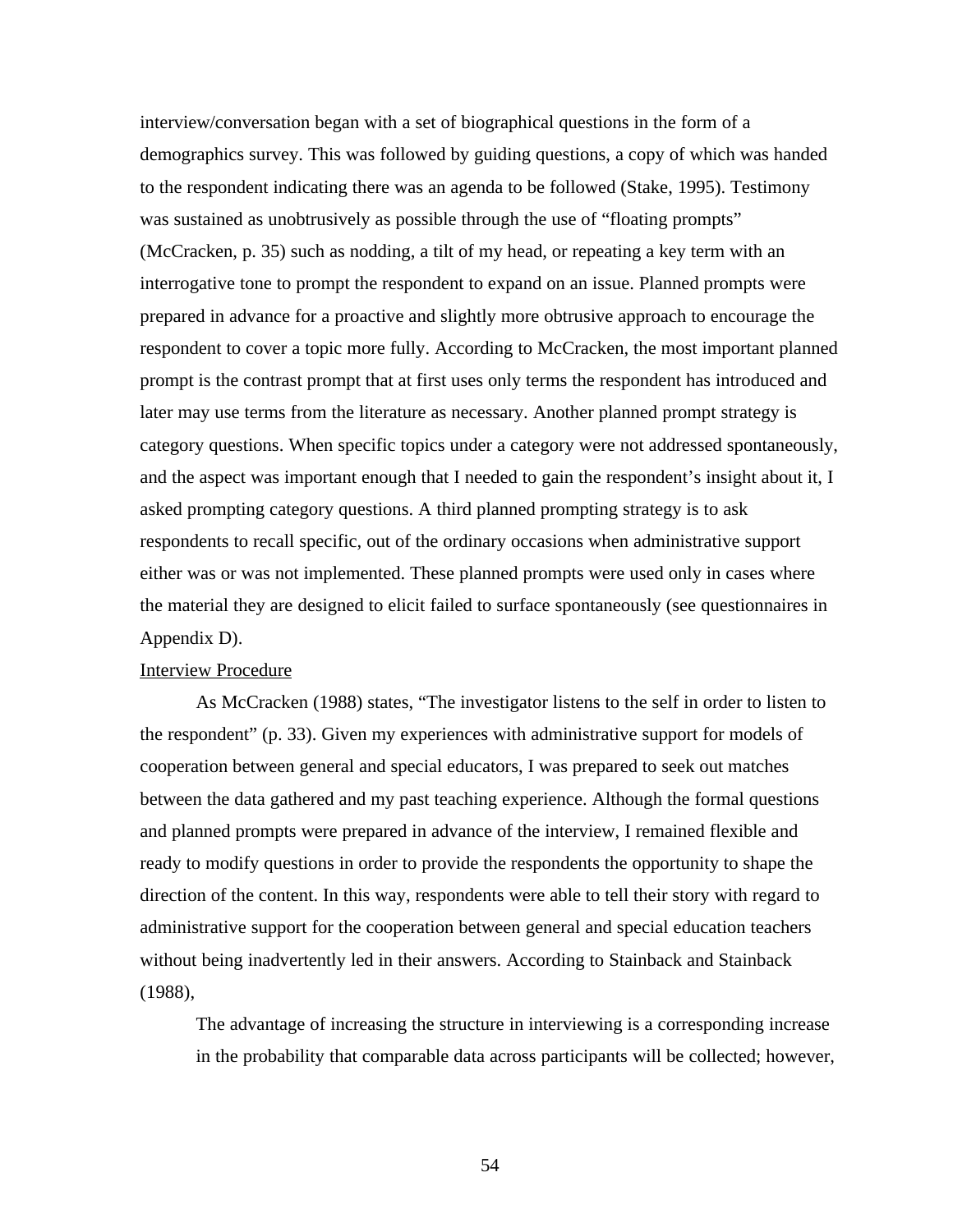interview/conversation began with a set of biographical questions in the form of a demographics survey. This was followed by guiding questions, a copy of which was handed to the respondent indicating there was an agenda to be followed (Stake, 1995). Testimony was sustained as unobtrusively as possible through the use of "floating prompts" (McCracken, p. 35) such as nodding, a tilt of my head, or repeating a key term with an interrogative tone to prompt the respondent to expand on an issue. Planned prompts were prepared in advance for a proactive and slightly more obtrusive approach to encourage the respondent to cover a topic more fully. According to McCracken, the most important planned prompt is the contrast prompt that at first uses only terms the respondent has introduced and later may use terms from the literature as necessary. Another planned prompt strategy is category questions. When specific topics under a category were not addressed spontaneously, and the aspect was important enough that I needed to gain the respondent's insight about it, I asked prompting category questions. A third planned prompting strategy is to ask respondents to recall specific, out of the ordinary occasions when administrative support either was or was not implemented. These planned prompts were used only in cases where the material they are designed to elicit failed to surface spontaneously (see questionnaires in Appendix D).

<u>Interview Procedure</u>

As McCracken (1988) states, "The investigator listens to the self in order to listen to the respondent" (p. 33). Given my experiences with administrative support for models of cooperation between general and special educators, I was prepared to seek out matches between the data gathered and my past teaching experience. Although the formal questions and planned prompts were prepared in advance of the interview, I remained flexible and ready to modify questions in order to provide the respondents the opportunity to shape the direction of the content. In this way, respondents were able to tell their story with regard to administrative support for the cooperation between general and special education teachers without being inadvertently led in their answers. According to Stainback and Stainback (1988),

> The advantage of increasing the structure in interviewing is a corresponding increase in the probability that comparable data across participants will be collected; however,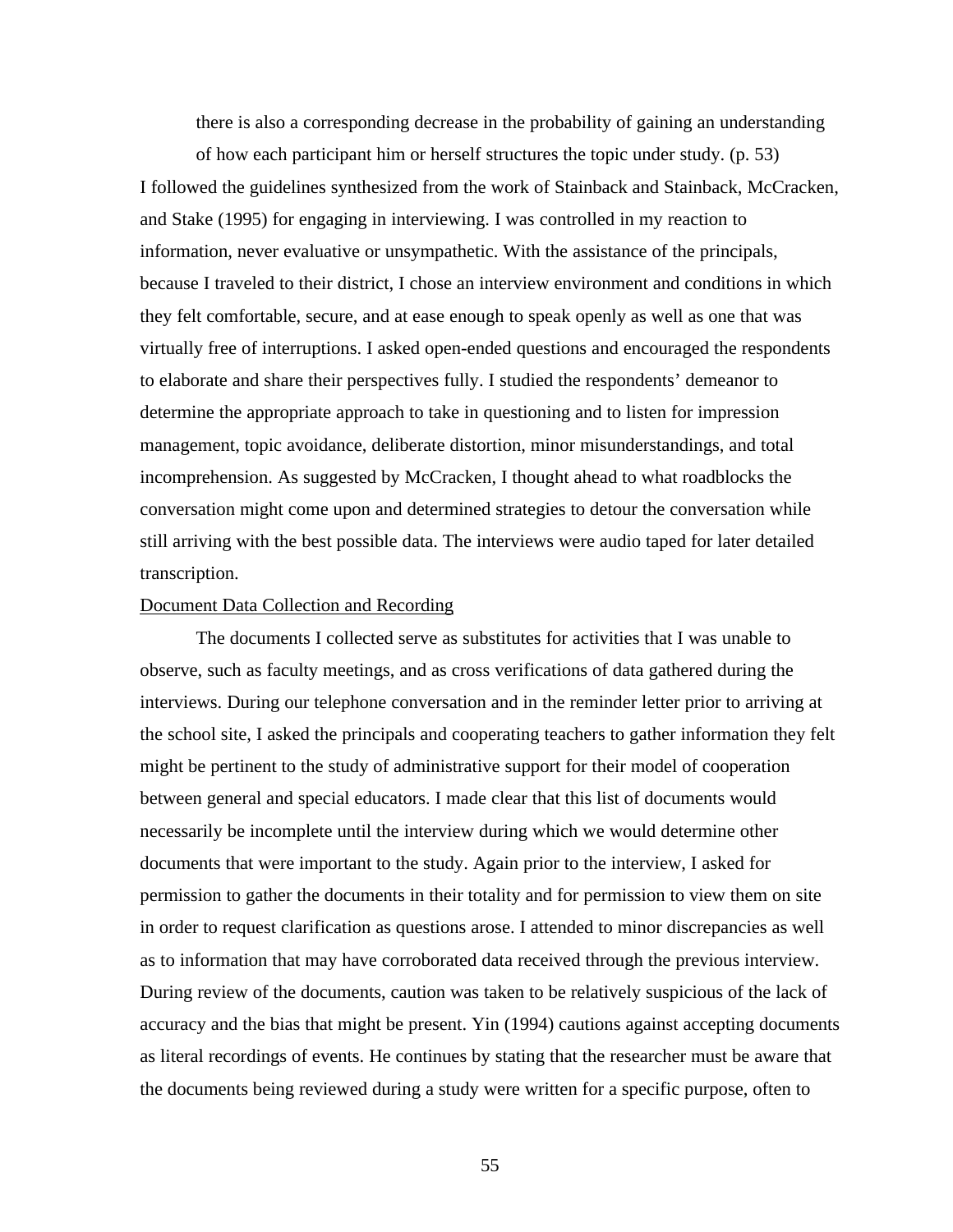> there is also a corresponding decrease in the probability of gaining an understanding of how each participant him or herself structures the topic under study. (p. 53)

I followed the guidelines synthesized from the work of Stainback and Stainback, McCracken, and Stake (1995) for engaging in interviewing. I was controlled in my reaction to information, never evaluative or unsympathetic. With the assistance of the principals, because I traveled to their district, I chose an interview environment and conditions in which they felt comfortable, secure, and at ease enough to speak openly as well as one that was virtually free of interruptions. I asked open-ended questions and encouraged the respondents to elaborate and share their perspectives fully. I studied the respondents' demeanor to determine the appropriate approach to take in questioning and to listen for impression management, topic avoidance, deliberate distortion, minor misunderstandings, and total incomprehension. As suggested by McCracken, I thought ahead to what roadblocks the conversation might come upon and determined strategies to detour the conversation while still arriving with the best possible data. The interviews were audio taped for later detailed transcription.

<u>Document Data Collection and Recording</u>

The documents I collected serve as substitutes for activities that I was unable to observe, such as faculty meetings, and as cross verifications of data gathered during the interviews. During our telephone conversation and in the reminder letter prior to arriving at the school site, I asked the principals and cooperating teachers to gather information they felt might be pertinent to the study of administrative support for their model of cooperation between general and special educators. I made clear that this list of documents would necessarily be incomplete until the interview during which we would determine other documents that were important to the study. Again prior to the interview, I asked for permission to gather the documents in their totality and for permission to view them on site in order to request clarification as questions arose. I attended to minor discrepancies as well as to information that may have corroborated data received through the previous interview. During review of the documents, caution was taken to be relatively suspicious of the lack of accuracy and the bias that might be present. Yin (1994) cautions against accepting documents as literal recordings of events. He continues by stating that the researcher must be aware that the documents being reviewed during a study were written for a specific purpose, often to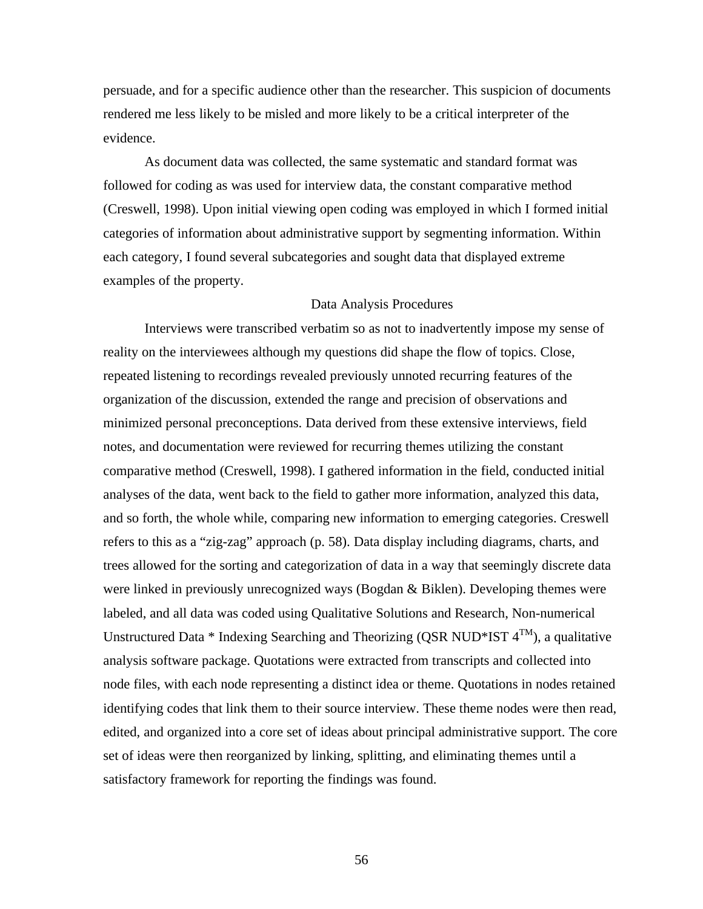persuade, and for a specific audience other than the researcher. This suspicion of documents rendered me less likely to be misled and more likely to be a critical interpreter of the evidence.

As document data was collected, the same systematic and standard format was followed for coding as was used for interview data, the constant comparative method (Creswell, 1998). Upon initial viewing open coding was employed in which I formed initial categories of information about administrative support by segmenting information. Within each category, I found several subcategories and sought data that displayed extreme examples of the property.

## Data Analysis Procedures

Interviews were transcribed verbatim so as not to inadvertently impose my sense of reality on the interviewees although my questions did shape the flow of topics. Close, repeated listening to recordings revealed previously unnoted recurring features of the organization of the discussion, extended the range and precision of observations and minimized personal preconceptions. Data derived from these extensive interviews, field notes, and documentation were reviewed for recurring themes utilizing the constant comparative method (Creswell, 1998). I gathered information in the field, conducted initial analyses of the data, went back to the field to gather more information, analyzed this data, and so forth, the whole while, comparing new information to emerging categories. Creswell refers to this as a "zig-zag" approach (p. 58). Data display including diagrams, charts, and trees allowed for the sorting and categorization of data in a way that seemingly discrete data were linked in previously unrecognized ways (Bogdan & Biklen). Developing themes were labeled, and all data was coded using Qualitative Solutions and Research, Non-numerical Unstructured Data * Indexing Searching and Theorizing (QSR NUD*IST 4™), a qualitative analysis software package. Quotations were extracted from transcripts and collected into node files, with each node representing a distinct idea or theme. Quotations in nodes retained identifying codes that link them to their source interview. These theme nodes were then read, edited, and organized into a core set of ideas about principal administrative support. The core set of ideas were then reorganized by linking, splitting, and eliminating themes until a satisfactory framework for reporting the findings was found.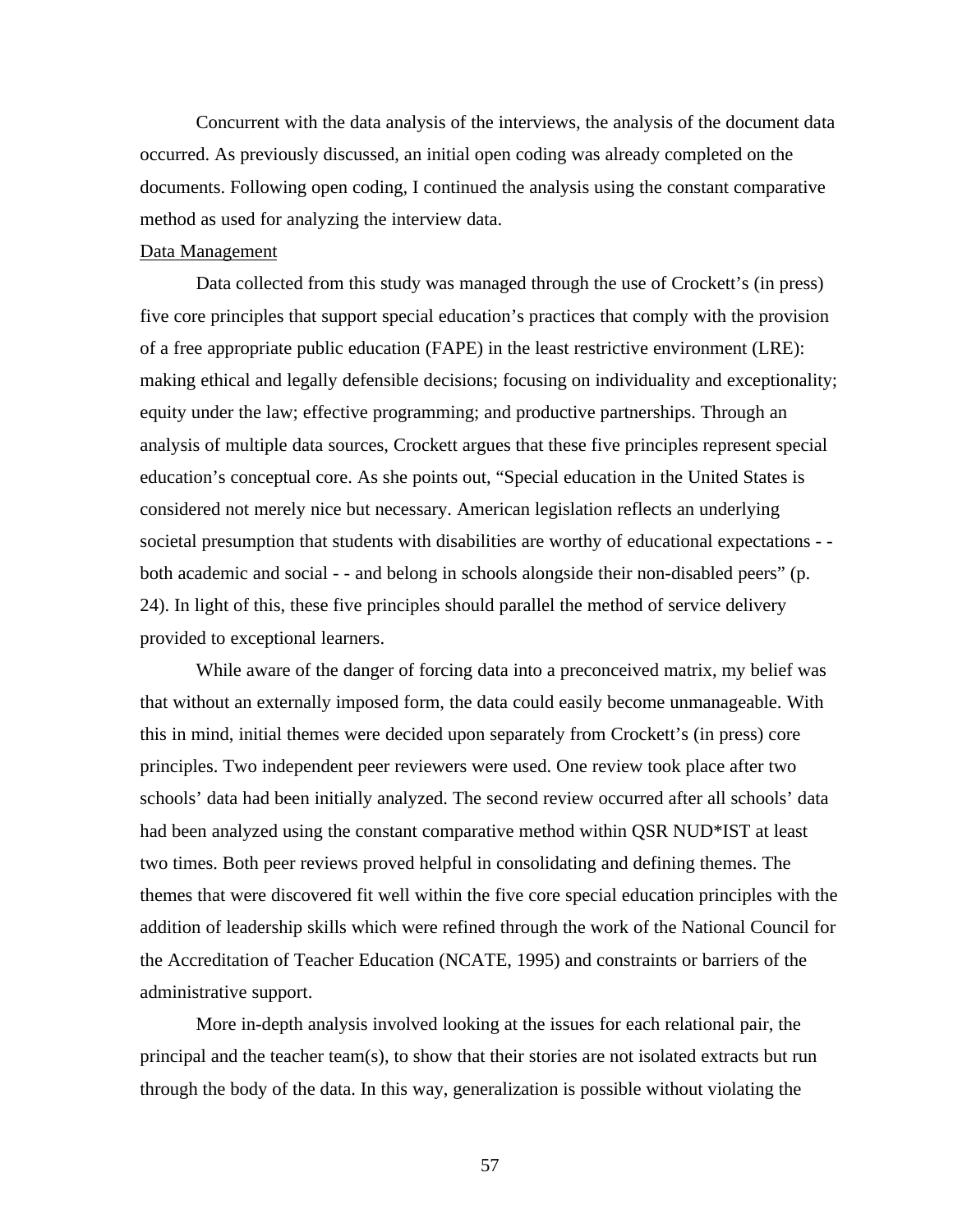Concurrent with the data analysis of the interviews, the analysis of the document data occurred. As previously discussed, an initial open coding was already completed on the documents. Following open coding, I continued the analysis using the constant comparative method as used for analyzing the interview data.

Data Management

Data collected from this study was managed through the use of Crockett's (in press) five core principles that support special education's practices that comply with the provision of a free appropriate public education (FAPE) in the least restrictive environment (LRE): making ethical and legally defensible decisions; focusing on individuality and exceptionality; equity under the law; effective programming; and productive partnerships. Through an analysis of multiple data sources, Crockett argues that these five principles represent special education's conceptual core. As she points out, "Special education in the United States is considered not merely nice but necessary. American legislation reflects an underlying societal presumption that students with disabilities are worthy of educational expectations - - both academic and social - - and belong in schools alongside their non-disabled peers" (p. 24). In light of this, these five principles should parallel the method of service delivery provided to exceptional learners.

While aware of the danger of forcing data into a preconceived matrix, my belief was that without an externally imposed form, the data could easily become unmanageable. With this in mind, initial themes were decided upon separately from Crockett's (in press) core principles. Two independent peer reviewers were used. One review took place after two schools' data had been initially analyzed. The second review occurred after all schools' data had been analyzed using the constant comparative method within QSR NUD*IST at least two times. Both peer reviews proved helpful in consolidating and defining themes. The themes that were discovered fit well within the five core special education principles with the addition of leadership skills which were refined through the work of the National Council for the Accreditation of Teacher Education (NCATE, 1995) and constraints or barriers of the administrative support.

More in-depth analysis involved looking at the issues for each relational pair, the principal and the teacher team(s), to show that their stories are not isolated extracts but run through the body of the data. In this way, generalization is possible without violating the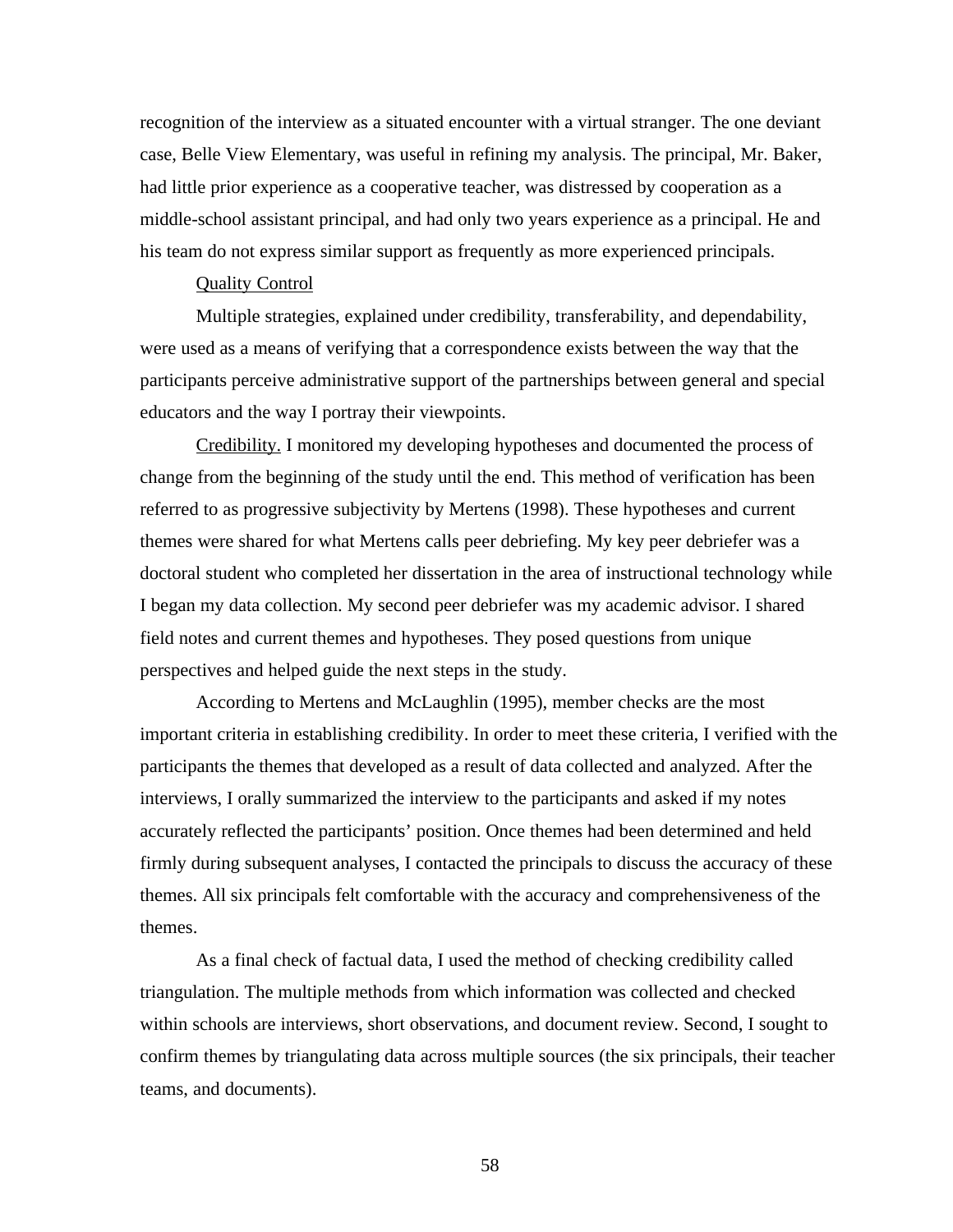recognition of the interview as a situated encounter with a virtual stranger. The one deviant case, Belle View Elementary, was useful in refining my analysis. The principal, Mr. Baker, had little prior experience as a cooperative teacher, was distressed by cooperation as a middle-school assistant principal, and had only two years experience as a principal. He and his team do not express similar support as frequently as more experienced principals.

### Quality Control

Multiple strategies, explained under credibility, transferability, and dependability, were used as a means of verifying that a correspondence exists between the way that the participants perceive administrative support of the partnerships between general and special educators and the way I portray their viewpoints.

Credibility. I monitored my developing hypotheses and documented the process of change from the beginning of the study until the end. This method of verification has been referred to as progressive subjectivity by Mertens (1998). These hypotheses and current themes were shared for what Mertens calls peer debriefing. My key peer debriefer was a doctoral student who completed her dissertation in the area of instructional technology while I began my data collection. My second peer debriefer was my academic advisor. I shared field notes and current themes and hypotheses. They posed questions from unique perspectives and helped guide the next steps in the study.

According to Mertens and McLaughlin (1995), member checks are the most important criteria in establishing credibility. In order to meet these criteria, I verified with the participants the themes that developed as a result of data collected and analyzed. After the interviews, I orally summarized the interview to the participants and asked if my notes accurately reflected the participants' position. Once themes had been determined and held firmly during subsequent analyses, I contacted the principals to discuss the accuracy of these themes. All six principals felt comfortable with the accuracy and comprehensiveness of the themes.

As a final check of factual data, I used the method of checking credibility called triangulation. The multiple methods from which information was collected and checked within schools are interviews, short observations, and document review. Second, I sought to confirm themes by triangulating data across multiple sources (the six principals, their teacher teams, and documents).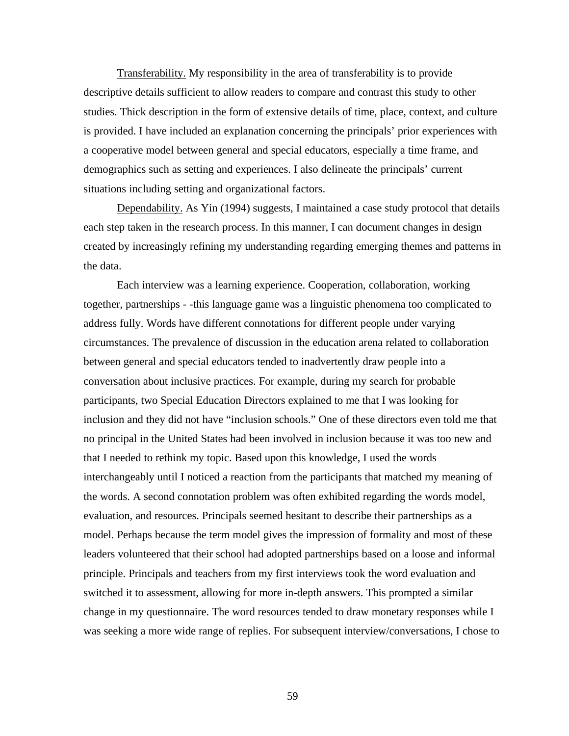Transferability. My responsibility in the area of transferability is to provide descriptive details sufficient to allow readers to compare and contrast this study to other studies. Thick description in the form of extensive details of time, place, context, and culture is provided. I have included an explanation concerning the principals' prior experiences with a cooperative model between general and special educators, especially a time frame, and demographics such as setting and experiences. I also delineate the principals' current situations including setting and organizational factors.

Dependability. As Yin (1994) suggests, I maintained a case study protocol that details each step taken in the research process. In this manner, I can document changes in design created by increasingly refining my understanding regarding emerging themes and patterns in the data.

Each interview was a learning experience. Cooperation, collaboration, working together, partnerships - -this language game was a linguistic phenomena too complicated to address fully. Words have different connotations for different people under varying circumstances. The prevalence of discussion in the education arena related to collaboration between general and special educators tended to inadvertently draw people into a conversation about inclusive practices. For example, during my search for probable participants, two Special Education Directors explained to me that I was looking for inclusion and they did not have "inclusion schools." One of these directors even told me that no principal in the United States had been involved in inclusion because it was too new and that I needed to rethink my topic. Based upon this knowledge, I used the words interchangeably until I noticed a reaction from the participants that matched my meaning of the words. A second connotation problem was often exhibited regarding the words model, evaluation, and resources. Principals seemed hesitant to describe their partnerships as a model. Perhaps because the term model gives the impression of formality and most of these leaders volunteered that their school had adopted partnerships based on a loose and informal principle. Principals and teachers from my first interviews took the word evaluation and switched it to assessment, allowing for more in-depth answers. This prompted a similar change in my questionnaire. The word resources tended to draw monetary responses while I was seeking a more wide range of replies. For subsequent interview/conversations, I chose to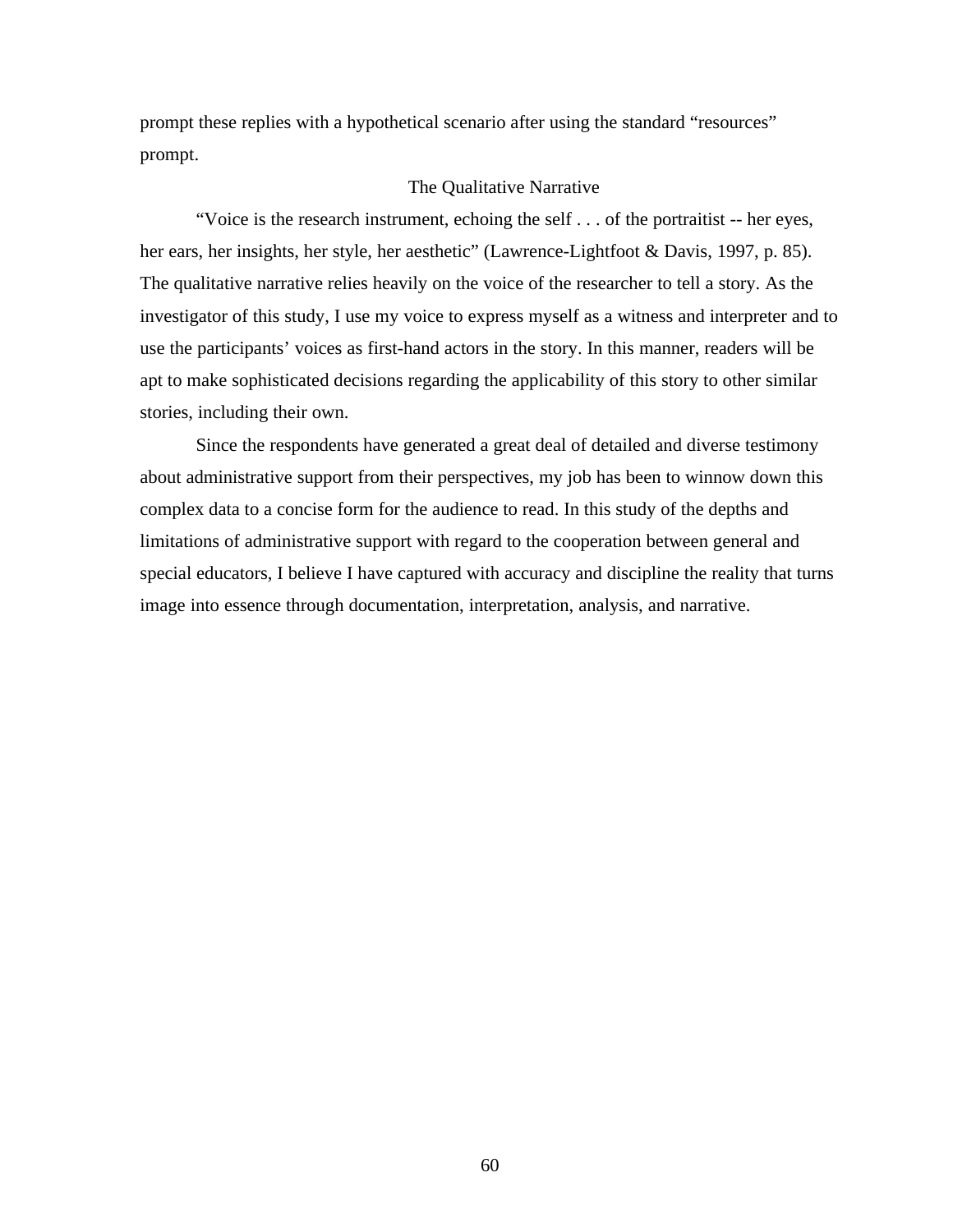prompt these replies with a hypothetical scenario after using the standard "resources" prompt.

## The Qualitative Narrative

"Voice is the research instrument, echoing the self . . . of the portraitist -- her eyes, her ears, her insights, her style, her aesthetic" (Lawrence-Lightfoot & Davis, 1997, p. 85). The qualitative narrative relies heavily on the voice of the researcher to tell a story. As the investigator of this study, I use my voice to express myself as a witness and interpreter and to use the participants' voices as first-hand actors in the story. In this manner, readers will be apt to make sophisticated decisions regarding the applicability of this story to other similar stories, including their own.

Since the respondents have generated a great deal of detailed and diverse testimony about administrative support from their perspectives, my job has been to winnow down this complex data to a concise form for the audience to read. In this study of the depths and limitations of administrative support with regard to the cooperation between general and special educators, I believe I have captured with accuracy and discipline the reality that turns image into essence through documentation, interpretation, analysis, and narrative.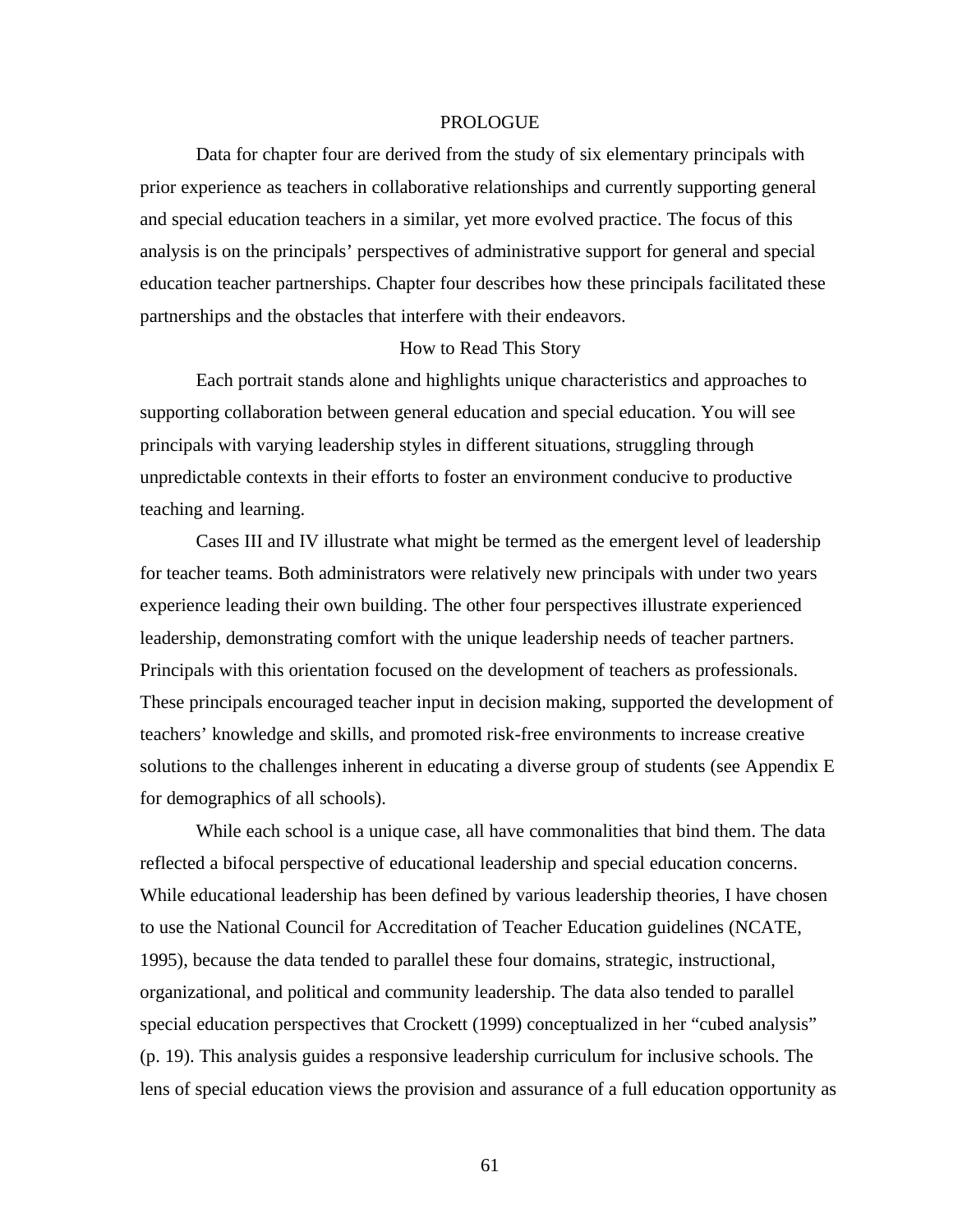## PROLOGUE

Data for chapter four are derived from the study of six elementary principals with prior experience as teachers in collaborative relationships and currently supporting general and special education teachers in a similar, yet more evolved practice. The focus of this analysis is on the principals' perspectives of administrative support for general and special education teacher partnerships. Chapter four describes how these principals facilitated these partnerships and the obstacles that interfere with their endeavors.

### How to Read This Story

Each portrait stands alone and highlights unique characteristics and approaches to supporting collaboration between general education and special education. You will see principals with varying leadership styles in different situations, struggling through unpredictable contexts in their efforts to foster an environment conducive to productive teaching and learning.

Cases III and IV illustrate what might be termed as the emergent level of leadership for teacher teams. Both administrators were relatively new principals with under two years experience leading their own building. The other four perspectives illustrate experienced leadership, demonstrating comfort with the unique leadership needs of teacher partners. Principals with this orientation focused on the development of teachers as professionals. These principals encouraged teacher input in decision making, supported the development of teachers' knowledge and skills, and promoted risk-free environments to increase creative solutions to the challenges inherent in educating a diverse group of students (see Appendix E for demographics of all schools).

While each school is a unique case, all have commonalities that bind them. The data reflected a bifocal perspective of educational leadership and special education concerns. While educational leadership has been defined by various leadership theories, I have chosen to use the National Council for Accreditation of Teacher Education guidelines (NCATE, 1995), because the data tended to parallel these four domains, strategic, instructional, organizational, and political and community leadership. The data also tended to parallel special education perspectives that Crockett (1999) conceptualized in her "cubed analysis" (p. 19). This analysis guides a responsive leadership curriculum for inclusive schools. The lens of special education views the provision and assurance of a full education opportunity as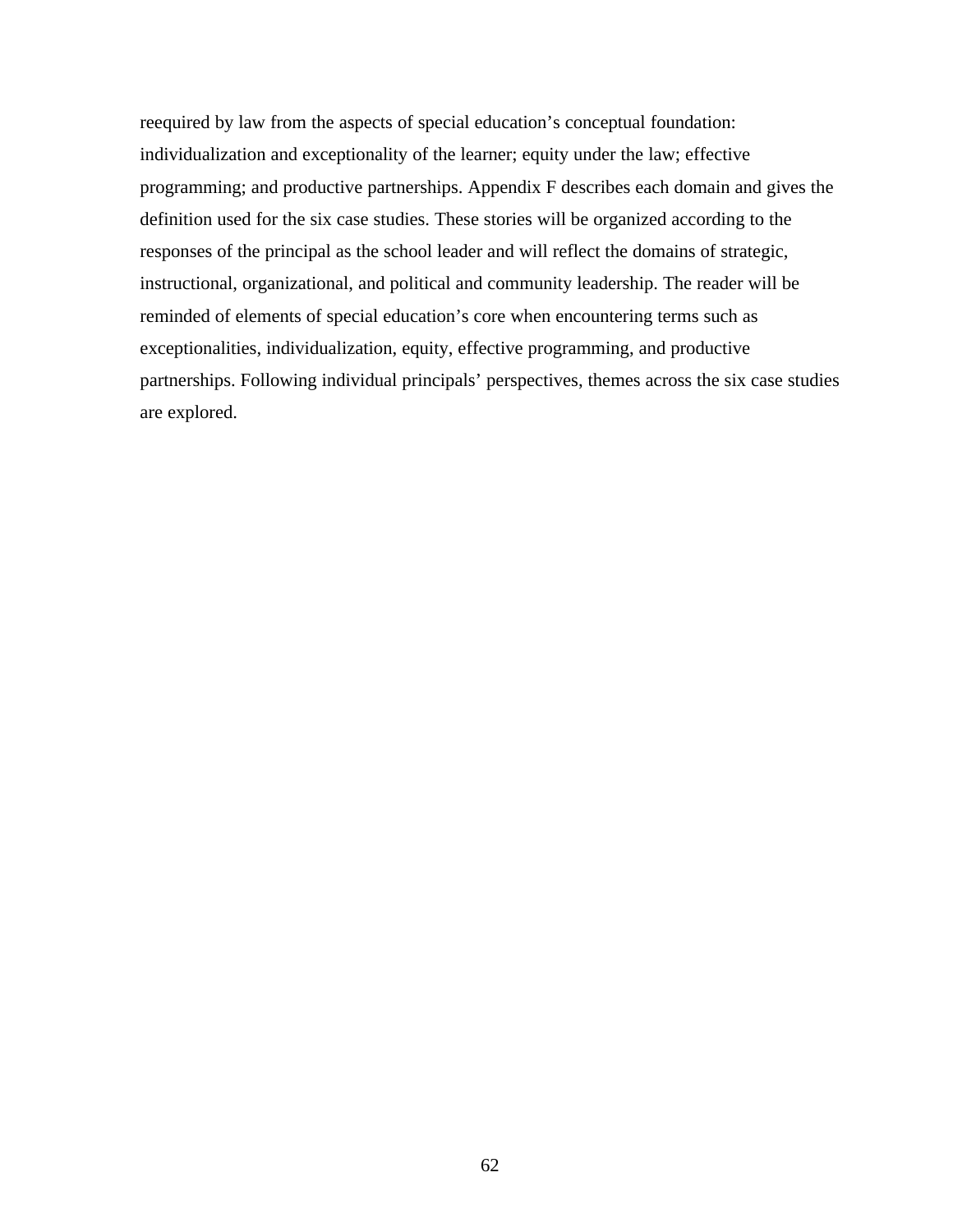reequired by law from the aspects of special education’s conceptual foundation: individualization and exceptionality of the learner; equity under the law; effective programming; and productive partnerships. Appendix F describes each domain and gives the definition used for the six case studies. These stories will be organized according to the responses of the principal as the school leader and will reflect the domains of strategic, instructional, organizational, and political and community leadership. The reader will be reminded of elements of special education’s core when encountering terms such as exceptionalities, individualization, equity, effective programming, and productive partnerships. Following individual principals’ perspectives, themes across the six case studies are explored.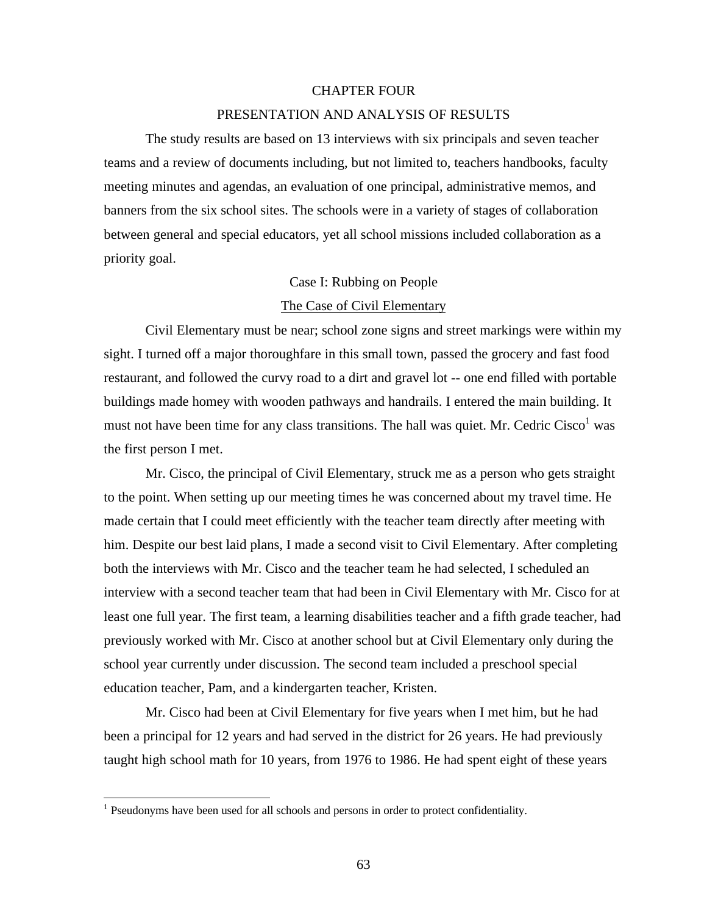# CHAPTER FOUR

# PRESENTATION AND ANALYSIS OF RESULTS

The study results are based on 13 interviews with six principals and seven teacher teams and a review of documents including, but not limited to, teachers handbooks, faculty meeting minutes and agendas, an evaluation of one principal, administrative memos, and banners from the six school sites. The schools were in a variety of stages of collaboration between general and special educators, yet all school missions included collaboration as a priority goal.

## Case I: Rubbing on People

### The Case of Civil Elementary

Civil Elementary must be near; school zone signs and street markings were within my sight. I turned off a major thoroughfare in this small town, passed the grocery and fast food restaurant, and followed the curvy road to a dirt and gravel lot -- one end filled with portable buildings made homey with wooden pathways and handrails. I entered the main building. It must not have been time for any class transitions. The hall was quiet. Mr. Cedric Cisco[1] was the first person I met.

Mr. Cisco, the principal of Civil Elementary, struck me as a person who gets straight to the point. When setting up our meeting times he was concerned about my travel time. He made certain that I could meet efficiently with the teacher team directly after meeting with him. Despite our best laid plans, I made a second visit to Civil Elementary. After completing both the interviews with Mr. Cisco and the teacher team he had selected, I scheduled an interview with a second teacher team that had been in Civil Elementary with Mr. Cisco for at least one full year. The first team, a learning disabilities teacher and a fifth grade teacher, had previously worked with Mr. Cisco at another school but at Civil Elementary only during the school year currently under discussion. The second team included a preschool special education teacher, Pam, and a kindergarten teacher, Kristen.

Mr. Cisco had been at Civil Elementary for five years when I met him, but he had been a principal for 12 years and had served in the district for 26 years. He had previously taught high school math for 10 years, from 1976 to 1986. He had spent eight of these years

[1] Pseudonyms have been used for all schools and persons in order to protect confidentiality.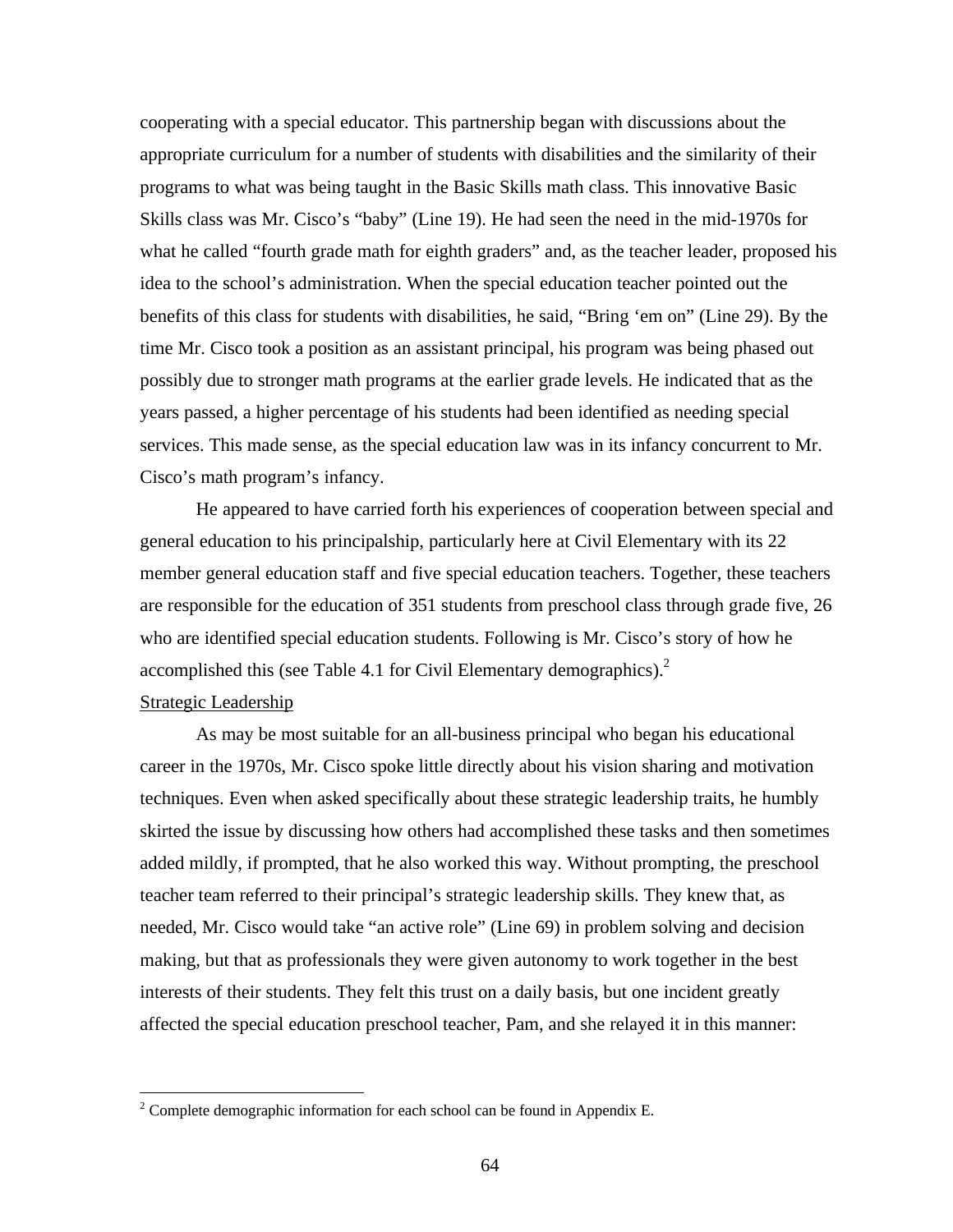cooperating with a special educator. This partnership began with discussions about the appropriate curriculum for a number of students with disabilities and the similarity of their programs to what was being taught in the Basic Skills math class. This innovative Basic Skills class was Mr. Cisco's "baby" (Line 19). He had seen the need in the mid-1970s for what he called "fourth grade math for eighth graders" and, as the teacher leader, proposed his idea to the school's administration. When the special education teacher pointed out the benefits of this class for students with disabilities, he said, "Bring 'em on" (Line 29). By the time Mr. Cisco took a position as an assistant principal, his program was being phased out possibly due to stronger math programs at the earlier grade levels. He indicated that as the years passed, a higher percentage of his students had been identified as needing special services. This made sense, as the special education law was in its infancy concurrent to Mr. Cisco's math program's infancy.

He appeared to have carried forth his experiences of cooperation between special and general education to his principalship, particularly here at Civil Elementary with its 22 member general education staff and five special education teachers. Together, these teachers are responsible for the education of 351 students from preschool class through grade five, 26 who are identified special education students. Following is Mr. Cisco's story of how he accomplished this (see Table 4.1 for Civil Elementary demographics).[2]

<u>Strategic Leadership</u>

As may be most suitable for an all-business principal who began his educational career in the 1970s, Mr. Cisco spoke little directly about his vision sharing and motivation techniques. Even when asked specifically about these strategic leadership traits, he humbly skirted the issue by discussing how others had accomplished these tasks and then sometimes added mildly, if prompted, that he also worked this way. Without prompting, the preschool teacher team referred to their principal's strategic leadership skills. They knew that, as needed, Mr. Cisco would take "an active role" (Line 69) in problem solving and decision making, but that as professionals they were given autonomy to work together in the best interests of their students. They felt this trust on a daily basis, but one incident greatly affected the special education preschool teacher, Pam, and she relayed it in this manner:

[2] Complete demographic information for each school can be found in Appendix E.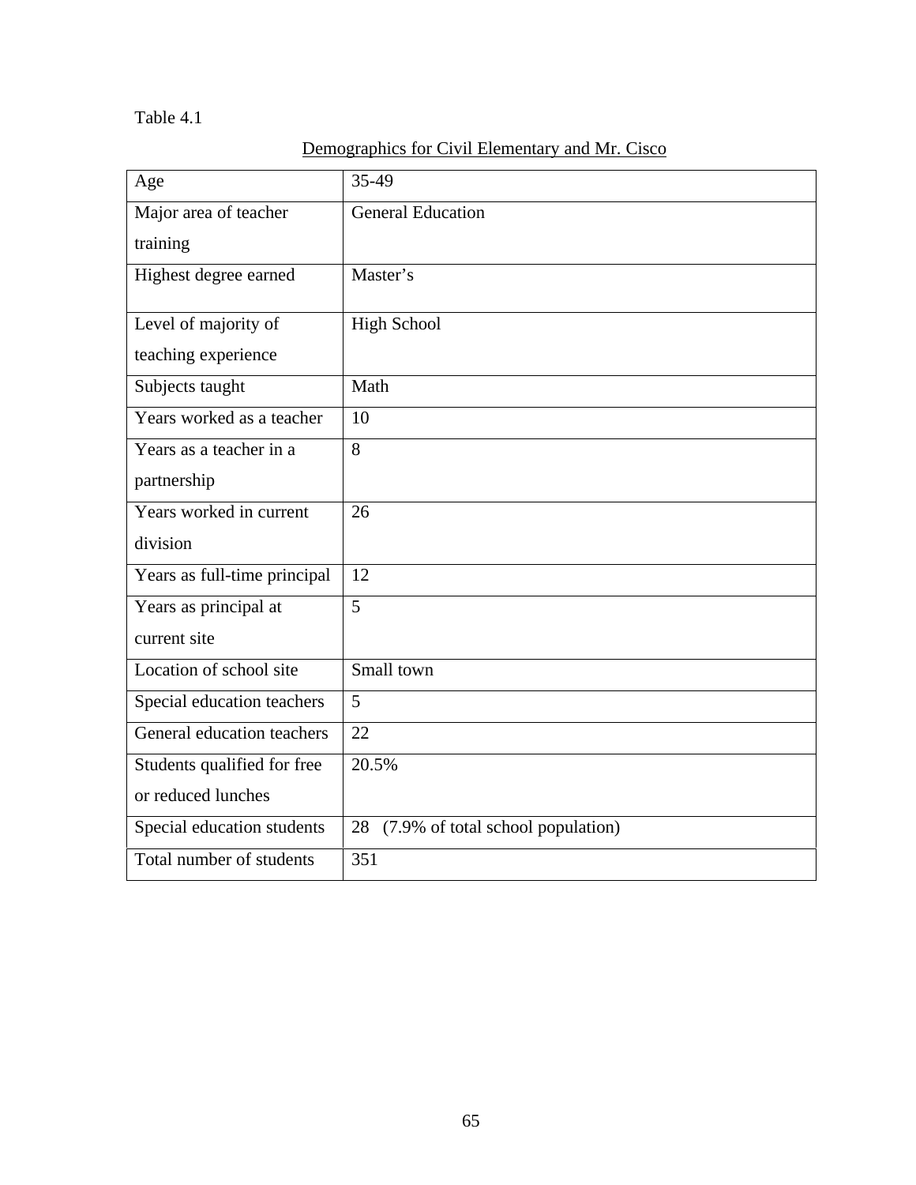Table 4.1

Demographics for Civil Elementary and Mr. Cisco

| | |
|---|---|
| Age | 35-49 |
| Major area of teacher training | General Education |
| Highest degree earned | Master's |
| Level of majority of teaching experience | High School |
| Subjects taught | Math |
| Years worked as a teacher | 10 |
| Years as a teacher in a partnership | 8 |
| Years worked in current division | 26 |
| Years as full-time principal | 12 |
| Years as principal at current site | 5 |
| Location of school site | Small town |
| Special education teachers | 5 |
| General education teachers | 22 |
| Students qualified for free or reduced lunches | 20.5% |
| Special education students | 28 (7.9% of total school population) |
| Total number of students | 351 |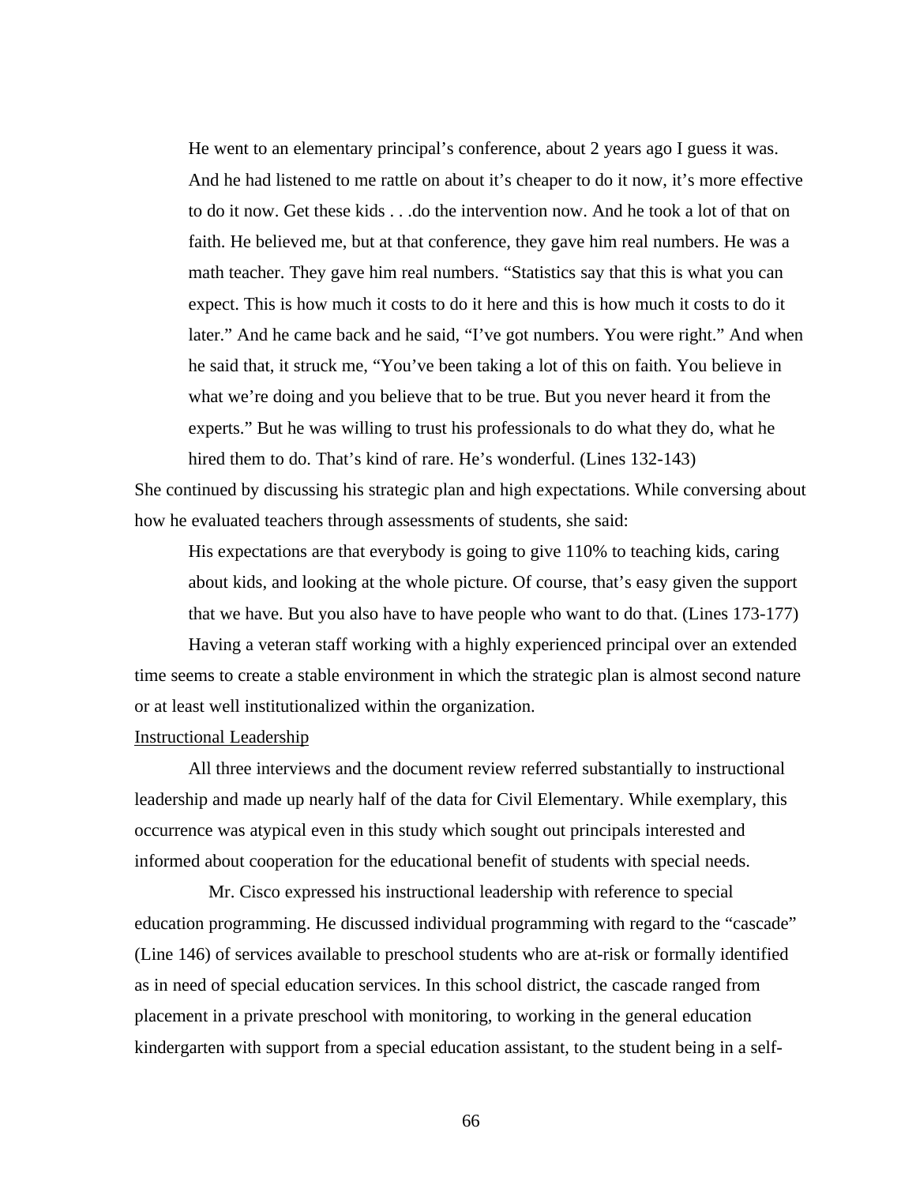> He went to an elementary principal's conference, about 2 years ago I guess it was. And he had listened to me rattle on about it's cheaper to do it now, it's more effective to do it now. Get these kids . . .do the intervention now. And he took a lot of that on faith. He believed me, but at that conference, they gave him real numbers. He was a math teacher. They gave him real numbers. "Statistics say that this is what you can expect. This is how much it costs to do it here and this is how much it costs to do it later." And he came back and he said, "I've got numbers. You were right." And when he said that, it struck me, "You've been taking a lot of this on faith. You believe in what we're doing and you believe that to be true. But you never heard it from the experts." But he was willing to trust his professionals to do what they do, what he hired them to do. That's kind of rare. He's wonderful. (Lines 132-143)

She continued by discussing his strategic plan and high expectations. While conversing about how he evaluated teachers through assessments of students, she said:

> His expectations are that everybody is going to give 110% to teaching kids, caring about kids, and looking at the whole picture. Of course, that's easy given the support that we have. But you also have to have people who want to do that. (Lines 173-177)

Having a veteran staff working with a highly experienced principal over an extended time seems to create a stable environment in which the strategic plan is almost second nature or at least well institutionalized within the organization.

<u>Instructional Leadership</u>

All three interviews and the document review referred substantially to instructional leadership and made up nearly half of the data for Civil Elementary. While exemplary, this occurrence was atypical even in this study which sought out principals interested and informed about cooperation for the educational benefit of students with special needs.

Mr. Cisco expressed his instructional leadership with reference to special education programming. He discussed individual programming with regard to the "cascade" (Line 146) of services available to preschool students who are at-risk or formally identified as in need of special education services. In this school district, the cascade ranged from placement in a private preschool with monitoring, to working in the general education kindergarten with support from a special education assistant, to the student being in a self-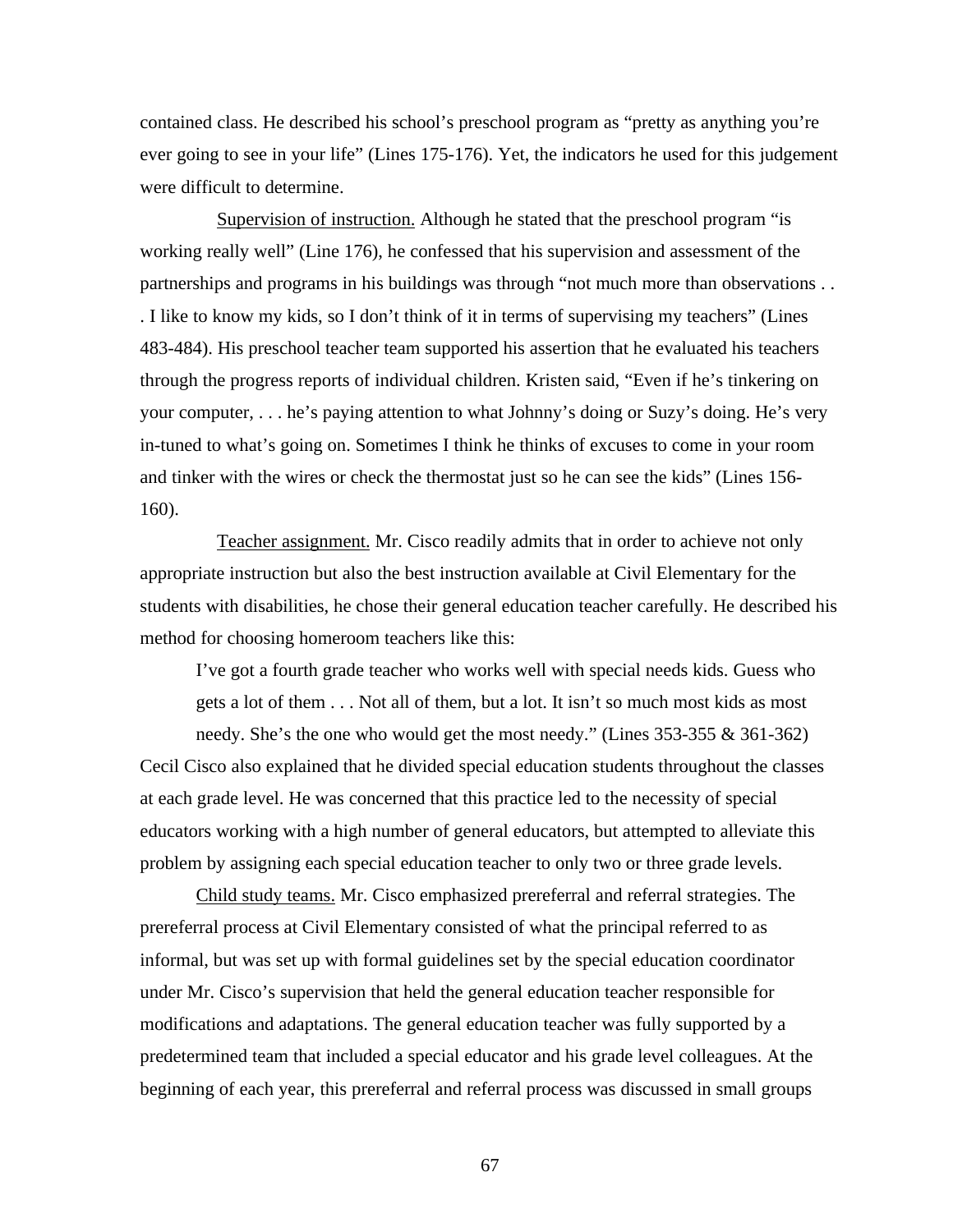contained class. He described his school's preschool program as "pretty as anything you're ever going to see in your life" (Lines 175-176). Yet, the indicators he used for this judgement were difficult to determine.

<u>Supervision of instruction.</u> Although he stated that the preschool program "is working really well" (Line 176), he confessed that his supervision and assessment of the partnerships and programs in his buildings was through "not much more than observations . . . I like to know my kids, so I don't think of it in terms of supervising my teachers" (Lines 483-484). His preschool teacher team supported his assertion that he evaluated his teachers through the progress reports of individual children. Kristen said, "Even if he's tinkering on your computer, . . . he's paying attention to what Johnny's doing or Suzy's doing. He's very in-tuned to what's going on. Sometimes I think he thinks of excuses to come in your room and tinker with the wires or check the thermostat just so he can see the kids" (Lines 156-160).

<u>Teacher assignment.</u> Mr. Cisco readily admits that in order to achieve not only appropriate instruction but also the best instruction available at Civil Elementary for the students with disabilities, he chose their general education teacher carefully. He described his method for choosing homeroom teachers like this:

> I've got a fourth grade teacher who works well with special needs kids. Guess who gets a lot of them . . . Not all of them, but a lot. It isn't so much most kids as most needy. She's the one who would get the most needy." (Lines 353-355 & 361-362)

Cecil Cisco also explained that he divided special education students throughout the classes at each grade level. He was concerned that this practice led to the necessity of special educators working with a high number of general educators, but attempted to alleviate this problem by assigning each special education teacher to only two or three grade levels.

<u>Child study teams.</u> Mr. Cisco emphasized prereferral and referral strategies. The prereferral process at Civil Elementary consisted of what the principal referred to as informal, but was set up with formal guidelines set by the special education coordinator under Mr. Cisco's supervision that held the general education teacher responsible for modifications and adaptations. The general education teacher was fully supported by a predetermined team that included a special educator and his grade level colleagues. At the beginning of each year, this prereferral and referral process was discussed in small groups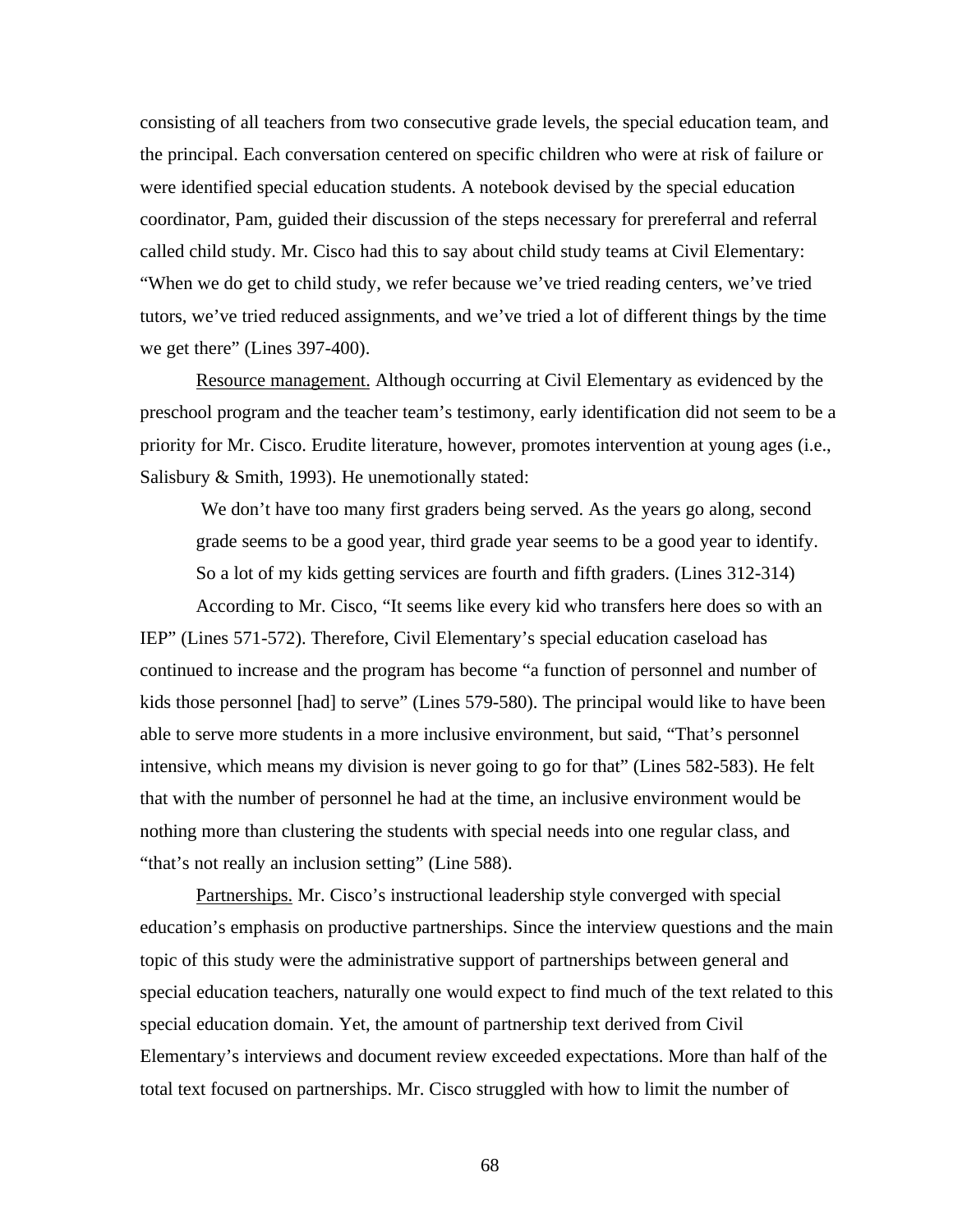consisting of all teachers from two consecutive grade levels, the special education team, and the principal. Each conversation centered on specific children who were at risk of failure or were identified special education students. A notebook devised by the special education coordinator, Pam, guided their discussion of the steps necessary for prereferral and referral called child study. Mr. Cisco had this to say about child study teams at Civil Elementary: "When we do get to child study, we refer because we've tried reading centers, we've tried tutors, we've tried reduced assignments, and we've tried a lot of different things by the time we get there" (Lines 397-400).

<u>Resource management.</u> Although occurring at Civil Elementary as evidenced by the preschool program and the teacher team's testimony, early identification did not seem to be a priority for Mr. Cisco. Erudite literature, however, promotes intervention at young ages (i.e., Salisbury & Smith, 1993). He unemotionally stated:

> We don't have too many first graders being served. As the years go along, second grade seems to be a good year, third grade year seems to be a good year to identify. So a lot of my kids getting services are fourth and fifth graders. (Lines 312-314)

According to Mr. Cisco, "It seems like every kid who transfers here does so with an IEP" (Lines 571-572). Therefore, Civil Elementary's special education caseload has continued to increase and the program has become "a function of personnel and number of kids those personnel [had] to serve" (Lines 579-580). The principal would like to have been able to serve more students in a more inclusive environment, but said, "That's personnel intensive, which means my division is never going to go for that" (Lines 582-583). He felt that with the number of personnel he had at the time, an inclusive environment would be nothing more than clustering the students with special needs into one regular class, and "that's not really an inclusion setting" (Line 588).

<u>Partnerships.</u> Mr. Cisco's instructional leadership style converged with special education's emphasis on productive partnerships. Since the interview questions and the main topic of this study were the administrative support of partnerships between general and special education teachers, naturally one would expect to find much of the text related to this special education domain. Yet, the amount of partnership text derived from Civil Elementary's interviews and document review exceeded expectations. More than half of the total text focused on partnerships. Mr. Cisco struggled with how to limit the number of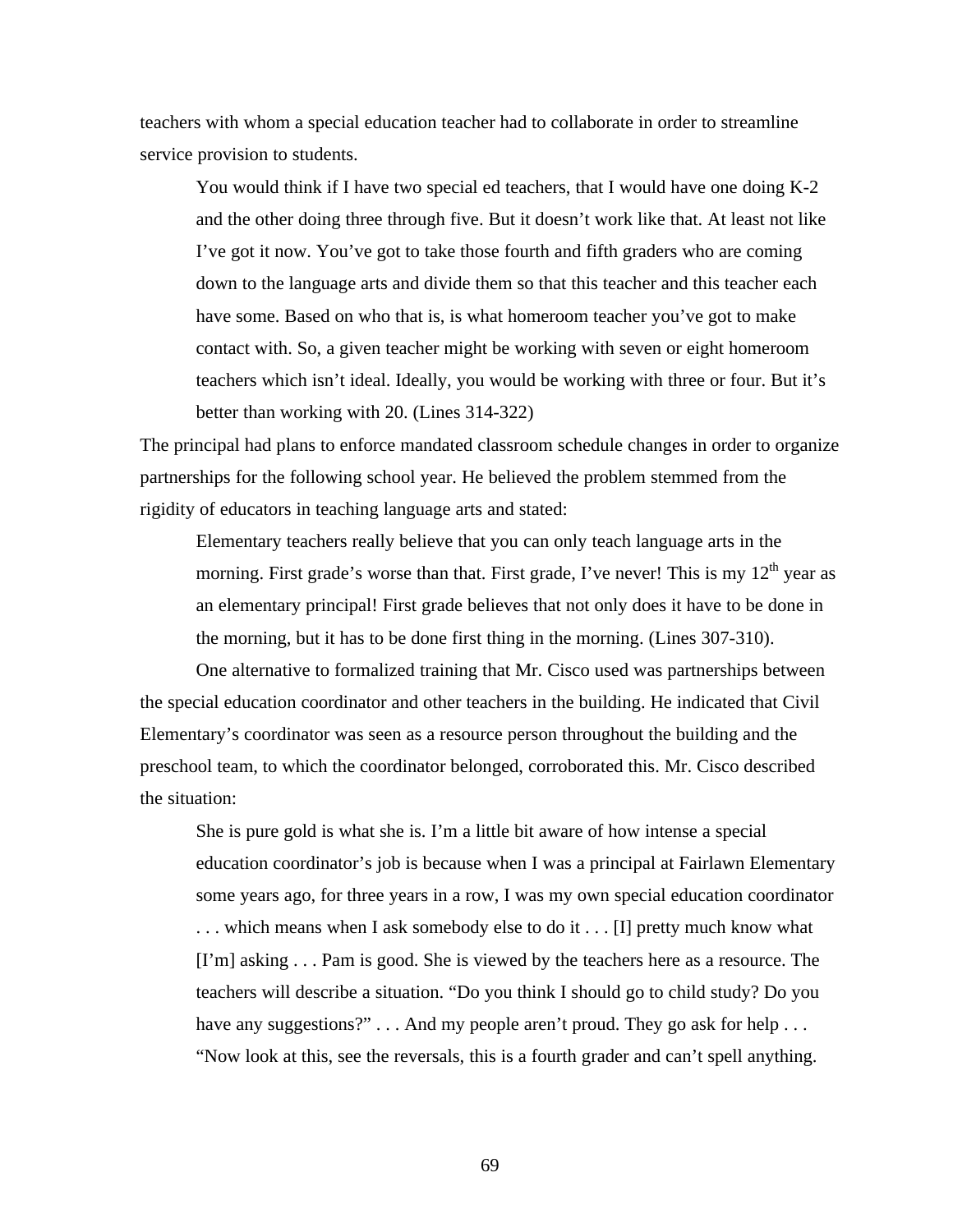teachers with whom a special education teacher had to collaborate in order to streamline service provision to students.

> You would think if I have two special ed teachers, that I would have one doing K-2 and the other doing three through five. But it doesn't work like that. At least not like I've got it now. You've got to take those fourth and fifth graders who are coming down to the language arts and divide them so that this teacher and this teacher each have some. Based on who that is, is what homeroom teacher you've got to make contact with. So, a given teacher might be working with seven or eight homeroom teachers which isn't ideal. Ideally, you would be working with three or four. But it's better than working with 20. (Lines 314-322)

The principal had plans to enforce mandated classroom schedule changes in order to organize partnerships for the following school year. He believed the problem stemmed from the rigidity of educators in teaching language arts and stated:

> Elementary teachers really believe that you can only teach language arts in the morning. First grade's worse than that. First grade, I've never! This is my 12th year as an elementary principal! First grade believes that not only does it have to be done in the morning, but it has to be done first thing in the morning. (Lines 307-310).

One alternative to formalized training that Mr. Cisco used was partnerships between the special education coordinator and other teachers in the building. He indicated that Civil Elementary's coordinator was seen as a resource person throughout the building and the preschool team, to which the coordinator belonged, corroborated this. Mr. Cisco described the situation:

> She is pure gold is what she is. I'm a little bit aware of how intense a special education coordinator's job is because when I was a principal at Fairlawn Elementary some years ago, for three years in a row, I was my own special education coordinator . . . which means when I ask somebody else to do it . . . [I] pretty much know what [I'm] asking . . . Pam is good. She is viewed by the teachers here as a resource. The teachers will describe a situation. "Do you think I should go to child study? Do you have any suggestions?" . . . And my people aren't proud. They go ask for help . . . "Now look at this, see the reversals, this is a fourth grader and can't spell anything.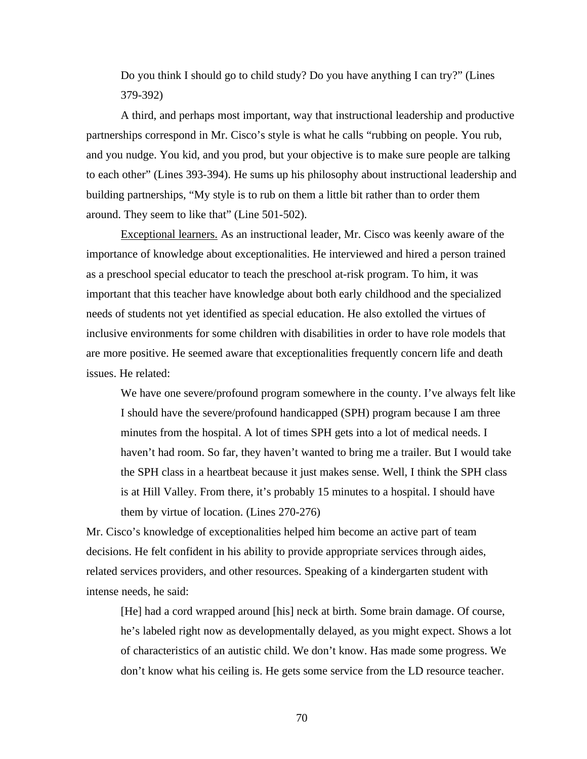> Do you think I should go to child study? Do you have anything I can try?" (Lines 379-392)

A third, and perhaps most important, way that instructional leadership and productive partnerships correspond in Mr. Cisco's style is what he calls "rubbing on people. You rub, and you nudge. You kid, and you prod, but your objective is to make sure people are talking to each other" (Lines 393-394). He sums up his philosophy about instructional leadership and building partnerships, "My style is to rub on them a little bit rather than to order them around. They seem to like that" (Line 501-502).

<u>Exceptional learners.</u> As an instructional leader, Mr. Cisco was keenly aware of the importance of knowledge about exceptionalities. He interviewed and hired a person trained as a preschool special educator to teach the preschool at-risk program. To him, it was important that this teacher have knowledge about both early childhood and the specialized needs of students not yet identified as special education. He also extolled the virtues of inclusive environments for some children with disabilities in order to have role models that are more positive. He seemed aware that exceptionalities frequently concern life and death issues. He related:

> We have one severe/profound program somewhere in the county. I've always felt like I should have the severe/profound handicapped (SPH) program because I am three minutes from the hospital. A lot of times SPH gets into a lot of medical needs. I haven't had room. So far, they haven't wanted to bring me a trailer. But I would take the SPH class in a heartbeat because it just makes sense. Well, I think the SPH class is at Hill Valley. From there, it's probably 15 minutes to a hospital. I should have them by virtue of location. (Lines 270-276)

Mr. Cisco's knowledge of exceptionalities helped him become an active part of team decisions. He felt confident in his ability to provide appropriate services through aides, related services providers, and other resources. Speaking of a kindergarten student with intense needs, he said:

> [He] had a cord wrapped around [his] neck at birth. Some brain damage. Of course, he's labeled right now as developmentally delayed, as you might expect. Shows a lot of characteristics of an autistic child. We don't know. Has made some progress. We don't know what his ceiling is. He gets some service from the LD resource teacher.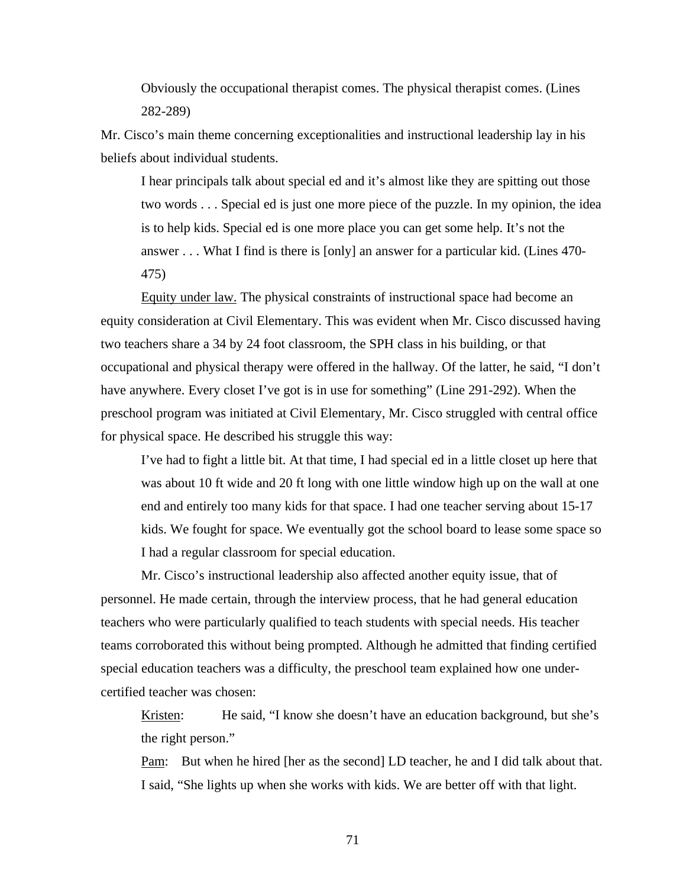> Obviously the occupational therapist comes. The physical therapist comes. (Lines 282-289)

Mr. Cisco's main theme concerning exceptionalities and instructional leadership lay in his beliefs about individual students.

> I hear principals talk about special ed and it's almost like they are spitting out those two words . . . Special ed is just one more piece of the puzzle. In my opinion, the idea is to help kids. Special ed is one more place you can get some help. It's not the answer . . . What I find is there is [only] an answer for a particular kid. (Lines 470-475)

Equity under law. The physical constraints of instructional space had become an equity consideration at Civil Elementary. This was evident when Mr. Cisco discussed having two teachers share a 34 by 24 foot classroom, the SPH class in his building, or that occupational and physical therapy were offered in the hallway. Of the latter, he said, "I don't have anywhere. Every closet I've got is in use for something" (Line 291-292). When the preschool program was initiated at Civil Elementary, Mr. Cisco struggled with central office for physical space. He described his struggle this way:

> I've had to fight a little bit. At that time, I had special ed in a little closet up here that was about 10 ft wide and 20 ft long with one little window high up on the wall at one end and entirely too many kids for that space. I had one teacher serving about 15-17 kids. We fought for space. We eventually got the school board to lease some space so I had a regular classroom for special education.

Mr. Cisco's instructional leadership also affected another equity issue, that of personnel. He made certain, through the interview process, that he had general education teachers who were particularly qualified to teach students with special needs. His teacher teams corroborated this without being prompted. Although he admitted that finding certified special education teachers was a difficulty, the preschool team explained how one under-certified teacher was chosen:

> Kristen: He said, "I know she doesn't have an education background, but she's the right person."
>
> Pam: But when he hired [her as the second] LD teacher, he and I did talk about that. I said, "She lights up when she works with kids. We are better off with that light.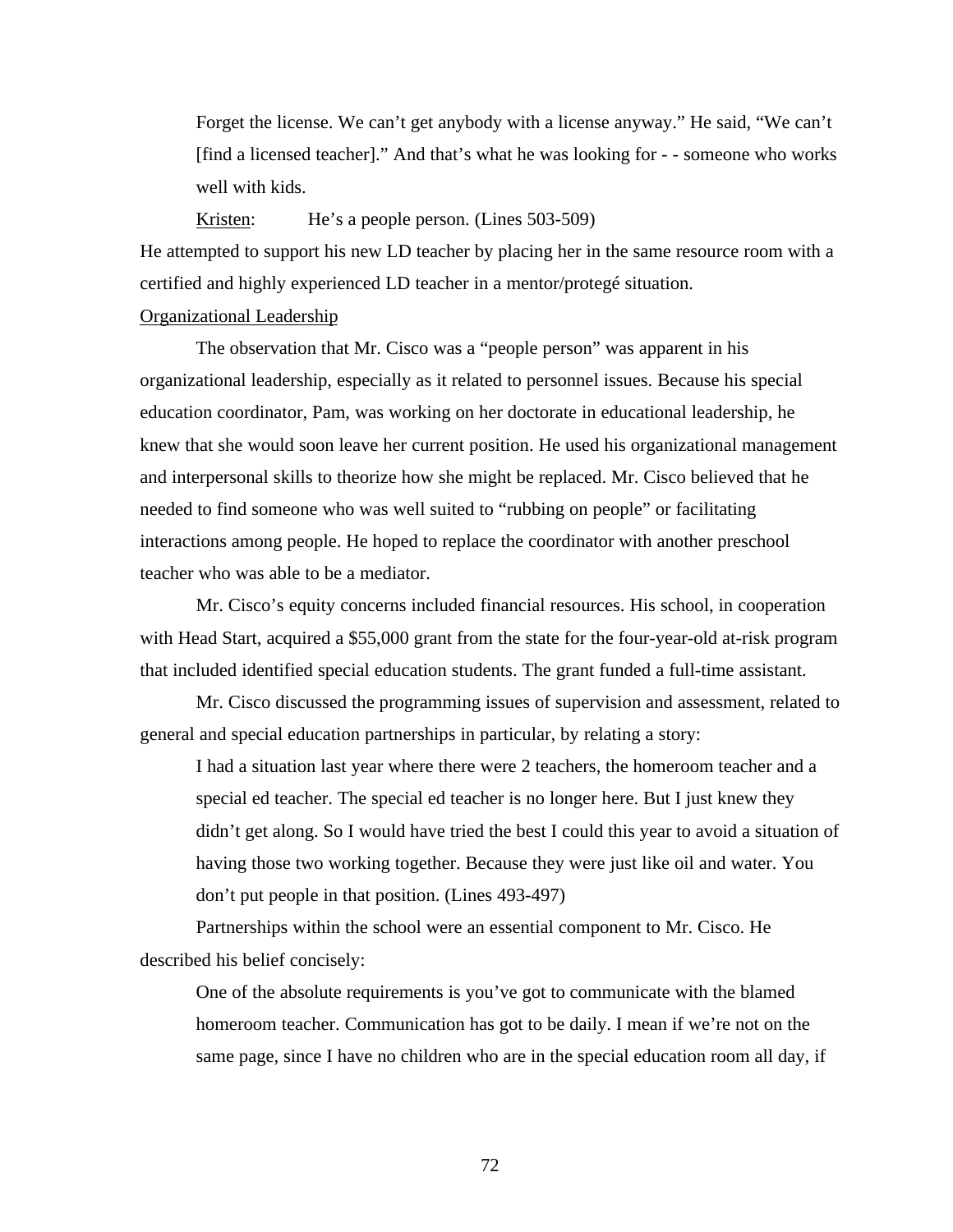Forget the license. We can't get anybody with a license anyway." He said, "We can't [find a licensed teacher]." And that's what he was looking for - - someone who works well with kids.

Kristen: He's a people person. (Lines 503-509)

He attempted to support his new LD teacher by placing her in the same resource room with a certified and highly experienced LD teacher in a mentor/protegé situation.

Organizational Leadership

The observation that Mr. Cisco was a "people person" was apparent in his organizational leadership, especially as it related to personnel issues. Because his special education coordinator, Pam, was working on her doctorate in educational leadership, he knew that she would soon leave her current position. He used his organizational management and interpersonal skills to theorize how she might be replaced. Mr. Cisco believed that he needed to find someone who was well suited to "rubbing on people" or facilitating interactions among people. He hoped to replace the coordinator with another preschool teacher who was able to be a mediator.

Mr. Cisco's equity concerns included financial resources. His school, in cooperation with Head Start, acquired a $55,000 grant from the state for the four-year-old at-risk program that included identified special education students. The grant funded a full-time assistant.

Mr. Cisco discussed the programming issues of supervision and assessment, related to general and special education partnerships in particular, by relating a story:

> I had a situation last year where there were 2 teachers, the homeroom teacher and a special ed teacher. The special ed teacher is no longer here. But I just knew they didn't get along. So I would have tried the best I could this year to avoid a situation of having those two working together. Because they were just like oil and water. You don't put people in that position. (Lines 493-497)

Partnerships within the school were an essential component to Mr. Cisco. He described his belief concisely:

> One of the absolute requirements is you've got to communicate with the blamed homeroom teacher. Communication has got to be daily. I mean if we're not on the same page, since I have no children who are in the special education room all day, if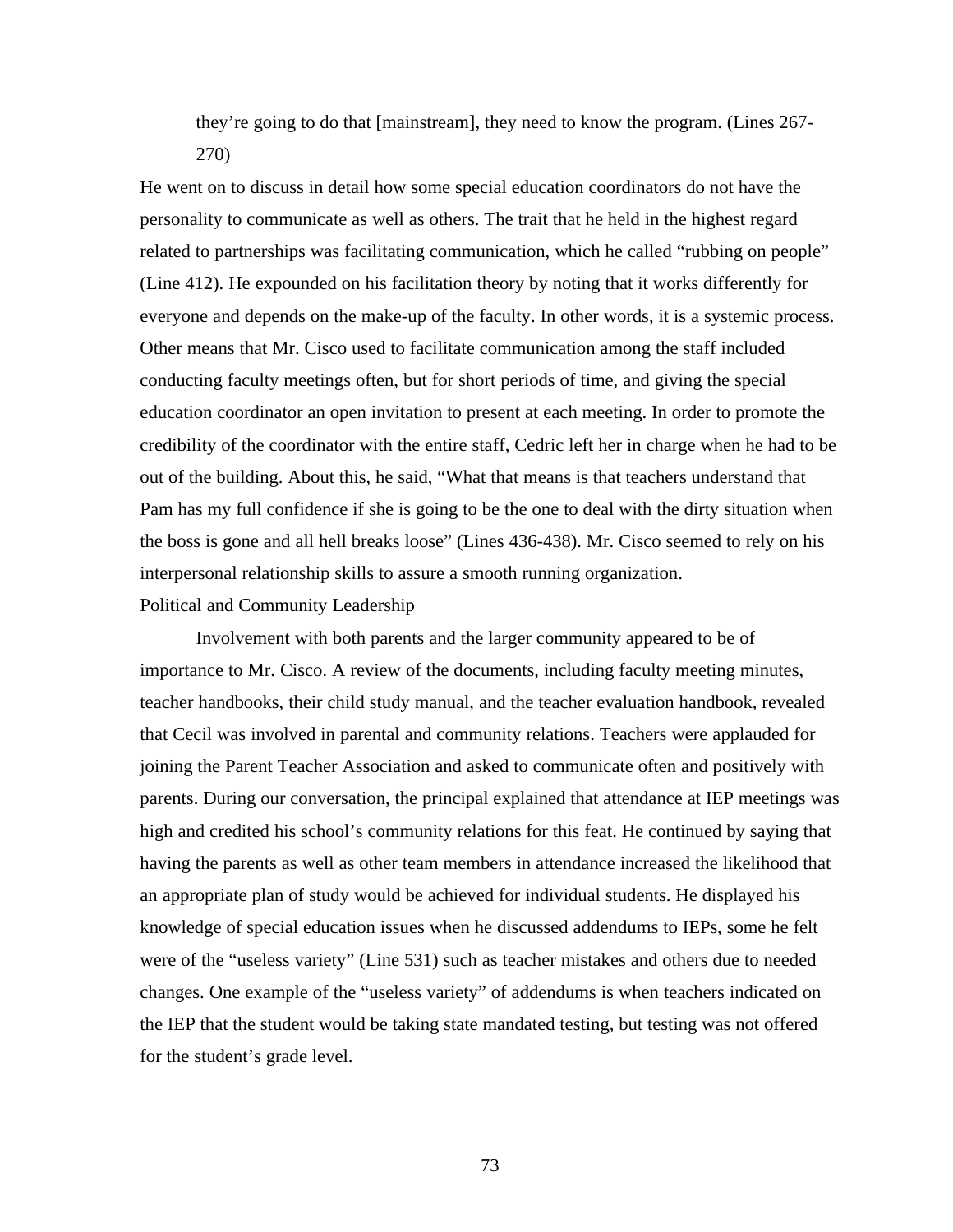> they're going to do that [mainstream], they need to know the program. (Lines 267-270)

He went on to discuss in detail how some special education coordinators do not have the personality to communicate as well as others. The trait that he held in the highest regard related to partnerships was facilitating communication, which he called "rubbing on people" (Line 412). He expounded on his facilitation theory by noting that it works differently for everyone and depends on the make-up of the faculty. In other words, it is a systemic process. Other means that Mr. Cisco used to facilitate communication among the staff included conducting faculty meetings often, but for short periods of time, and giving the special education coordinator an open invitation to present at each meeting. In order to promote the credibility of the coordinator with the entire staff, Cedric left her in charge when he had to be out of the building. About this, he said, "What that means is that teachers understand that Pam has my full confidence if she is going to be the one to deal with the dirty situation when the boss is gone and all hell breaks loose" (Lines 436-438). Mr. Cisco seemed to rely on his interpersonal relationship skills to assure a smooth running organization.

Political and Community Leadership

Involvement with both parents and the larger community appeared to be of importance to Mr. Cisco. A review of the documents, including faculty meeting minutes, teacher handbooks, their child study manual, and the teacher evaluation handbook, revealed that Cecil was involved in parental and community relations. Teachers were applauded for joining the Parent Teacher Association and asked to communicate often and positively with parents. During our conversation, the principal explained that attendance at IEP meetings was high and credited his school's community relations for this feat. He continued by saying that having the parents as well as other team members in attendance increased the likelihood that an appropriate plan of study would be achieved for individual students. He displayed his knowledge of special education issues when he discussed addendums to IEPs, some he felt were of the "useless variety" (Line 531) such as teacher mistakes and others due to needed changes. One example of the "useless variety" of addendums is when teachers indicated on the IEP that the student would be taking state mandated testing, but testing was not offered for the student's grade level.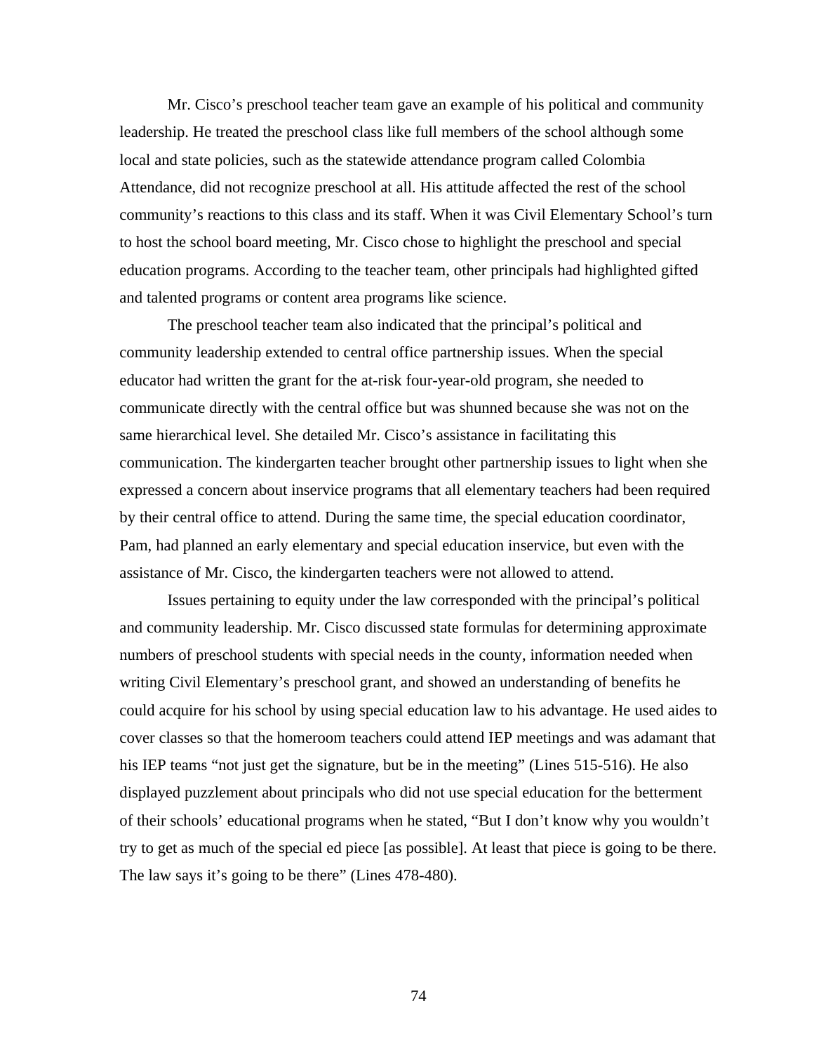Mr. Cisco's preschool teacher team gave an example of his political and community leadership. He treated the preschool class like full members of the school although some local and state policies, such as the statewide attendance program called Colombia Attendance, did not recognize preschool at all. His attitude affected the rest of the school community's reactions to this class and its staff. When it was Civil Elementary School's turn to host the school board meeting, Mr. Cisco chose to highlight the preschool and special education programs. According to the teacher team, other principals had highlighted gifted and talented programs or content area programs like science.

The preschool teacher team also indicated that the principal's political and community leadership extended to central office partnership issues. When the special educator had written the grant for the at-risk four-year-old program, she needed to communicate directly with the central office but was shunned because she was not on the same hierarchical level. She detailed Mr. Cisco's assistance in facilitating this communication. The kindergarten teacher brought other partnership issues to light when she expressed a concern about inservice programs that all elementary teachers had been required by their central office to attend. During the same time, the special education coordinator, Pam, had planned an early elementary and special education inservice, but even with the assistance of Mr. Cisco, the kindergarten teachers were not allowed to attend.

Issues pertaining to equity under the law corresponded with the principal's political and community leadership. Mr. Cisco discussed state formulas for determining approximate numbers of preschool students with special needs in the county, information needed when writing Civil Elementary's preschool grant, and showed an understanding of benefits he could acquire for his school by using special education law to his advantage. He used aides to cover classes so that the homeroom teachers could attend IEP meetings and was adamant that his IEP teams "not just get the signature, but be in the meeting" (Lines 515-516). He also displayed puzzlement about principals who did not use special education for the betterment of their schools' educational programs when he stated, "But I don't know why you wouldn't try to get as much of the special ed piece [as possible]. At least that piece is going to be there. The law says it's going to be there" (Lines 478-480).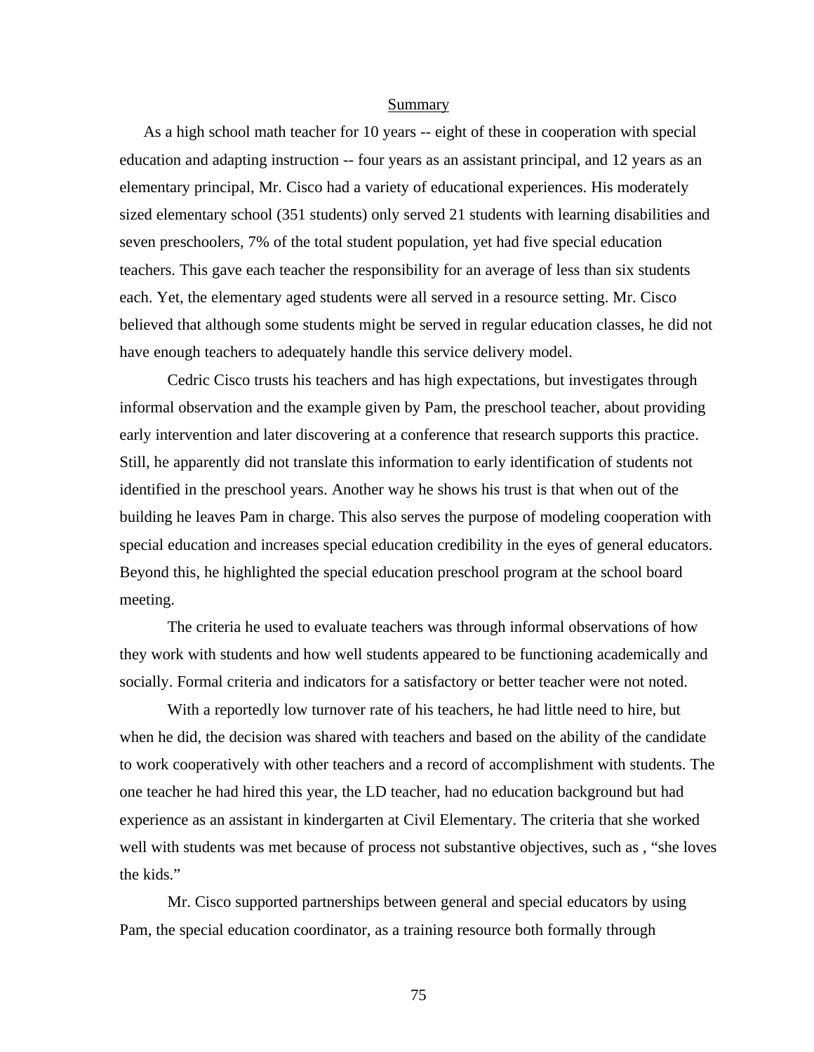Summary

As a high school math teacher for 10 years -- eight of these in cooperation with special education and adapting instruction -- four years as an assistant principal, and 12 years as an elementary principal, Mr. Cisco had a variety of educational experiences. His moderately sized elementary school (351 students) only served 21 students with learning disabilities and seven preschoolers, 7% of the total student population, yet had five special education teachers. This gave each teacher the responsibility for an average of less than six students each. Yet, the elementary aged students were all served in a resource setting. Mr. Cisco believed that although some students might be served in regular education classes, he did not have enough teachers to adequately handle this service delivery model.

Cedric Cisco trusts his teachers and has high expectations, but investigates through informal observation and the example given by Pam, the preschool teacher, about providing early intervention and later discovering at a conference that research supports this practice. Still, he apparently did not translate this information to early identification of students not identified in the preschool years. Another way he shows his trust is that when out of the building he leaves Pam in charge. This also serves the purpose of modeling cooperation with special education and increases special education credibility in the eyes of general educators. Beyond this, he highlighted the special education preschool program at the school board meeting.

The criteria he used to evaluate teachers was through informal observations of how they work with students and how well students appeared to be functioning academically and socially. Formal criteria and indicators for a satisfactory or better teacher were not noted.

With a reportedly low turnover rate of his teachers, he had little need to hire, but when he did, the decision was shared with teachers and based on the ability of the candidate to work cooperatively with other teachers and a record of accomplishment with students. The one teacher he had hired this year, the LD teacher, had no education background but had experience as an assistant in kindergarten at Civil Elementary. The criteria that she worked well with students was met because of process not substantive objectives, such as , "she loves the kids."

Mr. Cisco supported partnerships between general and special educators by using Pam, the special education coordinator, as a training resource both formally through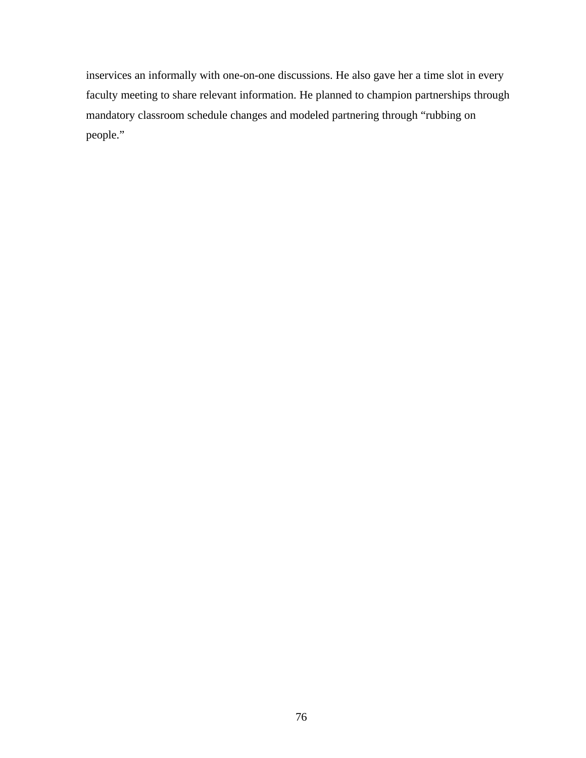inservices an informally with one-on-one discussions. He also gave her a time slot in every faculty meeting to share relevant information. He planned to champion partnerships through mandatory classroom schedule changes and modeled partnering through "rubbing on people."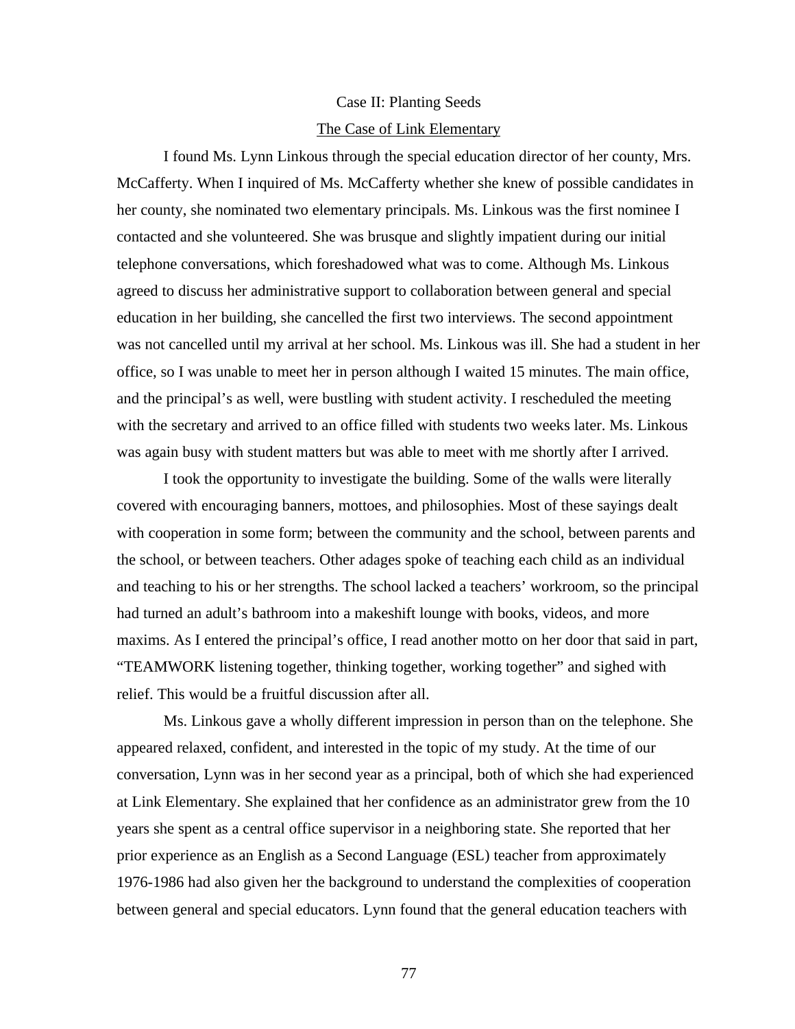## Case II: Planting Seeds

### The Case of Link Elementary

I found Ms. Lynn Linkous through the special education director of her county, Mrs. McCafferty. When I inquired of Ms. McCafferty whether she knew of possible candidates in her county, she nominated two elementary principals. Ms. Linkous was the first nominee I contacted and she volunteered. She was brusque and slightly impatient during our initial telephone conversations, which foreshadowed what was to come. Although Ms. Linkous agreed to discuss her administrative support to collaboration between general and special education in her building, she cancelled the first two interviews. The second appointment was not cancelled until my arrival at her school. Ms. Linkous was ill. She had a student in her office, so I was unable to meet her in person although I waited 15 minutes. The main office, and the principal's as well, were bustling with student activity. I rescheduled the meeting with the secretary and arrived to an office filled with students two weeks later. Ms. Linkous was again busy with student matters but was able to meet with me shortly after I arrived.

I took the opportunity to investigate the building. Some of the walls were literally covered with encouraging banners, mottoes, and philosophies. Most of these sayings dealt with cooperation in some form; between the community and the school, between parents and the school, or between teachers. Other adages spoke of teaching each child as an individual and teaching to his or her strengths. The school lacked a teachers' workroom, so the principal had turned an adult's bathroom into a makeshift lounge with books, videos, and more maxims. As I entered the principal's office, I read another motto on her door that said in part, "TEAMWORK listening together, thinking together, working together" and sighed with relief. This would be a fruitful discussion after all.

Ms. Linkous gave a wholly different impression in person than on the telephone. She appeared relaxed, confident, and interested in the topic of my study. At the time of our conversation, Lynn was in her second year as a principal, both of which she had experienced at Link Elementary. She explained that her confidence as an administrator grew from the 10 years she spent as a central office supervisor in a neighboring state. She reported that her prior experience as an English as a Second Language (ESL) teacher from approximately 1976-1986 had also given her the background to understand the complexities of cooperation between general and special educators. Lynn found that the general education teachers with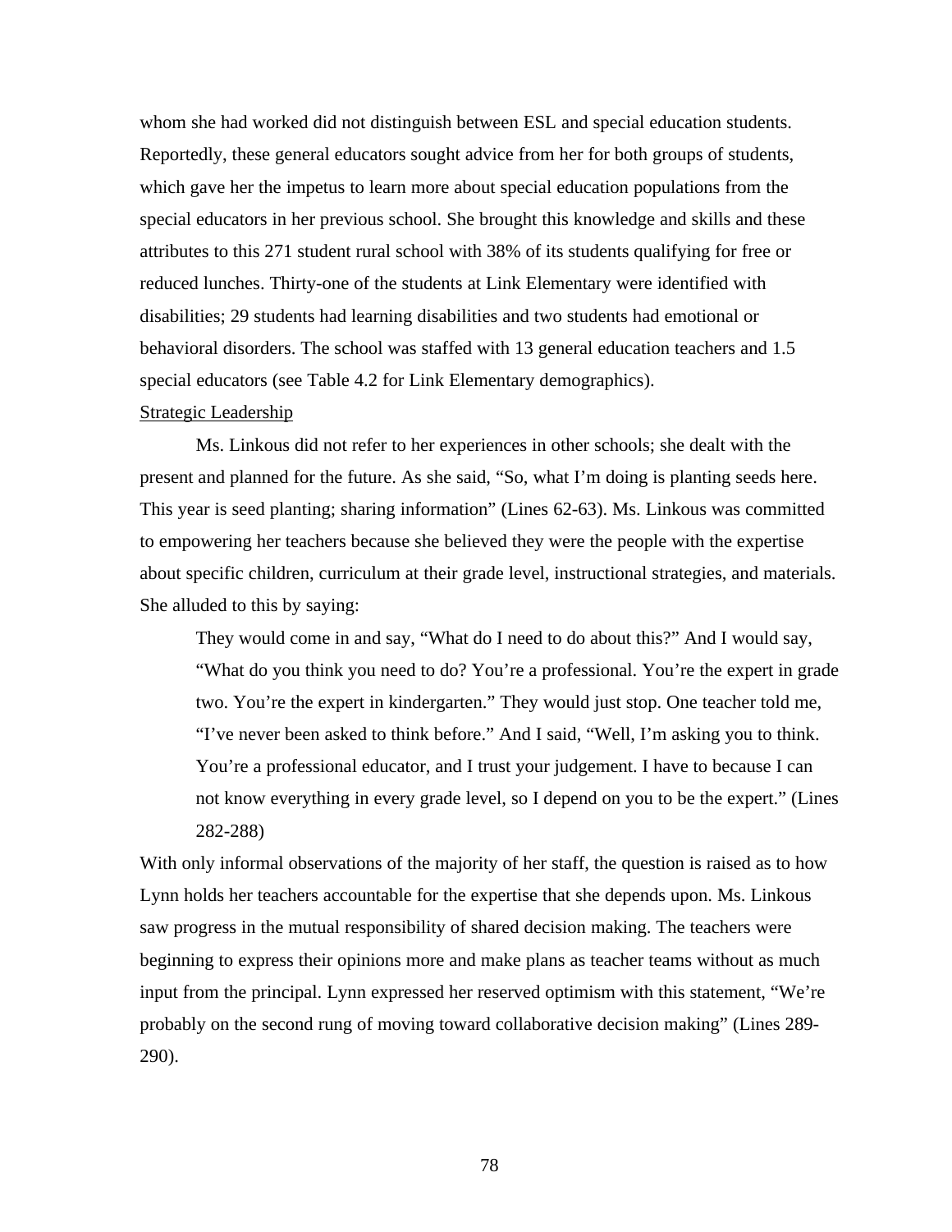whom she had worked did not distinguish between ESL and special education students. Reportedly, these general educators sought advice from her for both groups of students, which gave her the impetus to learn more about special education populations from the special educators in her previous school. She brought this knowledge and skills and these attributes to this 271 student rural school with 38% of its students qualifying for free or reduced lunches. Thirty-one of the students at Link Elementary were identified with disabilities; 29 students had learning disabilities and two students had emotional or behavioral disorders. The school was staffed with 13 general education teachers and 1.5 special educators (see Table 4.2 for Link Elementary demographics).

<u>Strategic Leadership</u>

Ms. Linkous did not refer to her experiences in other schools; she dealt with the present and planned for the future. As she said, "So, what I'm doing is planting seeds here. This year is seed planting; sharing information" (Lines 62-63). Ms. Linkous was committed to empowering her teachers because she believed they were the people with the expertise about specific children, curriculum at their grade level, instructional strategies, and materials. She alluded to this by saying:

> They would come in and say, "What do I need to do about this?" And I would say, "What do you think you need to do? You're a professional. You're the expert in grade two. You're the expert in kindergarten." They would just stop. One teacher told me, "I've never been asked to think before." And I said, "Well, I'm asking you to think. You're a professional educator, and I trust your judgement. I have to because I can not know everything in every grade level, so I depend on you to be the expert." (Lines 282-288)

With only informal observations of the majority of her staff, the question is raised as to how Lynn holds her teachers accountable for the expertise that she depends upon. Ms. Linkous saw progress in the mutual responsibility of shared decision making. The teachers were beginning to express their opinions more and make plans as teacher teams without as much input from the principal. Lynn expressed her reserved optimism with this statement, "We're probably on the second rung of moving toward collaborative decision making" (Lines 289-290).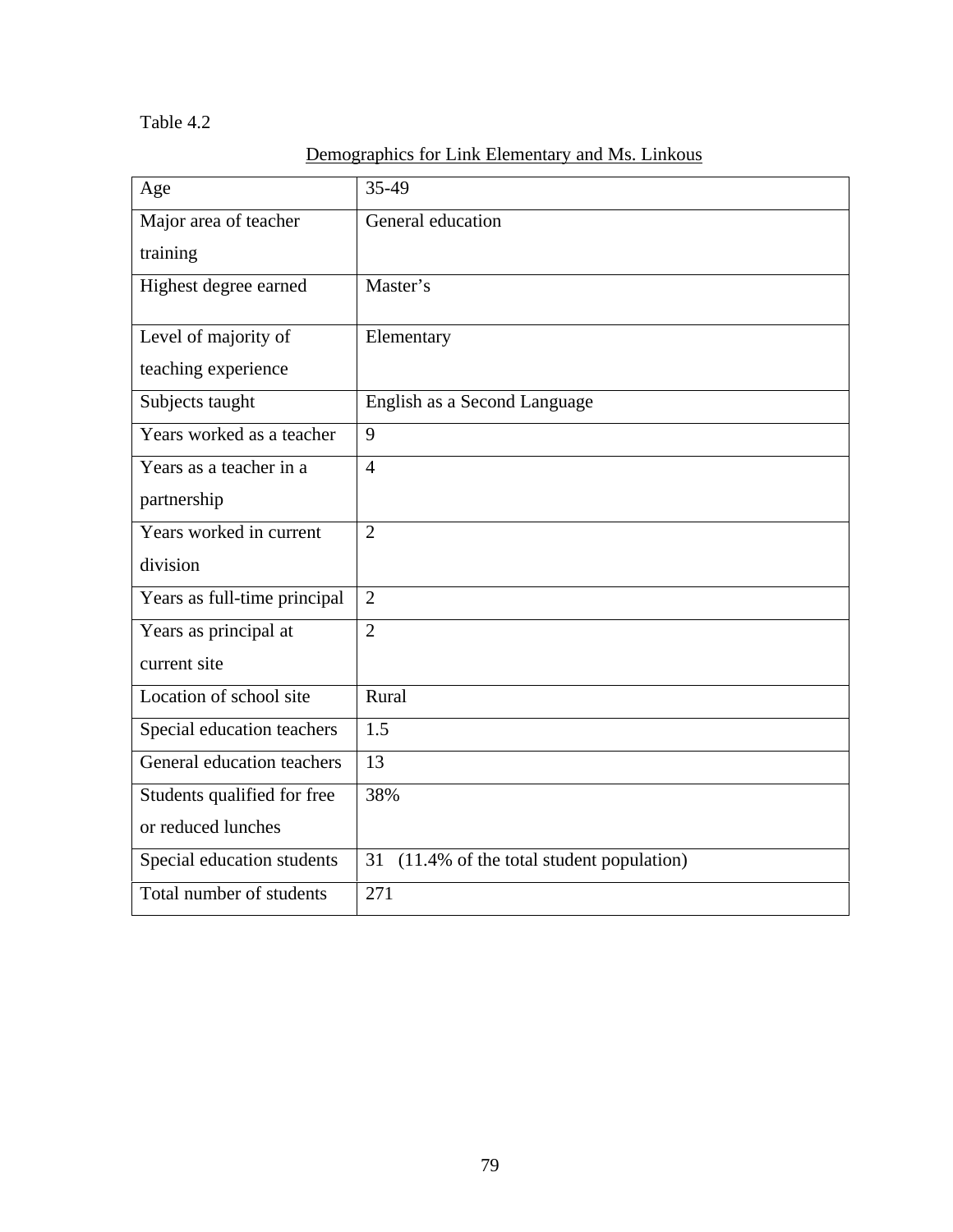Table 4.2

Demographics for Link Elementary and Ms. Linkous

| Age | 35-49 |
| --- | --- |
| Major area of teacher training | General education |
| Highest degree earned | Master's |
| Level of majority of teaching experience | Elementary |
| Subjects taught | English as a Second Language |
| Years worked as a teacher | 9 |
| Years as a teacher in a partnership | 4 |
| Years worked in current division | 2 |
| Years as full-time principal | 2 |
| Years as principal at current site | 2 |
| Location of school site | Rural |
| Special education teachers | 1.5 |
| General education teachers | 13 |
| Students qualified for free or reduced lunches | 38% |
| Special education students | 31 (11.4% of the total student population) |
| Total number of students | 271 |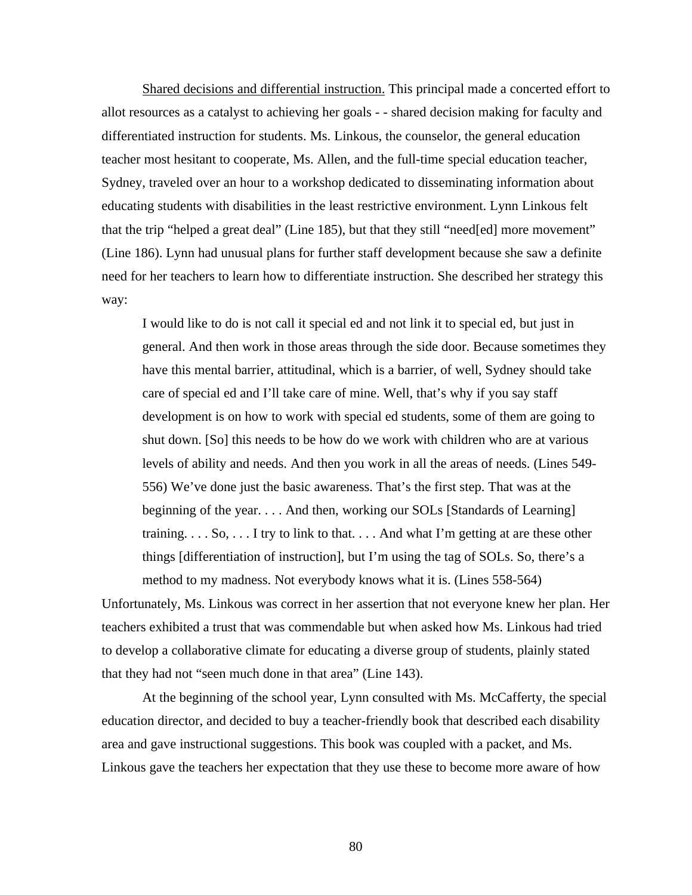<u>Shared decisions and differential instruction.</u> This principal made a concerted effort to allot resources as a catalyst to achieving her goals - - shared decision making for faculty and differentiated instruction for students. Ms. Linkous, the counselor, the general education teacher most hesitant to cooperate, Ms. Allen, and the full-time special education teacher, Sydney, traveled over an hour to a workshop dedicated to disseminating information about educating students with disabilities in the least restrictive environment. Lynn Linkous felt that the trip "helped a great deal" (Line 185), but that they still "need[ed] more movement" (Line 186). Lynn had unusual plans for further staff development because she saw a definite need for her teachers to learn how to differentiate instruction. She described her strategy this way:

> I would like to do is not call it special ed and not link it to special ed, but just in general. And then work in those areas through the side door. Because sometimes they have this mental barrier, attitudinal, which is a barrier, of well, Sydney should take care of special ed and I'll take care of mine. Well, that's why if you say staff development is on how to work with special ed students, some of them are going to shut down. [So] this needs to be how do we work with children who are at various levels of ability and needs. And then you work in all the areas of needs. (Lines 549-556) We've done just the basic awareness. That's the first step. That was at the beginning of the year. . . . And then, working our SOLs [Standards of Learning] training. . . . So, . . . I try to link to that. . . . And what I'm getting at are these other things [differentiation of instruction], but I'm using the tag of SOLs. So, there's a method to my madness. Not everybody knows what it is. (Lines 558-564)

Unfortunately, Ms. Linkous was correct in her assertion that not everyone knew her plan. Her teachers exhibited a trust that was commendable but when asked how Ms. Linkous had tried to develop a collaborative climate for educating a diverse group of students, plainly stated that they had not "seen much done in that area" (Line 143).

At the beginning of the school year, Lynn consulted with Ms. McCafferty, the special education director, and decided to buy a teacher-friendly book that described each disability area and gave instructional suggestions. This book was coupled with a packet, and Ms. Linkous gave the teachers her expectation that they use these to become more aware of how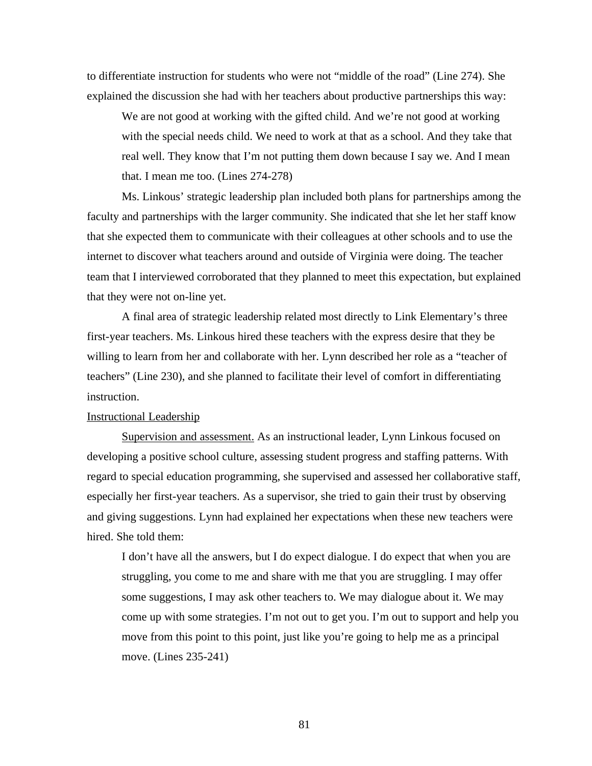to differentiate instruction for students who were not "middle of the road" (Line 274). She explained the discussion she had with her teachers about productive partnerships this way:

> We are not good at working with the gifted child. And we're not good at working with the special needs child. We need to work at that as a school. And they take that real well. They know that I'm not putting them down because I say we. And I mean that. I mean me too. (Lines 274-278)

Ms. Linkous' strategic leadership plan included both plans for partnerships among the faculty and partnerships with the larger community. She indicated that she let her staff know that she expected them to communicate with their colleagues at other schools and to use the internet to discover what teachers around and outside of Virginia were doing. The teacher team that I interviewed corroborated that they planned to meet this expectation, but explained that they were not on-line yet.

A final area of strategic leadership related most directly to Link Elementary's three first-year teachers. Ms. Linkous hired these teachers with the express desire that they be willing to learn from her and collaborate with her. Lynn described her role as a "teacher of teachers" (Line 230), and she planned to facilitate their level of comfort in differentiating instruction.

<u>Instructional Leadership</u>

<u>Supervision and assessment.</u> As an instructional leader, Lynn Linkous focused on developing a positive school culture, assessing student progress and staffing patterns. With regard to special education programming, she supervised and assessed her collaborative staff, especially her first-year teachers. As a supervisor, she tried to gain their trust by observing and giving suggestions. Lynn had explained her expectations when these new teachers were hired. She told them:

> I don't have all the answers, but I do expect dialogue. I do expect that when you are struggling, you come to me and share with me that you are struggling. I may offer some suggestions, I may ask other teachers to. We may dialogue about it. We may come up with some strategies. I'm not out to get you. I'm out to support and help you move from this point to this point, just like you're going to help me as a principal move. (Lines 235-241)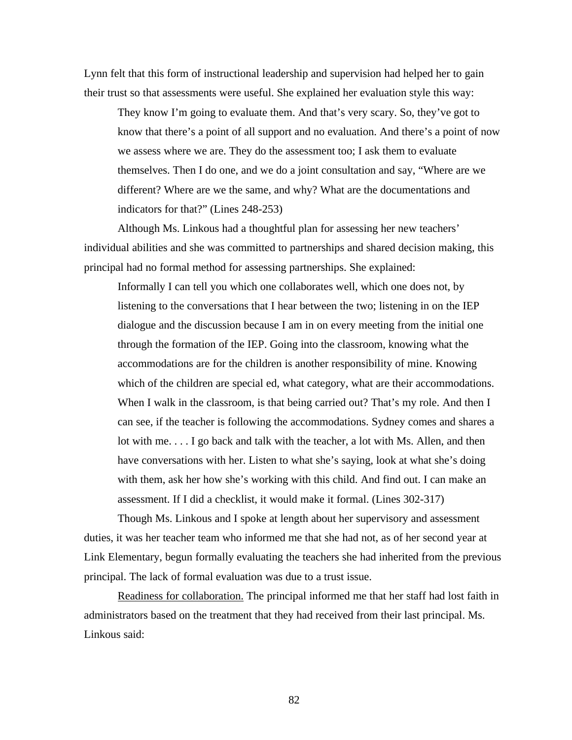Lynn felt that this form of instructional leadership and supervision had helped her to gain their trust so that assessments were useful. She explained her evaluation style this way:

> They know I'm going to evaluate them. And that's very scary. So, they've got to know that there's a point of all support and no evaluation. And there's a point of now we assess where we are. They do the assessment too; I ask them to evaluate themselves. Then I do one, and we do a joint consultation and say, "Where are we different? Where are we the same, and why? What are the documentations and indicators for that?" (Lines 248-253)

Although Ms. Linkous had a thoughtful plan for assessing her new teachers' individual abilities and she was committed to partnerships and shared decision making, this principal had no formal method for assessing partnerships. She explained:

> Informally I can tell you which one collaborates well, which one does not, by listening to the conversations that I hear between the two; listening in on the IEP dialogue and the discussion because I am in on every meeting from the initial one through the formation of the IEP. Going into the classroom, knowing what the accommodations are for the children is another responsibility of mine. Knowing which of the children are special ed, what category, what are their accommodations. When I walk in the classroom, is that being carried out? That's my role. And then I can see, if the teacher is following the accommodations. Sydney comes and shares a lot with me. . . . I go back and talk with the teacher, a lot with Ms. Allen, and then have conversations with her. Listen to what she's saying, look at what she's doing with them, ask her how she's working with this child. And find out. I can make an assessment. If I did a checklist, it would make it formal. (Lines 302-317)

Though Ms. Linkous and I spoke at length about her supervisory and assessment duties, it was her teacher team who informed me that she had not, as of her second year at Link Elementary, begun formally evaluating the teachers she had inherited from the previous principal. The lack of formal evaluation was due to a trust issue.

Readiness for collaboration. The principal informed me that her staff had lost faith in administrators based on the treatment that they had received from their last principal. Ms. Linkous said: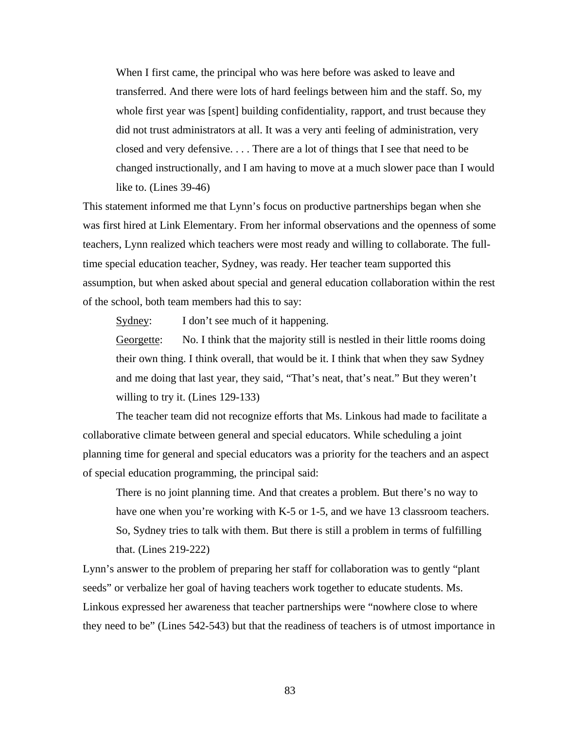> When I first came, the principal who was here before was asked to leave and transferred. And there were lots of hard feelings between him and the staff. So, my whole first year was [spent] building confidentiality, rapport, and trust because they did not trust administrators at all. It was a very anti feeling of administration, very closed and very defensive. . . . There are a lot of things that I see that need to be changed instructionally, and I am having to move at a much slower pace than I would like to. (Lines 39-46)

This statement informed me that Lynn's focus on productive partnerships began when she was first hired at Link Elementary. From her informal observations and the openness of some teachers, Lynn realized which teachers were most ready and willing to collaborate. The full-time special education teacher, Sydney, was ready. Her teacher team supported this assumption, but when asked about special and general education collaboration within the rest of the school, both team members had this to say:

> Sydney: I don't see much of it happening.
>
> Georgette: No. I think that the majority still is nestled in their little rooms doing their own thing. I think overall, that would be it. I think that when they saw Sydney and me doing that last year, they said, "That's neat, that's neat." But they weren't willing to try it. (Lines 129-133)

The teacher team did not recognize efforts that Ms. Linkous had made to facilitate a collaborative climate between general and special educators. While scheduling a joint planning time for general and special educators was a priority for the teachers and an aspect of special education programming, the principal said:

> There is no joint planning time. And that creates a problem. But there's no way to have one when you're working with K-5 or 1-5, and we have 13 classroom teachers. So, Sydney tries to talk with them. But there is still a problem in terms of fulfilling that. (Lines 219-222)

Lynn's answer to the problem of preparing her staff for collaboration was to gently "plant seeds" or verbalize her goal of having teachers work together to educate students. Ms. Linkous expressed her awareness that teacher partnerships were "nowhere close to where they need to be" (Lines 542-543) but that the readiness of teachers is of utmost importance in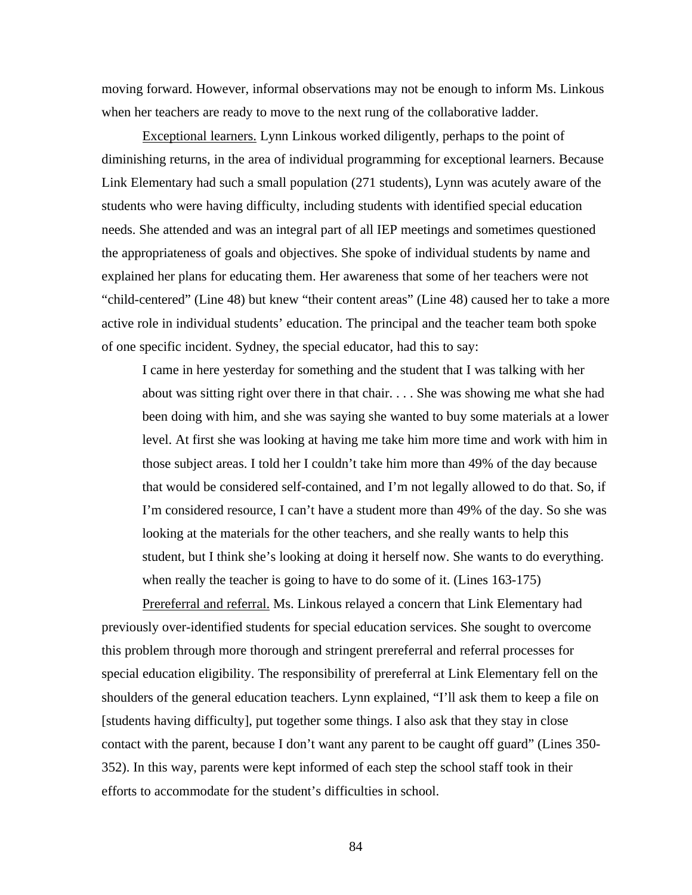moving forward. However, informal observations may not be enough to inform Ms. Linkous when her teachers are ready to move to the next rung of the collaborative ladder.

<u>Exceptional learners.</u> Lynn Linkous worked diligently, perhaps to the point of diminishing returns, in the area of individual programming for exceptional learners. Because Link Elementary had such a small population (271 students), Lynn was acutely aware of the students who were having difficulty, including students with identified special education needs. She attended and was an integral part of all IEP meetings and sometimes questioned the appropriateness of goals and objectives. She spoke of individual students by name and explained her plans for educating them. Her awareness that some of her teachers were not "child-centered" (Line 48) but knew "their content areas" (Line 48) caused her to take a more active role in individual students' education. The principal and the teacher team both spoke of one specific incident. Sydney, the special educator, had this to say:

> I came in here yesterday for something and the student that I was talking with her about was sitting right over there in that chair. . . . She was showing me what she had been doing with him, and she was saying she wanted to buy some materials at a lower level. At first she was looking at having me take him more time and work with him in those subject areas. I told her I couldn't take him more than 49% of the day because that would be considered self-contained, and I'm not legally allowed to do that. So, if I'm considered resource, I can't have a student more than 49% of the day. So she was looking at the materials for the other teachers, and she really wants to help this student, but I think she's looking at doing it herself now. She wants to do everything. when really the teacher is going to have to do some of it. (Lines 163-175)

<u>Prereferral and referral.</u> Ms. Linkous relayed a concern that Link Elementary had previously over-identified students for special education services. She sought to overcome this problem through more thorough and stringent prereferral and referral processes for special education eligibility. The responsibility of prereferral at Link Elementary fell on the shoulders of the general education teachers. Lynn explained, "I'll ask them to keep a file on [students having difficulty], put together some things. I also ask that they stay in close contact with the parent, because I don't want any parent to be caught off guard" (Lines 350-352). In this way, parents were kept informed of each step the school staff took in their efforts to accommodate for the student's difficulties in school.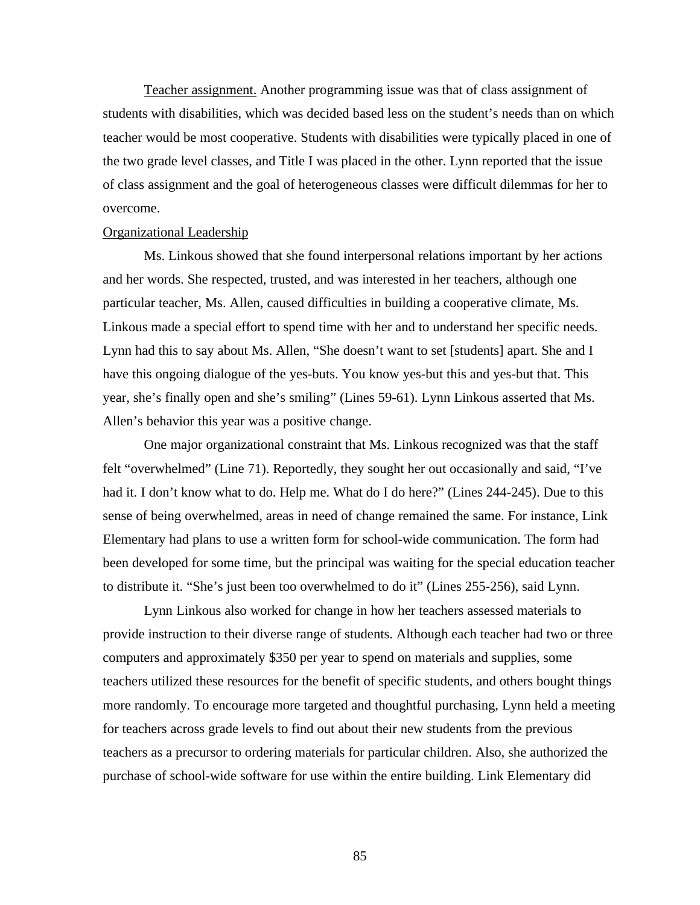Teacher assignment. Another programming issue was that of class assignment of students with disabilities, which was decided based less on the student's needs than on which teacher would be most cooperative. Students with disabilities were typically placed in one of the two grade level classes, and Title I was placed in the other. Lynn reported that the issue of class assignment and the goal of heterogeneous classes were difficult dilemmas for her to overcome.

## Organizational Leadership

Ms. Linkous showed that she found interpersonal relations important by her actions and her words. She respected, trusted, and was interested in her teachers, although one particular teacher, Ms. Allen, caused difficulties in building a cooperative climate, Ms. Linkous made a special effort to spend time with her and to understand her specific needs. Lynn had this to say about Ms. Allen, "She doesn't want to set [students] apart. She and I have this ongoing dialogue of the yes-buts. You know yes-but this and yes-but that. This year, she's finally open and she's smiling" (Lines 59-61). Lynn Linkous asserted that Ms. Allen's behavior this year was a positive change.

One major organizational constraint that Ms. Linkous recognized was that the staff felt "overwhelmed" (Line 71). Reportedly, they sought her out occasionally and said, "I've had it. I don't know what to do. Help me. What do I do here?" (Lines 244-245). Due to this sense of being overwhelmed, areas in need of change remained the same. For instance, Link Elementary had plans to use a written form for school-wide communication. The form had been developed for some time, but the principal was waiting for the special education teacher to distribute it. "She's just been too overwhelmed to do it" (Lines 255-256), said Lynn.

Lynn Linkous also worked for change in how her teachers assessed materials to provide instruction to their diverse range of students. Although each teacher had two or three computers and approximately $350 per year to spend on materials and supplies, some teachers utilized these resources for the benefit of specific students, and others bought things more randomly. To encourage more targeted and thoughtful purchasing, Lynn held a meeting for teachers across grade levels to find out about their new students from the previous teachers as a precursor to ordering materials for particular children. Also, she authorized the purchase of school-wide software for use within the entire building. Link Elementary did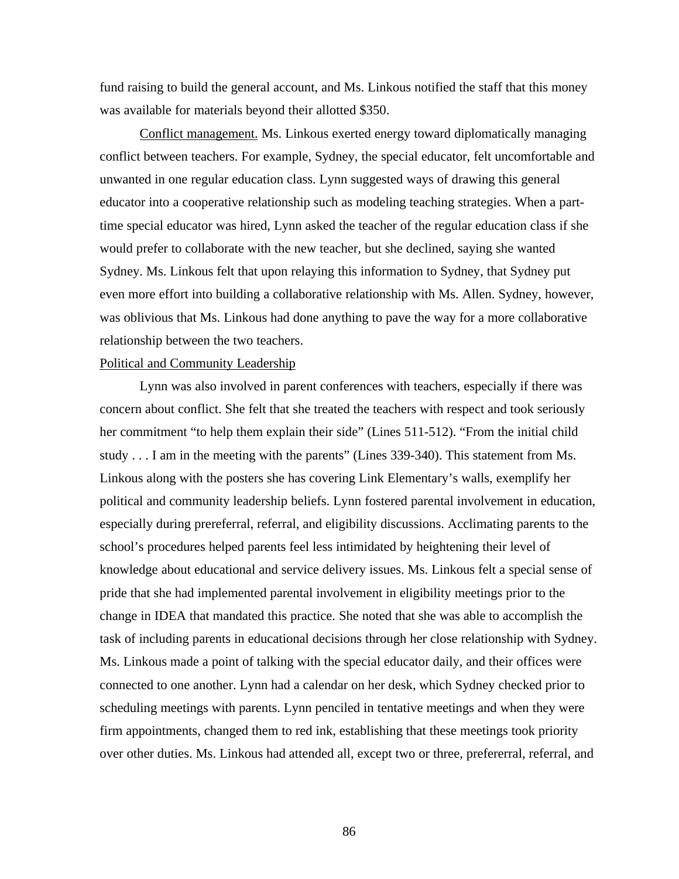fund raising to build the general account, and Ms. Linkous notified the staff that this money was available for materials beyond their allotted $350.

<u>Conflict management.</u> Ms. Linkous exerted energy toward diplomatically managing conflict between teachers. For example, Sydney, the special educator, felt uncomfortable and unwanted in one regular education class. Lynn suggested ways of drawing this general educator into a cooperative relationship such as modeling teaching strategies. When a part-time special educator was hired, Lynn asked the teacher of the regular education class if she would prefer to collaborate with the new teacher, but she declined, saying she wanted Sydney. Ms. Linkous felt that upon relaying this information to Sydney, that Sydney put even more effort into building a collaborative relationship with Ms. Allen. Sydney, however, was oblivious that Ms. Linkous had done anything to pave the way for a more collaborative relationship between the two teachers.

<u>Political and Community Leadership</u>

Lynn was also involved in parent conferences with teachers, especially if there was concern about conflict. She felt that she treated the teachers with respect and took seriously her commitment "to help them explain their side" (Lines 511-512). "From the initial child study . . . I am in the meeting with the parents" (Lines 339-340). This statement from Ms. Linkous along with the posters she has covering Link Elementary's walls, exemplify her political and community leadership beliefs. Lynn fostered parental involvement in education, especially during prereferral, referral, and eligibility discussions. Acclimating parents to the school's procedures helped parents feel less intimidated by heightening their level of knowledge about educational and service delivery issues. Ms. Linkous felt a special sense of pride that she had implemented parental involvement in eligibility meetings prior to the change in IDEA that mandated this practice. She noted that she was able to accomplish the task of including parents in educational decisions through her close relationship with Sydney. Ms. Linkous made a point of talking with the special educator daily, and their offices were connected to one another. Lynn had a calendar on her desk, which Sydney checked prior to scheduling meetings with parents. Lynn penciled in tentative meetings and when they were firm appointments, changed them to red ink, establishing that these meetings took priority over other duties. Ms. Linkous had attended all, except two or three, prefererral, referral, and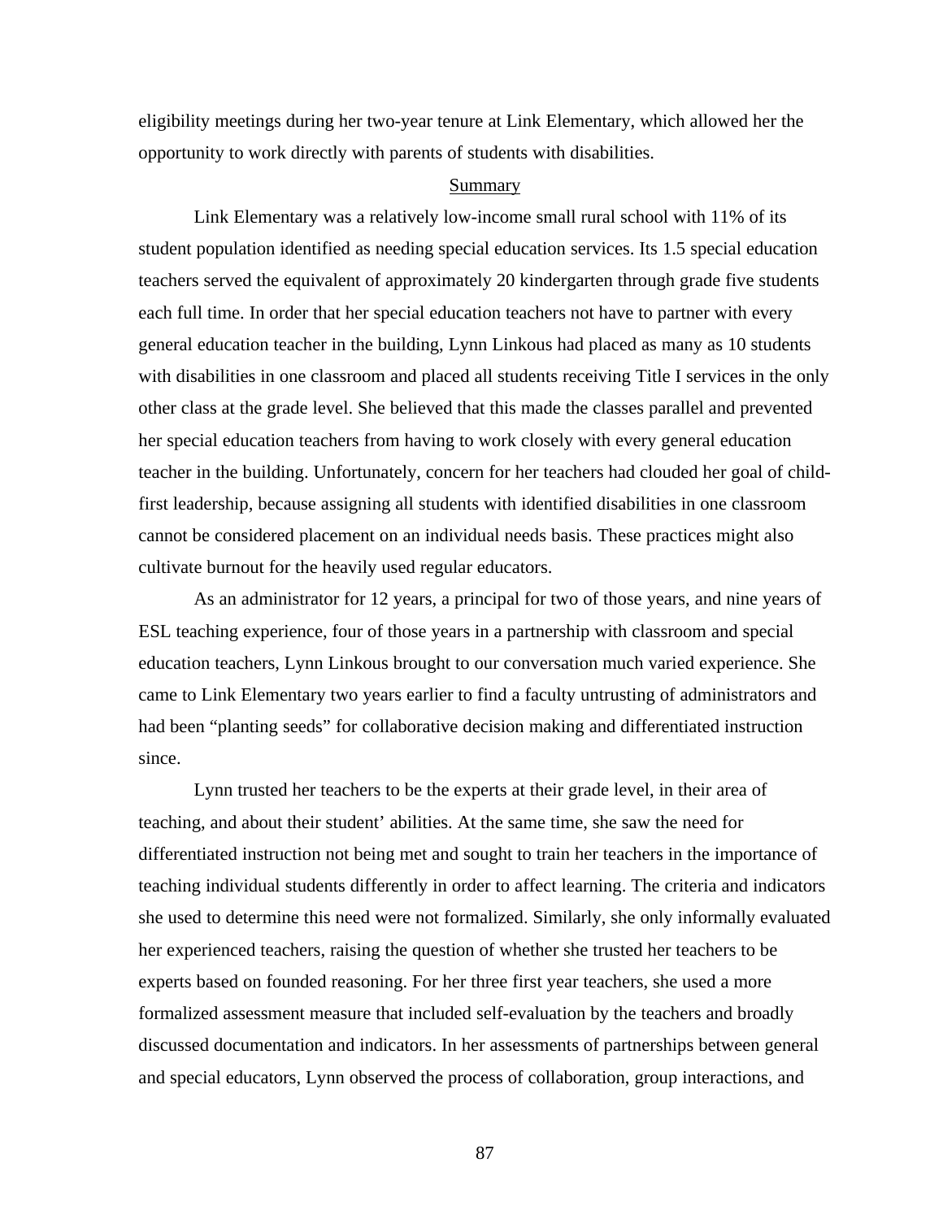eligibility meetings during her two-year tenure at Link Elementary, which allowed her the opportunity to work directly with parents of students with disabilities.

## Summary

Link Elementary was a relatively low-income small rural school with 11% of its student population identified as needing special education services. Its 1.5 special education teachers served the equivalent of approximately 20 kindergarten through grade five students each full time. In order that her special education teachers not have to partner with every general education teacher in the building, Lynn Linkous had placed as many as 10 students with disabilities in one classroom and placed all students receiving Title I services in the only other class at the grade level. She believed that this made the classes parallel and prevented her special education teachers from having to work closely with every general education teacher in the building. Unfortunately, concern for her teachers had clouded her goal of child-first leadership, because assigning all students with identified disabilities in one classroom cannot be considered placement on an individual needs basis. These practices might also cultivate burnout for the heavily used regular educators.

As an administrator for 12 years, a principal for two of those years, and nine years of ESL teaching experience, four of those years in a partnership with classroom and special education teachers, Lynn Linkous brought to our conversation much varied experience. She came to Link Elementary two years earlier to find a faculty untrusting of administrators and had been "planting seeds" for collaborative decision making and differentiated instruction since.

Lynn trusted her teachers to be the experts at their grade level, in their area of teaching, and about their student' abilities. At the same time, she saw the need for differentiated instruction not being met and sought to train her teachers in the importance of teaching individual students differently in order to affect learning. The criteria and indicators she used to determine this need were not formalized. Similarly, she only informally evaluated her experienced teachers, raising the question of whether she trusted her teachers to be experts based on founded reasoning. For her three first year teachers, she used a more formalized assessment measure that included self-evaluation by the teachers and broadly discussed documentation and indicators. In her assessments of partnerships between general and special educators, Lynn observed the process of collaboration, group interactions, and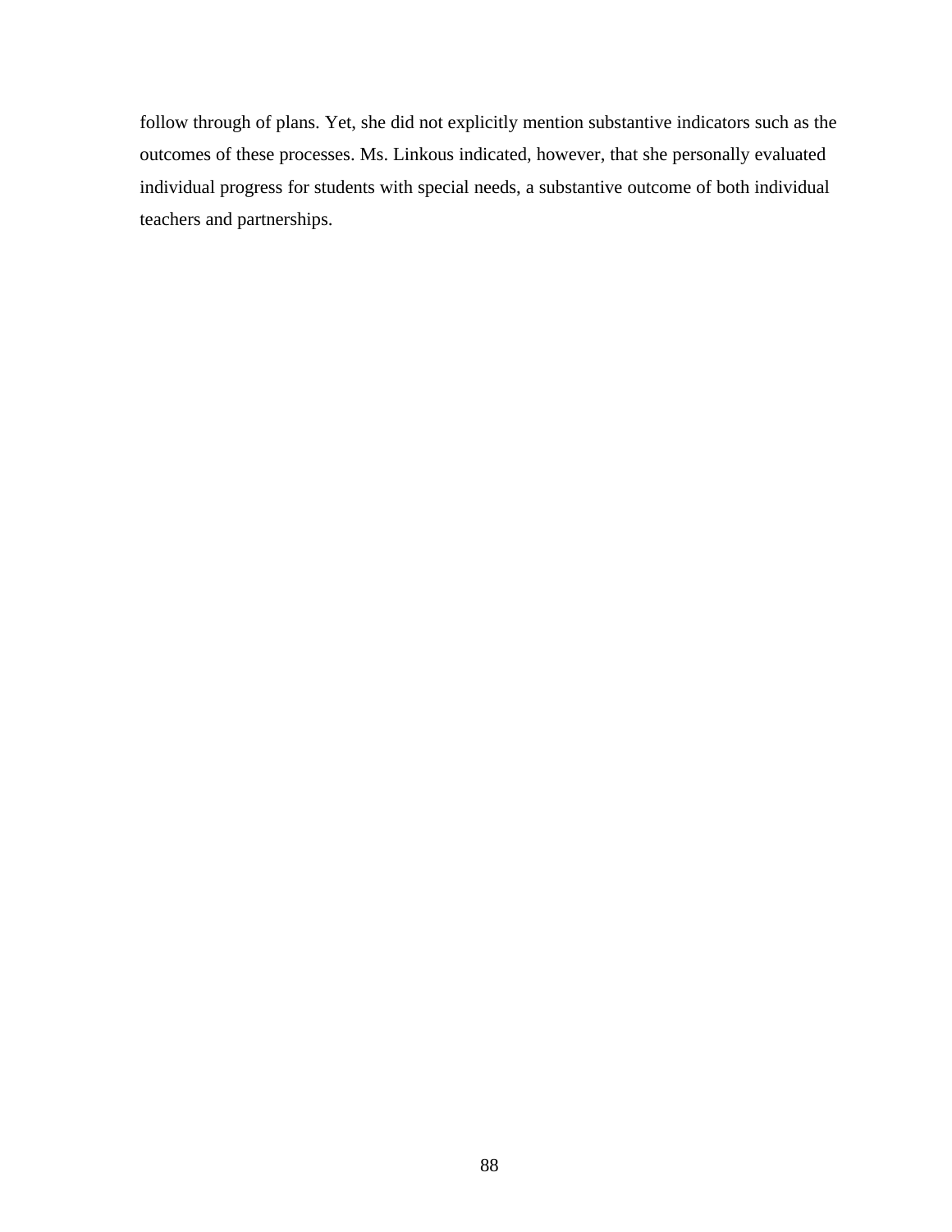follow through of plans. Yet, she did not explicitly mention substantive indicators such as the outcomes of these processes. Ms. Linkous indicated, however, that she personally evaluated individual progress for students with special needs, a substantive outcome of both individual teachers and partnerships.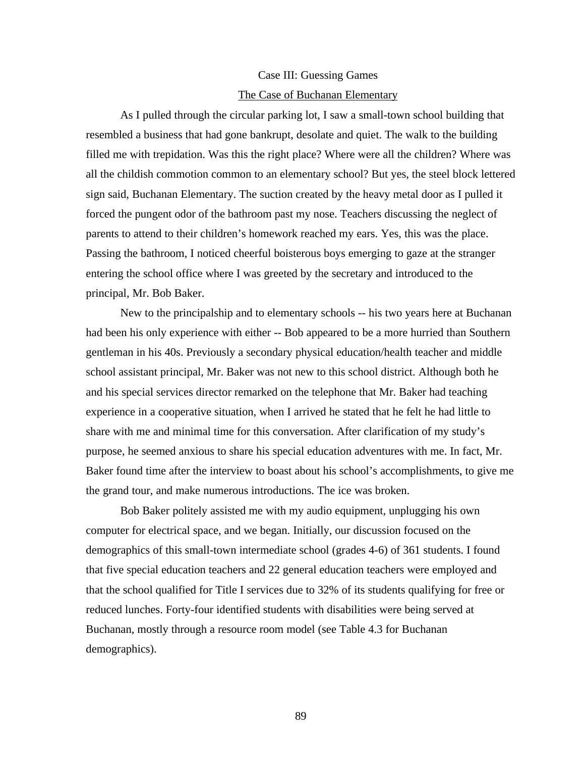## Case III: Guessing Games

### The Case of Buchanan Elementary

As I pulled through the circular parking lot, I saw a small-town school building that resembled a business that had gone bankrupt, desolate and quiet. The walk to the building filled me with trepidation. Was this the right place? Where were all the children? Where was all the childish commotion common to an elementary school? But yes, the steel block lettered sign said, Buchanan Elementary. The suction created by the heavy metal door as I pulled it forced the pungent odor of the bathroom past my nose. Teachers discussing the neglect of parents to attend to their children's homework reached my ears. Yes, this was the place. Passing the bathroom, I noticed cheerful boisterous boys emerging to gaze at the stranger entering the school office where I was greeted by the secretary and introduced to the principal, Mr. Bob Baker.

New to the principalship and to elementary schools -- his two years here at Buchanan had been his only experience with either -- Bob appeared to be a more hurried than Southern gentleman in his 40s. Previously a secondary physical education/health teacher and middle school assistant principal, Mr. Baker was not new to this school district. Although both he and his special services director remarked on the telephone that Mr. Baker had teaching experience in a cooperative situation, when I arrived he stated that he felt he had little to share with me and minimal time for this conversation. After clarification of my study's purpose, he seemed anxious to share his special education adventures with me. In fact, Mr. Baker found time after the interview to boast about his school's accomplishments, to give me the grand tour, and make numerous introductions. The ice was broken.

Bob Baker politely assisted me with my audio equipment, unplugging his own computer for electrical space, and we began. Initially, our discussion focused on the demographics of this small-town intermediate school (grades 4-6) of 361 students. I found that five special education teachers and 22 general education teachers were employed and that the school qualified for Title I services due to 32% of its students qualifying for free or reduced lunches. Forty-four identified students with disabilities were being served at Buchanan, mostly through a resource room model (see Table 4.3 for Buchanan demographics).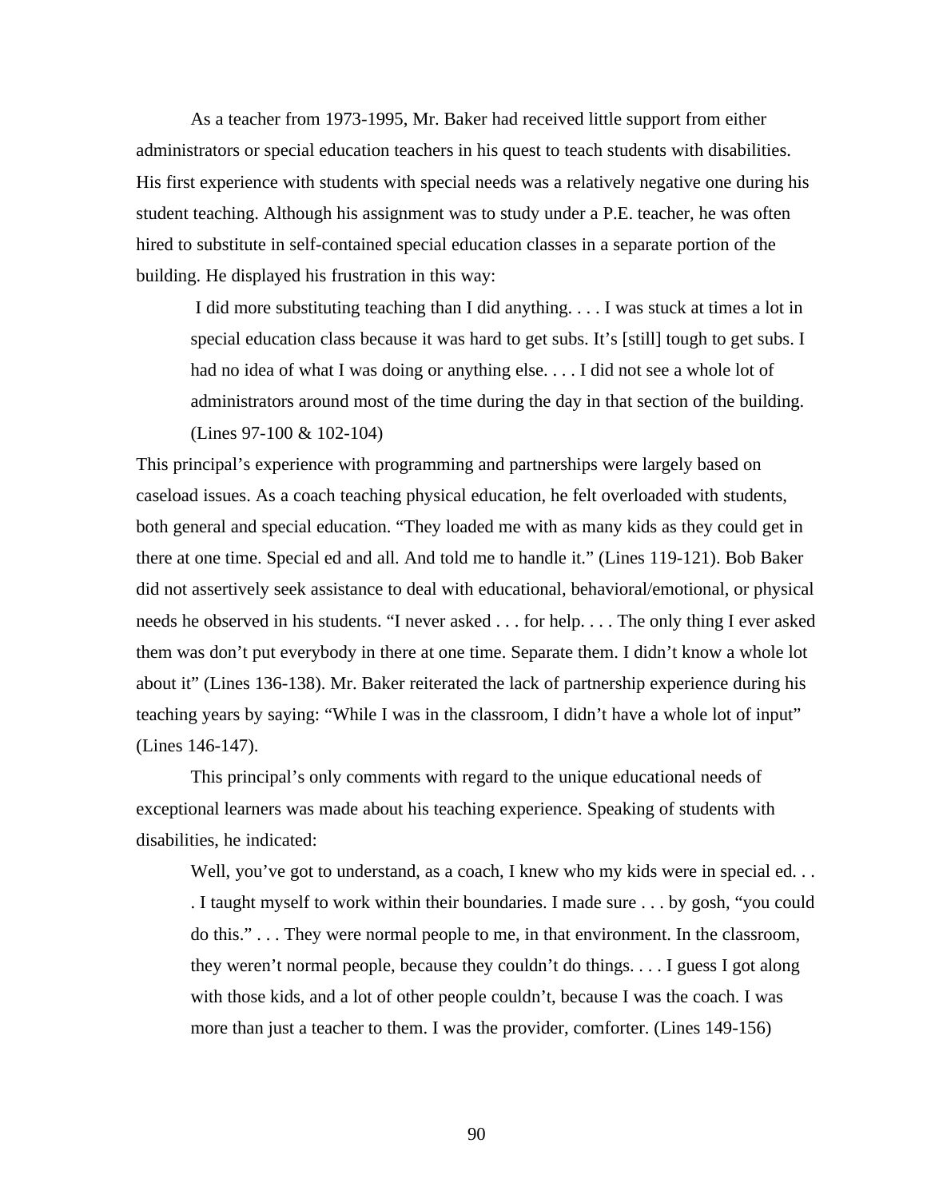As a teacher from 1973-1995, Mr. Baker had received little support from either administrators or special education teachers in his quest to teach students with disabilities. His first experience with students with special needs was a relatively negative one during his student teaching. Although his assignment was to study under a P.E. teacher, he was often hired to substitute in self-contained special education classes in a separate portion of the building. He displayed his frustration in this way:

> I did more substituting teaching than I did anything. . . . I was stuck at times a lot in special education class because it was hard to get subs. It's [still] tough to get subs. I had no idea of what I was doing or anything else. . . . I did not see a whole lot of administrators around most of the time during the day in that section of the building. (Lines 97-100 & 102-104)

This principal's experience with programming and partnerships were largely based on caseload issues. As a coach teaching physical education, he felt overloaded with students, both general and special education. "They loaded me with as many kids as they could get in there at one time. Special ed and all. And told me to handle it." (Lines 119-121). Bob Baker did not assertively seek assistance to deal with educational, behavioral/emotional, or physical needs he observed in his students. "I never asked . . . for help. . . . The only thing I ever asked them was don't put everybody in there at one time. Separate them. I didn't know a whole lot about it" (Lines 136-138). Mr. Baker reiterated the lack of partnership experience during his teaching years by saying: "While I was in the classroom, I didn't have a whole lot of input" (Lines 146-147).

This principal's only comments with regard to the unique educational needs of exceptional learners was made about his teaching experience. Speaking of students with disabilities, he indicated:

> Well, you've got to understand, as a coach, I knew who my kids were in special ed. . . . I taught myself to work within their boundaries. I made sure . . . by gosh, "you could do this." . . . They were normal people to me, in that environment. In the classroom, they weren't normal people, because they couldn't do things. . . . I guess I got along with those kids, and a lot of other people couldn't, because I was the coach. I was more than just a teacher to them. I was the provider, comforter. (Lines 149-156)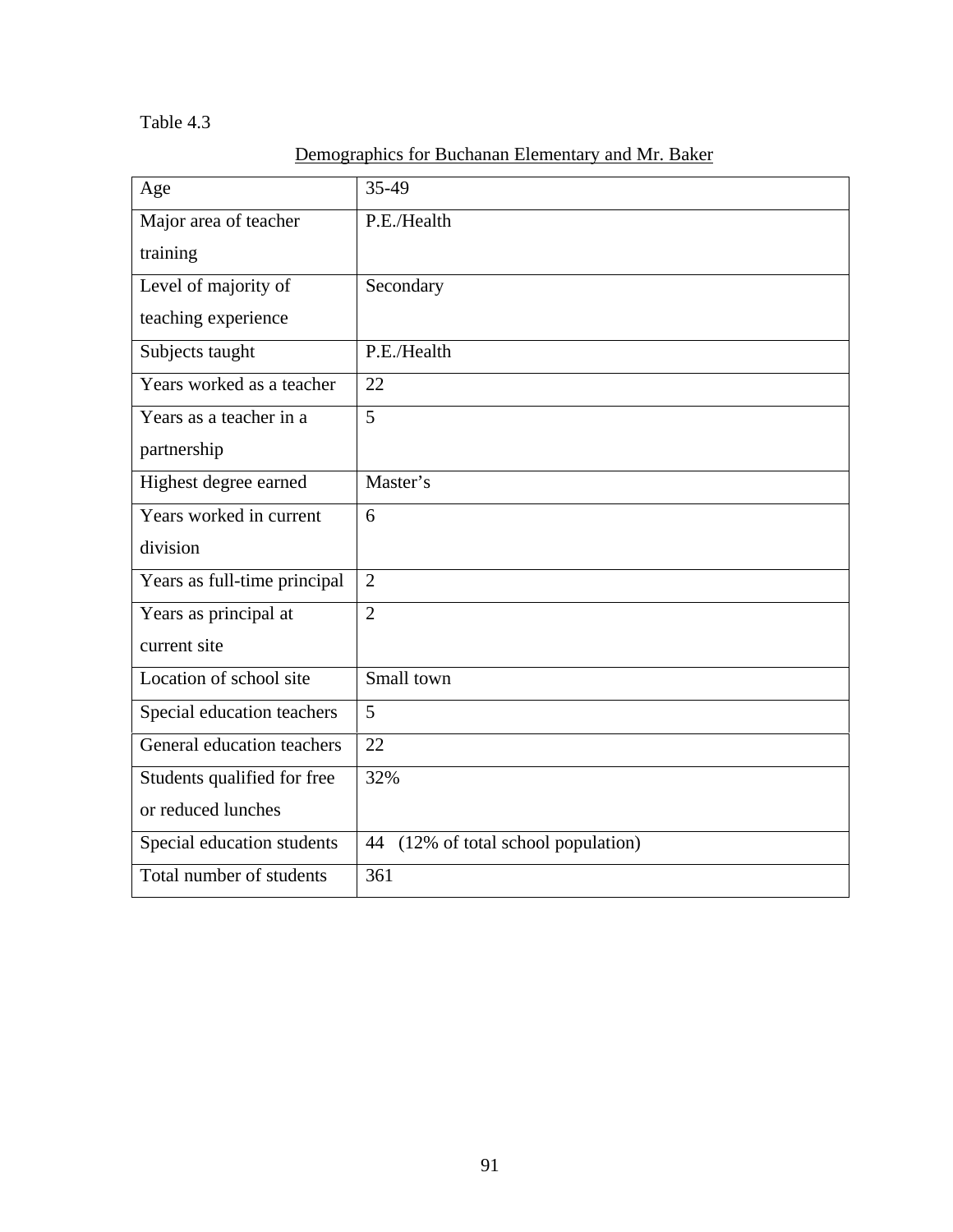Table 4.3

Demographics for Buchanan Elementary and Mr. Baker

| Age | 35-49 |
|---|---|
| Major area of teacher training | P.E./Health |
| Level of majority of teaching experience | Secondary |
| Subjects taught | P.E./Health |
| Years worked as a teacher | 22 |
| Years as a teacher in a partnership | 5 |
| Highest degree earned | Master's |
| Years worked in current division | 6 |
| Years as full-time principal | 2 |
| Years as principal at current site | 2 |
| Location of school site | Small town |
| Special education teachers | 5 |
| General education teachers | 22 |
| Students qualified for free or reduced lunches | 32% |
| Special education students | 44 (12% of total school population) |
| Total number of students | 361 |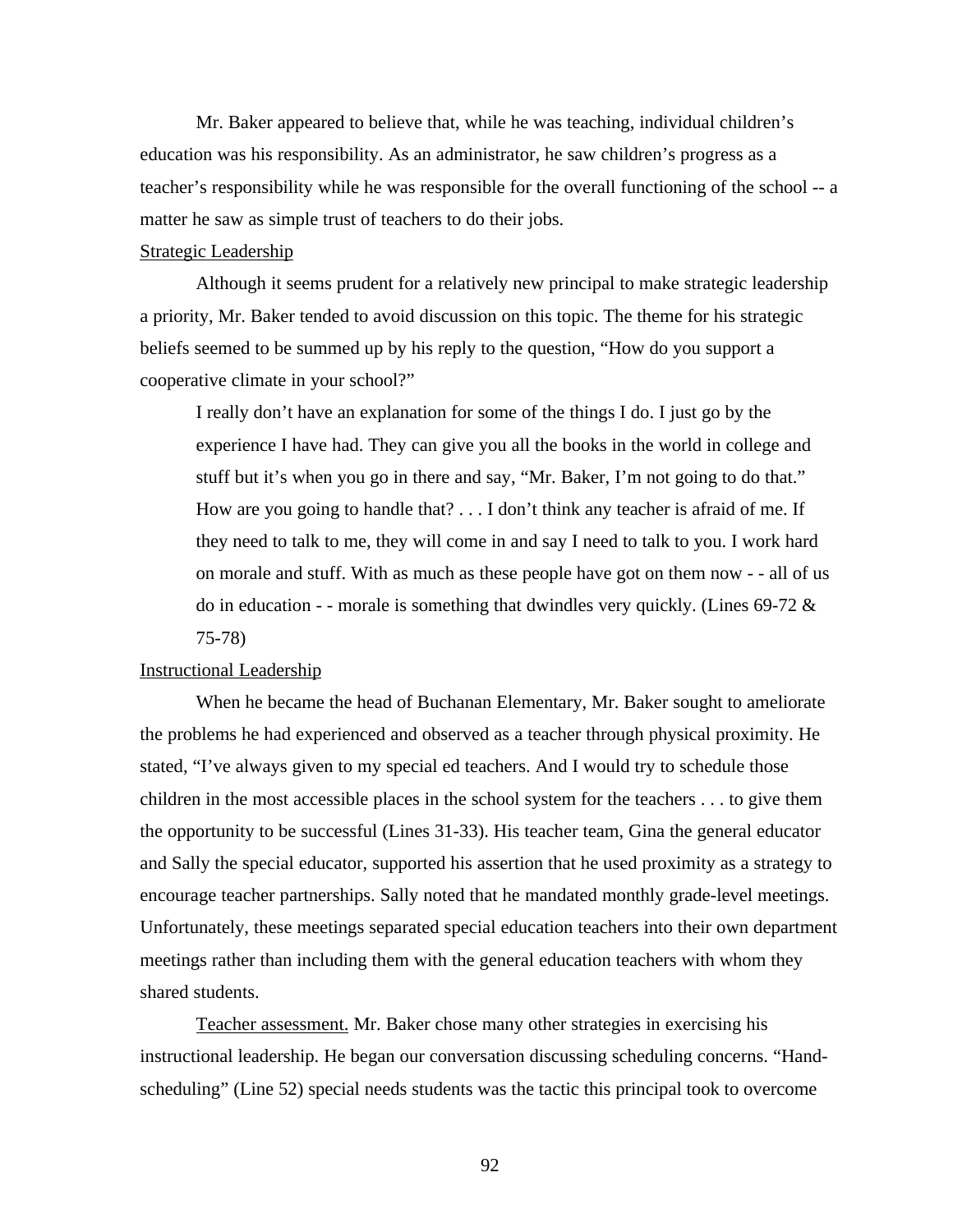Mr. Baker appeared to believe that, while he was teaching, individual children's education was his responsibility. As an administrator, he saw children's progress as a teacher's responsibility while he was responsible for the overall functioning of the school -- a matter he saw as simple trust of teachers to do their jobs.

<u>Strategic Leadership</u>

Although it seems prudent for a relatively new principal to make strategic leadership a priority, Mr. Baker tended to avoid discussion on this topic. The theme for his strategic beliefs seemed to be summed up by his reply to the question, "How do you support a cooperative climate in your school?"

> I really don't have an explanation for some of the things I do. I just go by the experience I have had. They can give you all the books in the world in college and stuff but it's when you go in there and say, "Mr. Baker, I'm not going to do that." How are you going to handle that? . . . I don't think any teacher is afraid of me. If they need to talk to me, they will come in and say I need to talk to you. I work hard on morale and stuff. With as much as these people have got on them now - - all of us do in education - - morale is something that dwindles very quickly. (Lines 69-72 & 75-78)

<u>Instructional Leadership</u>

When he became the head of Buchanan Elementary, Mr. Baker sought to ameliorate the problems he had experienced and observed as a teacher through physical proximity. He stated, "I've always given to my special ed teachers. And I would try to schedule those children in the most accessible places in the school system for the teachers . . . to give them the opportunity to be successful (Lines 31-33). His teacher team, Gina the general educator and Sally the special educator, supported his assertion that he used proximity as a strategy to encourage teacher partnerships. Sally noted that he mandated monthly grade-level meetings. Unfortunately, these meetings separated special education teachers into their own department meetings rather than including them with the general education teachers with whom they shared students.

<u>Teacher assessment.</u> Mr. Baker chose many other strategies in exercising his instructional leadership. He began our conversation discussing scheduling concerns. "Hand-scheduling" (Line 52) special needs students was the tactic this principal took to overcome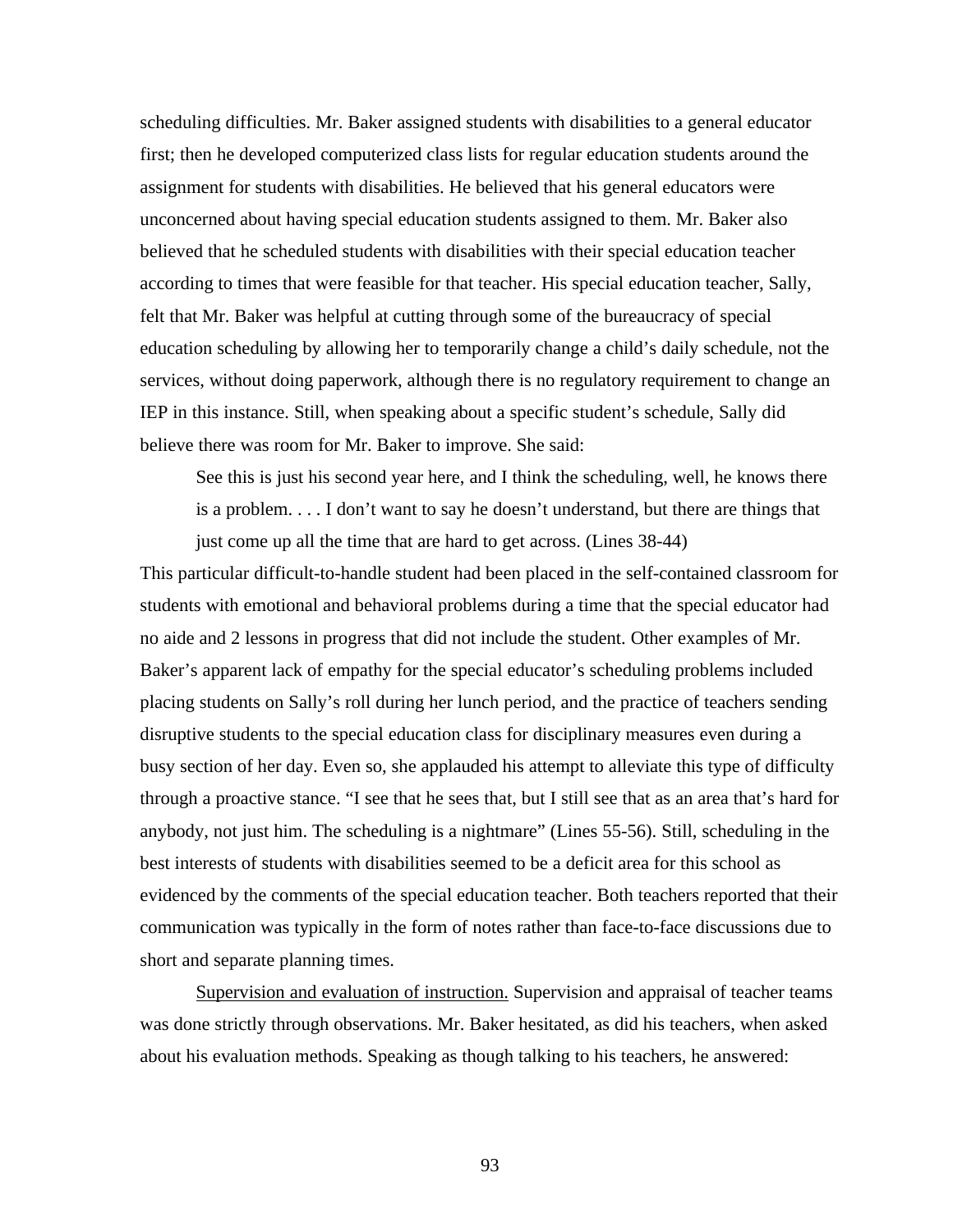scheduling difficulties. Mr. Baker assigned students with disabilities to a general educator first; then he developed computerized class lists for regular education students around the assignment for students with disabilities. He believed that his general educators were unconcerned about having special education students assigned to them. Mr. Baker also believed that he scheduled students with disabilities with their special education teacher according to times that were feasible for that teacher. His special education teacher, Sally, felt that Mr. Baker was helpful at cutting through some of the bureaucracy of special education scheduling by allowing her to temporarily change a child's daily schedule, not the services, without doing paperwork, although there is no regulatory requirement to change an IEP in this instance. Still, when speaking about a specific student's schedule, Sally did believe there was room for Mr. Baker to improve. She said:

> See this is just his second year here, and I think the scheduling, well, he knows there is a problem. . . . I don't want to say he doesn't understand, but there are things that just come up all the time that are hard to get across. (Lines 38-44)

This particular difficult-to-handle student had been placed in the self-contained classroom for students with emotional and behavioral problems during a time that the special educator had no aide and 2 lessons in progress that did not include the student. Other examples of Mr. Baker's apparent lack of empathy for the special educator's scheduling problems included placing students on Sally's roll during her lunch period, and the practice of teachers sending disruptive students to the special education class for disciplinary measures even during a busy section of her day. Even so, she applauded his attempt to alleviate this type of difficulty through a proactive stance. "I see that he sees that, but I still see that as an area that's hard for anybody, not just him. The scheduling is a nightmare" (Lines 55-56). Still, scheduling in the best interests of students with disabilities seemed to be a deficit area for this school as evidenced by the comments of the special education teacher. Both teachers reported that their communication was typically in the form of notes rather than face-to-face discussions due to short and separate planning times.

Supervision and evaluation of instruction. Supervision and appraisal of teacher teams was done strictly through observations. Mr. Baker hesitated, as did his teachers, when asked about his evaluation methods. Speaking as though talking to his teachers, he answered: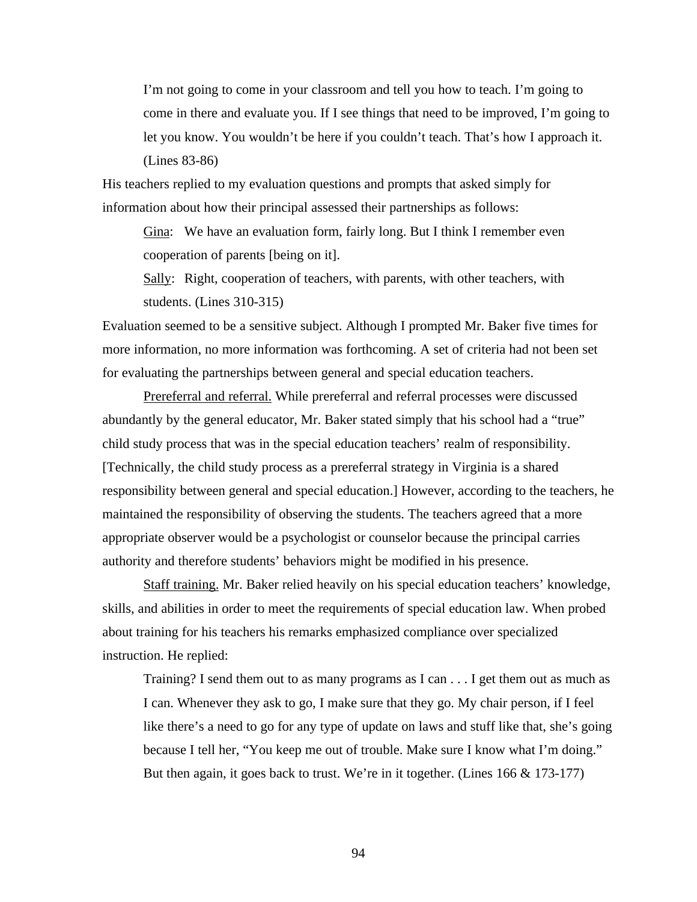> I'm not going to come in your classroom and tell you how to teach. I'm going to come in there and evaluate you. If I see things that need to be improved, I'm going to let you know. You wouldn't be here if you couldn't teach. That's how I approach it. (Lines 83-86)

His teachers replied to my evaluation questions and prompts that asked simply for information about how their principal assessed their partnerships as follows:

> <u>Gina</u>: We have an evaluation form, fairly long. But I think I remember even cooperation of parents [being on it].
>
> <u>Sally</u>: Right, cooperation of teachers, with parents, with other teachers, with students. (Lines 310-315)

Evaluation seemed to be a sensitive subject. Although I prompted Mr. Baker five times for more information, no more information was forthcoming. A set of criteria had not been set for evaluating the partnerships between general and special education teachers.

<u>Prereferral and referral.</u> While prereferral and referral processes were discussed abundantly by the general educator, Mr. Baker stated simply that his school had a "true" child study process that was in the special education teachers' realm of responsibility. [Technically, the child study process as a prereferral strategy in Virginia is a shared responsibility between general and special education.] However, according to the teachers, he maintained the responsibility of observing the students. The teachers agreed that a more appropriate observer would be a psychologist or counselor because the principal carries authority and therefore students' behaviors might be modified in his presence.

<u>Staff training.</u> Mr. Baker relied heavily on his special education teachers' knowledge, skills, and abilities in order to meet the requirements of special education law. When probed about training for his teachers his remarks emphasized compliance over specialized instruction. He replied:

> Training? I send them out to as many programs as I can . . . I get them out as much as I can. Whenever they ask to go, I make sure that they go. My chair person, if I feel like there's a need to go for any type of update on laws and stuff like that, she's going because I tell her, "You keep me out of trouble. Make sure I know what I'm doing." But then again, it goes back to trust. We're in it together. (Lines 166 & 173-177)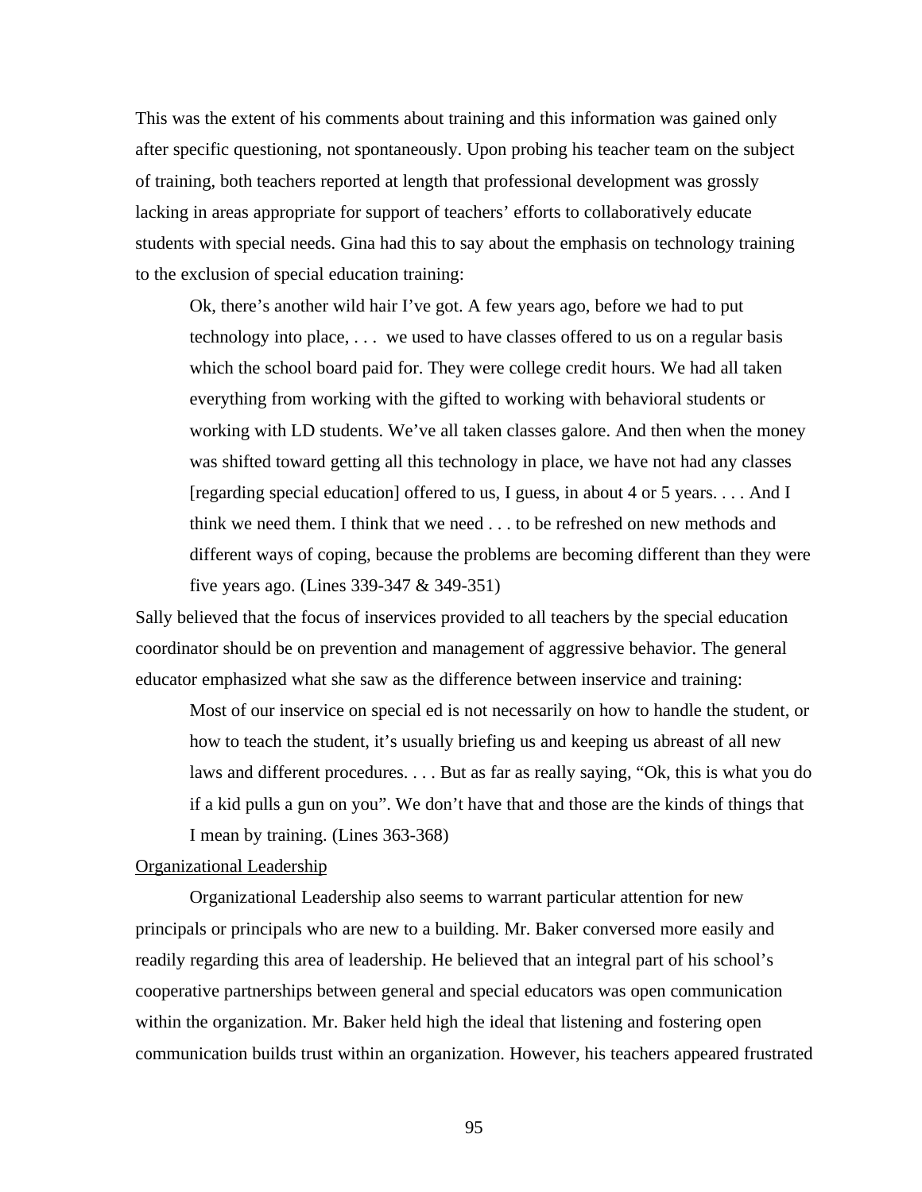This was the extent of his comments about training and this information was gained only after specific questioning, not spontaneously. Upon probing his teacher team on the subject of training, both teachers reported at length that professional development was grossly lacking in areas appropriate for support of teachers' efforts to collaboratively educate students with special needs. Gina had this to say about the emphasis on technology training to the exclusion of special education training:

> Ok, there's another wild hair I've got. A few years ago, before we had to put technology into place, . . . we used to have classes offered to us on a regular basis which the school board paid for. They were college credit hours. We had all taken everything from working with the gifted to working with behavioral students or working with LD students. We've all taken classes galore. And then when the money was shifted toward getting all this technology in place, we have not had any classes [regarding special education] offered to us, I guess, in about 4 or 5 years. . . . And I think we need them. I think that we need . . . to be refreshed on new methods and different ways of coping, because the problems are becoming different than they were five years ago. (Lines 339-347 & 349-351)

Sally believed that the focus of inservices provided to all teachers by the special education coordinator should be on prevention and management of aggressive behavior. The general educator emphasized what she saw as the difference between inservice and training:

> Most of our inservice on special ed is not necessarily on how to handle the student, or how to teach the student, it's usually briefing us and keeping us abreast of all new laws and different procedures. . . . But as far as really saying, "Ok, this is what you do if a kid pulls a gun on you". We don't have that and those are the kinds of things that I mean by training. (Lines 363-368)

### Organizational Leadership

Organizational Leadership also seems to warrant particular attention for new principals or principals who are new to a building. Mr. Baker conversed more easily and readily regarding this area of leadership. He believed that an integral part of his school's cooperative partnerships between general and special educators was open communication within the organization. Mr. Baker held high the ideal that listening and fostering open communication builds trust within an organization. However, his teachers appeared frustrated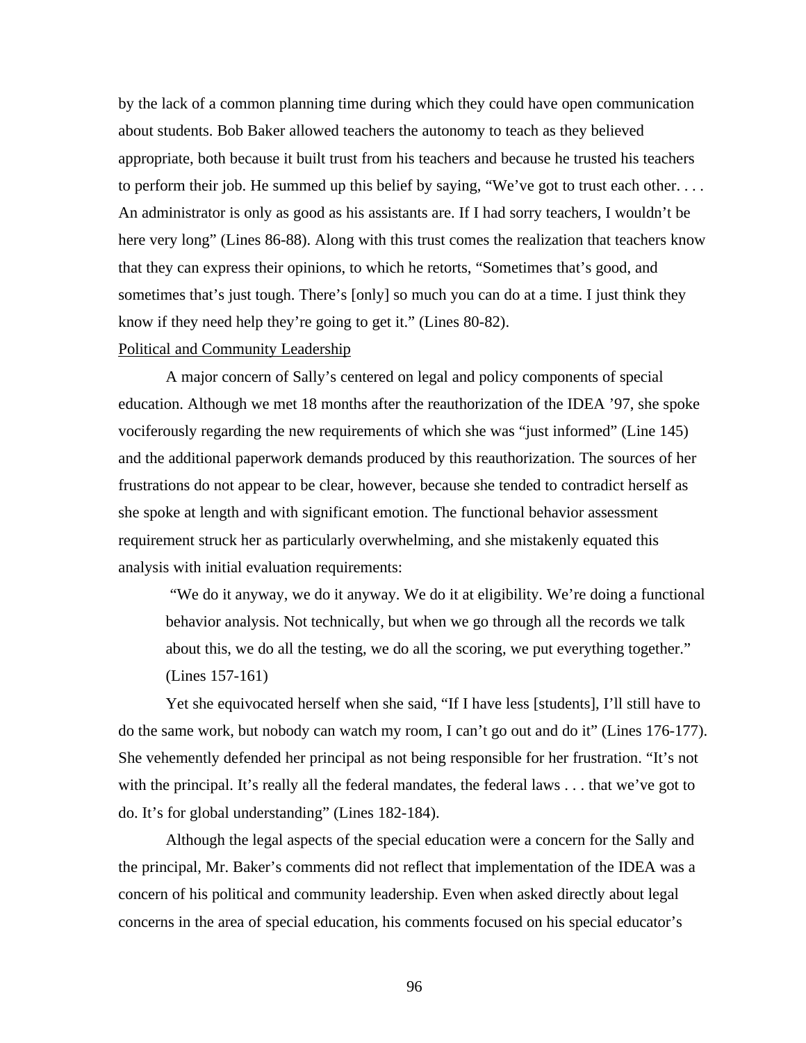by the lack of a common planning time during which they could have open communication about students. Bob Baker allowed teachers the autonomy to teach as they believed appropriate, both because it built trust from his teachers and because he trusted his teachers to perform their job. He summed up this belief by saying, "We've got to trust each other. . . . An administrator is only as good as his assistants are. If I had sorry teachers, I wouldn't be here very long" (Lines 86-88). Along with this trust comes the realization that teachers know that they can express their opinions, to which he retorts, "Sometimes that's good, and sometimes that's just tough. There's [only] so much you can do at a time. I just think they know if they need help they're going to get it." (Lines 80-82).

<u>Political and Community Leadership</u>

A major concern of Sally's centered on legal and policy components of special education. Although we met 18 months after the reauthorization of the IDEA '97, she spoke vociferously regarding the new requirements of which she was "just informed" (Line 145) and the additional paperwork demands produced by this reauthorization. The sources of her frustrations do not appear to be clear, however, because she tended to contradict herself as she spoke at length and with significant emotion. The functional behavior assessment requirement struck her as particularly overwhelming, and she mistakenly equated this analysis with initial evaluation requirements:

> "We do it anyway, we do it anyway. We do it at eligibility. We're doing a functional behavior analysis. Not technically, but when we go through all the records we talk about this, we do all the testing, we do all the scoring, we put everything together." (Lines 157-161)

Yet she equivocated herself when she said, "If I have less [students], I'll still have to do the same work, but nobody can watch my room, I can't go out and do it" (Lines 176-177). She vehemently defended her principal as not being responsible for her frustration. "It's not with the principal. It's really all the federal mandates, the federal laws . . . that we've got to do. It's for global understanding" (Lines 182-184).

Although the legal aspects of the special education were a concern for the Sally and the principal, Mr. Baker's comments did not reflect that implementation of the IDEA was a concern of his political and community leadership. Even when asked directly about legal concerns in the area of special education, his comments focused on his special educator's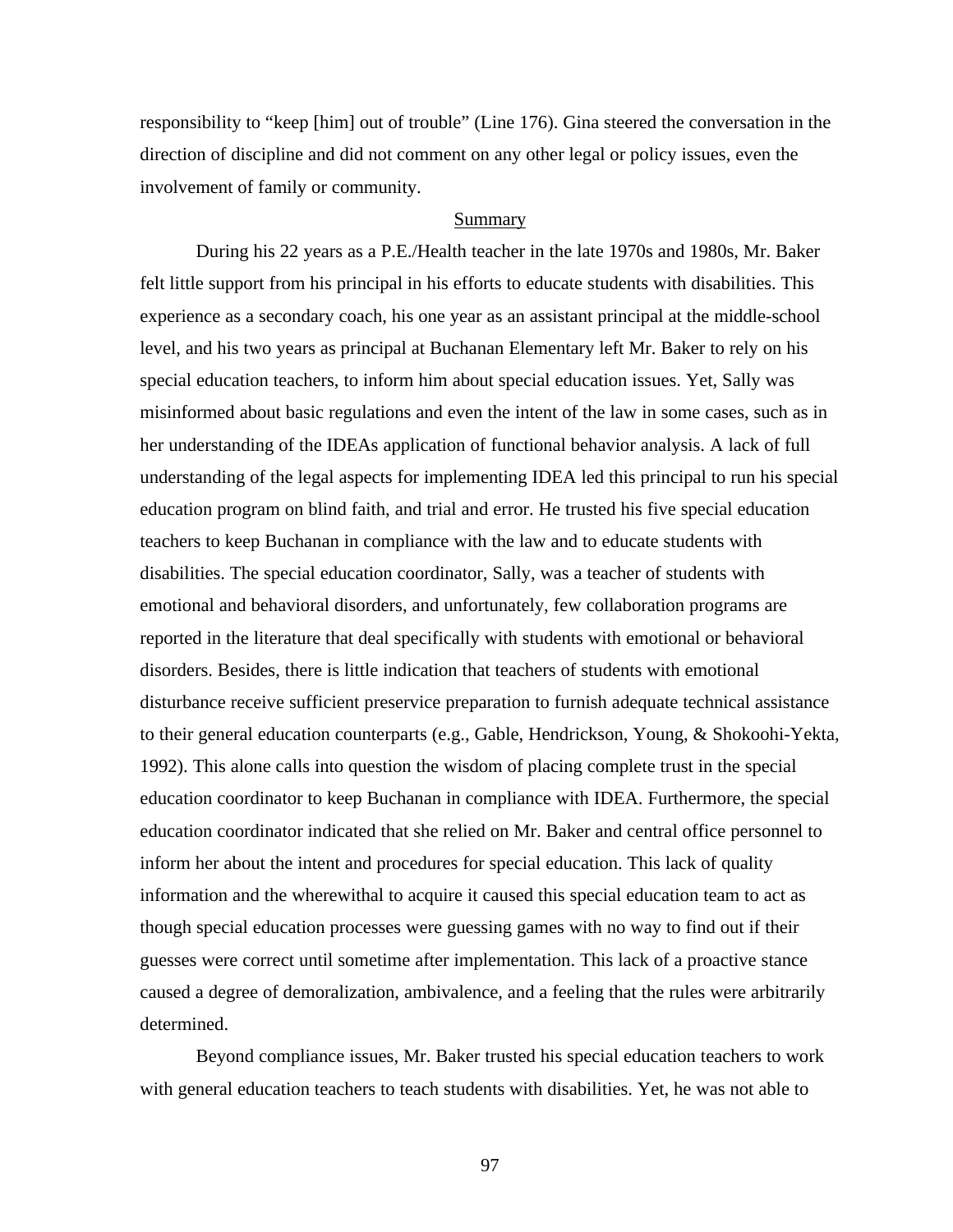responsibility to "keep [him] out of trouble" (Line 176). Gina steered the conversation in the direction of discipline and did not comment on any other legal or policy issues, even the involvement of family or community.

## Summary

During his 22 years as a P.E./Health teacher in the late 1970s and 1980s, Mr. Baker felt little support from his principal in his efforts to educate students with disabilities. This experience as a secondary coach, his one year as an assistant principal at the middle-school level, and his two years as principal at Buchanan Elementary left Mr. Baker to rely on his special education teachers, to inform him about special education issues. Yet, Sally was misinformed about basic regulations and even the intent of the law in some cases, such as in her understanding of the IDEAs application of functional behavior analysis. A lack of full understanding of the legal aspects for implementing IDEA led this principal to run his special education program on blind faith, and trial and error. He trusted his five special education teachers to keep Buchanan in compliance with the law and to educate students with disabilities. The special education coordinator, Sally, was a teacher of students with emotional and behavioral disorders, and unfortunately, few collaboration programs are reported in the literature that deal specifically with students with emotional or behavioral disorders. Besides, there is little indication that teachers of students with emotional disturbance receive sufficient preservice preparation to furnish adequate technical assistance to their general education counterparts (e.g., Gable, Hendrickson, Young, & Shokoohi-Yekta, 1992). This alone calls into question the wisdom of placing complete trust in the special education coordinator to keep Buchanan in compliance with IDEA. Furthermore, the special education coordinator indicated that she relied on Mr. Baker and central office personnel to inform her about the intent and procedures for special education. This lack of quality information and the wherewithal to acquire it caused this special education team to act as though special education processes were guessing games with no way to find out if their guesses were correct until sometime after implementation. This lack of a proactive stance caused a degree of demoralization, ambivalence, and a feeling that the rules were arbitrarily determined.

Beyond compliance issues, Mr. Baker trusted his special education teachers to work with general education teachers to teach students with disabilities. Yet, he was not able to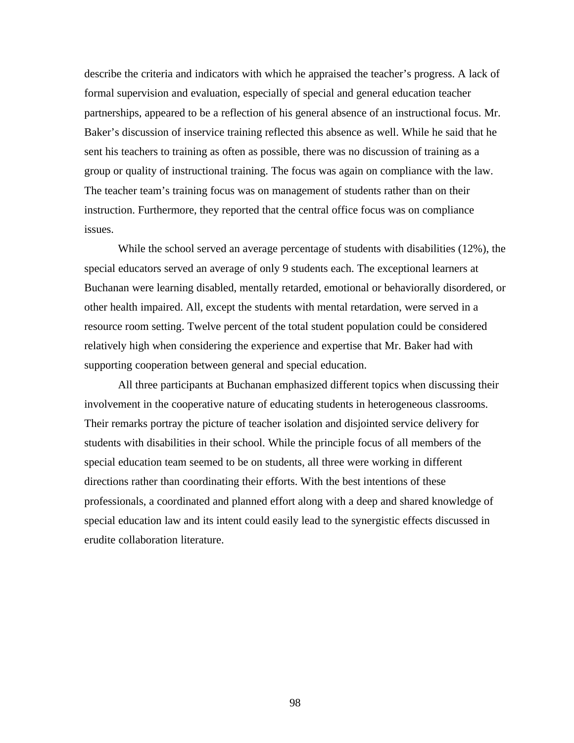describe the criteria and indicators with which he appraised the teacher's progress. A lack of formal supervision and evaluation, especially of special and general education teacher partnerships, appeared to be a reflection of his general absence of an instructional focus. Mr. Baker's discussion of inservice training reflected this absence as well. While he said that he sent his teachers to training as often as possible, there was no discussion of training as a group or quality of instructional training. The focus was again on compliance with the law. The teacher team's training focus was on management of students rather than on their instruction. Furthermore, they reported that the central office focus was on compliance issues.

While the school served an average percentage of students with disabilities (12%), the special educators served an average of only 9 students each. The exceptional learners at Buchanan were learning disabled, mentally retarded, emotional or behaviorally disordered, or other health impaired. All, except the students with mental retardation, were served in a resource room setting. Twelve percent of the total student population could be considered relatively high when considering the experience and expertise that Mr. Baker had with supporting cooperation between general and special education.

All three participants at Buchanan emphasized different topics when discussing their involvement in the cooperative nature of educating students in heterogeneous classrooms. Their remarks portray the picture of teacher isolation and disjointed service delivery for students with disabilities in their school. While the principle focus of all members of the special education team seemed to be on students, all three were working in different directions rather than coordinating their efforts. With the best intentions of these professionals, a coordinated and planned effort along with a deep and shared knowledge of special education law and its intent could easily lead to the synergistic effects discussed in erudite collaboration literature.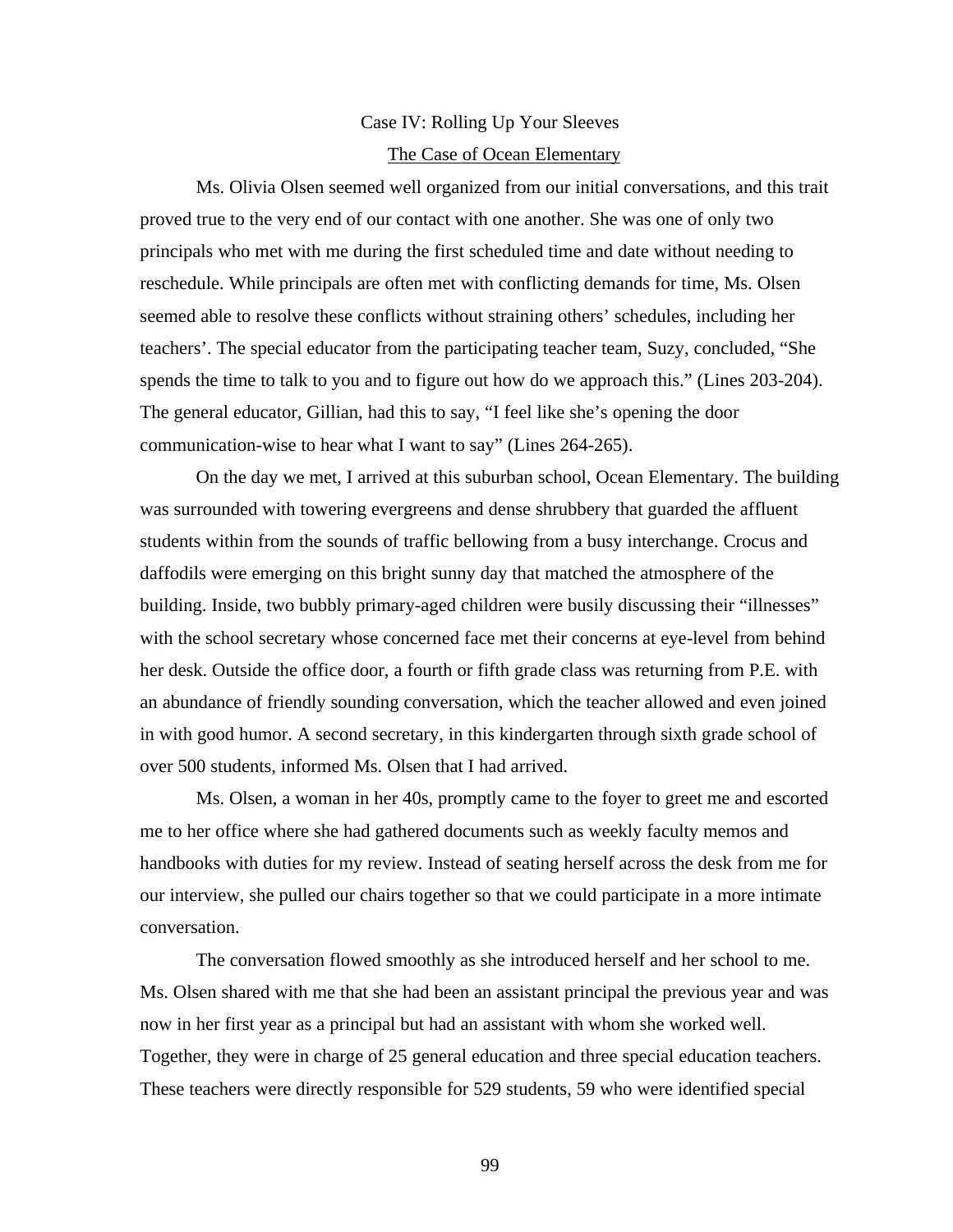## Case IV: Rolling Up Your Sleeves

### The Case of Ocean Elementary

Ms. Olivia Olsen seemed well organized from our initial conversations, and this trait proved true to the very end of our contact with one another. She was one of only two principals who met with me during the first scheduled time and date without needing to reschedule. While principals are often met with conflicting demands for time, Ms. Olsen seemed able to resolve these conflicts without straining others' schedules, including her teachers'. The special educator from the participating teacher team, Suzy, concluded, "She spends the time to talk to you and to figure out how do we approach this." (Lines 203-204). The general educator, Gillian, had this to say, "I feel like she's opening the door communication-wise to hear what I want to say" (Lines 264-265).

On the day we met, I arrived at this suburban school, Ocean Elementary. The building was surrounded with towering evergreens and dense shrubbery that guarded the affluent students within from the sounds of traffic bellowing from a busy interchange. Crocus and daffodils were emerging on this bright sunny day that matched the atmosphere of the building. Inside, two bubbly primary-aged children were busily discussing their "illnesses" with the school secretary whose concerned face met their concerns at eye-level from behind her desk. Outside the office door, a fourth or fifth grade class was returning from P.E. with an abundance of friendly sounding conversation, which the teacher allowed and even joined in with good humor. A second secretary, in this kindergarten through sixth grade school of over 500 students, informed Ms. Olsen that I had arrived.

Ms. Olsen, a woman in her 40s, promptly came to the foyer to greet me and escorted me to her office where she had gathered documents such as weekly faculty memos and handbooks with duties for my review. Instead of seating herself across the desk from me for our interview, she pulled our chairs together so that we could participate in a more intimate conversation.

The conversation flowed smoothly as she introduced herself and her school to me. Ms. Olsen shared with me that she had been an assistant principal the previous year and was now in her first year as a principal but had an assistant with whom she worked well. Together, they were in charge of 25 general education and three special education teachers. These teachers were directly responsible for 529 students, 59 who were identified special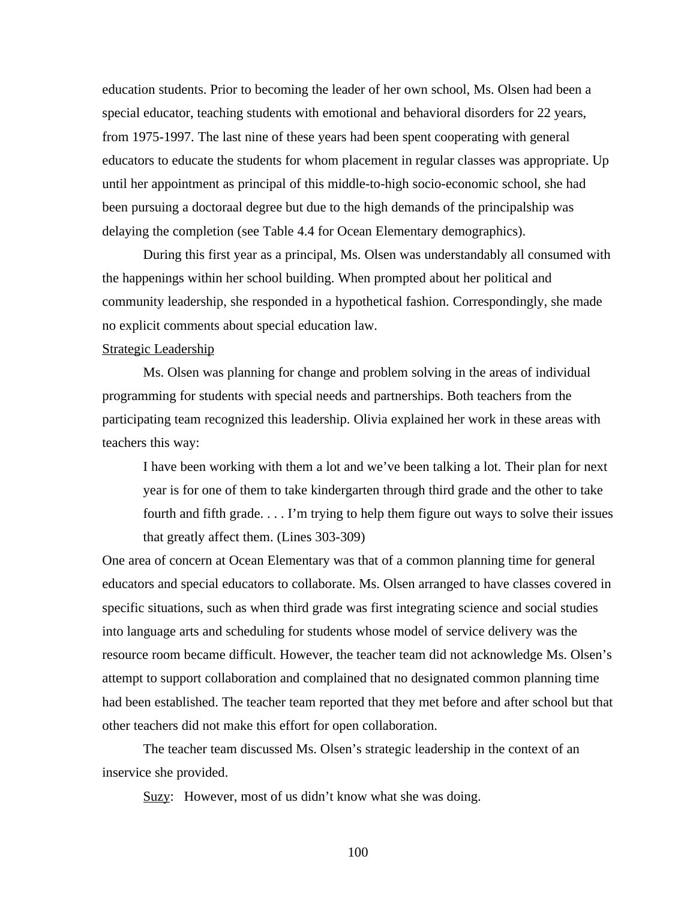education students. Prior to becoming the leader of her own school, Ms. Olsen had been a special educator, teaching students with emotional and behavioral disorders for 22 years, from 1975-1997. The last nine of these years had been spent cooperating with general educators to educate the students for whom placement in regular classes was appropriate. Up until her appointment as principal of this middle-to-high socio-economic school, she had been pursuing a doctoraal degree but due to the high demands of the principalship was delaying the completion (see Table 4.4 for Ocean Elementary demographics).

During this first year as a principal, Ms. Olsen was understandably all consumed with the happenings within her school building. When prompted about her political and community leadership, she responded in a hypothetical fashion. Correspondingly, she made no explicit comments about special education law.

<u>Strategic Leadership</u>

Ms. Olsen was planning for change and problem solving in the areas of individual programming for students with special needs and partnerships. Both teachers from the participating team recognized this leadership. Olivia explained her work in these areas with teachers this way:

> I have been working with them a lot and we've been talking a lot. Their plan for next year is for one of them to take kindergarten through third grade and the other to take fourth and fifth grade. . . . I'm trying to help them figure out ways to solve their issues that greatly affect them. (Lines 303-309)

One area of concern at Ocean Elementary was that of a common planning time for general educators and special educators to collaborate. Ms. Olsen arranged to have classes covered in specific situations, such as when third grade was first integrating science and social studies into language arts and scheduling for students whose model of service delivery was the resource room became difficult. However, the teacher team did not acknowledge Ms. Olsen's attempt to support collaboration and complained that no designated common planning time had been established. The teacher team reported that they met before and after school but that other teachers did not make this effort for open collaboration.

The teacher team discussed Ms. Olsen's strategic leadership in the context of an inservice she provided.

<u>Suzy</u>: However, most of us didn't know what she was doing.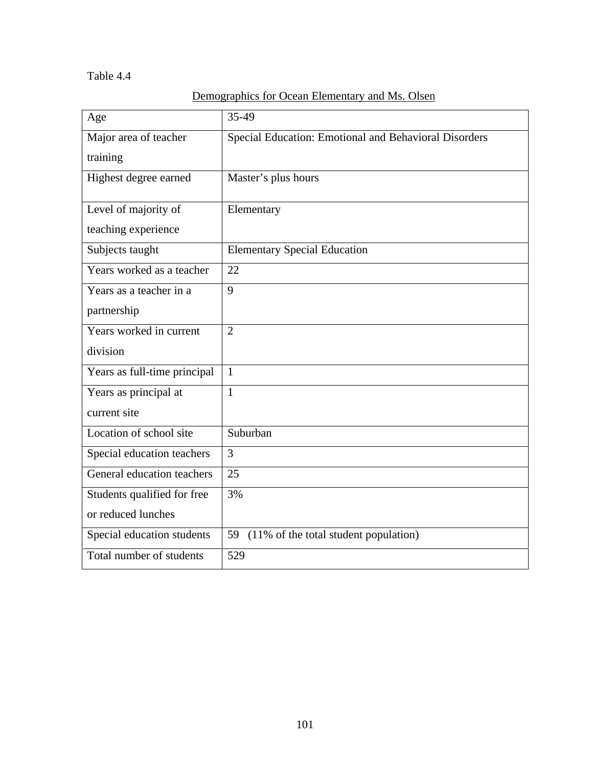Table 4.4

Demographics for Ocean Elementary and Ms. Olsen

| Age | 35-49 |
|---|---|
| Major area of teacher training | Special Education: Emotional and Behavioral Disorders |
| Highest degree earned | Master's plus hours |
| Level of majority of teaching experience | Elementary |
| Subjects taught | Elementary Special Education |
| Years worked as a teacher | 22 |
| Years as a teacher in a partnership | 9 |
| Years worked in current division | 2 |
| Years as full-time principal | 1 |
| Years as principal at current site | 1 |
| Location of school site | Suburban |
| Special education teachers | 3 |
| General education teachers | 25 |
| Students qualified for free or reduced lunches | 3% |
| Special education students | 59 (11% of the total student population) |
| Total number of students | 529 |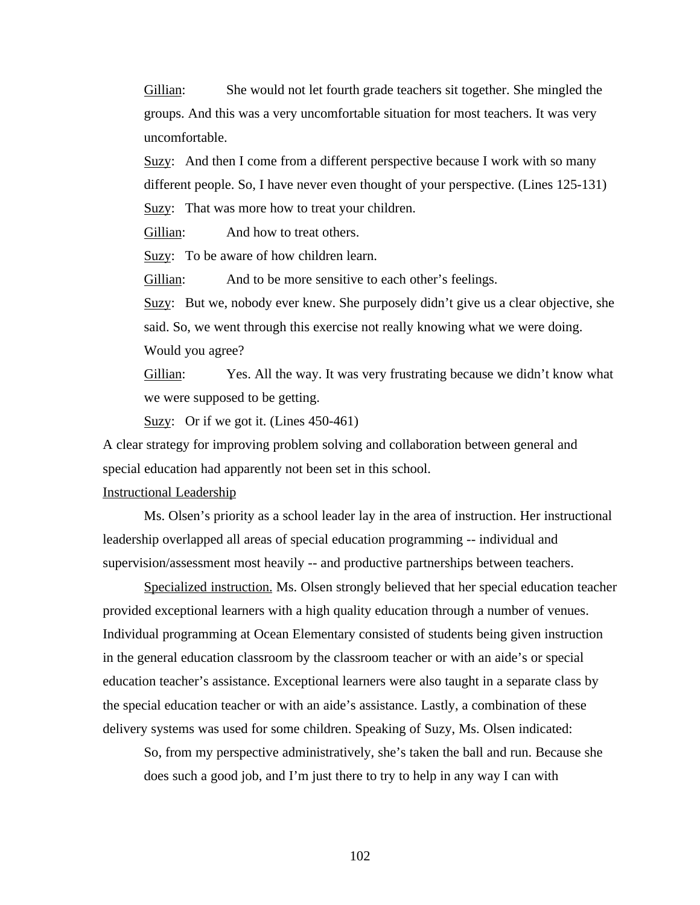Gillian: She would not let fourth grade teachers sit together. She mingled the groups. And this was a very uncomfortable situation for most teachers. It was very uncomfortable.

Suzy: And then I come from a different perspective because I work with so many different people. So, I have never even thought of your perspective. (Lines 125-131)

Suzy: That was more how to treat your children.

Gillian: And how to treat others.

Suzy: To be aware of how children learn.

Gillian: And to be more sensitive to each other's feelings.

Suzy: But we, nobody ever knew. She purposely didn't give us a clear objective, she said. So, we went through this exercise not really knowing what we were doing. Would you agree?

Gillian: Yes. All the way. It was very frustrating because we didn't know what we were supposed to be getting.

Suzy: Or if we got it. (Lines 450-461)

A clear strategy for improving problem solving and collaboration between general and special education had apparently not been set in this school.

Instructional Leadership

Ms. Olsen's priority as a school leader lay in the area of instruction. Her instructional leadership overlapped all areas of special education programming -- individual and supervision/assessment most heavily -- and productive partnerships between teachers.

Specialized instruction. Ms. Olsen strongly believed that her special education teacher provided exceptional learners with a high quality education through a number of venues. Individual programming at Ocean Elementary consisted of students being given instruction in the general education classroom by the classroom teacher or with an aide's or special education teacher's assistance. Exceptional learners were also taught in a separate class by the special education teacher or with an aide's assistance. Lastly, a combination of these delivery systems was used for some children. Speaking of Suzy, Ms. Olsen indicated:

> So, from my perspective administratively, she's taken the ball and run. Because she does such a good job, and I'm just there to try to help in any way I can with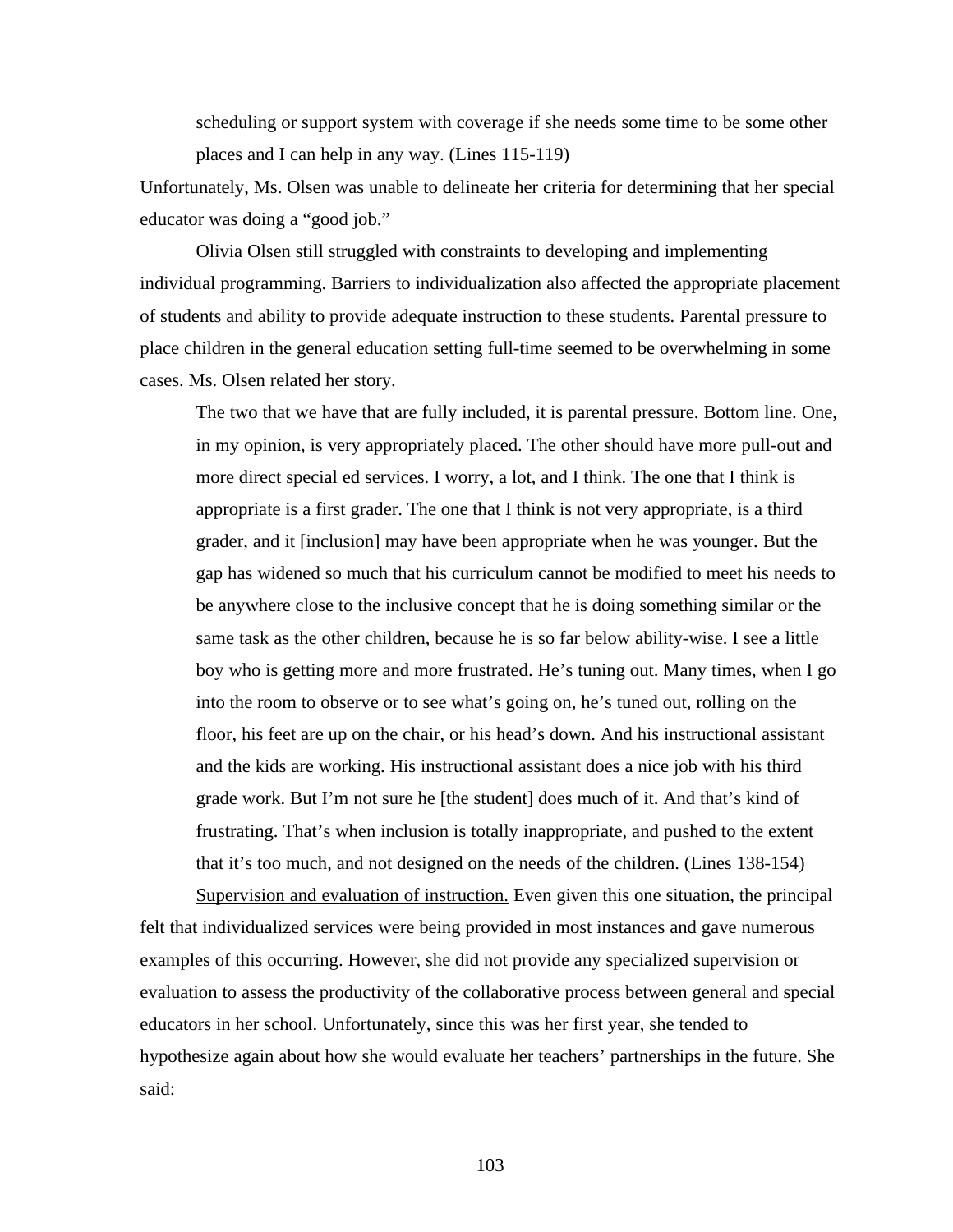> scheduling or support system with coverage if she needs some time to be some other places and I can help in any way. (Lines 115-119)

Unfortunately, Ms. Olsen was unable to delineate her criteria for determining that her special educator was doing a "good job."

Olivia Olsen still struggled with constraints to developing and implementing individual programming. Barriers to individualization also affected the appropriate placement of students and ability to provide adequate instruction to these students. Parental pressure to place children in the general education setting full-time seemed to be overwhelming in some cases. Ms. Olsen related her story.

> The two that we have that are fully included, it is parental pressure. Bottom line. One, in my opinion, is very appropriately placed. The other should have more pull-out and more direct special ed services. I worry, a lot, and I think. The one that I think is appropriate is a first grader. The one that I think is not very appropriate, is a third grader, and it [inclusion] may have been appropriate when he was younger. But the gap has widened so much that his curriculum cannot be modified to meet his needs to be anywhere close to the inclusive concept that he is doing something similar or the same task as the other children, because he is so far below ability-wise. I see a little boy who is getting more and more frustrated. He's tuning out. Many times, when I go into the room to observe or to see what's going on, he's tuned out, rolling on the floor, his feet are up on the chair, or his head's down. And his instructional assistant and the kids are working. His instructional assistant does a nice job with his third grade work. But I'm not sure he [the student] does much of it. And that's kind of frustrating. That's when inclusion is totally inappropriate, and pushed to the extent that it's too much, and not designed on the needs of the children. (Lines 138-154)

<u>Supervision and evaluation of instruction.</u> Even given this one situation, the principal felt that individualized services were being provided in most instances and gave numerous examples of this occurring. However, she did not provide any specialized supervision or evaluation to assess the productivity of the collaborative process between general and special educators in her school. Unfortunately, since this was her first year, she tended to hypothesize again about how she would evaluate her teachers' partnerships in the future. She said: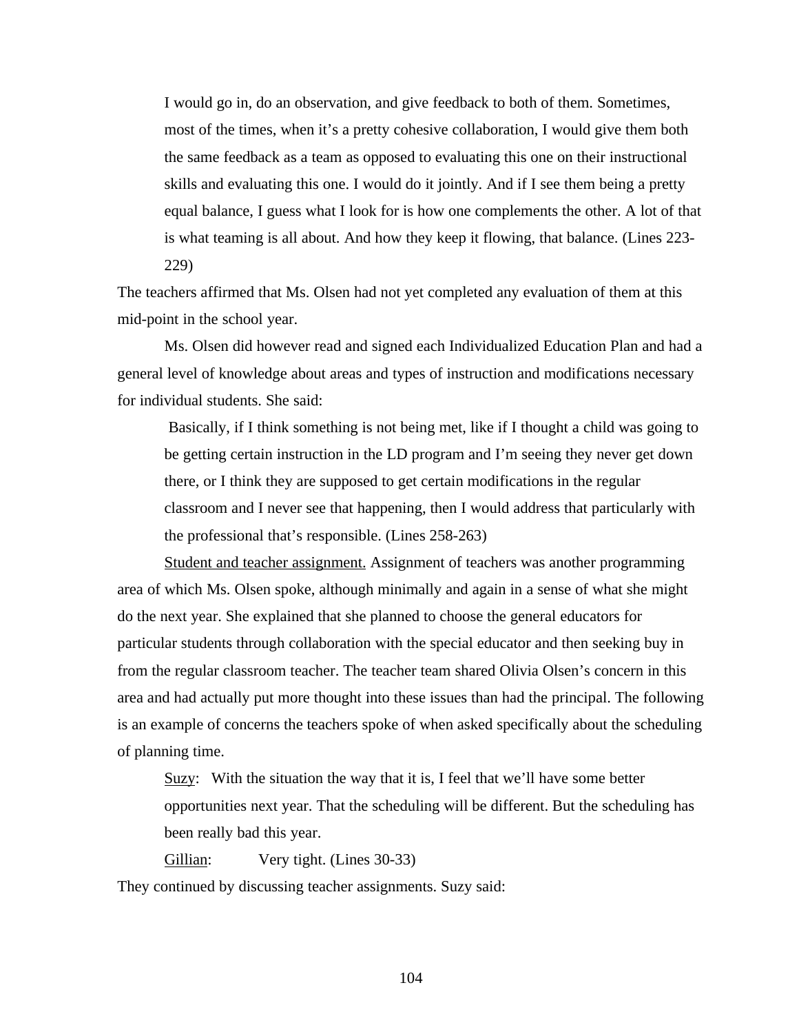> I would go in, do an observation, and give feedback to both of them. Sometimes, most of the times, when it's a pretty cohesive collaboration, I would give them both the same feedback as a team as opposed to evaluating this one on their instructional skills and evaluating this one. I would do it jointly. And if I see them being a pretty equal balance, I guess what I look for is how one complements the other. A lot of that is what teaming is all about. And how they keep it flowing, that balance. (Lines 223-229)

The teachers affirmed that Ms. Olsen had not yet completed any evaluation of them at this mid-point in the school year.

Ms. Olsen did however read and signed each Individualized Education Plan and had a general level of knowledge about areas and types of instruction and modifications necessary for individual students. She said:

> Basically, if I think something is not being met, like if I thought a child was going to be getting certain instruction in the LD program and I'm seeing they never get down there, or I think they are supposed to get certain modifications in the regular classroom and I never see that happening, then I would address that particularly with the professional that's responsible. (Lines 258-263)

<u>Student and teacher assignment.</u> Assignment of teachers was another programming area of which Ms. Olsen spoke, although minimally and again in a sense of what she might do the next year. She explained that she planned to choose the general educators for particular students through collaboration with the special educator and then seeking buy in from the regular classroom teacher. The teacher team shared Olivia Olsen's concern in this area and had actually put more thought into these issues than had the principal. The following is an example of concerns the teachers spoke of when asked specifically about the scheduling of planning time.

> <u>Suzy</u>: With the situation the way that it is, I feel that we'll have some better opportunities next year. That the scheduling will be different. But the scheduling has been really bad this year.
>
> <u>Gillian</u>: Very tight. (Lines 30-33)

They continued by discussing teacher assignments. Suzy said: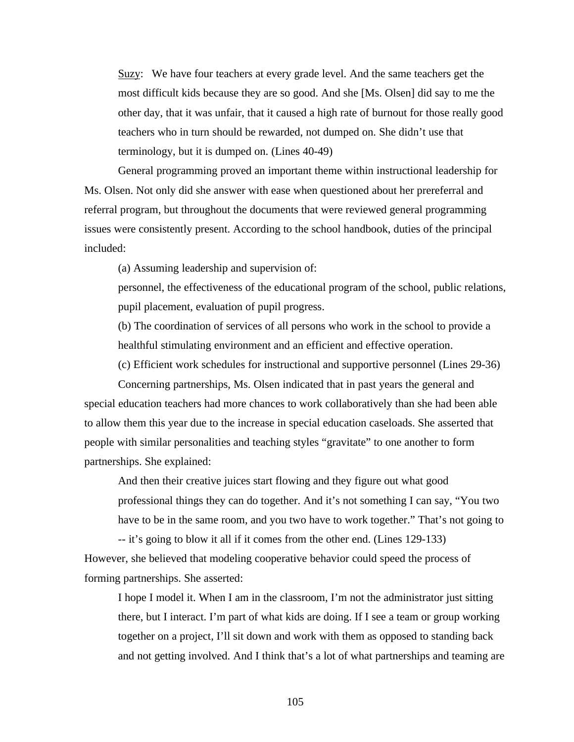> Suzy: We have four teachers at every grade level. And the same teachers get the most difficult kids because they are so good. And she [Ms. Olsen] did say to me the other day, that it was unfair, that it caused a high rate of burnout for those really good teachers who in turn should be rewarded, not dumped on. She didn't use that terminology, but it is dumped on. (Lines 40-49)

General programming proved an important theme within instructional leadership for Ms. Olsen. Not only did she answer with ease when questioned about her prereferral and referral program, but throughout the documents that were reviewed general programming issues were consistently present. According to the school handbook, duties of the principal included:

> (a) Assuming leadership and supervision of:
> personnel, the effectiveness of the educational program of the school, public relations, pupil placement, evaluation of pupil progress.
> (b) The coordination of services of all persons who work in the school to provide a healthful stimulating environment and an efficient and effective operation.
> (c) Efficient work schedules for instructional and supportive personnel (Lines 29-36)

Concerning partnerships, Ms. Olsen indicated that in past years the general and special education teachers had more chances to work collaboratively than she had been able to allow them this year due to the increase in special education caseloads. She asserted that people with similar personalities and teaching styles "gravitate" to one another to form partnerships. She explained:

> And then their creative juices start flowing and they figure out what good professional things they can do together. And it's not something I can say, "You two have to be in the same room, and you two have to work together." That's not going to -- it's going to blow it all if it comes from the other end. (Lines 129-133)

However, she believed that modeling cooperative behavior could speed the process of forming partnerships. She asserted:

> I hope I model it. When I am in the classroom, I'm not the administrator just sitting there, but I interact. I'm part of what kids are doing. If I see a team or group working together on a project, I'll sit down and work with them as opposed to standing back and not getting involved. And I think that's a lot of what partnerships and teaming are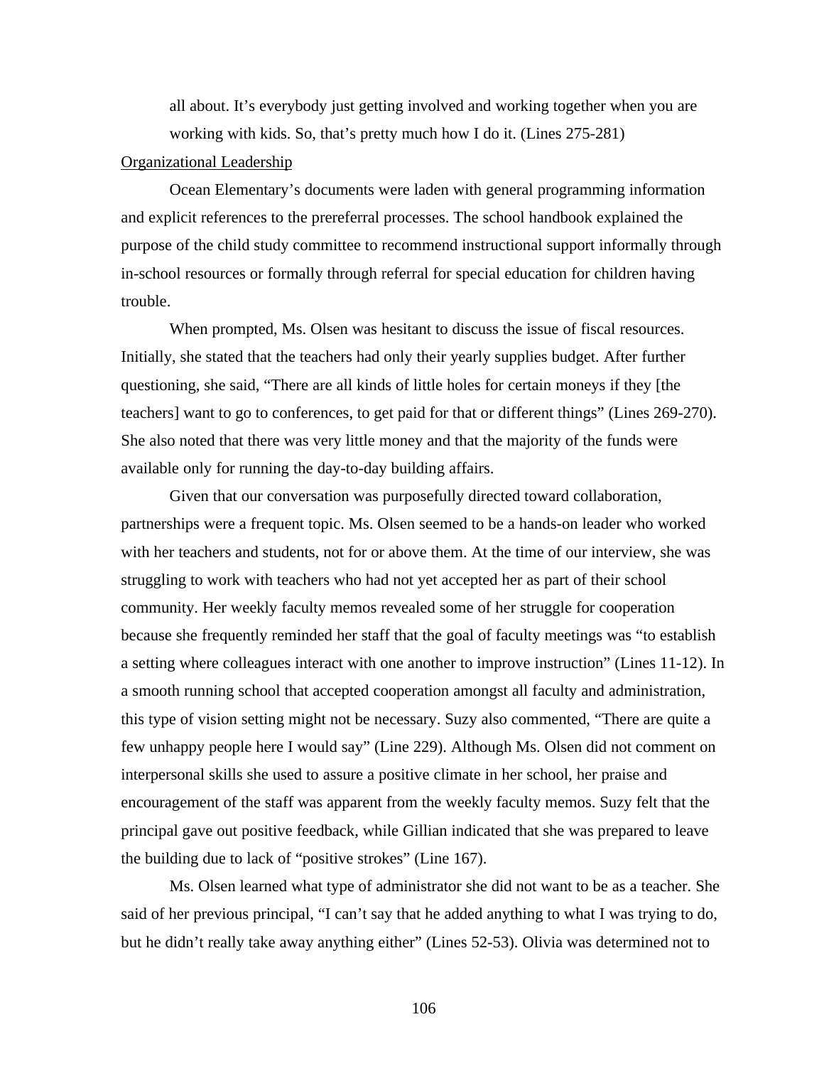all about. It's everybody just getting involved and working together when you are working with kids. So, that's pretty much how I do it. (Lines 275-281)

Organizational Leadership

Ocean Elementary's documents were laden with general programming information and explicit references to the prereferral processes. The school handbook explained the purpose of the child study committee to recommend instructional support informally through in-school resources or formally through referral for special education for children having trouble.

When prompted, Ms. Olsen was hesitant to discuss the issue of fiscal resources. Initially, she stated that the teachers had only their yearly supplies budget. After further questioning, she said, "There are all kinds of little holes for certain moneys if they [the teachers] want to go to conferences, to get paid for that or different things" (Lines 269-270). She also noted that there was very little money and that the majority of the funds were available only for running the day-to-day building affairs.

Given that our conversation was purposefully directed toward collaboration, partnerships were a frequent topic. Ms. Olsen seemed to be a hands-on leader who worked with her teachers and students, not for or above them. At the time of our interview, she was struggling to work with teachers who had not yet accepted her as part of their school community. Her weekly faculty memos revealed some of her struggle for cooperation because she frequently reminded her staff that the goal of faculty meetings was "to establish a setting where colleagues interact with one another to improve instruction" (Lines 11-12). In a smooth running school that accepted cooperation amongst all faculty and administration, this type of vision setting might not be necessary. Suzy also commented, "There are quite a few unhappy people here I would say" (Line 229). Although Ms. Olsen did not comment on interpersonal skills she used to assure a positive climate in her school, her praise and encouragement of the staff was apparent from the weekly faculty memos. Suzy felt that the principal gave out positive feedback, while Gillian indicated that she was prepared to leave the building due to lack of "positive strokes" (Line 167).

Ms. Olsen learned what type of administrator she did not want to be as a teacher. She said of her previous principal, "I can't say that he added anything to what I was trying to do, but he didn't really take away anything either" (Lines 52-53). Olivia was determined not to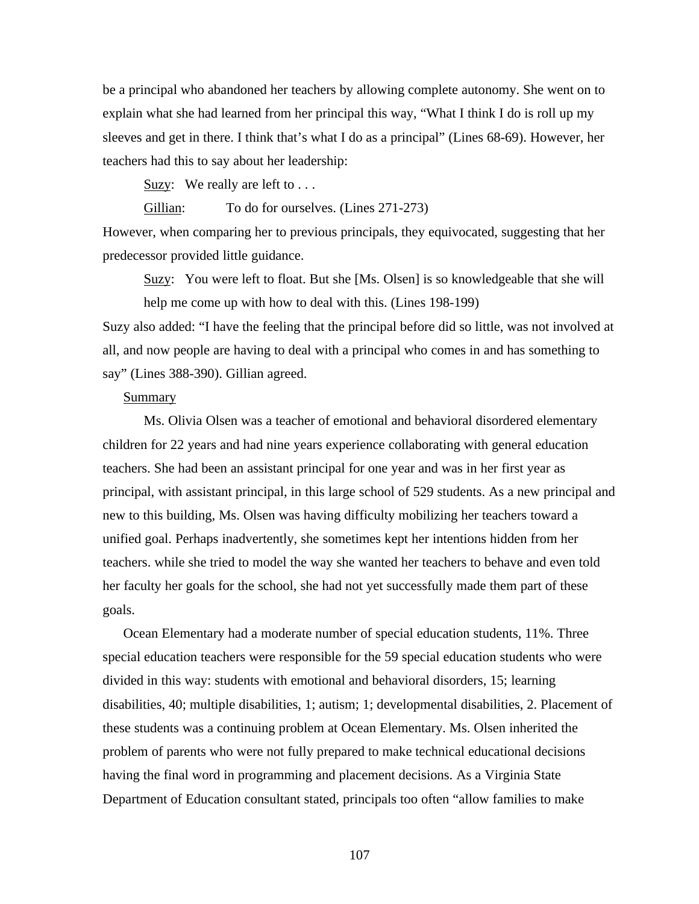be a principal who abandoned her teachers by allowing complete autonomy. She went on to explain what she had learned from her principal this way, "What I think I do is roll up my sleeves and get in there. I think that's what I do as a principal" (Lines 68-69). However, her teachers had this to say about her leadership:

> <u>Suzy</u>: We really are left to . . .
>
> <u>Gillian</u>: To do for ourselves. (Lines 271-273)

However, when comparing her to previous principals, they equivocated, suggesting that her predecessor provided little guidance.

> <u>Suzy</u>: You were left to float. But she [Ms. Olsen] is so knowledgeable that she will help me come up with how to deal with this. (Lines 198-199)

Suzy also added: "I have the feeling that the principal before did so little, was not involved at all, and now people are having to deal with a principal who comes in and has something to say" (Lines 388-390). Gillian agreed.

<u>Summary</u>

Ms. Olivia Olsen was a teacher of emotional and behavioral disordered elementary children for 22 years and had nine years experience collaborating with general education teachers. She had been an assistant principal for one year and was in her first year as principal, with assistant principal, in this large school of 529 students. As a new principal and new to this building, Ms. Olsen was having difficulty mobilizing her teachers toward a unified goal. Perhaps inadvertently, she sometimes kept her intentions hidden from her teachers. while she tried to model the way she wanted her teachers to behave and even told her faculty her goals for the school, she had not yet successfully made them part of these goals.

Ocean Elementary had a moderate number of special education students, 11%. Three special education teachers were responsible for the 59 special education students who were divided in this way: students with emotional and behavioral disorders, 15; learning disabilities, 40; multiple disabilities, 1; autism; 1; developmental disabilities, 2. Placement of these students was a continuing problem at Ocean Elementary. Ms. Olsen inherited the problem of parents who were not fully prepared to make technical educational decisions having the final word in programming and placement decisions. As a Virginia State Department of Education consultant stated, principals too often "allow families to make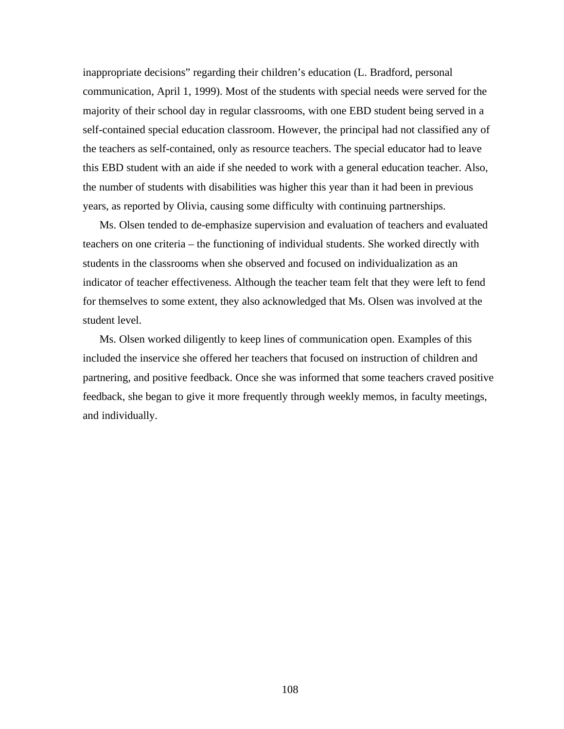inappropriate decisions" regarding their children's education (L. Bradford, personal communication, April 1, 1999). Most of the students with special needs were served for the majority of their school day in regular classrooms, with one EBD student being served in a self-contained special education classroom. However, the principal had not classified any of the teachers as self-contained, only as resource teachers. The special educator had to leave this EBD student with an aide if she needed to work with a general education teacher. Also, the number of students with disabilities was higher this year than it had been in previous years, as reported by Olivia, causing some difficulty with continuing partnerships.

Ms. Olsen tended to de-emphasize supervision and evaluation of teachers and evaluated teachers on one criteria – the functioning of individual students. She worked directly with students in the classrooms when she observed and focused on individualization as an indicator of teacher effectiveness. Although the teacher team felt that they were left to fend for themselves to some extent, they also acknowledged that Ms. Olsen was involved at the student level.

Ms. Olsen worked diligently to keep lines of communication open. Examples of this included the inservice she offered her teachers that focused on instruction of children and partnering, and positive feedback. Once she was informed that some teachers craved positive feedback, she began to give it more frequently through weekly memos, in faculty meetings, and individually.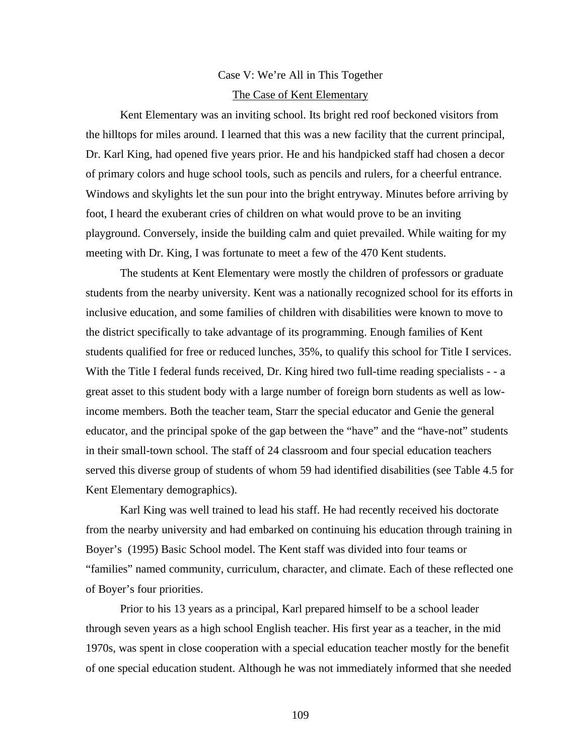## Case V: We're All in This Together

### The Case of Kent Elementary

Kent Elementary was an inviting school. Its bright red roof beckoned visitors from the hilltops for miles around. I learned that this was a new facility that the current principal, Dr. Karl King, had opened five years prior. He and his handpicked staff had chosen a decor of primary colors and huge school tools, such as pencils and rulers, for a cheerful entrance. Windows and skylights let the sun pour into the bright entryway. Minutes before arriving by foot, I heard the exuberant cries of children on what would prove to be an inviting playground. Conversely, inside the building calm and quiet prevailed. While waiting for my meeting with Dr. King, I was fortunate to meet a few of the 470 Kent students.

The students at Kent Elementary were mostly the children of professors or graduate students from the nearby university. Kent was a nationally recognized school for its efforts in inclusive education, and some families of children with disabilities were known to move to the district specifically to take advantage of its programming. Enough families of Kent students qualified for free or reduced lunches, 35%, to qualify this school for Title I services. With the Title I federal funds received, Dr. King hired two full-time reading specialists - - a great asset to this student body with a large number of foreign born students as well as low-income members. Both the teacher team, Starr the special educator and Genie the general educator, and the principal spoke of the gap between the "have" and the "have-not" students in their small-town school. The staff of 24 classroom and four special education teachers served this diverse group of students of whom 59 had identified disabilities (see Table 4.5 for Kent Elementary demographics).

Karl King was well trained to lead his staff. He had recently received his doctorate from the nearby university and had embarked on continuing his education through training in Boyer's (1995) Basic School model. The Kent staff was divided into four teams or "families" named community, curriculum, character, and climate. Each of these reflected one of Boyer's four priorities.

Prior to his 13 years as a principal, Karl prepared himself to be a school leader through seven years as a high school English teacher. His first year as a teacher, in the mid 1970s, was spent in close cooperation with a special education teacher mostly for the benefit of one special education student. Although he was not immediately informed that she needed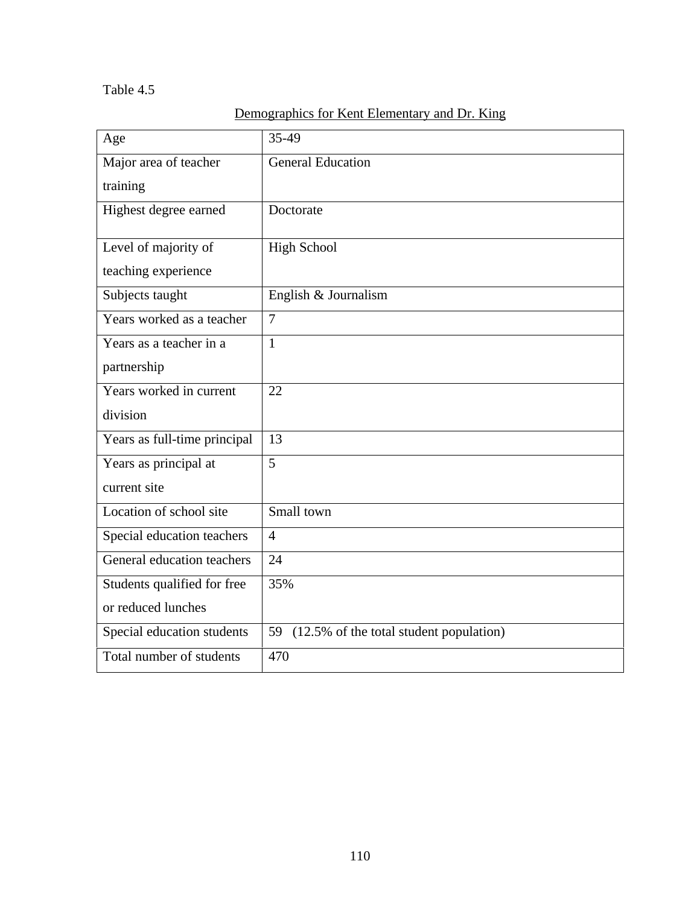Table 4.5

Demographics for Kent Elementary and Dr. King

| | |
|---|---|
| Age | 35-49 |
| Major area of teacher training | General Education |
| Highest degree earned | Doctorate |
| Level of majority of teaching experience | High School |
| Subjects taught | English & Journalism |
| Years worked as a teacher | 7 |
| Years as a teacher in a partnership | 1 |
| Years worked in current division | 22 |
| Years as full-time principal | 13 |
| Years as principal at current site | 5 |
| Location of school site | Small town |
| Special education teachers | 4 |
| General education teachers | 24 |
| Students qualified for free or reduced lunches | 35% |
| Special education students | 59 (12.5% of the total student population) |
| Total number of students | 470 |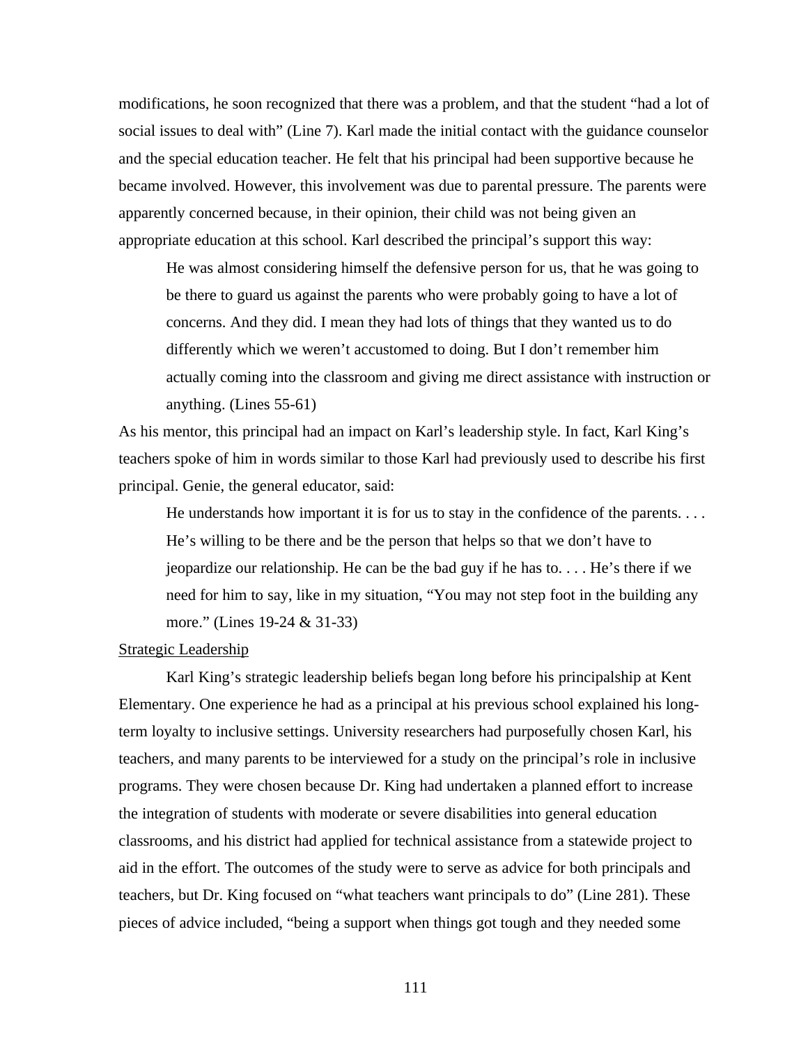modifications, he soon recognized that there was a problem, and that the student "had a lot of social issues to deal with" (Line 7). Karl made the initial contact with the guidance counselor and the special education teacher. He felt that his principal had been supportive because he became involved. However, this involvement was due to parental pressure. The parents were apparently concerned because, in their opinion, their child was not being given an appropriate education at this school. Karl described the principal's support this way:

> He was almost considering himself the defensive person for us, that he was going to be there to guard us against the parents who were probably going to have a lot of concerns. And they did. I mean they had lots of things that they wanted us to do differently which we weren't accustomed to doing. But I don't remember him actually coming into the classroom and giving me direct assistance with instruction or anything. (Lines 55-61)

As his mentor, this principal had an impact on Karl's leadership style. In fact, Karl King's teachers spoke of him in words similar to those Karl had previously used to describe his first principal. Genie, the general educator, said:

> He understands how important it is for us to stay in the confidence of the parents. . . . He's willing to be there and be the person that helps so that we don't have to jeopardize our relationship. He can be the bad guy if he has to. . . . He's there if we need for him to say, like in my situation, "You may not step foot in the building any more." (Lines 19-24 & 31-33)

<u>Strategic Leadership</u>

Karl King's strategic leadership beliefs began long before his principalship at Kent Elementary. One experience he had as a principal at his previous school explained his long-term loyalty to inclusive settings. University researchers had purposefully chosen Karl, his teachers, and many parents to be interviewed for a study on the principal's role in inclusive programs. They were chosen because Dr. King had undertaken a planned effort to increase the integration of students with moderate or severe disabilities into general education classrooms, and his district had applied for technical assistance from a statewide project to aid in the effort. The outcomes of the study were to serve as advice for both principals and teachers, but Dr. King focused on "what teachers want principals to do" (Line 281). These pieces of advice included, "being a support when things got tough and they needed some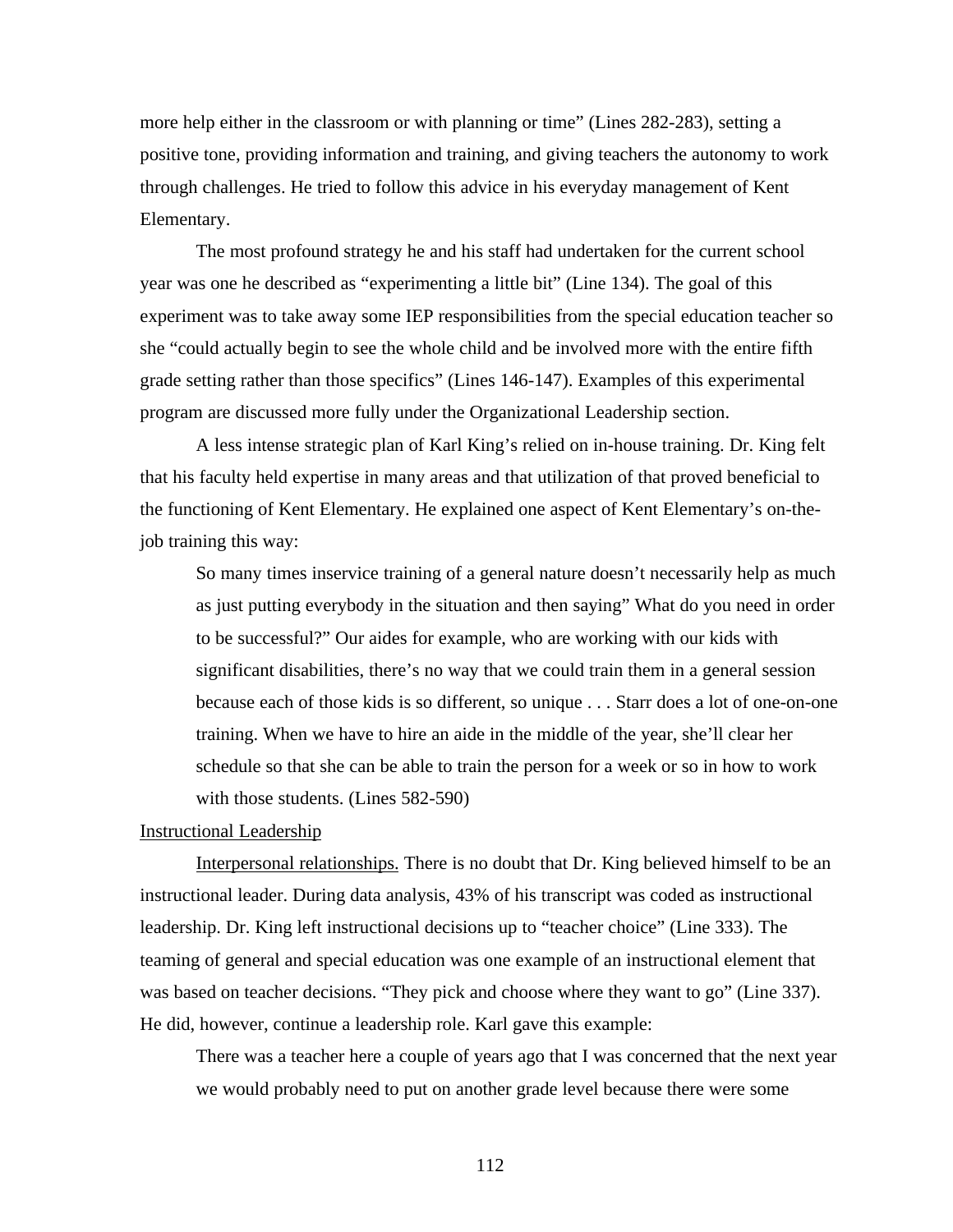more help either in the classroom or with planning or time" (Lines 282-283), setting a positive tone, providing information and training, and giving teachers the autonomy to work through challenges. He tried to follow this advice in his everyday management of Kent Elementary.

The most profound strategy he and his staff had undertaken for the current school year was one he described as "experimenting a little bit" (Line 134). The goal of this experiment was to take away some IEP responsibilities from the special education teacher so she "could actually begin to see the whole child and be involved more with the entire fifth grade setting rather than those specifics" (Lines 146-147). Examples of this experimental program are discussed more fully under the Organizational Leadership section.

A less intense strategic plan of Karl King's relied on in-house training. Dr. King felt that his faculty held expertise in many areas and that utilization of that proved beneficial to the functioning of Kent Elementary. He explained one aspect of Kent Elementary's on-the-job training this way:

> So many times inservice training of a general nature doesn't necessarily help as much as just putting everybody in the situation and then saying" What do you need in order to be successful?" Our aides for example, who are working with our kids with significant disabilities, there's no way that we could train them in a general session because each of those kids is so different, so unique . . . Starr does a lot of one-on-one training. When we have to hire an aide in the middle of the year, she'll clear her schedule so that she can be able to train the person for a week or so in how to work with those students. (Lines 582-590)

<u>Instructional Leadership</u>

<u>Interpersonal relationships.</u> There is no doubt that Dr. King believed himself to be an instructional leader. During data analysis, 43% of his transcript was coded as instructional leadership. Dr. King left instructional decisions up to "teacher choice" (Line 333). The teaming of general and special education was one example of an instructional element that was based on teacher decisions. "They pick and choose where they want to go" (Line 337). He did, however, continue a leadership role. Karl gave this example:

> There was a teacher here a couple of years ago that I was concerned that the next year we would probably need to put on another grade level because there were some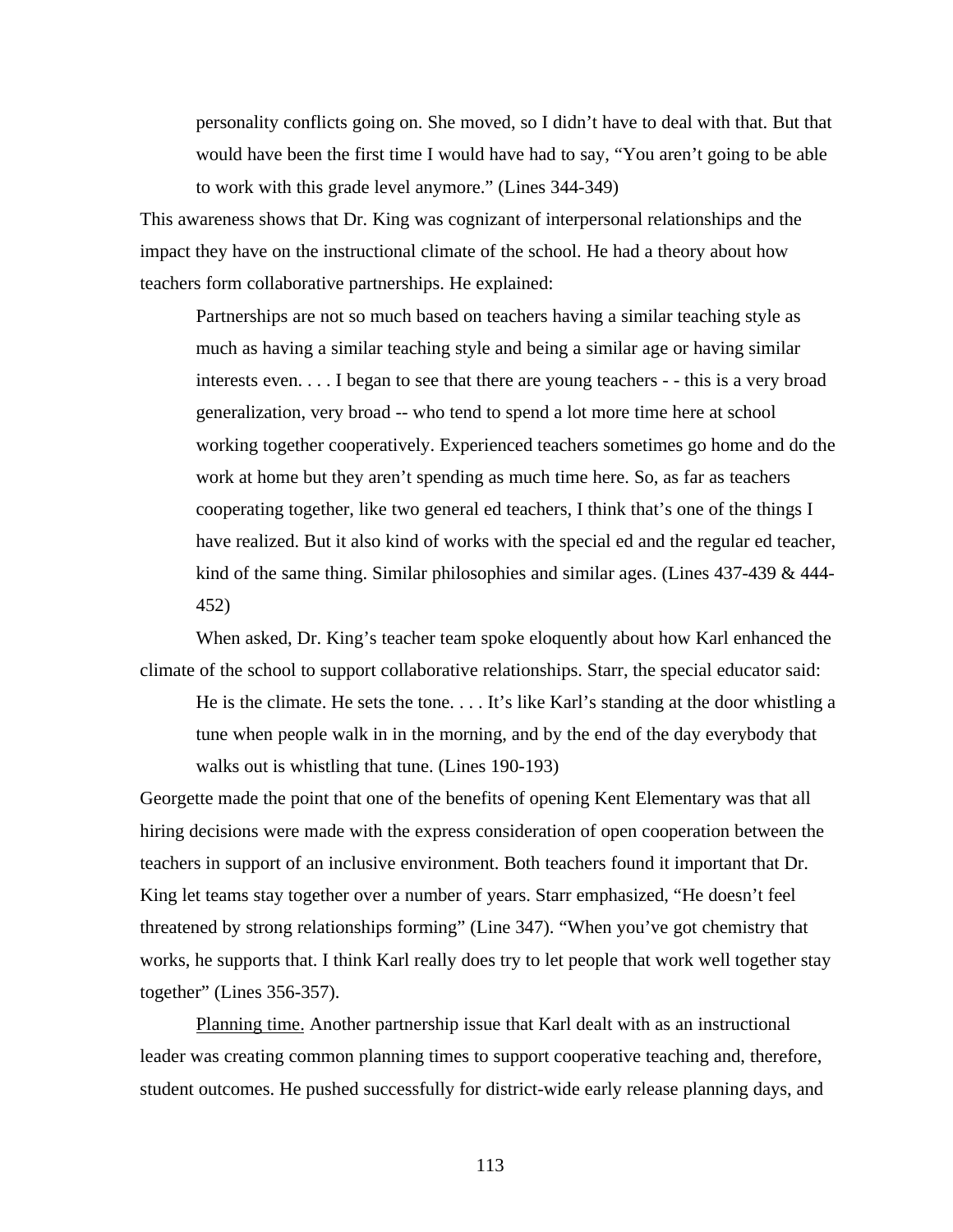> personality conflicts going on. She moved, so I didn't have to deal with that. But that would have been the first time I would have had to say, "You aren't going to be able to work with this grade level anymore." (Lines 344-349)

This awareness shows that Dr. King was cognizant of interpersonal relationships and the impact they have on the instructional climate of the school. He had a theory about how teachers form collaborative partnerships. He explained:

> Partnerships are not so much based on teachers having a similar teaching style as much as having a similar teaching style and being a similar age or having similar interests even. . . . I began to see that there are young teachers - - this is a very broad generalization, very broad -- who tend to spend a lot more time here at school working together cooperatively. Experienced teachers sometimes go home and do the work at home but they aren't spending as much time here. So, as far as teachers cooperating together, like two general ed teachers, I think that's one of the things I have realized. But it also kind of works with the special ed and the regular ed teacher, kind of the same thing. Similar philosophies and similar ages. (Lines 437-439 & 444-452)

When asked, Dr. King's teacher team spoke eloquently about how Karl enhanced the climate of the school to support collaborative relationships. Starr, the special educator said:

> He is the climate. He sets the tone. . . . It's like Karl's standing at the door whistling a tune when people walk in in the morning, and by the end of the day everybody that walks out is whistling that tune. (Lines 190-193)

Georgette made the point that one of the benefits of opening Kent Elementary was that all hiring decisions were made with the express consideration of open cooperation between the teachers in support of an inclusive environment. Both teachers found it important that Dr. King let teams stay together over a number of years. Starr emphasized, "He doesn't feel threatened by strong relationships forming" (Line 347). "When you've got chemistry that works, he supports that. I think Karl really does try to let people that work well together stay together" (Lines 356-357).

<u>Planning time.</u> Another partnership issue that Karl dealt with as an instructional leader was creating common planning times to support cooperative teaching and, therefore, student outcomes. He pushed successfully for district-wide early release planning days, and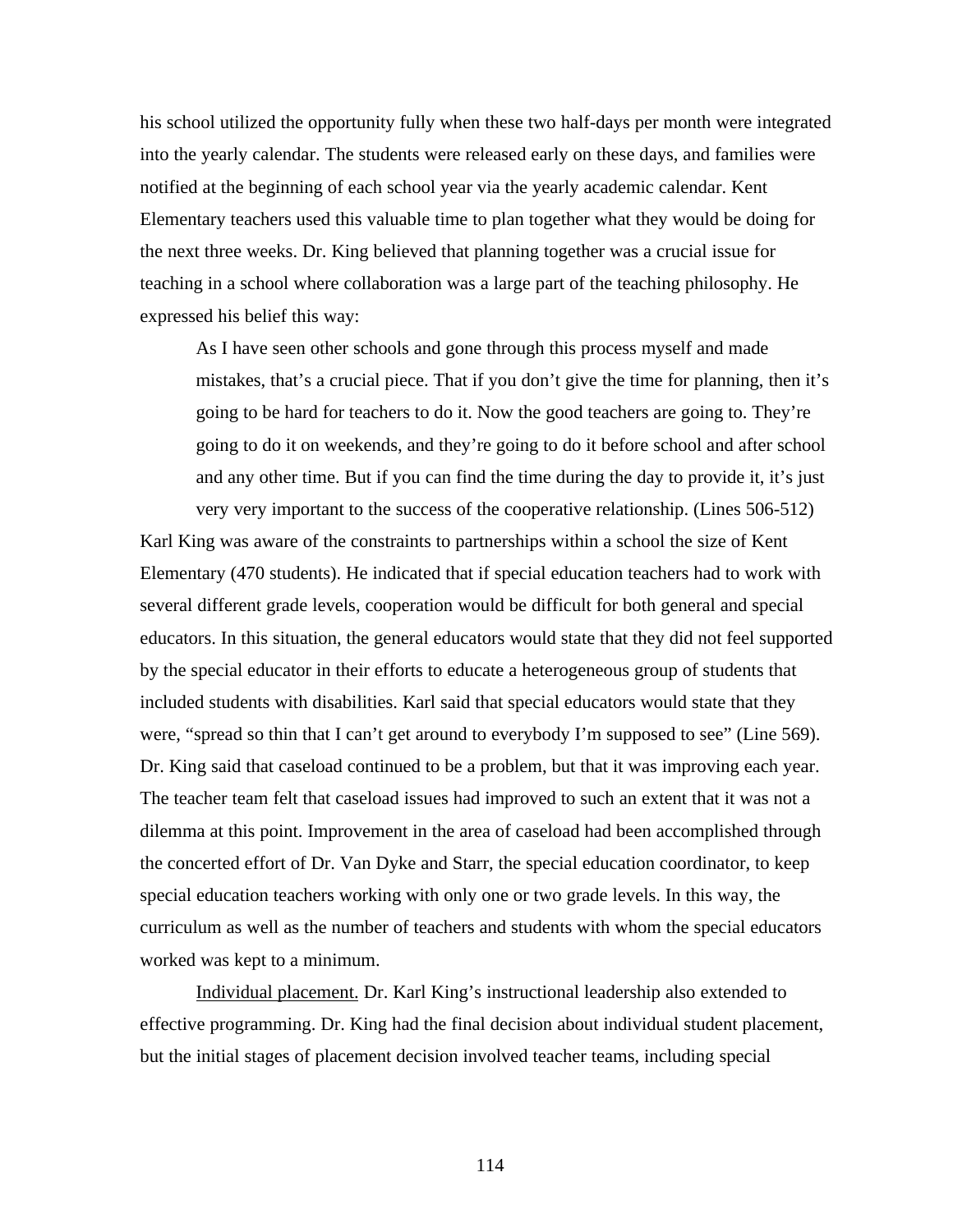his school utilized the opportunity fully when these two half-days per month were integrated into the yearly calendar. The students were released early on these days, and families were notified at the beginning of each school year via the yearly academic calendar. Kent Elementary teachers used this valuable time to plan together what they would be doing for the next three weeks. Dr. King believed that planning together was a crucial issue for teaching in a school where collaboration was a large part of the teaching philosophy. He expressed his belief this way:

> As I have seen other schools and gone through this process myself and made mistakes, that's a crucial piece. That if you don't give the time for planning, then it's going to be hard for teachers to do it. Now the good teachers are going to. They're going to do it on weekends, and they're going to do it before school and after school and any other time. But if you can find the time during the day to provide it, it's just very very important to the success of the cooperative relationship. (Lines 506-512)

Karl King was aware of the constraints to partnerships within a school the size of Kent Elementary (470 students). He indicated that if special education teachers had to work with several different grade levels, cooperation would be difficult for both general and special educators. In this situation, the general educators would state that they did not feel supported by the special educator in their efforts to educate a heterogeneous group of students that included students with disabilities. Karl said that special educators would state that they were, "spread so thin that I can't get around to everybody I'm supposed to see" (Line 569). Dr. King said that caseload continued to be a problem, but that it was improving each year. The teacher team felt that caseload issues had improved to such an extent that it was not a dilemma at this point. Improvement in the area of caseload had been accomplished through the concerted effort of Dr. Van Dyke and Starr, the special education coordinator, to keep special education teachers working with only one or two grade levels. In this way, the curriculum as well as the number of teachers and students with whom the special educators worked was kept to a minimum.

Individual placement. Dr. Karl King's instructional leadership also extended to effective programming. Dr. King had the final decision about individual student placement, but the initial stages of placement decision involved teacher teams, including special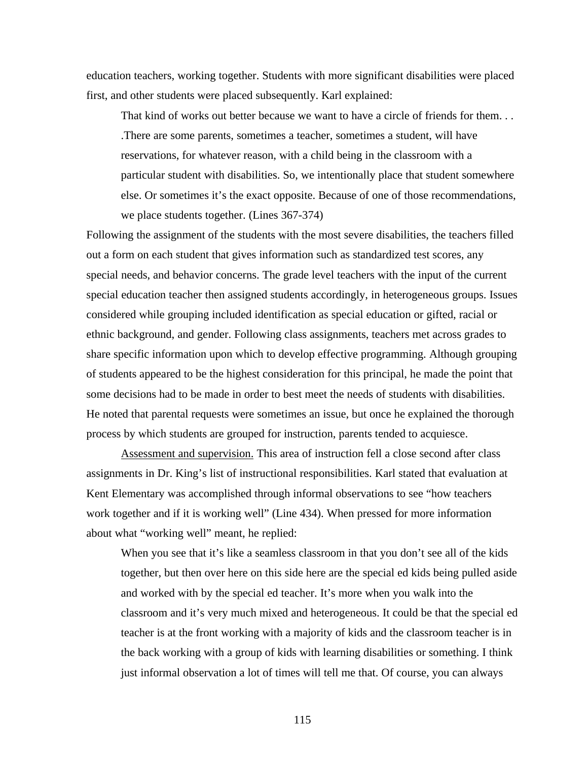education teachers, working together. Students with more significant disabilities were placed first, and other students were placed subsequently. Karl explained:

> That kind of works out better because we want to have a circle of friends for them. . . .There are some parents, sometimes a teacher, sometimes a student, will have reservations, for whatever reason, with a child being in the classroom with a particular student with disabilities. So, we intentionally place that student somewhere else. Or sometimes it's the exact opposite. Because of one of those recommendations, we place students together. (Lines 367-374)

Following the assignment of the students with the most severe disabilities, the teachers filled out a form on each student that gives information such as standardized test scores, any special needs, and behavior concerns. The grade level teachers with the input of the current special education teacher then assigned students accordingly, in heterogeneous groups. Issues considered while grouping included identification as special education or gifted, racial or ethnic background, and gender. Following class assignments, teachers met across grades to share specific information upon which to develop effective programming. Although grouping of students appeared to be the highest consideration for this principal, he made the point that some decisions had to be made in order to best meet the needs of students with disabilities. He noted that parental requests were sometimes an issue, but once he explained the thorough process by which students are grouped for instruction, parents tended to acquiesce.

<u>Assessment and supervision.</u> This area of instruction fell a close second after class assignments in Dr. King's list of instructional responsibilities. Karl stated that evaluation at Kent Elementary was accomplished through informal observations to see "how teachers work together and if it is working well" (Line 434). When pressed for more information about what "working well" meant, he replied:

> When you see that it's like a seamless classroom in that you don't see all of the kids together, but then over here on this side here are the special ed kids being pulled aside and worked with by the special ed teacher. It's more when you walk into the classroom and it's very much mixed and heterogeneous. It could be that the special ed teacher is at the front working with a majority of kids and the classroom teacher is in the back working with a group of kids with learning disabilities or something. I think just informal observation a lot of times will tell me that. Of course, you can always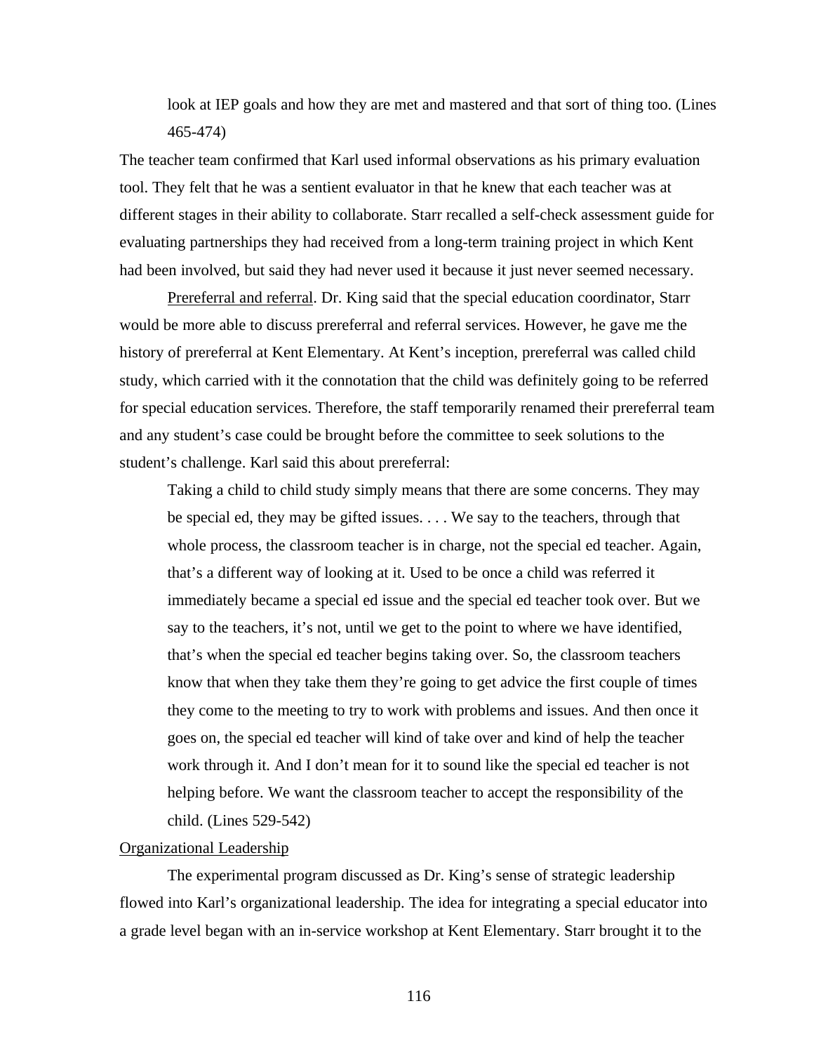> look at IEP goals and how they are met and mastered and that sort of thing too. (Lines 465-474)

The teacher team confirmed that Karl used informal observations as his primary evaluation tool. They felt that he was a sentient evaluator in that he knew that each teacher was at different stages in their ability to collaborate. Starr recalled a self-check assessment guide for evaluating partnerships they had received from a long-term training project in which Kent had been involved, but said they had never used it because it just never seemed necessary.

Prereferral and referral. Dr. King said that the special education coordinator, Starr would be more able to discuss prereferral and referral services. However, he gave me the history of prereferral at Kent Elementary. At Kent's inception, prereferral was called child study, which carried with it the connotation that the child was definitely going to be referred for special education services. Therefore, the staff temporarily renamed their prereferral team and any student's case could be brought before the committee to seek solutions to the student's challenge. Karl said this about prereferral:

> Taking a child to child study simply means that there are some concerns. They may be special ed, they may be gifted issues. . . . We say to the teachers, through that whole process, the classroom teacher is in charge, not the special ed teacher. Again, that's a different way of looking at it. Used to be once a child was referred it immediately became a special ed issue and the special ed teacher took over. But we say to the teachers, it's not, until we get to the point to where we have identified, that's when the special ed teacher begins taking over. So, the classroom teachers know that when they take them they're going to get advice the first couple of times they come to the meeting to try to work with problems and issues. And then once it goes on, the special ed teacher will kind of take over and kind of help the teacher work through it. And I don't mean for it to sound like the special ed teacher is not helping before. We want the classroom teacher to accept the responsibility of the child. (Lines 529-542)

Organizational Leadership

The experimental program discussed as Dr. King's sense of strategic leadership flowed into Karl's organizational leadership. The idea for integrating a special educator into a grade level began with an in-service workshop at Kent Elementary. Starr brought it to the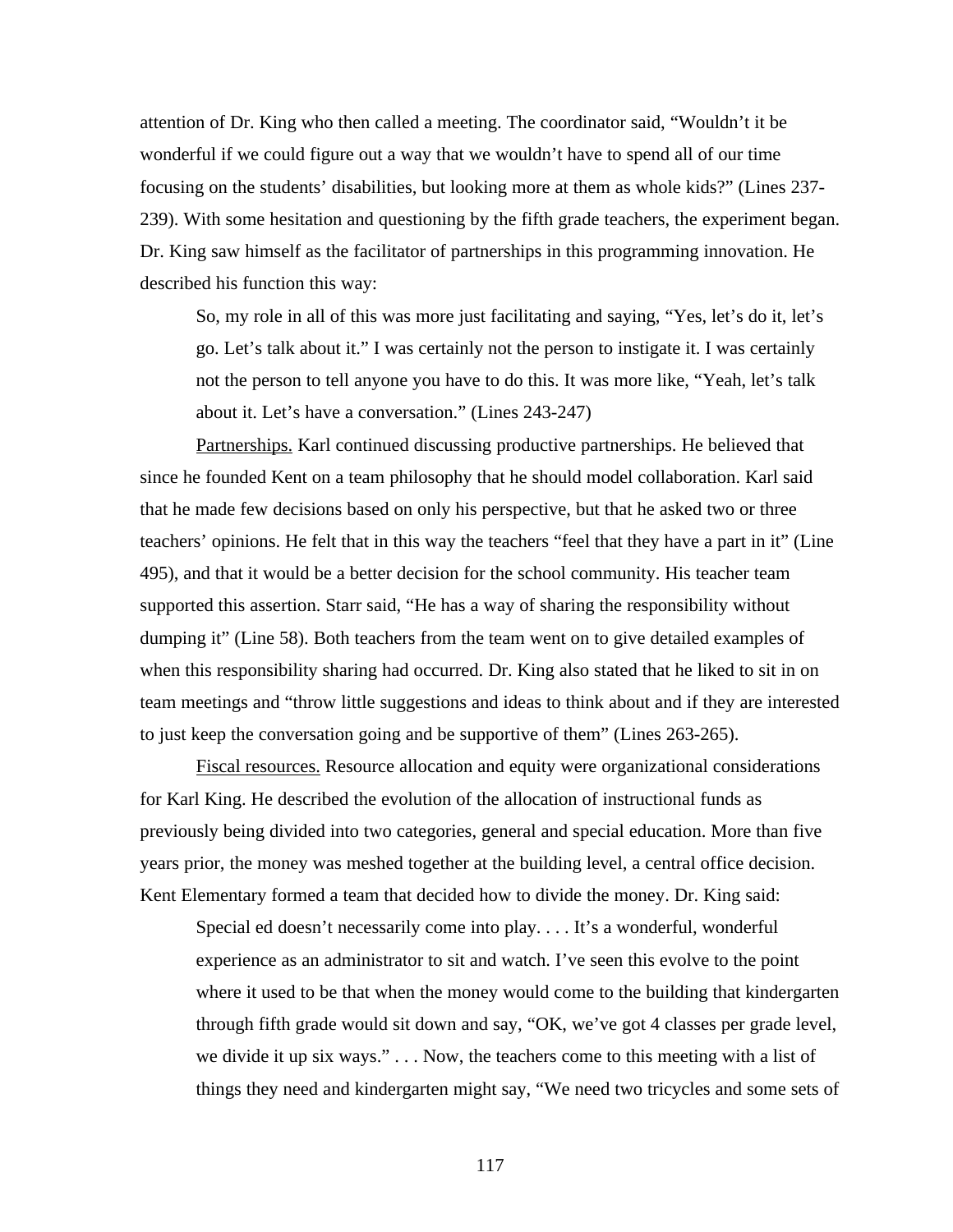attention of Dr. King who then called a meeting. The coordinator said, “Wouldn’t it be wonderful if we could figure out a way that we wouldn’t have to spend all of our time focusing on the students’ disabilities, but looking more at them as whole kids?” (Lines 237-239). With some hesitation and questioning by the fifth grade teachers, the experiment began. Dr. King saw himself as the facilitator of partnerships in this programming innovation. He described his function this way:

> So, my role in all of this was more just facilitating and saying, “Yes, let’s do it, let’s go. Let’s talk about it.” I was certainly not the person to instigate it. I was certainly not the person to tell anyone you have to do this. It was more like, “Yeah, let’s talk about it. Let’s have a conversation.” (Lines 243-247)

<u>Partnerships.</u> Karl continued discussing productive partnerships. He believed that since he founded Kent on a team philosophy that he should model collaboration. Karl said that he made few decisions based on only his perspective, but that he asked two or three teachers’ opinions. He felt that in this way the teachers “feel that they have a part in it” (Line 495), and that it would be a better decision for the school community. His teacher team supported this assertion. Starr said, “He has a way of sharing the responsibility without dumping it” (Line 58). Both teachers from the team went on to give detailed examples of when this responsibility sharing had occurred. Dr. King also stated that he liked to sit in on team meetings and “throw little suggestions and ideas to think about and if they are interested to just keep the conversation going and be supportive of them” (Lines 263-265).

<u>Fiscal resources.</u> Resource allocation and equity were organizational considerations for Karl King. He described the evolution of the allocation of instructional funds as previously being divided into two categories, general and special education. More than five years prior, the money was meshed together at the building level, a central office decision. Kent Elementary formed a team that decided how to divide the money. Dr. King said:

> Special ed doesn’t necessarily come into play. . . . It’s a wonderful, wonderful experience as an administrator to sit and watch. I’ve seen this evolve to the point where it used to be that when the money would come to the building that kindergarten through fifth grade would sit down and say, “OK, we’ve got 4 classes per grade level, we divide it up six ways.” . . . Now, the teachers come to this meeting with a list of things they need and kindergarten might say, “We need two tricycles and some sets of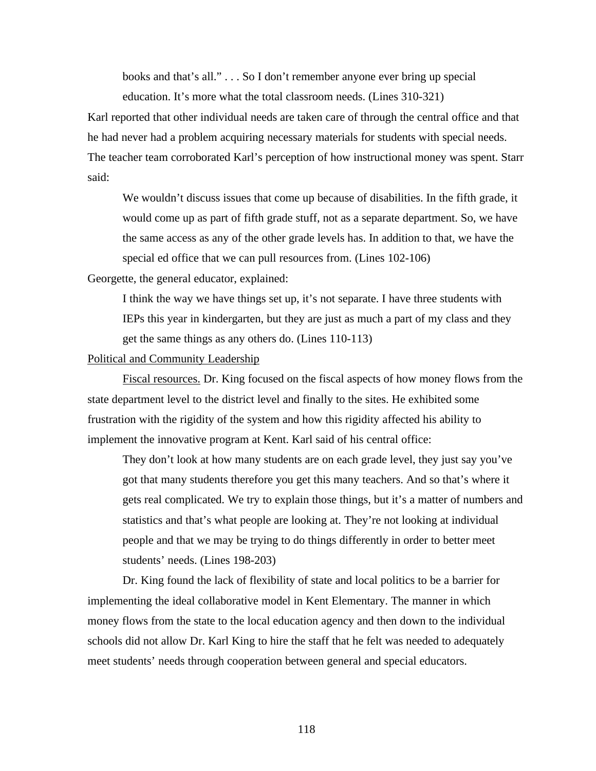> books and that's all." . . . So I don't remember anyone ever bring up special education. It's more what the total classroom needs. (Lines 310-321)

Karl reported that other individual needs are taken care of through the central office and that he had never had a problem acquiring necessary materials for students with special needs. The teacher team corroborated Karl's perception of how instructional money was spent. Starr said:

> We wouldn't discuss issues that come up because of disabilities. In the fifth grade, it would come up as part of fifth grade stuff, not as a separate department. So, we have the same access as any of the other grade levels has. In addition to that, we have the special ed office that we can pull resources from. (Lines 102-106)

Georgette, the general educator, explained:

> I think the way we have things set up, it's not separate. I have three students with IEPs this year in kindergarten, but they are just as much a part of my class and they get the same things as any others do. (Lines 110-113)

<u>Political and Community Leadership</u>

<u>Fiscal resources.</u> Dr. King focused on the fiscal aspects of how money flows from the state department level to the district level and finally to the sites. He exhibited some frustration with the rigidity of the system and how this rigidity affected his ability to implement the innovative program at Kent. Karl said of his central office:

> They don't look at how many students are on each grade level, they just say you've got that many students therefore you get this many teachers. And so that's where it gets real complicated. We try to explain those things, but it's a matter of numbers and statistics and that's what people are looking at. They're not looking at individual people and that we may be trying to do things differently in order to better meet students' needs. (Lines 198-203)

Dr. King found the lack of flexibility of state and local politics to be a barrier for implementing the ideal collaborative model in Kent Elementary. The manner in which money flows from the state to the local education agency and then down to the individual schools did not allow Dr. Karl King to hire the staff that he felt was needed to adequately meet students' needs through cooperation between general and special educators.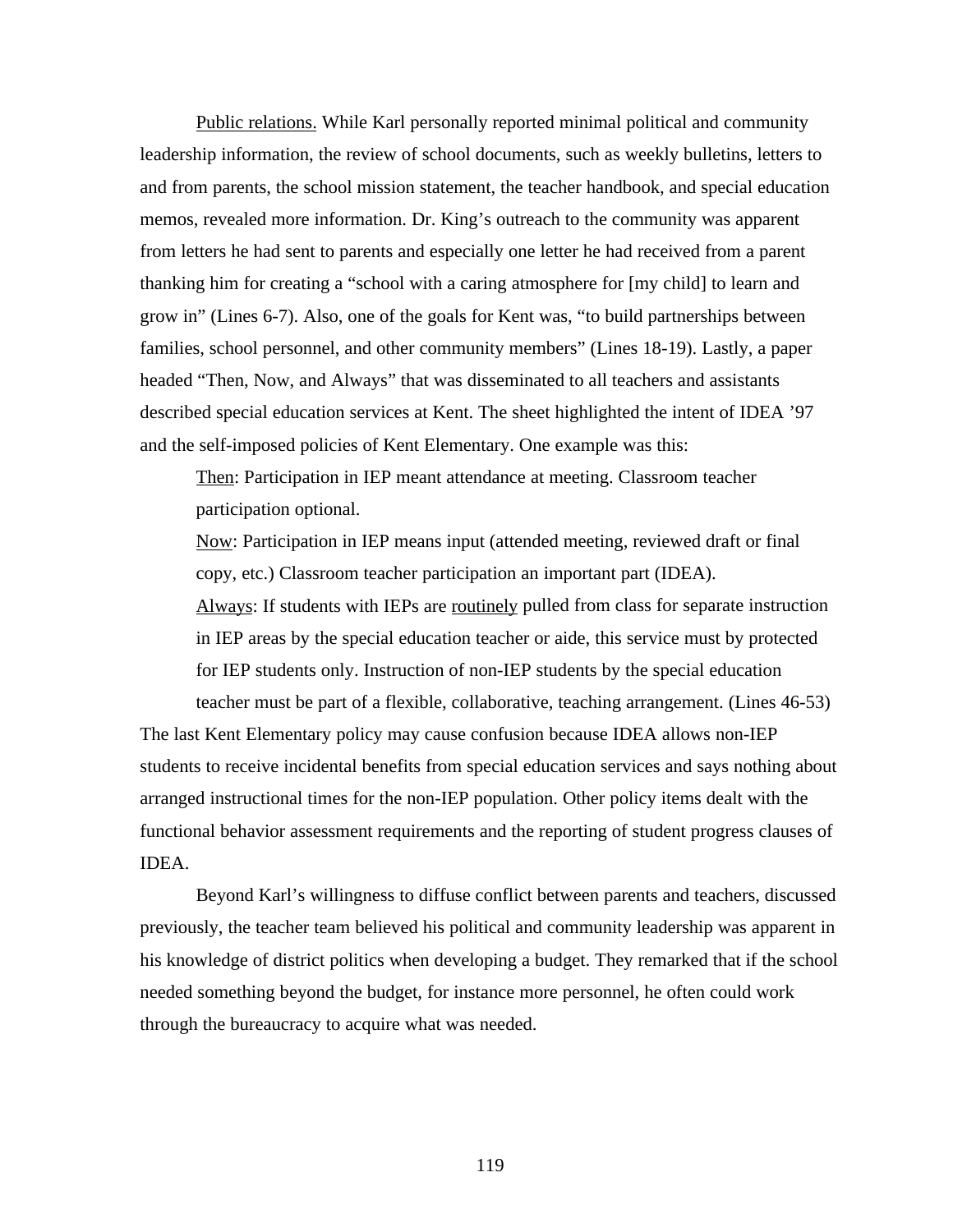Public relations. While Karl personally reported minimal political and community leadership information, the review of school documents, such as weekly bulletins, letters to and from parents, the school mission statement, the teacher handbook, and special education memos, revealed more information. Dr. King's outreach to the community was apparent from letters he had sent to parents and especially one letter he had received from a parent thanking him for creating a "school with a caring atmosphere for [my child] to learn and grow in" (Lines 6-7). Also, one of the goals for Kent was, "to build partnerships between families, school personnel, and other community members" (Lines 18-19). Lastly, a paper headed "Then, Now, and Always" that was disseminated to all teachers and assistants described special education services at Kent. The sheet highlighted the intent of IDEA '97 and the self-imposed policies of Kent Elementary. One example was this:

> Then: Participation in IEP meant attendance at meeting. Classroom teacher participation optional.
>
> Now: Participation in IEP means input (attended meeting, reviewed draft or final copy, etc.) Classroom teacher participation an important part (IDEA).
>
> Always: If students with IEPs are routinely pulled from class for separate instruction in IEP areas by the special education teacher or aide, this service must by protected for IEP students only. Instruction of non-IEP students by the special education teacher must be part of a flexible, collaborative, teaching arrangement. (Lines 46-53)

The last Kent Elementary policy may cause confusion because IDEA allows non-IEP students to receive incidental benefits from special education services and says nothing about arranged instructional times for the non-IEP population. Other policy items dealt with the functional behavior assessment requirements and the reporting of student progress clauses of IDEA.

Beyond Karl's willingness to diffuse conflict between parents and teachers, discussed previously, the teacher team believed his political and community leadership was apparent in his knowledge of district politics when developing a budget. They remarked that if the school needed something beyond the budget, for instance more personnel, he often could work through the bureaucracy to acquire what was needed.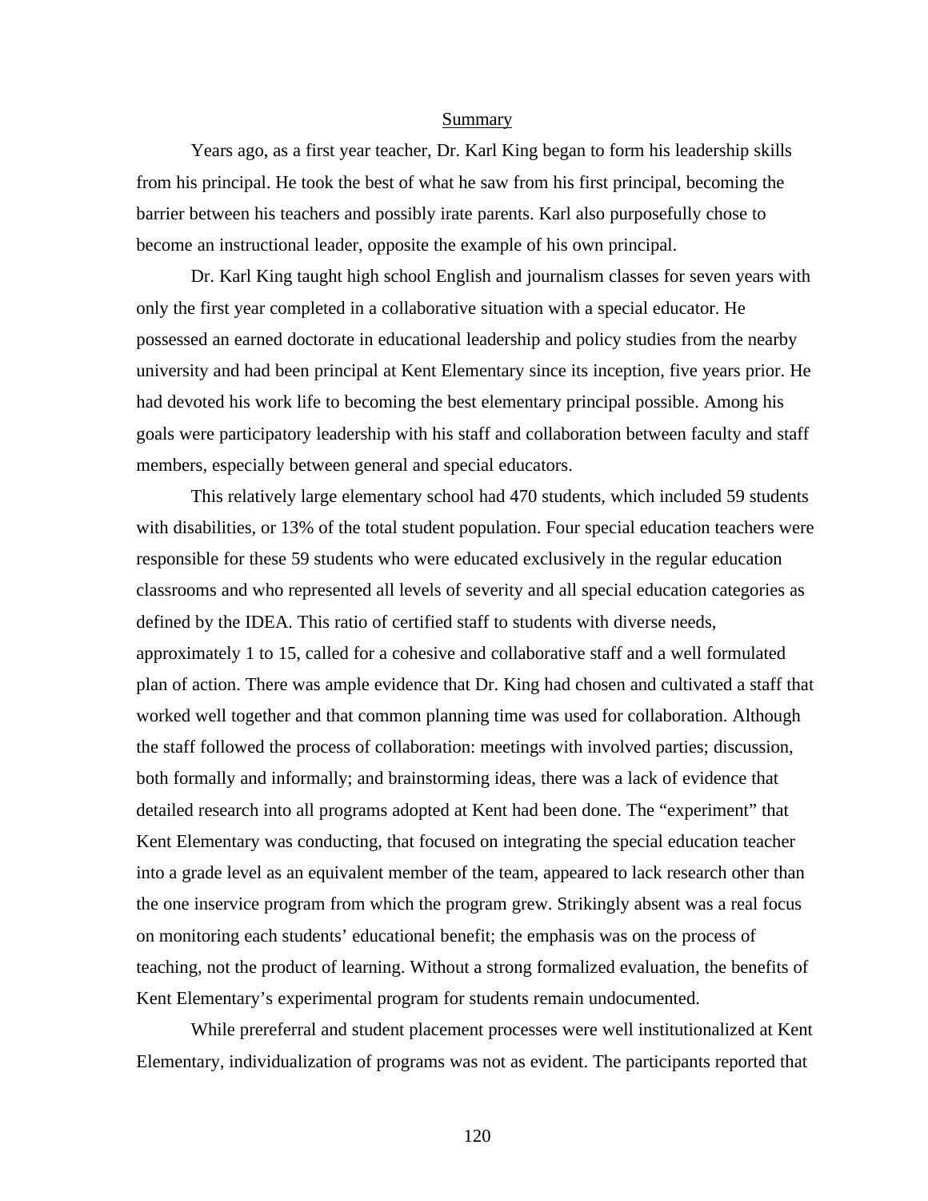## Summary

Years ago, as a first year teacher, Dr. Karl King began to form his leadership skills from his principal. He took the best of what he saw from his first principal, becoming the barrier between his teachers and possibly irate parents. Karl also purposefully chose to become an instructional leader, opposite the example of his own principal.

Dr. Karl King taught high school English and journalism classes for seven years with only the first year completed in a collaborative situation with a special educator. He possessed an earned doctorate in educational leadership and policy studies from the nearby university and had been principal at Kent Elementary since its inception, five years prior. He had devoted his work life to becoming the best elementary principal possible. Among his goals were participatory leadership with his staff and collaboration between faculty and staff members, especially between general and special educators.

This relatively large elementary school had 470 students, which included 59 students with disabilities, or 13% of the total student population. Four special education teachers were responsible for these 59 students who were educated exclusively in the regular education classrooms and who represented all levels of severity and all special education categories as defined by the IDEA. This ratio of certified staff to students with diverse needs, approximately 1 to 15, called for a cohesive and collaborative staff and a well formulated plan of action. There was ample evidence that Dr. King had chosen and cultivated a staff that worked well together and that common planning time was used for collaboration. Although the staff followed the process of collaboration: meetings with involved parties; discussion, both formally and informally; and brainstorming ideas, there was a lack of evidence that detailed research into all programs adopted at Kent had been done. The "experiment" that Kent Elementary was conducting, that focused on integrating the special education teacher into a grade level as an equivalent member of the team, appeared to lack research other than the one inservice program from which the program grew. Strikingly absent was a real focus on monitoring each students' educational benefit; the emphasis was on the process of teaching, not the product of learning. Without a strong formalized evaluation, the benefits of Kent Elementary's experimental program for students remain undocumented.

While prereferral and student placement processes were well institutionalized at Kent Elementary, individualization of programs was not as evident. The participants reported that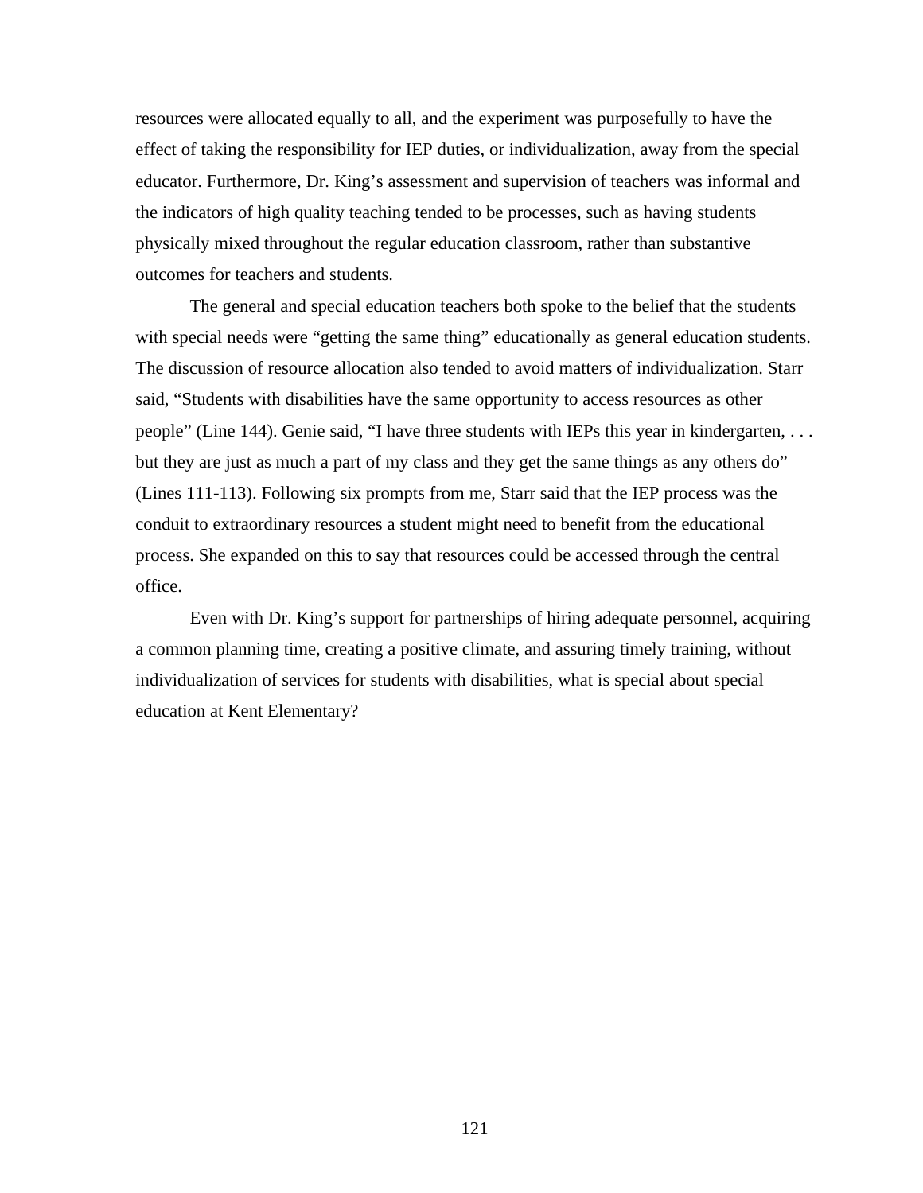resources were allocated equally to all, and the experiment was purposefully to have the effect of taking the responsibility for IEP duties, or individualization, away from the special educator. Furthermore, Dr. King's assessment and supervision of teachers was informal and the indicators of high quality teaching tended to be processes, such as having students physically mixed throughout the regular education classroom, rather than substantive outcomes for teachers and students.

The general and special education teachers both spoke to the belief that the students with special needs were "getting the same thing" educationally as general education students. The discussion of resource allocation also tended to avoid matters of individualization. Starr said, "Students with disabilities have the same opportunity to access resources as other people" (Line 144). Genie said, "I have three students with IEPs this year in kindergarten, . . . but they are just as much a part of my class and they get the same things as any others do" (Lines 111-113). Following six prompts from me, Starr said that the IEP process was the conduit to extraordinary resources a student might need to benefit from the educational process. She expanded on this to say that resources could be accessed through the central office.

Even with Dr. King's support for partnerships of hiring adequate personnel, acquiring a common planning time, creating a positive climate, and assuring timely training, without individualization of services for students with disabilities, what is special about special education at Kent Elementary?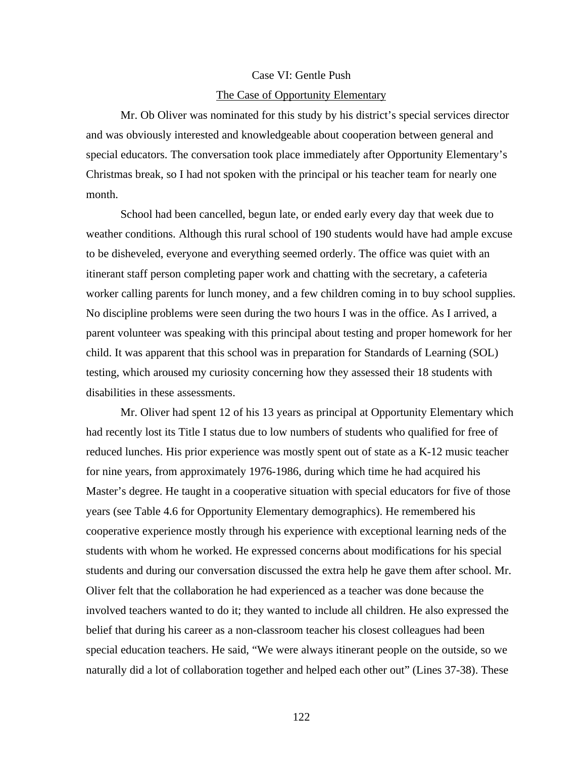Case VI: Gentle Push

<u>The Case of Opportunity Elementary</u>

Mr. Ob Oliver was nominated for this study by his district's special services director and was obviously interested and knowledgeable about cooperation between general and special educators. The conversation took place immediately after Opportunity Elementary's Christmas break, so I had not spoken with the principal or his teacher team for nearly one month.

School had been cancelled, begun late, or ended early every day that week due to weather conditions. Although this rural school of 190 students would have had ample excuse to be disheveled, everyone and everything seemed orderly. The office was quiet with an itinerant staff person completing paper work and chatting with the secretary, a cafeteria worker calling parents for lunch money, and a few children coming in to buy school supplies. No discipline problems were seen during the two hours I was in the office. As I arrived, a parent volunteer was speaking with this principal about testing and proper homework for her child. It was apparent that this school was in preparation for Standards of Learning (SOL) testing, which aroused my curiosity concerning how they assessed their 18 students with disabilities in these assessments.

Mr. Oliver had spent 12 of his 13 years as principal at Opportunity Elementary which had recently lost its Title I status due to low numbers of students who qualified for free of reduced lunches. His prior experience was mostly spent out of state as a K-12 music teacher for nine years, from approximately 1976-1986, during which time he had acquired his Master's degree. He taught in a cooperative situation with special educators for five of those years (see Table 4.6 for Opportunity Elementary demographics). He remembered his cooperative experience mostly through his experience with exceptional learning neds of the students with whom he worked. He expressed concerns about modifications for his special students and during our conversation discussed the extra help he gave them after school. Mr. Oliver felt that the collaboration he had experienced as a teacher was done because the involved teachers wanted to do it; they wanted to include all children. He also expressed the belief that during his career as a non-classroom teacher his closest colleagues had been special education teachers. He said, "We were always itinerant people on the outside, so we naturally did a lot of collaboration together and helped each other out" (Lines 37-38). These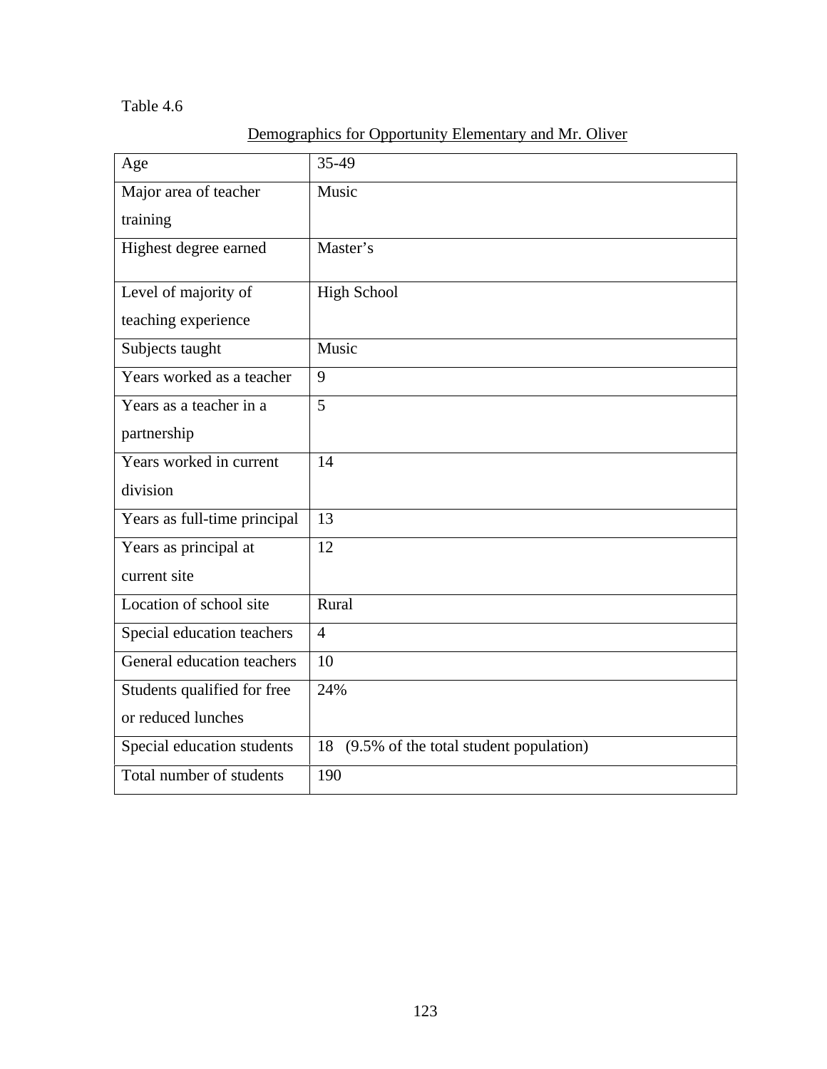Table 4.6

Demographics for Opportunity Elementary and Mr. Oliver

| | |
|---|---|
| Age | 35-49 |
| Major area of teacher training | Music |
| Highest degree earned | Master's |
| Level of majority of teaching experience | High School |
| Subjects taught | Music |
| Years worked as a teacher | 9 |
| Years as a teacher in a partnership | 5 |
| Years worked in current division | 14 |
| Years as full-time principal | 13 |
| Years as principal at current site | 12 |
| Location of school site | Rural |
| Special education teachers | 4 |
| General education teachers | 10 |
| Students qualified for free or reduced lunches | 24% |
| Special education students | 18 (9.5% of the total student population) |
| Total number of students | 190 |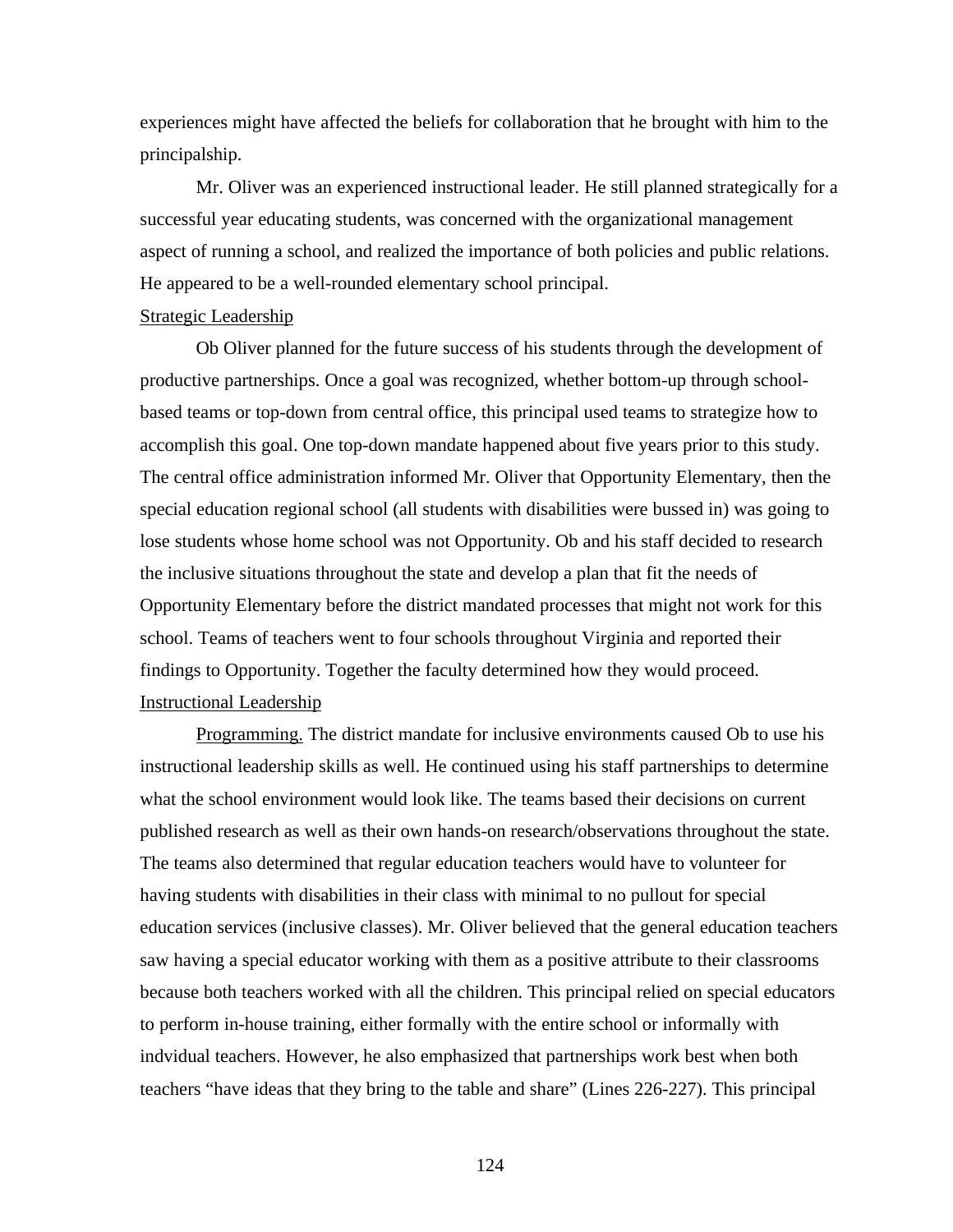experiences might have affected the beliefs for collaboration that he brought with him to the principalship.

Mr. Oliver was an experienced instructional leader. He still planned strategically for a successful year educating students, was concerned with the organizational management aspect of running a school, and realized the importance of both policies and public relations. He appeared to be a well-rounded elementary school principal.

<u>Strategic Leadership</u>

Ob Oliver planned for the future success of his students through the development of productive partnerships. Once a goal was recognized, whether bottom-up through school-based teams or top-down from central office, this principal used teams to strategize how to accomplish this goal. One top-down mandate happened about five years prior to this study. The central office administration informed Mr. Oliver that Opportunity Elementary, then the special education regional school (all students with disabilities were bussed in) was going to lose students whose home school was not Opportunity. Ob and his staff decided to research the inclusive situations throughout the state and develop a plan that fit the needs of Opportunity Elementary before the district mandated processes that might not work for this school. Teams of teachers went to four schools throughout Virginia and reported their findings to Opportunity. Together the faculty determined how they would proceed.

<u>Instructional Leadership</u>

<u>Programming.</u> The district mandate for inclusive environments caused Ob to use his instructional leadership skills as well. He continued using his staff partnerships to determine what the school environment would look like. The teams based their decisions on current published research as well as their own hands-on research/observations throughout the state. The teams also determined that regular education teachers would have to volunteer for having students with disabilities in their class with minimal to no pullout for special education services (inclusive classes). Mr. Oliver believed that the general education teachers saw having a special educator working with them as a positive attribute to their classrooms because both teachers worked with all the children. This principal relied on special educators to perform in-house training, either formally with the entire school or informally with indvidual teachers. However, he also emphasized that partnerships work best when both teachers "have ideas that they bring to the table and share" (Lines 226-227). This principal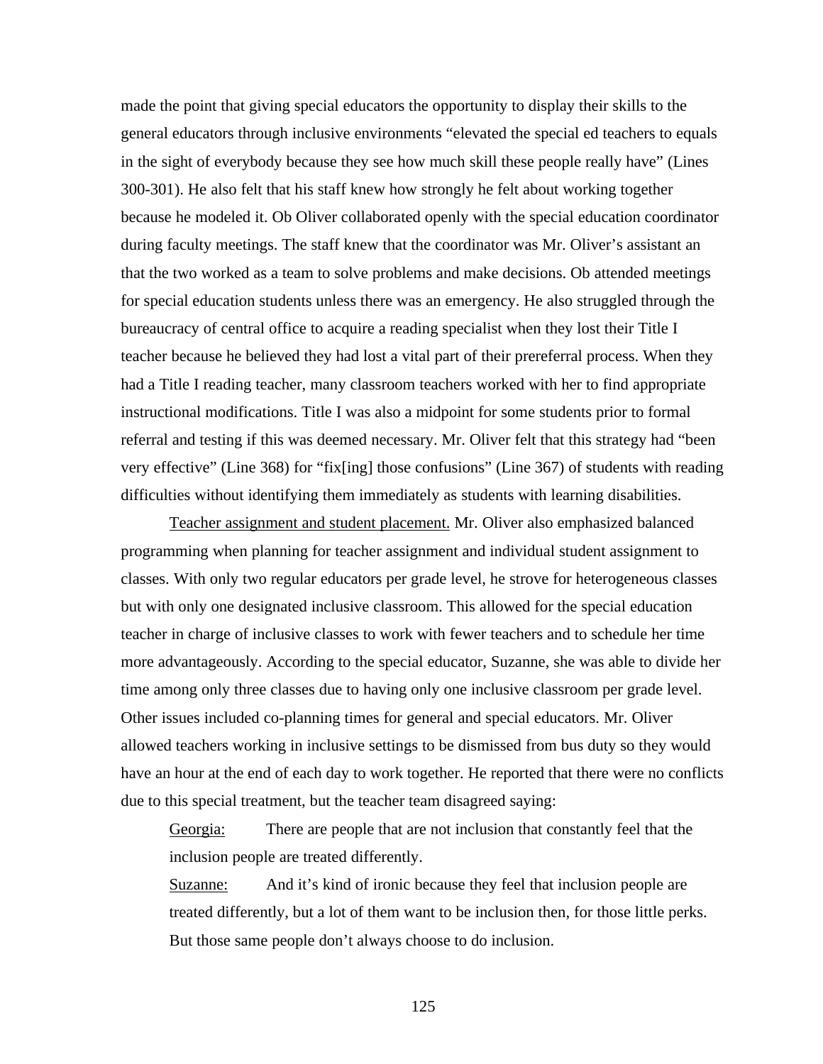made the point that giving special educators the opportunity to display their skills to the general educators through inclusive environments "elevated the special ed teachers to equals in the sight of everybody because they see how much skill these people really have" (Lines 300-301). He also felt that his staff knew how strongly he felt about working together because he modeled it. Ob Oliver collaborated openly with the special education coordinator during faculty meetings. The staff knew that the coordinator was Mr. Oliver's assistant an that the two worked as a team to solve problems and make decisions. Ob attended meetings for special education students unless there was an emergency. He also struggled through the bureaucracy of central office to acquire a reading specialist when they lost their Title I teacher because he believed they had lost a vital part of their prereferral process. When they had a Title I reading teacher, many classroom teachers worked with her to find appropriate instructional modifications. Title I was also a midpoint for some students prior to formal referral and testing if this was deemed necessary. Mr. Oliver felt that this strategy had "been very effective" (Line 368) for "fix[ing] those confusions" (Line 367) of students with reading difficulties without identifying them immediately as students with learning disabilities.

<u>Teacher assignment and student placement.</u> Mr. Oliver also emphasized balanced programming when planning for teacher assignment and individual student assignment to classes. With only two regular educators per grade level, he strove for heterogeneous classes but with only one designated inclusive classroom. This allowed for the special education teacher in charge of inclusive classes to work with fewer teachers and to schedule her time more advantageously. According to the special educator, Suzanne, she was able to divide her time among only three classes due to having only one inclusive classroom per grade level. Other issues included co-planning times for general and special educators. Mr. Oliver allowed teachers working in inclusive settings to be dismissed from bus duty so they would have an hour at the end of each day to work together. He reported that there were no conflicts due to this special treatment, but the teacher team disagreed saying:

> <u>Georgia:</u> There are people that are not inclusion that constantly feel that the inclusion people are treated differently.
>
> <u>Suzanne:</u> And it's kind of ironic because they feel that inclusion people are treated differently, but a lot of them want to be inclusion then, for those little perks. But those same people don't always choose to do inclusion.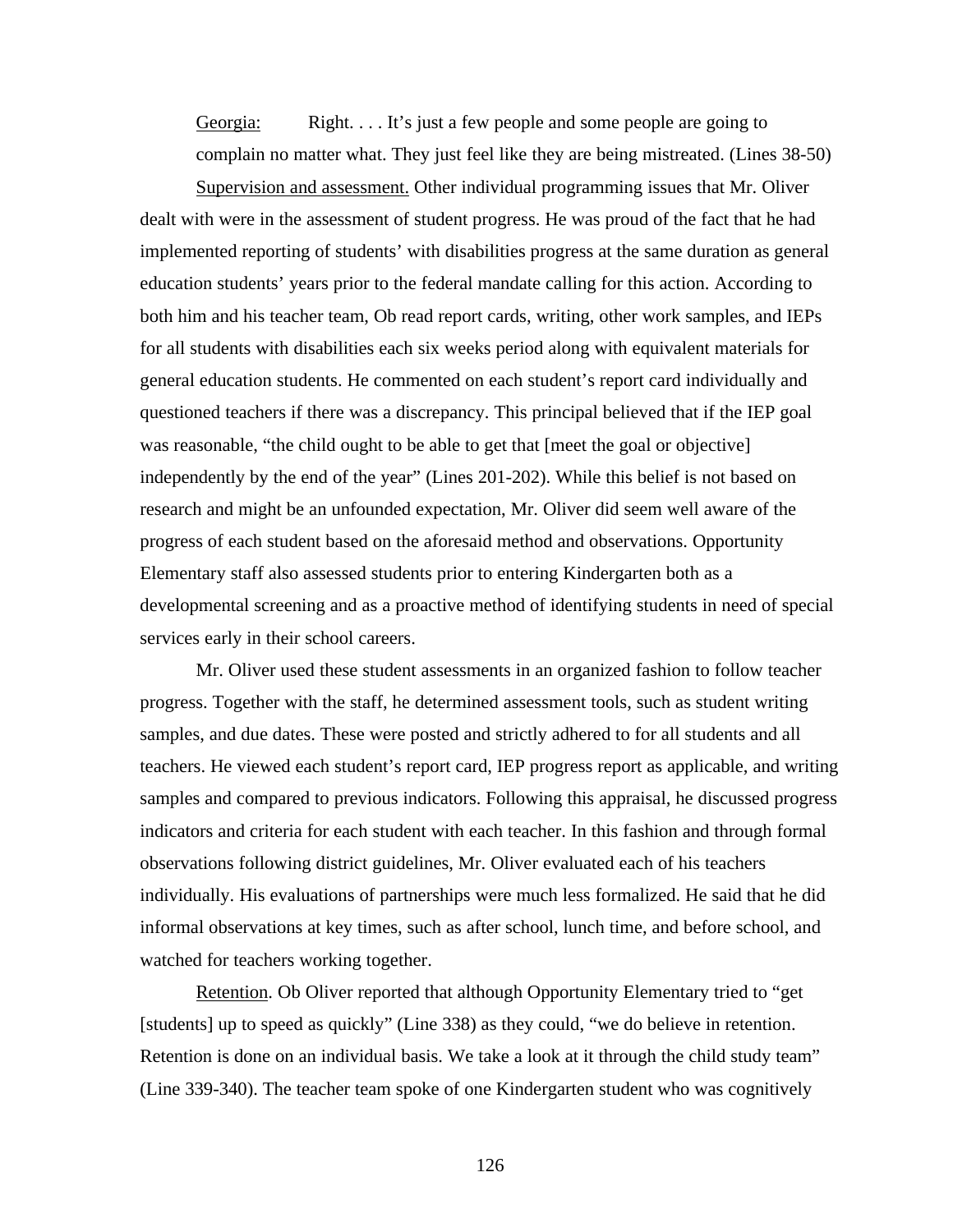Georgia: Right. . . . It's just a few people and some people are going to complain no matter what. They just feel like they are being mistreated. (Lines 38-50)

Supervision and assessment. Other individual programming issues that Mr. Oliver dealt with were in the assessment of student progress. He was proud of the fact that he had implemented reporting of students' with disabilities progress at the same duration as general education students' years prior to the federal mandate calling for this action. According to both him and his teacher team, Ob read report cards, writing, other work samples, and IEPs for all students with disabilities each six weeks period along with equivalent materials for general education students. He commented on each student's report card individually and questioned teachers if there was a discrepancy. This principal believed that if the IEP goal was reasonable, "the child ought to be able to get that [meet the goal or objective] independently by the end of the year" (Lines 201-202). While this belief is not based on research and might be an unfounded expectation, Mr. Oliver did seem well aware of the progress of each student based on the aforesaid method and observations. Opportunity Elementary staff also assessed students prior to entering Kindergarten both as a developmental screening and as a proactive method of identifying students in need of special services early in their school careers.

Mr. Oliver used these student assessments in an organized fashion to follow teacher progress. Together with the staff, he determined assessment tools, such as student writing samples, and due dates. These were posted and strictly adhered to for all students and all teachers. He viewed each student's report card, IEP progress report as applicable, and writing samples and compared to previous indicators. Following this appraisal, he discussed progress indicators and criteria for each student with each teacher. In this fashion and through formal observations following district guidelines, Mr. Oliver evaluated each of his teachers individually. His evaluations of partnerships were much less formalized. He said that he did informal observations at key times, such as after school, lunch time, and before school, and watched for teachers working together.

Retention. Ob Oliver reported that although Opportunity Elementary tried to "get [students] up to speed as quickly" (Line 338) as they could, "we do believe in retention. Retention is done on an individual basis. We take a look at it through the child study team" (Line 339-340). The teacher team spoke of one Kindergarten student who was cognitively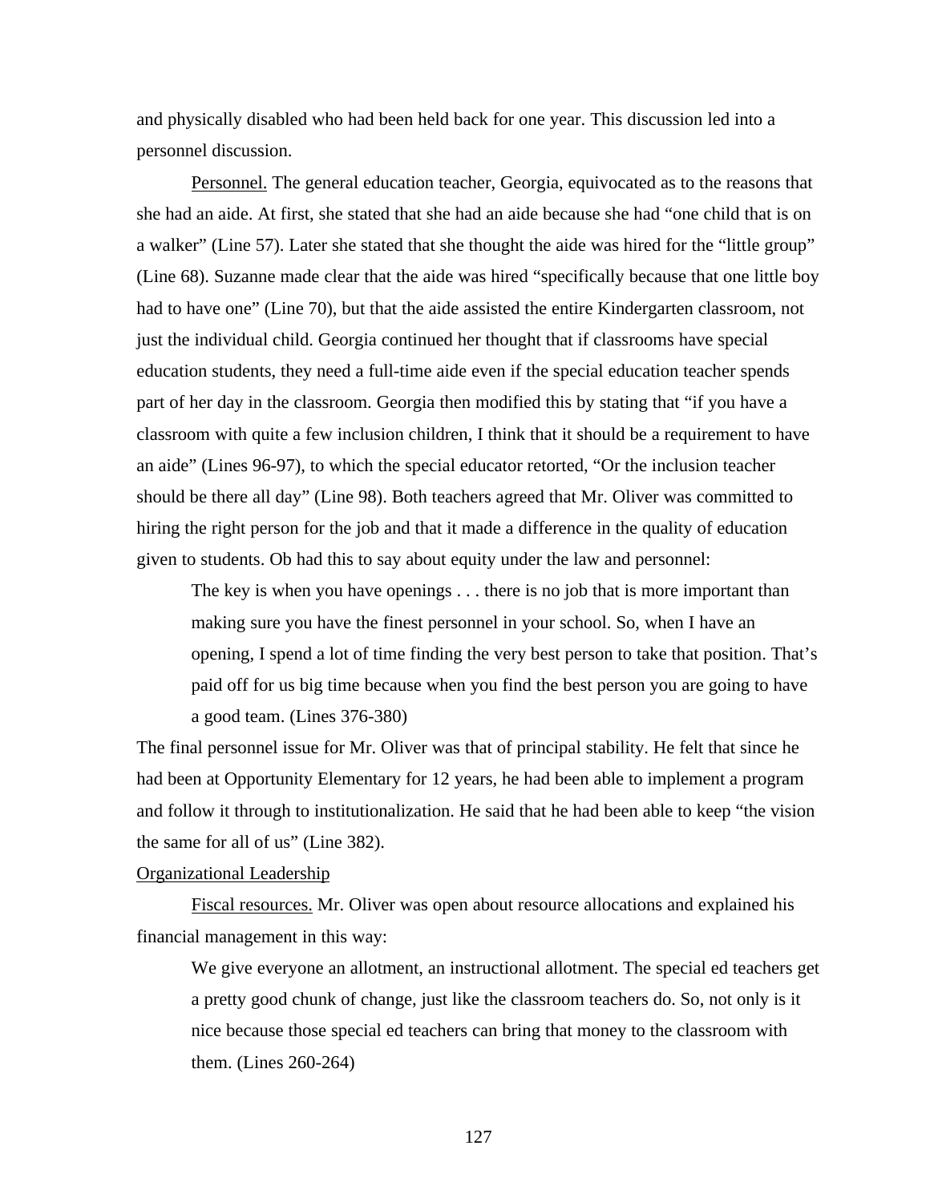and physically disabled who had been held back for one year. This discussion led into a personnel discussion.

Personnel. The general education teacher, Georgia, equivocated as to the reasons that she had an aide. At first, she stated that she had an aide because she had "one child that is on a walker" (Line 57). Later she stated that she thought the aide was hired for the "little group" (Line 68). Suzanne made clear that the aide was hired "specifically because that one little boy had to have one" (Line 70), but that the aide assisted the entire Kindergarten classroom, not just the individual child. Georgia continued her thought that if classrooms have special education students, they need a full-time aide even if the special education teacher spends part of her day in the classroom. Georgia then modified this by stating that "if you have a classroom with quite a few inclusion children, I think that it should be a requirement to have an aide" (Lines 96-97), to which the special educator retorted, "Or the inclusion teacher should be there all day" (Line 98). Both teachers agreed that Mr. Oliver was committed to hiring the right person for the job and that it made a difference in the quality of education given to students. Ob had this to say about equity under the law and personnel:

> The key is when you have openings . . . there is no job that is more important than making sure you have the finest personnel in your school. So, when I have an opening, I spend a lot of time finding the very best person to take that position. That's paid off for us big time because when you find the best person you are going to have a good team. (Lines 376-380)

The final personnel issue for Mr. Oliver was that of principal stability. He felt that since he had been at Opportunity Elementary for 12 years, he had been able to implement a program and follow it through to institutionalization. He said that he had been able to keep "the vision the same for all of us" (Line 382).

Organizational Leadership

Fiscal resources. Mr. Oliver was open about resource allocations and explained his financial management in this way:

> We give everyone an allotment, an instructional allotment. The special ed teachers get a pretty good chunk of change, just like the classroom teachers do. So, not only is it nice because those special ed teachers can bring that money to the classroom with them. (Lines 260-264)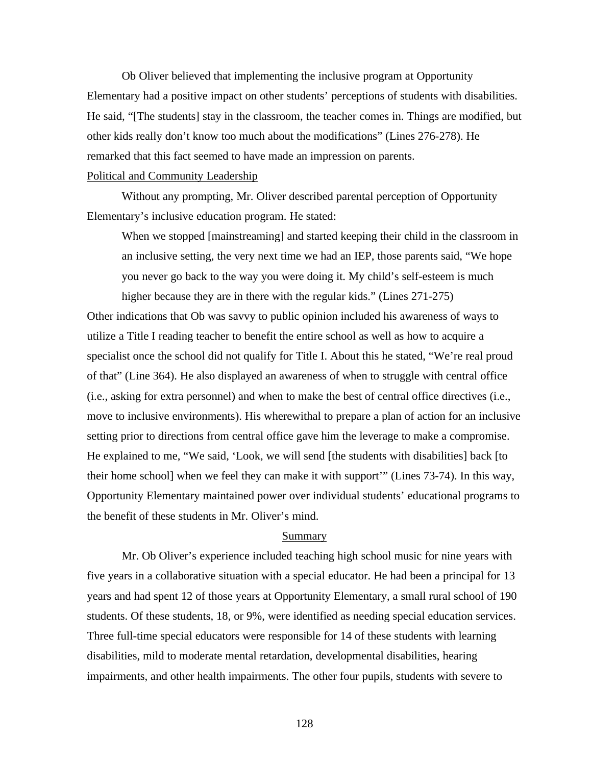Ob Oliver believed that implementing the inclusive program at Opportunity Elementary had a positive impact on other students' perceptions of students with disabilities. He said, "[The students] stay in the classroom, the teacher comes in. Things are modified, but other kids really don't know too much about the modifications" (Lines 276-278). He remarked that this fact seemed to have made an impression on parents.

Political and Community Leadership

Without any prompting, Mr. Oliver described parental perception of Opportunity Elementary's inclusive education program. He stated:

> When we stopped [mainstreaming] and started keeping their child in the classroom in an inclusive setting, the very next time we had an IEP, those parents said, "We hope you never go back to the way you were doing it. My child's self-esteem is much higher because they are in there with the regular kids." (Lines 271-275)

Other indications that Ob was savvy to public opinion included his awareness of ways to utilize a Title I reading teacher to benefit the entire school as well as how to acquire a specialist once the school did not qualify for Title I. About this he stated, "We're real proud of that" (Line 364). He also displayed an awareness of when to struggle with central office (i.e., asking for extra personnel) and when to make the best of central office directives (i.e., move to inclusive environments). His wherewithal to prepare a plan of action for an inclusive setting prior to directions from central office gave him the leverage to make a compromise. He explained to me, "We said, 'Look, we will send [the students with disabilities] back [to their home school] when we feel they can make it with support'" (Lines 73-74). In this way, Opportunity Elementary maintained power over individual students' educational programs to the benefit of these students in Mr. Oliver's mind.

## Summary

Mr. Ob Oliver's experience included teaching high school music for nine years with five years in a collaborative situation with a special educator. He had been a principal for 13 years and had spent 12 of those years at Opportunity Elementary, a small rural school of 190 students. Of these students, 18, or 9%, were identified as needing special education services. Three full-time special educators were responsible for 14 of these students with learning disabilities, mild to moderate mental retardation, developmental disabilities, hearing impairments, and other health impairments. The other four pupils, students with severe to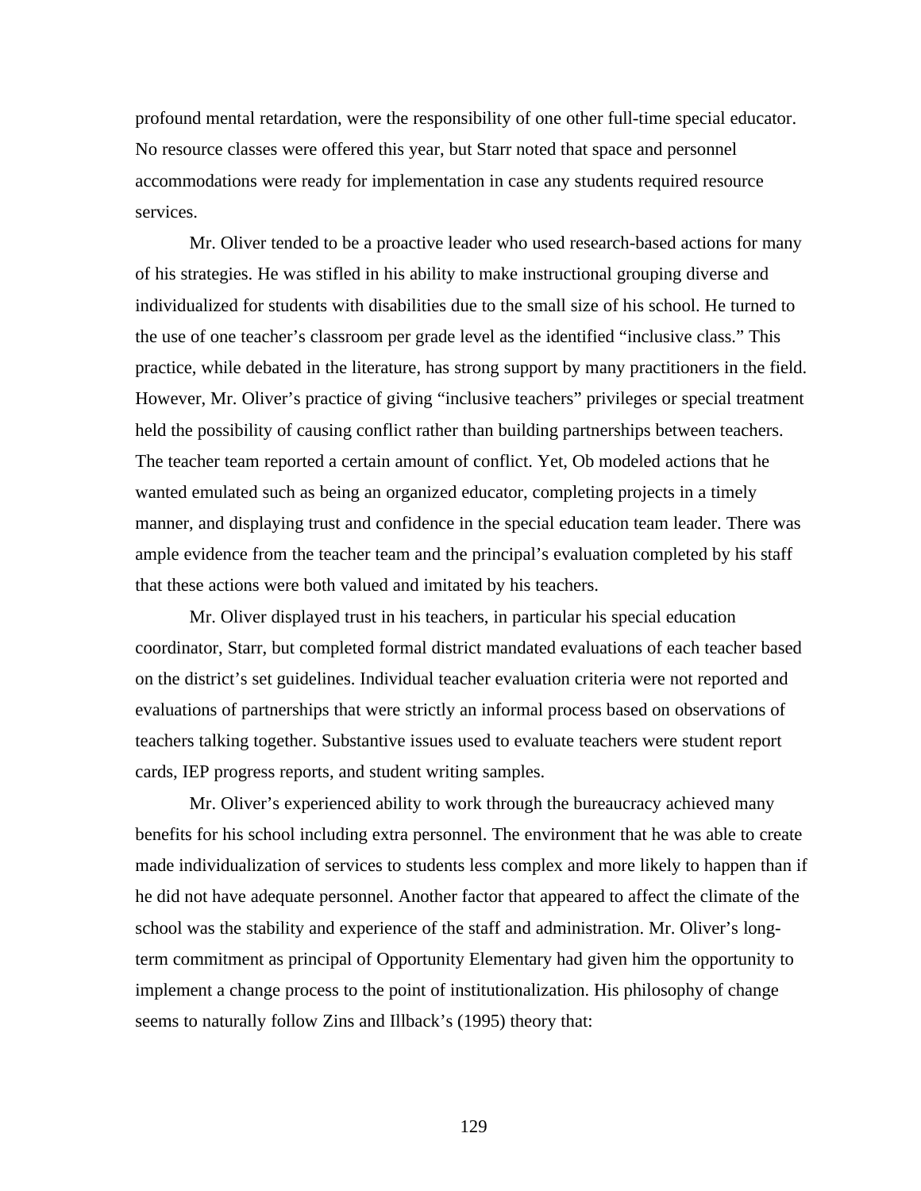profound mental retardation, were the responsibility of one other full-time special educator. No resource classes were offered this year, but Starr noted that space and personnel accommodations were ready for implementation in case any students required resource services.

Mr. Oliver tended to be a proactive leader who used research-based actions for many of his strategies. He was stifled in his ability to make instructional grouping diverse and individualized for students with disabilities due to the small size of his school. He turned to the use of one teacher's classroom per grade level as the identified "inclusive class." This practice, while debated in the literature, has strong support by many practitioners in the field. However, Mr. Oliver's practice of giving "inclusive teachers" privileges or special treatment held the possibility of causing conflict rather than building partnerships between teachers. The teacher team reported a certain amount of conflict. Yet, Ob modeled actions that he wanted emulated such as being an organized educator, completing projects in a timely manner, and displaying trust and confidence in the special education team leader. There was ample evidence from the teacher team and the principal's evaluation completed by his staff that these actions were both valued and imitated by his teachers.

Mr. Oliver displayed trust in his teachers, in particular his special education coordinator, Starr, but completed formal district mandated evaluations of each teacher based on the district's set guidelines. Individual teacher evaluation criteria were not reported and evaluations of partnerships that were strictly an informal process based on observations of teachers talking together. Substantive issues used to evaluate teachers were student report cards, IEP progress reports, and student writing samples.

Mr. Oliver's experienced ability to work through the bureaucracy achieved many benefits for his school including extra personnel. The environment that he was able to create made individualization of services to students less complex and more likely to happen than if he did not have adequate personnel. Another factor that appeared to affect the climate of the school was the stability and experience of the staff and administration. Mr. Oliver's long-term commitment as principal of Opportunity Elementary had given him the opportunity to implement a change process to the point of institutionalization. His philosophy of change seems to naturally follow Zins and Illback's (1995) theory that: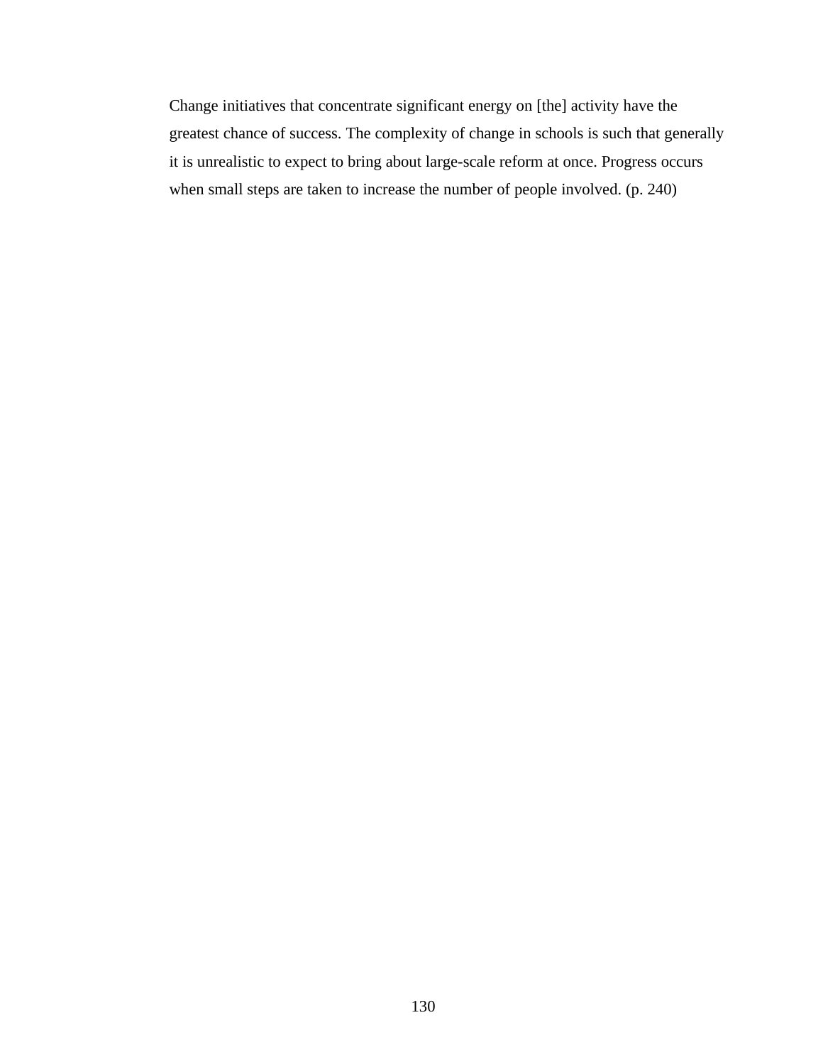> Change initiatives that concentrate significant energy on [the] activity have the greatest chance of success. The complexity of change in schools is such that generally it is unrealistic to expect to bring about large-scale reform at once. Progress occurs when small steps are taken to increase the number of people involved. (p. 240)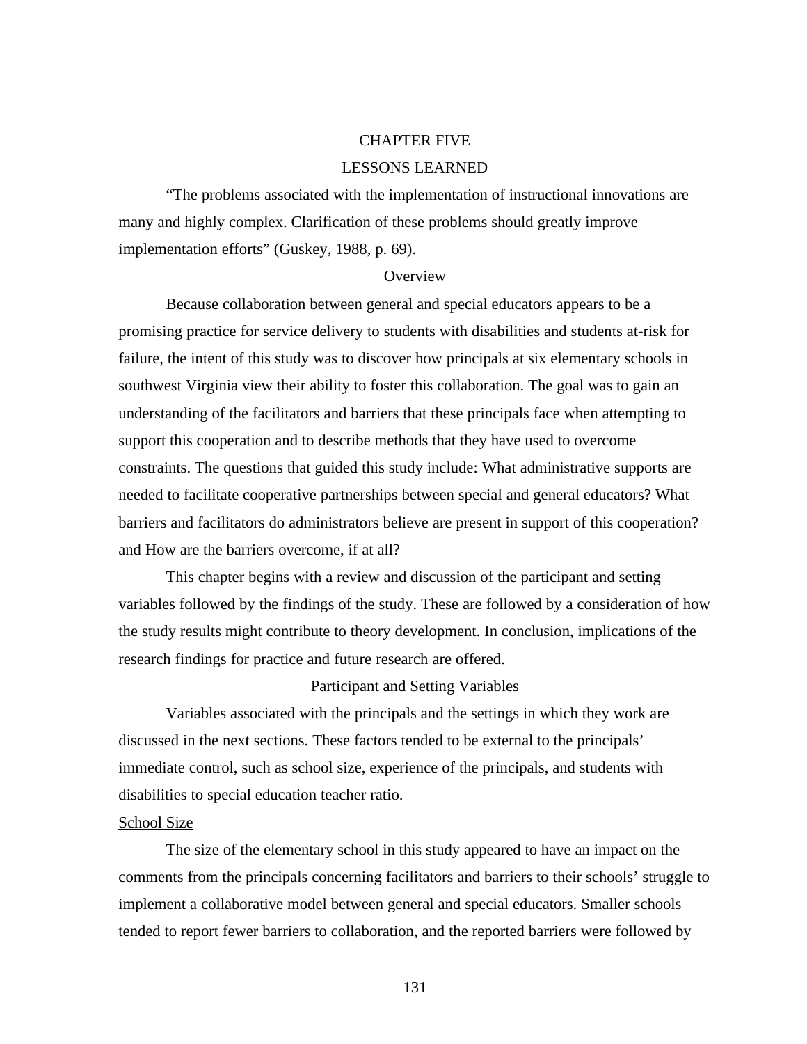# CHAPTER FIVE

# LESSONS LEARNED

"The problems associated with the implementation of instructional innovations are many and highly complex. Clarification of these problems should greatly improve implementation efforts" (Guskey, 1988, p. 69).

## Overview

Because collaboration between general and special educators appears to be a promising practice for service delivery to students with disabilities and students at-risk for failure, the intent of this study was to discover how principals at six elementary schools in southwest Virginia view their ability to foster this collaboration. The goal was to gain an understanding of the facilitators and barriers that these principals face when attempting to support this cooperation and to describe methods that they have used to overcome constraints. The questions that guided this study include: What administrative supports are needed to facilitate cooperative partnerships between special and general educators? What barriers and facilitators do administrators believe are present in support of this cooperation? and How are the barriers overcome, if at all?

This chapter begins with a review and discussion of the participant and setting variables followed by the findings of the study. These are followed by a consideration of how the study results might contribute to theory development. In conclusion, implications of the research findings for practice and future research are offered.

## Participant and Setting Variables

Variables associated with the principals and the settings in which they work are discussed in the next sections. These factors tended to be external to the principals' immediate control, such as school size, experience of the principals, and students with disabilities to special education teacher ratio.

### School Size

The size of the elementary school in this study appeared to have an impact on the comments from the principals concerning facilitators and barriers to their schools' struggle to implement a collaborative model between general and special educators. Smaller schools tended to report fewer barriers to collaboration, and the reported barriers were followed by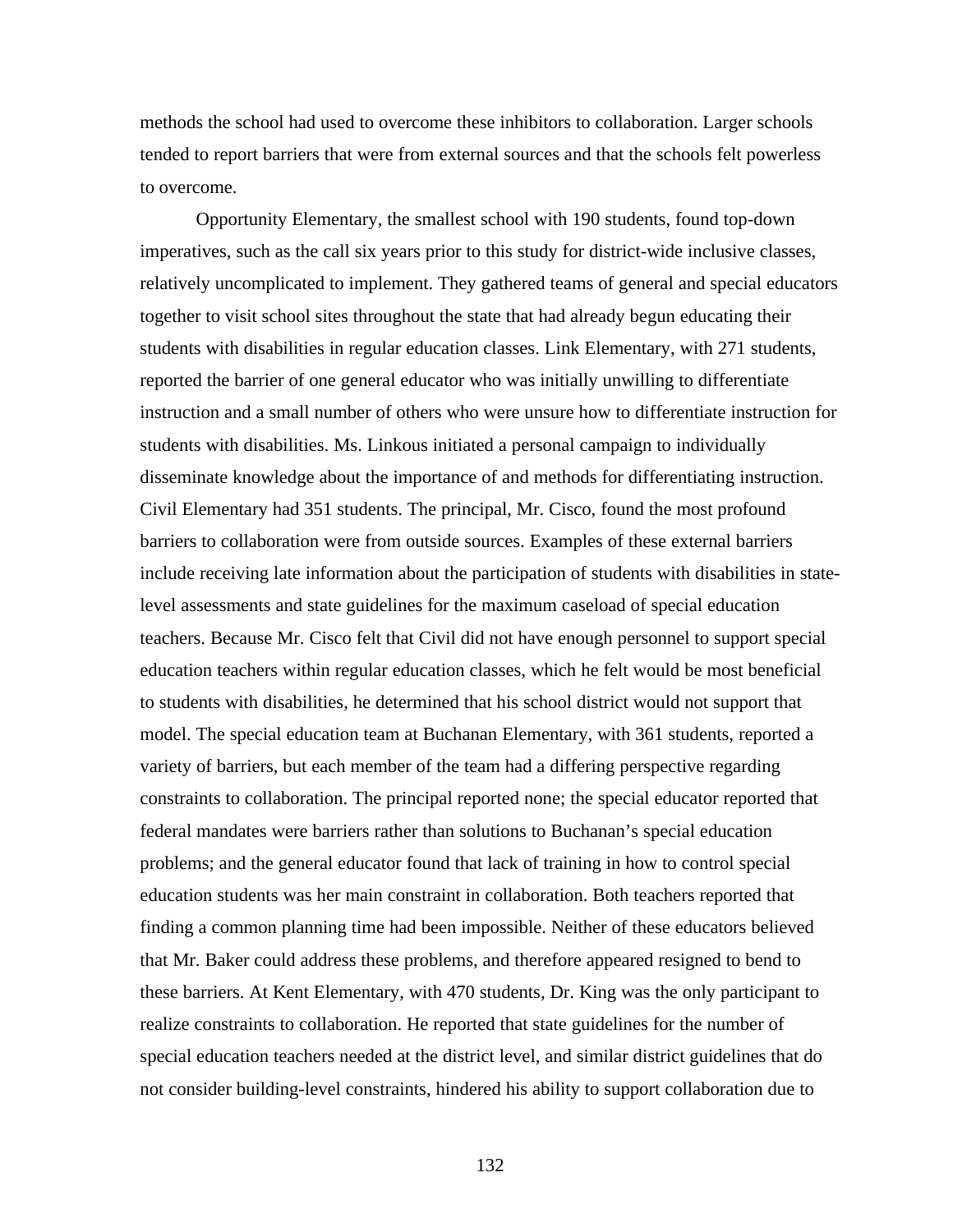methods the school had used to overcome these inhibitors to collaboration. Larger schools tended to report barriers that were from external sources and that the schools felt powerless to overcome.

Opportunity Elementary, the smallest school with 190 students, found top-down imperatives, such as the call six years prior to this study for district-wide inclusive classes, relatively uncomplicated to implement. They gathered teams of general and special educators together to visit school sites throughout the state that had already begun educating their students with disabilities in regular education classes. Link Elementary, with 271 students, reported the barrier of one general educator who was initially unwilling to differentiate instruction and a small number of others who were unsure how to differentiate instruction for students with disabilities. Ms. Linkous initiated a personal campaign to individually disseminate knowledge about the importance of and methods for differentiating instruction. Civil Elementary had 351 students. The principal, Mr. Cisco, found the most profound barriers to collaboration were from outside sources. Examples of these external barriers include receiving late information about the participation of students with disabilities in state-level assessments and state guidelines for the maximum caseload of special education teachers. Because Mr. Cisco felt that Civil did not have enough personnel to support special education teachers within regular education classes, which he felt would be most beneficial to students with disabilities, he determined that his school district would not support that model. The special education team at Buchanan Elementary, with 361 students, reported a variety of barriers, but each member of the team had a differing perspective regarding constraints to collaboration. The principal reported none; the special educator reported that federal mandates were barriers rather than solutions to Buchanan's special education problems; and the general educator found that lack of training in how to control special education students was her main constraint in collaboration. Both teachers reported that finding a common planning time had been impossible. Neither of these educators believed that Mr. Baker could address these problems, and therefore appeared resigned to bend to these barriers. At Kent Elementary, with 470 students, Dr. King was the only participant to realize constraints to collaboration. He reported that state guidelines for the number of special education teachers needed at the district level, and similar district guidelines that do not consider building-level constraints, hindered his ability to support collaboration due to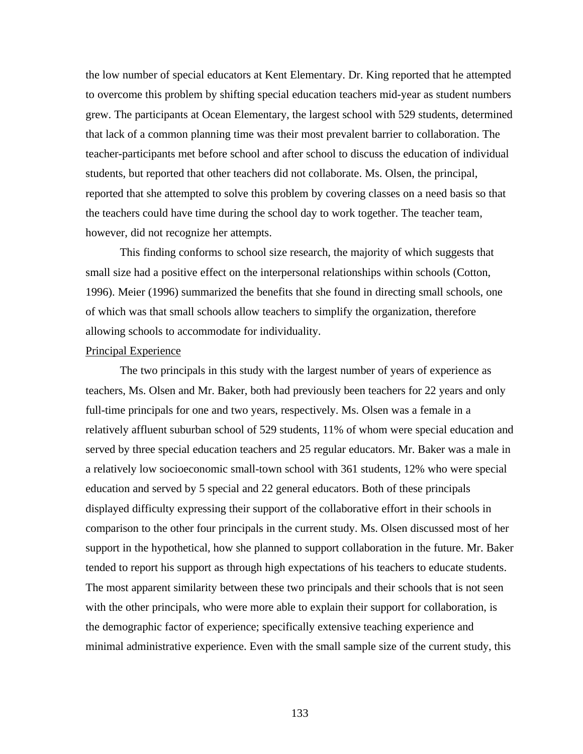the low number of special educators at Kent Elementary. Dr. King reported that he attempted to overcome this problem by shifting special education teachers mid-year as student numbers grew. The participants at Ocean Elementary, the largest school with 529 students, determined that lack of a common planning time was their most prevalent barrier to collaboration. The teacher-participants met before school and after school to discuss the education of individual students, but reported that other teachers did not collaborate. Ms. Olsen, the principal, reported that she attempted to solve this problem by covering classes on a need basis so that the teachers could have time during the school day to work together. The teacher team, however, did not recognize her attempts.

This finding conforms to school size research, the majority of which suggests that small size had a positive effect on the interpersonal relationships within schools (Cotton, 1996). Meier (1996) summarized the benefits that she found in directing small schools, one of which was that small schools allow teachers to simplify the organization, therefore allowing schools to accommodate for individuality.

Principal Experience

The two principals in this study with the largest number of years of experience as teachers, Ms. Olsen and Mr. Baker, both had previously been teachers for 22 years and only full-time principals for one and two years, respectively. Ms. Olsen was a female in a relatively affluent suburban school of 529 students, 11% of whom were special education and served by three special education teachers and 25 regular educators. Mr. Baker was a male in a relatively low socioeconomic small-town school with 361 students, 12% who were special education and served by 5 special and 22 general educators. Both of these principals displayed difficulty expressing their support of the collaborative effort in their schools in comparison to the other four principals in the current study. Ms. Olsen discussed most of her support in the hypothetical, how she planned to support collaboration in the future. Mr. Baker tended to report his support as through high expectations of his teachers to educate students. The most apparent similarity between these two principals and their schools that is not seen with the other principals, who were more able to explain their support for collaboration, is the demographic factor of experience; specifically extensive teaching experience and minimal administrative experience. Even with the small sample size of the current study, this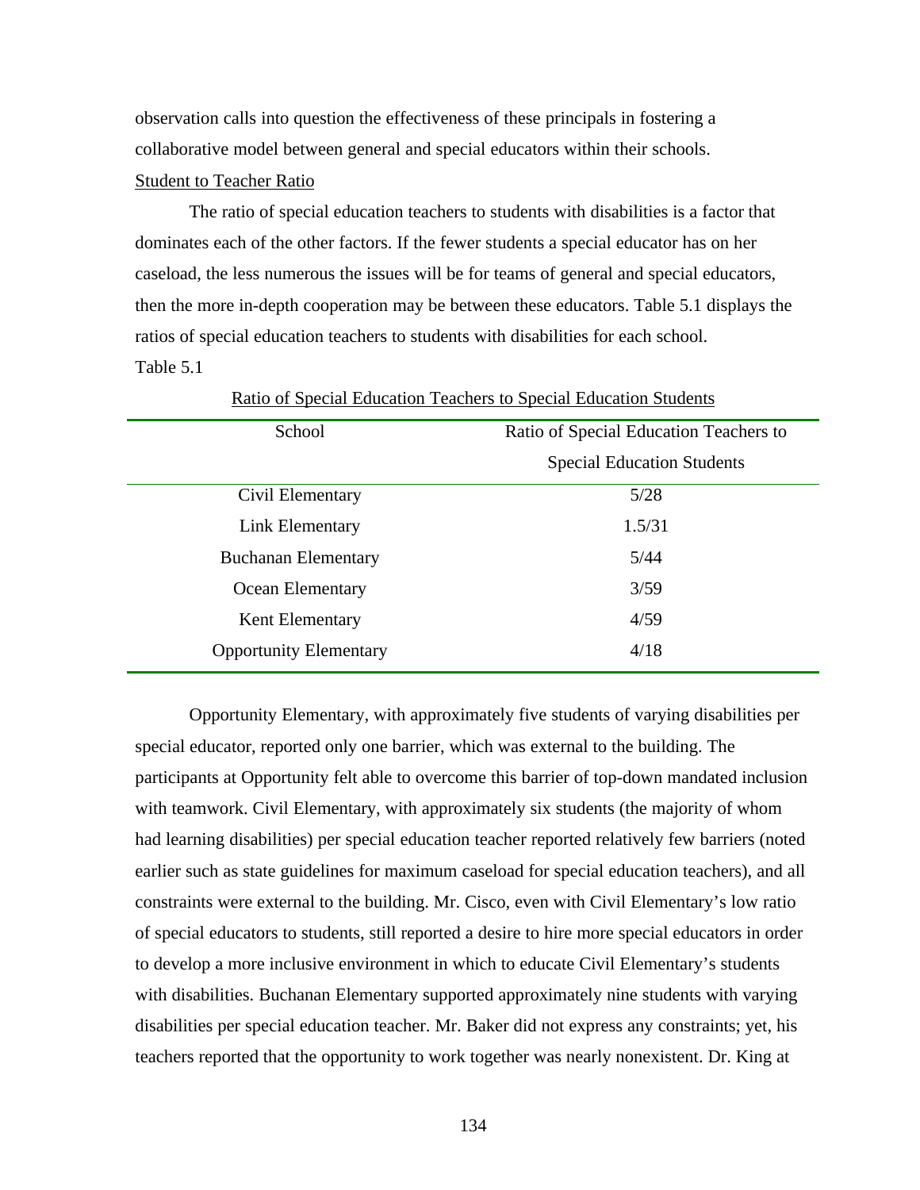observation calls into question the effectiveness of these principals in fostering a collaborative model between general and special educators within their schools.

Student to Teacher Ratio

The ratio of special education teachers to students with disabilities is a factor that dominates each of the other factors. If the fewer students a special educator has on her caseload, the less numerous the issues will be for teams of general and special educators, then the more in-depth cooperation may be between these educators. Table 5.1 displays the ratios of special education teachers to students with disabilities for each school.

Table 5.1

Ratio of Special Education Teachers to Special Education Students

| School | Ratio of Special Education Teachers to Special Education Students |
|---|---|
| Civil Elementary | 5/28 |
| Link Elementary | 1.5/31 |
| Buchanan Elementary | 5/44 |
| Ocean Elementary | 3/59 |
| Kent Elementary | 4/59 |
| Opportunity Elementary | 4/18 |

Opportunity Elementary, with approximately five students of varying disabilities per special educator, reported only one barrier, which was external to the building. The participants at Opportunity felt able to overcome this barrier of top-down mandated inclusion with teamwork. Civil Elementary, with approximately six students (the majority of whom had learning disabilities) per special education teacher reported relatively few barriers (noted earlier such as state guidelines for maximum caseload for special education teachers), and all constraints were external to the building. Mr. Cisco, even with Civil Elementary's low ratio of special educators to students, still reported a desire to hire more special educators in order to develop a more inclusive environment in which to educate Civil Elementary's students with disabilities. Buchanan Elementary supported approximately nine students with varying disabilities per special education teacher. Mr. Baker did not express any constraints; yet, his teachers reported that the opportunity to work together was nearly nonexistent. Dr. King at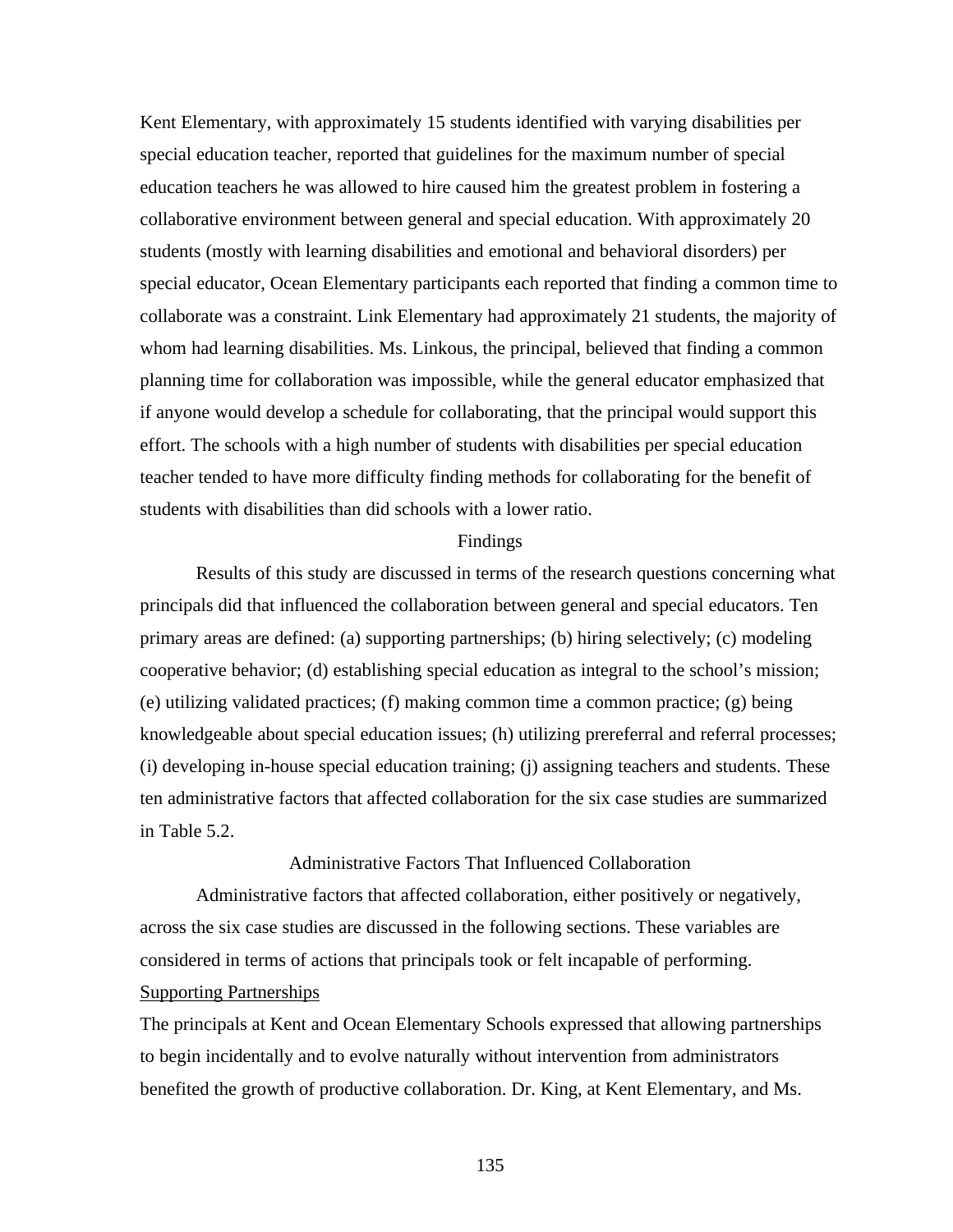Kent Elementary, with approximately 15 students identified with varying disabilities per special education teacher, reported that guidelines for the maximum number of special education teachers he was allowed to hire caused him the greatest problem in fostering a collaborative environment between general and special education. With approximately 20 students (mostly with learning disabilities and emotional and behavioral disorders) per special educator, Ocean Elementary participants each reported that finding a common time to collaborate was a constraint. Link Elementary had approximately 21 students, the majority of whom had learning disabilities. Ms. Linkous, the principal, believed that finding a common planning time for collaboration was impossible, while the general educator emphasized that if anyone would develop a schedule for collaborating, that the principal would support this effort. The schools with a high number of students with disabilities per special education teacher tended to have more difficulty finding methods for collaborating for the benefit of students with disabilities than did schools with a lower ratio.

## Findings

Results of this study are discussed in terms of the research questions concerning what principals did that influenced the collaboration between general and special educators. Ten primary areas are defined: (a) supporting partnerships; (b) hiring selectively; (c) modeling cooperative behavior; (d) establishing special education as integral to the school's mission; (e) utilizing validated practices; (f) making common time a common practice; (g) being knowledgeable about special education issues; (h) utilizing prereferral and referral processes; (i) developing in-house special education training; (j) assigning teachers and students. These ten administrative factors that affected collaboration for the six case studies are summarized in Table 5.2.

## Administrative Factors That Influenced Collaboration

Administrative factors that affected collaboration, either positively or negatively, across the six case studies are discussed in the following sections. These variables are considered in terms of actions that principals took or felt incapable of performing.

### Supporting Partnerships

The principals at Kent and Ocean Elementary Schools expressed that allowing partnerships to begin incidentally and to evolve naturally without intervention from administrators benefited the growth of productive collaboration. Dr. King, at Kent Elementary, and Ms.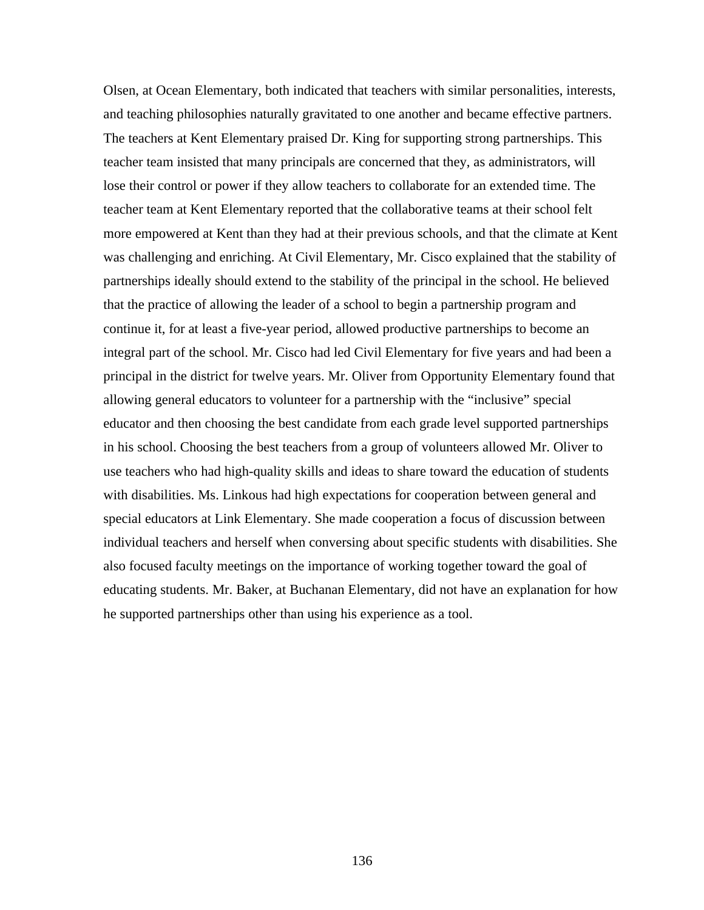Olsen, at Ocean Elementary, both indicated that teachers with similar personalities, interests, and teaching philosophies naturally gravitated to one another and became effective partners. The teachers at Kent Elementary praised Dr. King for supporting strong partnerships. This teacher team insisted that many principals are concerned that they, as administrators, will lose their control or power if they allow teachers to collaborate for an extended time. The teacher team at Kent Elementary reported that the collaborative teams at their school felt more empowered at Kent than they had at their previous schools, and that the climate at Kent was challenging and enriching. At Civil Elementary, Mr. Cisco explained that the stability of partnerships ideally should extend to the stability of the principal in the school. He believed that the practice of allowing the leader of a school to begin a partnership program and continue it, for at least a five-year period, allowed productive partnerships to become an integral part of the school. Mr. Cisco had led Civil Elementary for five years and had been a principal in the district for twelve years. Mr. Oliver from Opportunity Elementary found that allowing general educators to volunteer for a partnership with the "inclusive" special educator and then choosing the best candidate from each grade level supported partnerships in his school. Choosing the best teachers from a group of volunteers allowed Mr. Oliver to use teachers who had high-quality skills and ideas to share toward the education of students with disabilities. Ms. Linkous had high expectations for cooperation between general and special educators at Link Elementary. She made cooperation a focus of discussion between individual teachers and herself when conversing about specific students with disabilities. She also focused faculty meetings on the importance of working together toward the goal of educating students. Mr. Baker, at Buchanan Elementary, did not have an explanation for how he supported partnerships other than using his experience as a tool.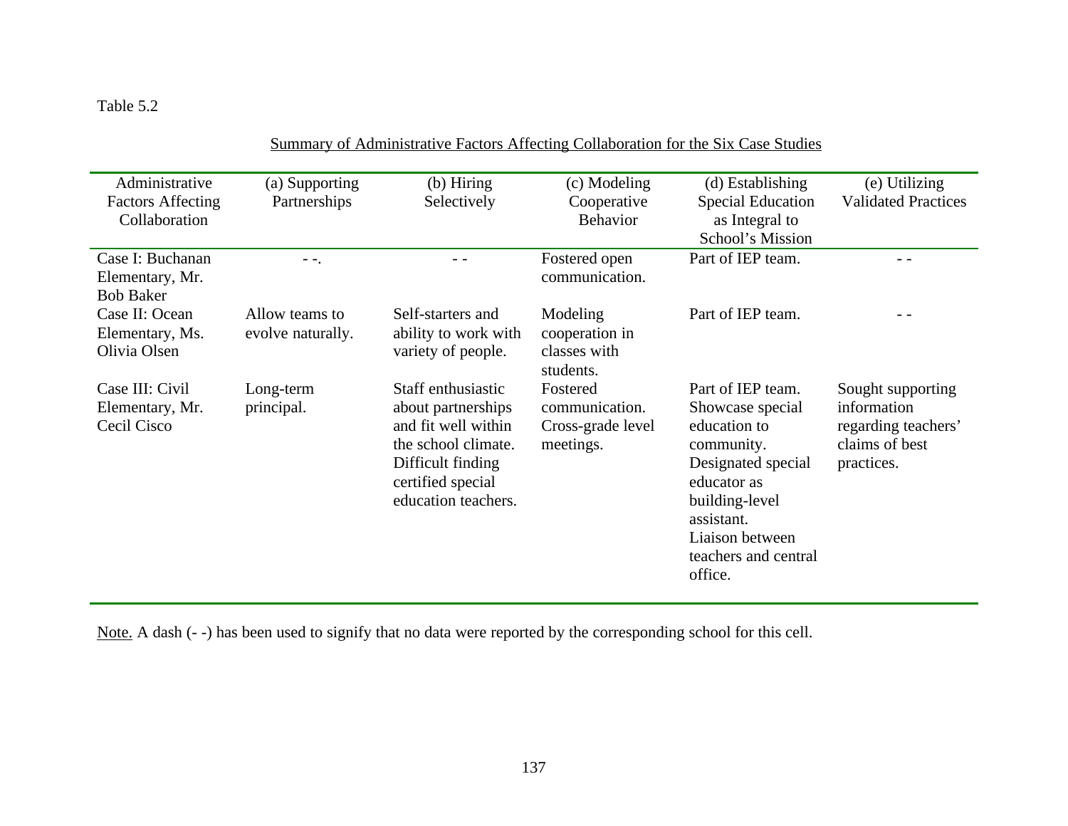Table 5.2

Summary of Administrative Factors Affecting Collaboration for the Six Case Studies

| Administrative Factors Affecting Collaboration | (a) Supporting Partnerships | (b) Hiring Selectively | (c) Modeling Cooperative Behavior | (d) Establishing Special Education as Integral to School's Mission | (e) Utilizing Validated Practices |
|---|---|---|---|---|---|
| Case I: Buchanan Elementary, Mr. Bob Baker | - -. | - - | Fostered open communication. | Part of IEP team. | - - |
| Case II: Ocean Elementary, Ms. Olivia Olsen | Allow teams to evolve naturally. | Self-starters and ability to work with variety of people. | Modeling cooperation in classes with students. | Part of IEP team. | - - |
| Case III: Civil Elementary, Mr. Cecil Cisco | Long-term principal. | Staff enthusiastic about partnerships and fit well within the school climate. Difficult finding certified special education teachers. | Fostered communication. Cross-grade level meetings. | Part of IEP team. Showcase special education to community. Designated special educator as building-level assistant. Liaison between teachers and central office. | Sought supporting information regarding teachers' claims of best practices. |

Note. A dash (- -) has been used to signify that no data were reported by the corresponding school for this cell.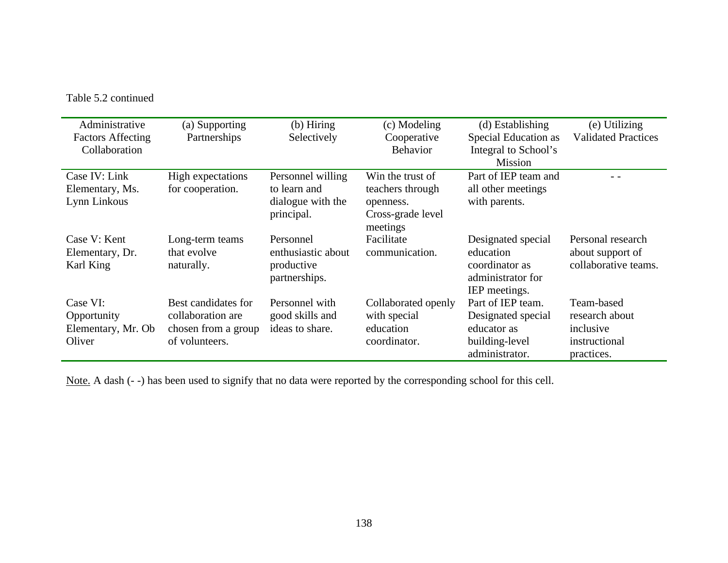Table 5.2 continued

| Administrative Factors Affecting Collaboration | (a) Supporting Partnerships | (b) Hiring Selectively | (c) Modeling Cooperative Behavior | (d) Establishing Special Education as Integral to School's Mission | (e) Utilizing Validated Practices |
|---|---|---|---|---|---|
| Case IV: Link Elementary, Ms. Lynn Linkous | High expectations for cooperation. | Personnel willing to learn and dialogue with the principal. | Win the trust of teachers through openness. Cross-grade level meetings | Part of IEP team and all other meetings with parents. | - - |
| Case V: Kent Elementary, Dr. Karl King | Long-term teams that evolve naturally. | Personnel enthusiastic about productive partnerships. | Facilitate communication. | Designated special education coordinator as administrator for IEP meetings. | Personal research about support of collaborative teams. |
| Case VI: Opportunity Elementary, Mr. Ob Oliver | Best candidates for collaboration are chosen from a group of volunteers. | Personnel with good skills and ideas to share. | Collaborated openly with special education coordinator. | Part of IEP team. Designated special educator as building-level administrator. | Team-based research about inclusive instructional practices. |

Note. A dash (- -) has been used to signify that no data were reported by the corresponding school for this cell.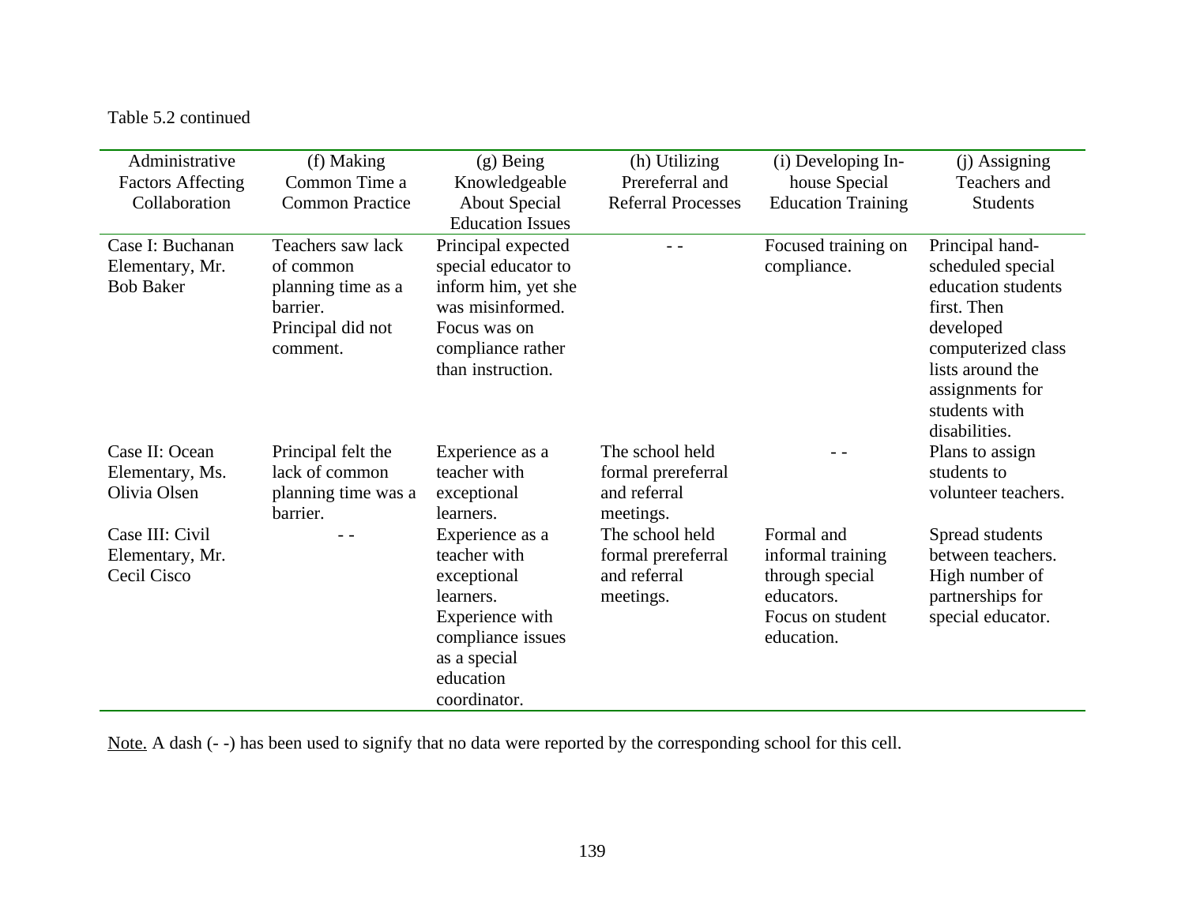Table 5.2 continued

| Administrative Factors Affecting Collaboration | (f) Making Common Time a Common Practice | (g) Being Knowledgeable About Special Education Issues | (h) Utilizing Prereferral and Referral Processes | (i) Developing In-house Special Education Training | (j) Assigning Teachers and Students |
|---|---|---|---|---|---|
| Case I: Buchanan Elementary, Mr. Bob Baker | Teachers saw lack of common planning time as a barrier. Principal did not comment. | Principal expected special educator to inform him, yet she was misinformed. Focus was on compliance rather than instruction. | - - | Focused training on compliance. | Principal hand-scheduled special education students first. Then developed computerized class lists around the assignments for students with disabilities. |
| Case II: Ocean Elementary, Ms. Olivia Olsen | Principal felt the lack of common planning time was a barrier. | Experience as a teacher with exceptional learners. | The school held formal prereferral and referral meetings. | - - | Plans to assign students to volunteer teachers. |
| Case III: Civil Elementary, Mr. Cecil Cisco | - - | Experience as a teacher with exceptional learners. Experience with compliance issues as a special education coordinator. | The school held formal prereferral and referral meetings. | Formal and informal training through special educators. Focus on student education. | Spread students between teachers. High number of partnerships for special educator. |

Note. A dash (- -) has been used to signify that no data were reported by the corresponding school for this cell.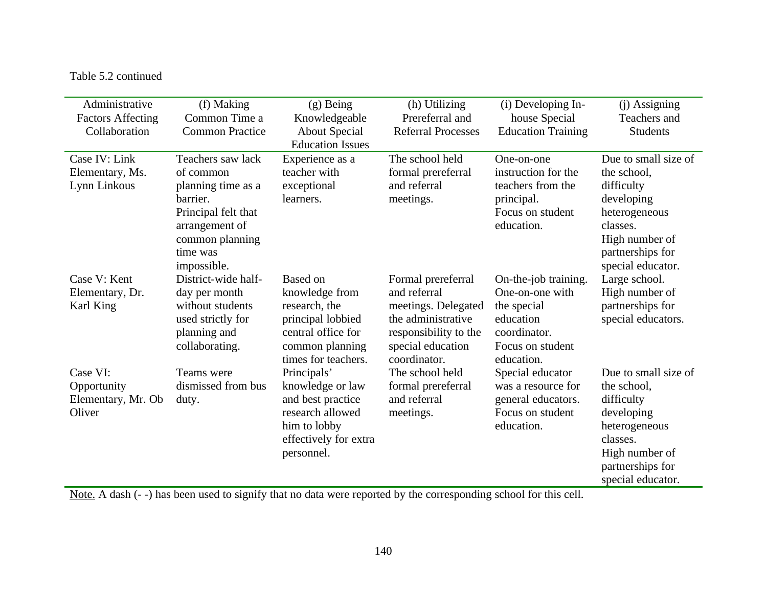Table 5.2 continued

| Administrative Factors Affecting Collaboration | (f) Making Common Time a Common Practice | (g) Being Knowledgeable About Special Education Issues | (h) Utilizing Prereferral and Referral Processes | (i) Developing In-house Special Education Training | (j) Assigning Teachers and Students |
|---|---|---|---|---|---|
| Case IV: Link Elementary, Ms. Lynn Linkous | Teachers saw lack of common planning time as a barrier. Principal felt that arrangement of common planning time was impossible. | Experience as a teacher with exceptional learners. | The school held formal prereferral and referral meetings. | One-on-one instruction for the teachers from the principal. Focus on student education. | Due to small size of the school, difficulty developing heterogeneous classes. High number of partnerships for special educator. |
| Case V: Kent Elementary, Dr. Karl King | District-wide half-day per month without students used strictly for planning and collaborating. | Based on knowledge from research, the principal lobbied central office for common planning times for teachers. | Formal prereferral and referral meetings. Delegated the administrative responsibility to the special education coordinator. | On-the-job training. One-on-one with the special education coordinator. Focus on student education. | Large school. High number of partnerships for special educators. |
| Case VI: Opportunity Elementary, Mr. Ob Oliver | Teams were dismissed from bus duty. | Principals' knowledge or law and best practice research allowed him to lobby effectively for extra personnel. | The school held formal prereferral and referral meetings. | Special educator was a resource for general educators. Focus on student education. | Due to small size of the school, difficulty developing heterogeneous classes. High number of partnerships for special educator. |

Note. A dash (- -) has been used to signify that no data were reported by the corresponding school for this cell.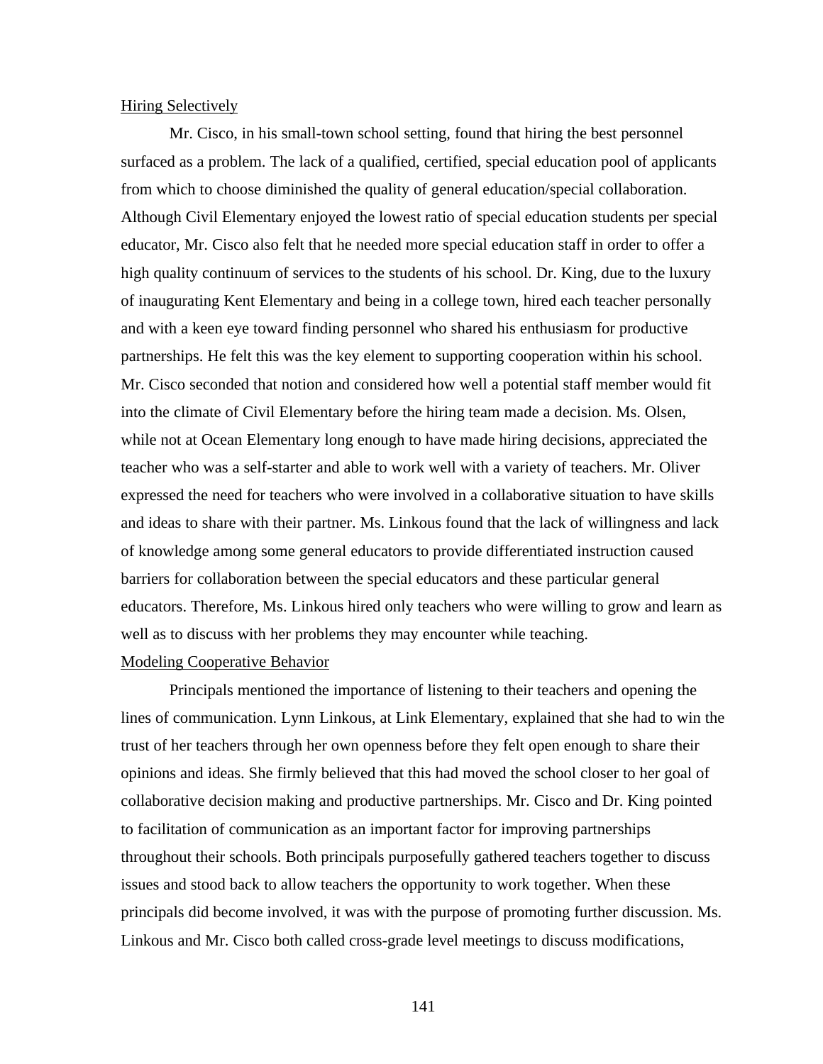<u>Hiring Selectively</u>

Mr. Cisco, in his small-town school setting, found that hiring the best personnel surfaced as a problem. The lack of a qualified, certified, special education pool of applicants from which to choose diminished the quality of general education/special collaboration. Although Civil Elementary enjoyed the lowest ratio of special education students per special educator, Mr. Cisco also felt that he needed more special education staff in order to offer a high quality continuum of services to the students of his school. Dr. King, due to the luxury of inaugurating Kent Elementary and being in a college town, hired each teacher personally and with a keen eye toward finding personnel who shared his enthusiasm for productive partnerships. He felt this was the key element to supporting cooperation within his school. Mr. Cisco seconded that notion and considered how well a potential staff member would fit into the climate of Civil Elementary before the hiring team made a decision. Ms. Olsen, while not at Ocean Elementary long enough to have made hiring decisions, appreciated the teacher who was a self-starter and able to work well with a variety of teachers. Mr. Oliver expressed the need for teachers who were involved in a collaborative situation to have skills and ideas to share with their partner. Ms. Linkous found that the lack of willingness and lack of knowledge among some general educators to provide differentiated instruction caused barriers for collaboration between the special educators and these particular general educators. Therefore, Ms. Linkous hired only teachers who were willing to grow and learn as well as to discuss with her problems they may encounter while teaching.

<u>Modeling Cooperative Behavior</u>

Principals mentioned the importance of listening to their teachers and opening the lines of communication. Lynn Linkous, at Link Elementary, explained that she had to win the trust of her teachers through her own openness before they felt open enough to share their opinions and ideas. She firmly believed that this had moved the school closer to her goal of collaborative decision making and productive partnerships. Mr. Cisco and Dr. King pointed to facilitation of communication as an important factor for improving partnerships throughout their schools. Both principals purposefully gathered teachers together to discuss issues and stood back to allow teachers the opportunity to work together. When these principals did become involved, it was with the purpose of promoting further discussion. Ms. Linkous and Mr. Cisco both called cross-grade level meetings to discuss modifications,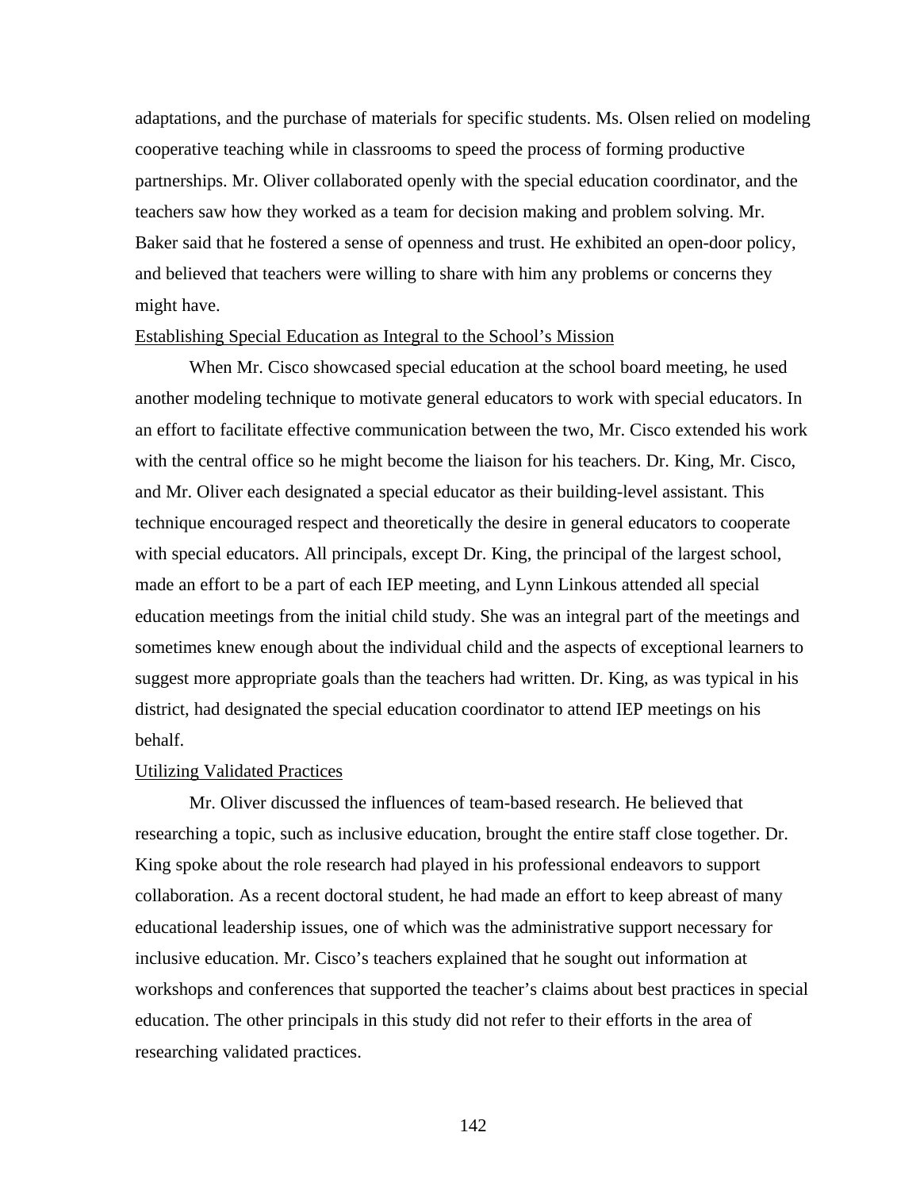adaptations, and the purchase of materials for specific students. Ms. Olsen relied on modeling cooperative teaching while in classrooms to speed the process of forming productive partnerships. Mr. Oliver collaborated openly with the special education coordinator, and the teachers saw how they worked as a team for decision making and problem solving. Mr. Baker said that he fostered a sense of openness and trust. He exhibited an open-door policy, and believed that teachers were willing to share with him any problems or concerns they might have.

<u>Establishing Special Education as Integral to the School's Mission</u>

When Mr. Cisco showcased special education at the school board meeting, he used another modeling technique to motivate general educators to work with special educators. In an effort to facilitate effective communication between the two, Mr. Cisco extended his work with the central office so he might become the liaison for his teachers. Dr. King, Mr. Cisco, and Mr. Oliver each designated a special educator as their building-level assistant. This technique encouraged respect and theoretically the desire in general educators to cooperate with special educators. All principals, except Dr. King, the principal of the largest school, made an effort to be a part of each IEP meeting, and Lynn Linkous attended all special education meetings from the initial child study. She was an integral part of the meetings and sometimes knew enough about the individual child and the aspects of exceptional learners to suggest more appropriate goals than the teachers had written. Dr. King, as was typical in his district, had designated the special education coordinator to attend IEP meetings on his behalf.

<u>Utilizing Validated Practices</u>

Mr. Oliver discussed the influences of team-based research. He believed that researching a topic, such as inclusive education, brought the entire staff close together. Dr. King spoke about the role research had played in his professional endeavors to support collaboration. As a recent doctoral student, he had made an effort to keep abreast of many educational leadership issues, one of which was the administrative support necessary for inclusive education. Mr. Cisco's teachers explained that he sought out information at workshops and conferences that supported the teacher's claims about best practices in special education. The other principals in this study did not refer to their efforts in the area of researching validated practices.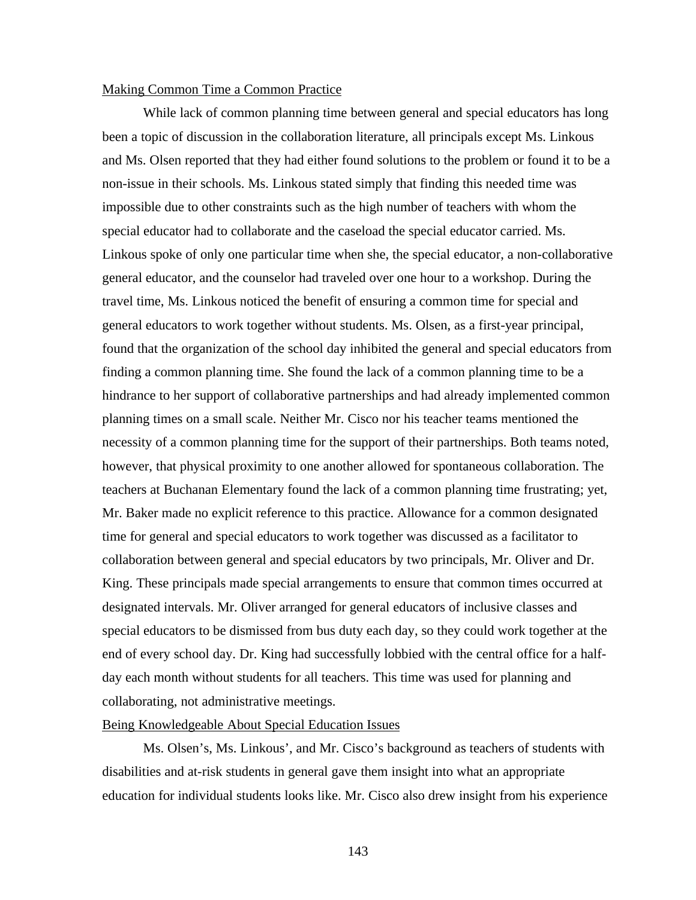Making Common Time a Common Practice

While lack of common planning time between general and special educators has long been a topic of discussion in the collaboration literature, all principals except Ms. Linkous and Ms. Olsen reported that they had either found solutions to the problem or found it to be a non-issue in their schools. Ms. Linkous stated simply that finding this needed time was impossible due to other constraints such as the high number of teachers with whom the special educator had to collaborate and the caseload the special educator carried. Ms. Linkous spoke of only one particular time when she, the special educator, a non-collaborative general educator, and the counselor had traveled over one hour to a workshop. During the travel time, Ms. Linkous noticed the benefit of ensuring a common time for special and general educators to work together without students. Ms. Olsen, as a first-year principal, found that the organization of the school day inhibited the general and special educators from finding a common planning time. She found the lack of a common planning time to be a hindrance to her support of collaborative partnerships and had already implemented common planning times on a small scale. Neither Mr. Cisco nor his teacher teams mentioned the necessity of a common planning time for the support of their partnerships. Both teams noted, however, that physical proximity to one another allowed for spontaneous collaboration. The teachers at Buchanan Elementary found the lack of a common planning time frustrating; yet, Mr. Baker made no explicit reference to this practice. Allowance for a common designated time for general and special educators to work together was discussed as a facilitator to collaboration between general and special educators by two principals, Mr. Oliver and Dr. King. These principals made special arrangements to ensure that common times occurred at designated intervals. Mr. Oliver arranged for general educators of inclusive classes and special educators to be dismissed from bus duty each day, so they could work together at the end of every school day. Dr. King had successfully lobbied with the central office for a half-day each month without students for all teachers. This time was used for planning and collaborating, not administrative meetings.

Being Knowledgeable About Special Education Issues

Ms. Olsen's, Ms. Linkous', and Mr. Cisco's background as teachers of students with disabilities and at-risk students in general gave them insight into what an appropriate education for individual students looks like. Mr. Cisco also drew insight from his experience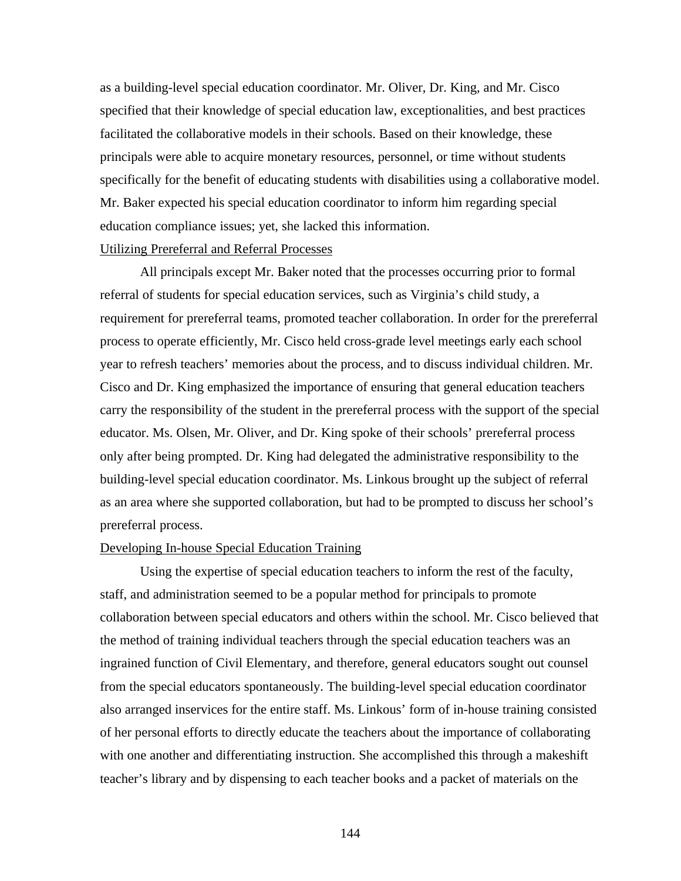as a building-level special education coordinator. Mr. Oliver, Dr. King, and Mr. Cisco specified that their knowledge of special education law, exceptionalities, and best practices facilitated the collaborative models in their schools. Based on their knowledge, these principals were able to acquire monetary resources, personnel, or time without students specifically for the benefit of educating students with disabilities using a collaborative model. Mr. Baker expected his special education coordinator to inform him regarding special education compliance issues; yet, she lacked this information.

<u>Utilizing Prereferral and Referral Processes</u>

All principals except Mr. Baker noted that the processes occurring prior to formal referral of students for special education services, such as Virginia's child study, a requirement for prereferral teams, promoted teacher collaboration. In order for the prereferral process to operate efficiently, Mr. Cisco held cross-grade level meetings early each school year to refresh teachers' memories about the process, and to discuss individual children. Mr. Cisco and Dr. King emphasized the importance of ensuring that general education teachers carry the responsibility of the student in the prereferral process with the support of the special educator. Ms. Olsen, Mr. Oliver, and Dr. King spoke of their schools' prereferral process only after being prompted. Dr. King had delegated the administrative responsibility to the building-level special education coordinator. Ms. Linkous brought up the subject of referral as an area where she supported collaboration, but had to be prompted to discuss her school's prereferral process.

<u>Developing In-house Special Education Training</u>

Using the expertise of special education teachers to inform the rest of the faculty, staff, and administration seemed to be a popular method for principals to promote collaboration between special educators and others within the school. Mr. Cisco believed that the method of training individual teachers through the special education teachers was an ingrained function of Civil Elementary, and therefore, general educators sought out counsel from the special educators spontaneously. The building-level special education coordinator also arranged inservices for the entire staff. Ms. Linkous' form of in-house training consisted of her personal efforts to directly educate the teachers about the importance of collaborating with one another and differentiating instruction. She accomplished this through a makeshift teacher's library and by dispensing to each teacher books and a packet of materials on the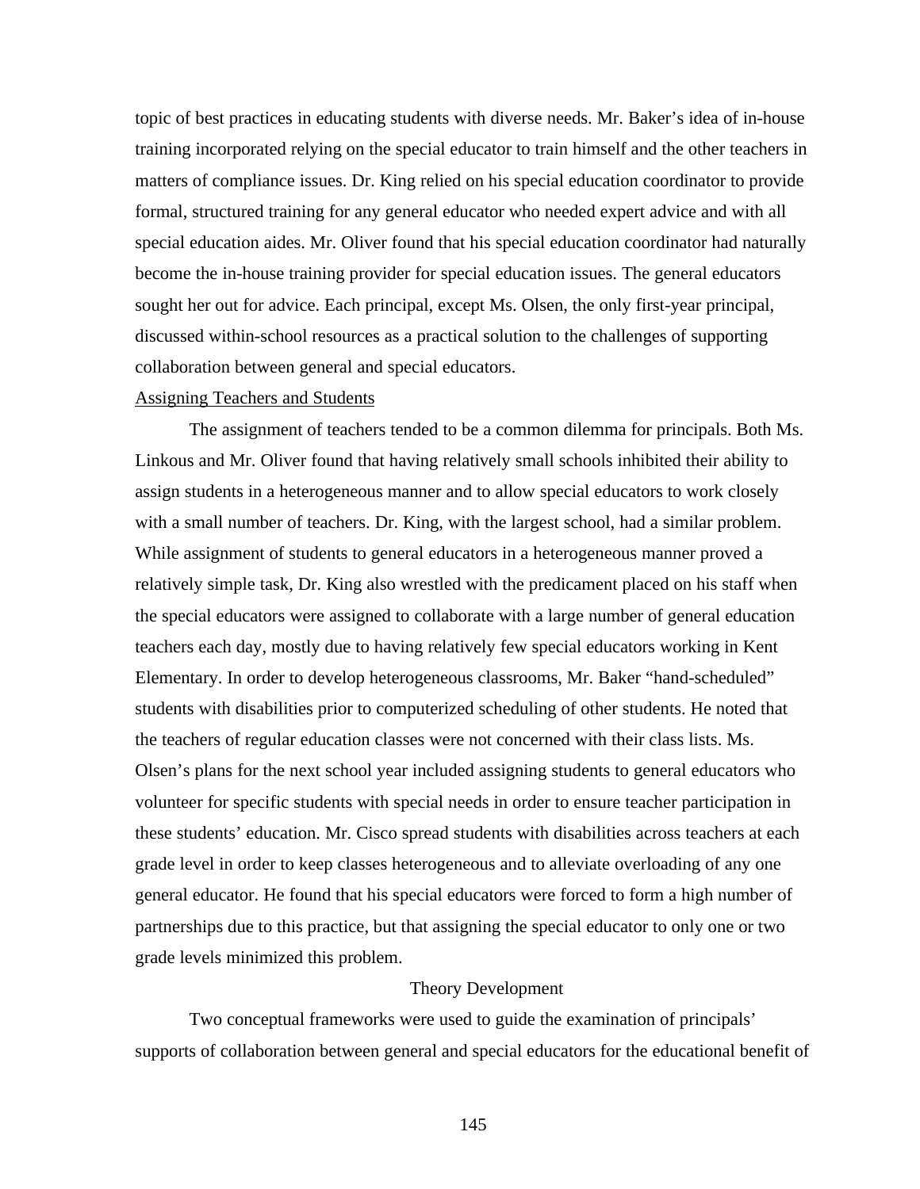topic of best practices in educating students with diverse needs. Mr. Baker's idea of in-house training incorporated relying on the special educator to train himself and the other teachers in matters of compliance issues. Dr. King relied on his special education coordinator to provide formal, structured training for any general educator who needed expert advice and with all special education aides. Mr. Oliver found that his special education coordinator had naturally become the in-house training provider for special education issues. The general educators sought her out for advice. Each principal, except Ms. Olsen, the only first-year principal, discussed within-school resources as a practical solution to the challenges of supporting collaboration between general and special educators.

#### Assigning Teachers and Students

The assignment of teachers tended to be a common dilemma for principals. Both Ms. Linkous and Mr. Oliver found that having relatively small schools inhibited their ability to assign students in a heterogeneous manner and to allow special educators to work closely with a small number of teachers. Dr. King, with the largest school, had a similar problem. While assignment of students to general educators in a heterogeneous manner proved a relatively simple task, Dr. King also wrestled with the predicament placed on his staff when the special educators were assigned to collaborate with a large number of general education teachers each day, mostly due to having relatively few special educators working in Kent Elementary. In order to develop heterogeneous classrooms, Mr. Baker "hand-scheduled" students with disabilities prior to computerized scheduling of other students. He noted that the teachers of regular education classes were not concerned with their class lists. Ms. Olsen's plans for the next school year included assigning students to general educators who volunteer for specific students with special needs in order to ensure teacher participation in these students' education. Mr. Cisco spread students with disabilities across teachers at each grade level in order to keep classes heterogeneous and to alleviate overloading of any one general educator. He found that his special educators were forced to form a high number of partnerships due to this practice, but that assigning the special educator to only one or two grade levels minimized this problem.

## Theory Development

Two conceptual frameworks were used to guide the examination of principals' supports of collaboration between general and special educators for the educational benefit of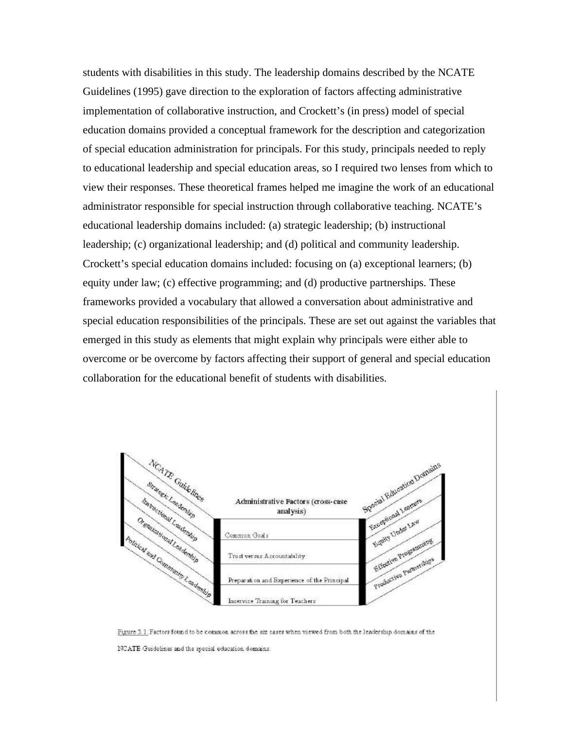students with disabilities in this study. The leadership domains described by the NCATE Guidelines (1995) gave direction to the exploration of factors affecting administrative implementation of collaborative instruction, and Crockett's (in press) model of special education domains provided a conceptual framework for the description and categorization of special education administration for principals. For this study, principals needed to reply to educational leadership and special education areas, so I required two lenses from which to view their responses. These theoretical frames helped me imagine the work of an educational administrator responsible for special instruction through collaborative teaching. NCATE's educational leadership domains included: (a) strategic leadership; (b) instructional leadership; (c) organizational leadership; and (d) political and community leadership. Crockett's special education domains included: focusing on (a) exceptional learners; (b) equity under law; (c) effective programming; and (d) productive partnerships. These frameworks provided a vocabulary that allowed a conversation about administrative and special education responsibilities of the principals. These are set out against the variables that emerged in this study as elements that might explain why principals were either able to overcome or be overcome by factors affecting their support of general and special education collaboration for the educational benefit of students with disabilities.

| NCATE Guidelines | Administrative Factors (cross-case analysis) | Special Education Domains |
| --- | --- | --- |
| Strategic Leadership | Common Goals | Exceptional Learners |
| Instructional Leadership | Trust versus Accountability | Equity Under Law |
| Organizational Leadership | Preparation and Experience of the Principal | Effective Programming |
| Political and Community Leadership | Inservice Training for Teachers | Productive Partnerships |

Figure 5.1. Factors found to be common across the six cases when viewed from both the leadership domains of the NCATE Guidelines and the special education domains.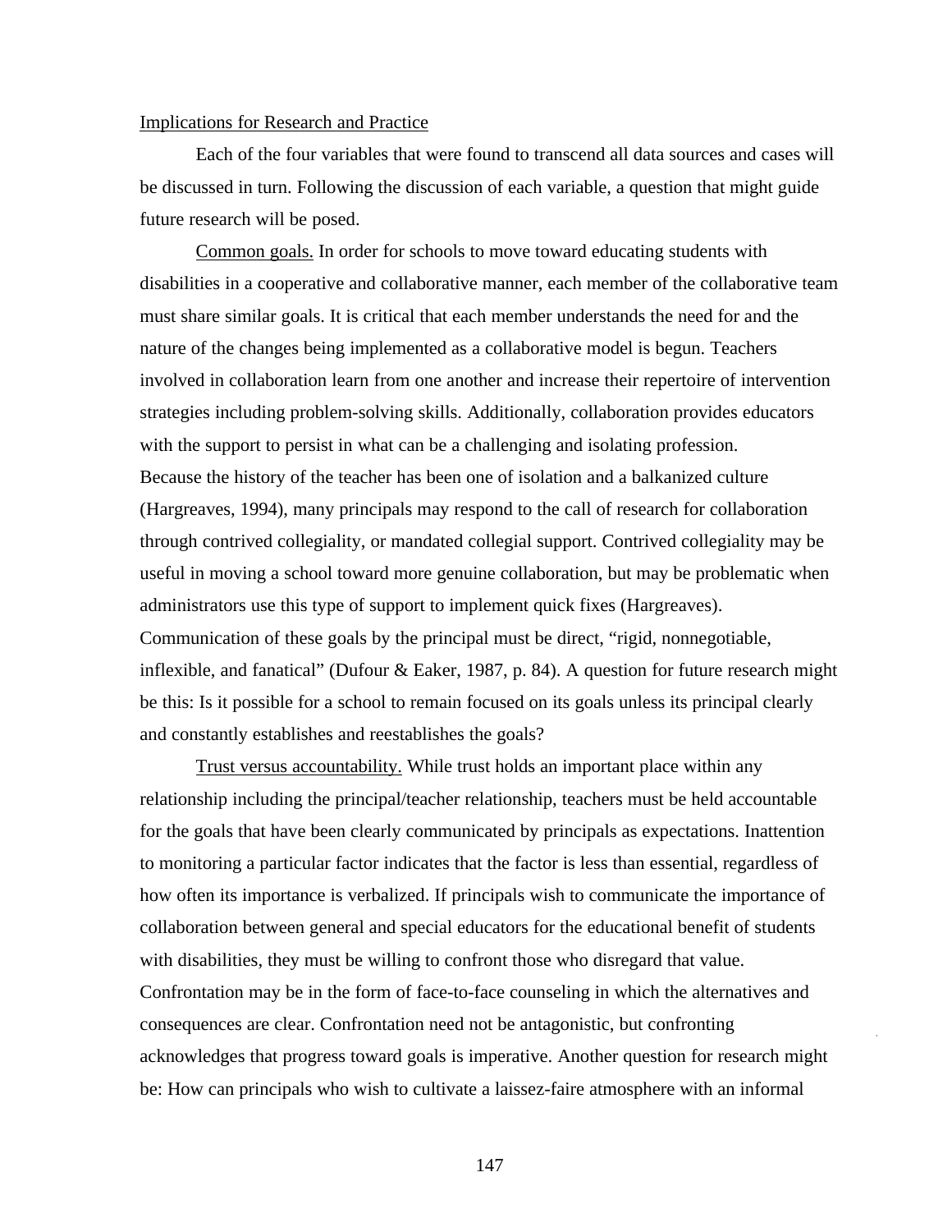Implications for Research and Practice

Each of the four variables that were found to transcend all data sources and cases will be discussed in turn. Following the discussion of each variable, a question that might guide future research will be posed.

Common goals. In order for schools to move toward educating students with disabilities in a cooperative and collaborative manner, each member of the collaborative team must share similar goals. It is critical that each member understands the need for and the nature of the changes being implemented as a collaborative model is begun. Teachers involved in collaboration learn from one another and increase their repertoire of intervention strategies including problem-solving skills. Additionally, collaboration provides educators with the support to persist in what can be a challenging and isolating profession. Because the history of the teacher has been one of isolation and a balkanized culture (Hargreaves, 1994), many principals may respond to the call of research for collaboration through contrived collegiality, or mandated collegial support. Contrived collegiality may be useful in moving a school toward more genuine collaboration, but may be problematic when administrators use this type of support to implement quick fixes (Hargreaves). Communication of these goals by the principal must be direct, "rigid, nonnegotiable, inflexible, and fanatical" (Dufour & Eaker, 1987, p. 84). A question for future research might be this: Is it possible for a school to remain focused on its goals unless its principal clearly and constantly establishes and reestablishes the goals?

Trust versus accountability. While trust holds an important place within any relationship including the principal/teacher relationship, teachers must be held accountable for the goals that have been clearly communicated by principals as expectations. Inattention to monitoring a particular factor indicates that the factor is less than essential, regardless of how often its importance is verbalized. If principals wish to communicate the importance of collaboration between general and special educators for the educational benefit of students with disabilities, they must be willing to confront those who disregard that value. Confrontation may be in the form of face-to-face counseling in which the alternatives and consequences are clear. Confrontation need not be antagonistic, but confronting acknowledges that progress toward goals is imperative. Another question for research might be: How can principals who wish to cultivate a laissez-faire atmosphere with an informal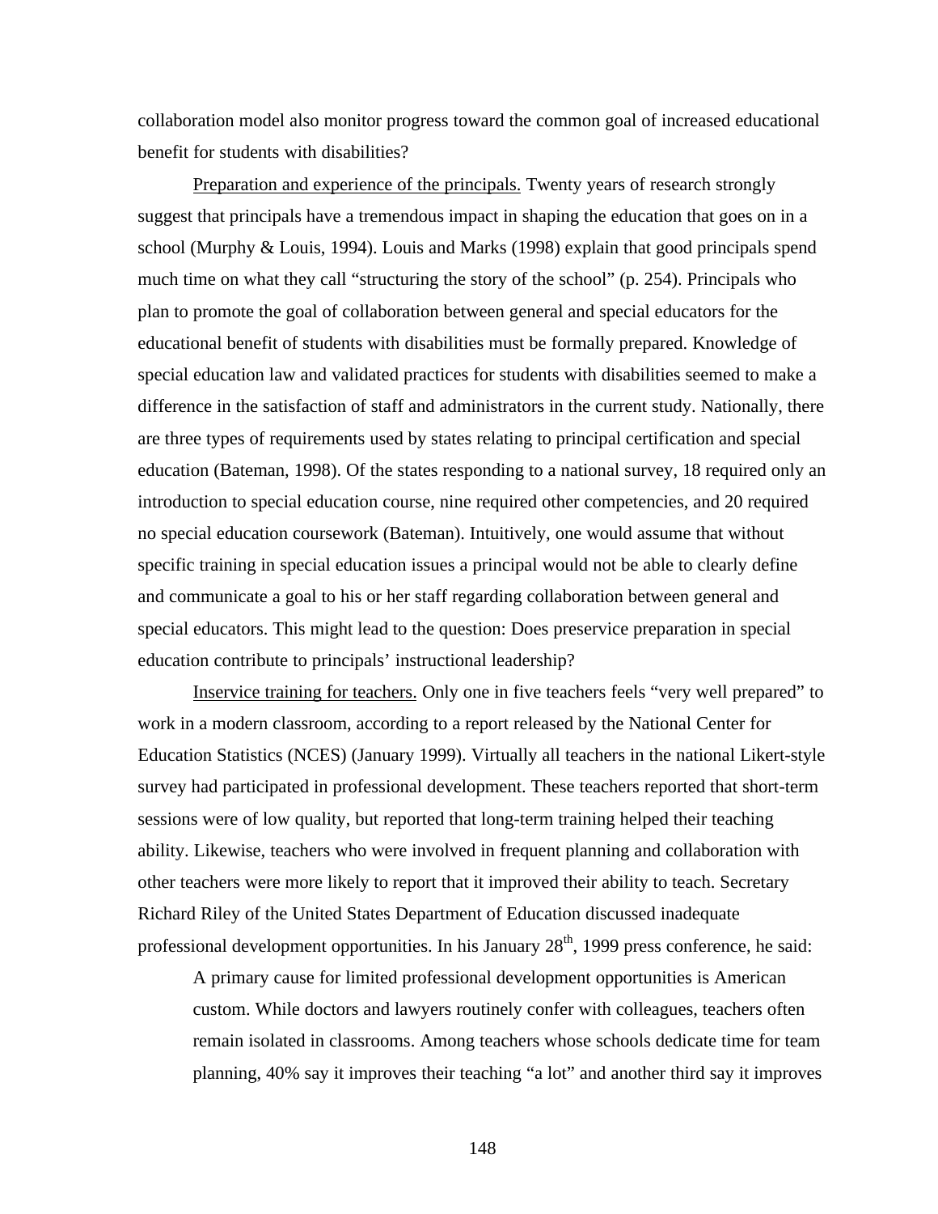collaboration model also monitor progress toward the common goal of increased educational benefit for students with disabilities?

<u>Preparation and experience of the principals.</u> Twenty years of research strongly suggest that principals have a tremendous impact in shaping the education that goes on in a school (Murphy & Louis, 1994). Louis and Marks (1998) explain that good principals spend much time on what they call "structuring the story of the school" (p. 254). Principals who plan to promote the goal of collaboration between general and special educators for the educational benefit of students with disabilities must be formally prepared. Knowledge of special education law and validated practices for students with disabilities seemed to make a difference in the satisfaction of staff and administrators in the current study. Nationally, there are three types of requirements used by states relating to principal certification and special education (Bateman, 1998). Of the states responding to a national survey, 18 required only an introduction to special education course, nine required other competencies, and 20 required no special education coursework (Bateman). Intuitively, one would assume that without specific training in special education issues a principal would not be able to clearly define and communicate a goal to his or her staff regarding collaboration between general and special educators. This might lead to the question: Does preservice preparation in special education contribute to principals' instructional leadership?

<u>Inservice training for teachers.</u> Only one in five teachers feels "very well prepared" to work in a modern classroom, according to a report released by the National Center for Education Statistics (NCES) (January 1999). Virtually all teachers in the national Likert-style survey had participated in professional development. These teachers reported that short-term sessions were of low quality, but reported that long-term training helped their teaching ability. Likewise, teachers who were involved in frequent planning and collaboration with other teachers were more likely to report that it improved their ability to teach. Secretary Richard Riley of the United States Department of Education discussed inadequate professional development opportunities. In his January 28th, 1999 press conference, he said:

> A primary cause for limited professional development opportunities is American custom. While doctors and lawyers routinely confer with colleagues, teachers often remain isolated in classrooms. Among teachers whose schools dedicate time for team planning, 40% say it improves their teaching "a lot" and another third say it improves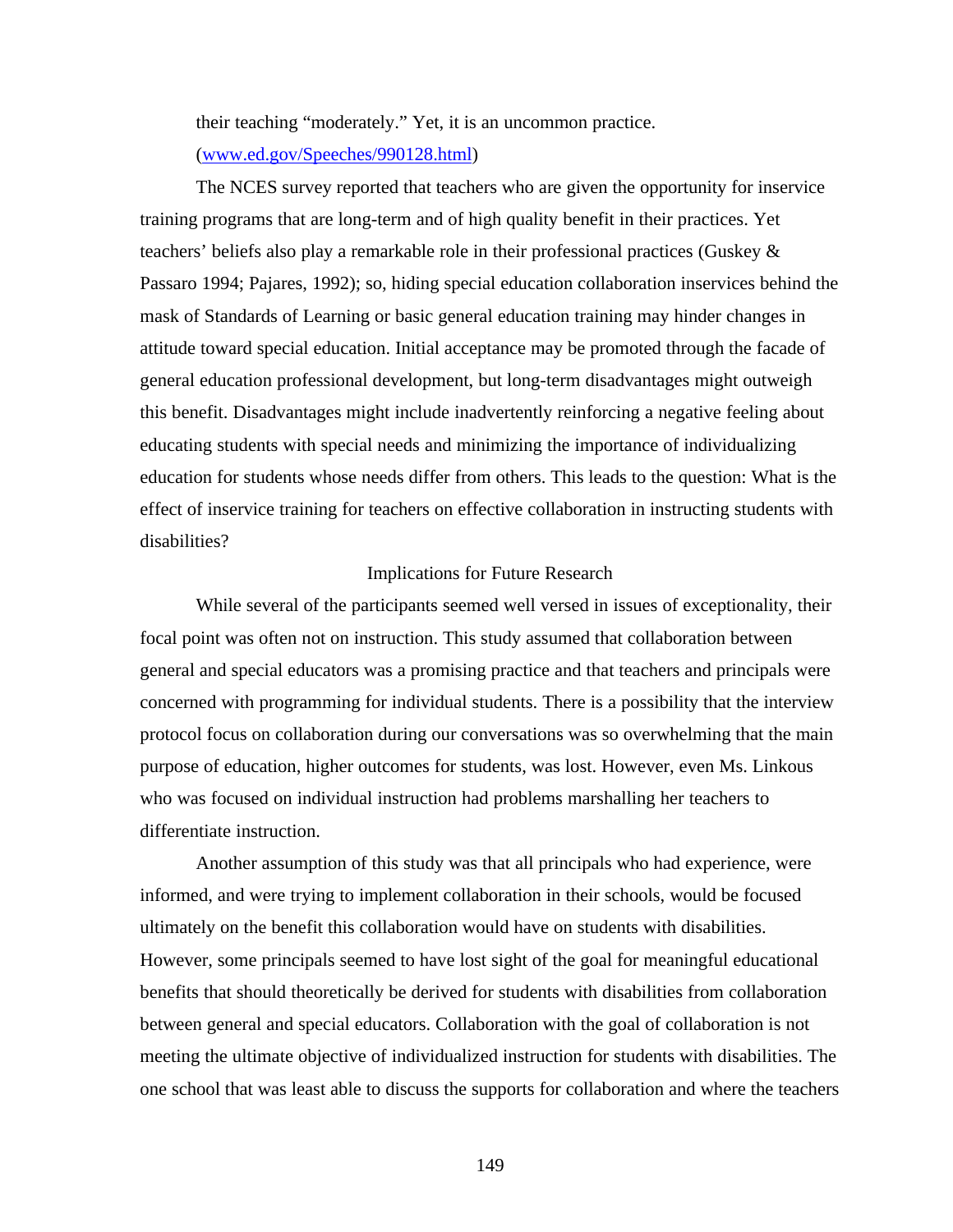their teaching "moderately." Yet, it is an uncommon practice. (www.ed.gov/Speeches/990128.html)

The NCES survey reported that teachers who are given the opportunity for inservice training programs that are long-term and of high quality benefit in their practices. Yet teachers' beliefs also play a remarkable role in their professional practices (Guskey & Passaro 1994; Pajares, 1992); so, hiding special education collaboration inservices behind the mask of Standards of Learning or basic general education training may hinder changes in attitude toward special education. Initial acceptance may be promoted through the facade of general education professional development, but long-term disadvantages might outweigh this benefit. Disadvantages might include inadvertently reinforcing a negative feeling about educating students with special needs and minimizing the importance of individualizing education for students whose needs differ from others. This leads to the question: What is the effect of inservice training for teachers on effective collaboration in instructing students with disabilities?

## Implications for Future Research

While several of the participants seemed well versed in issues of exceptionality, their focal point was often not on instruction. This study assumed that collaboration between general and special educators was a promising practice and that teachers and principals were concerned with programming for individual students. There is a possibility that the interview protocol focus on collaboration during our conversations was so overwhelming that the main purpose of education, higher outcomes for students, was lost. However, even Ms. Linkous who was focused on individual instruction had problems marshalling her teachers to differentiate instruction.

Another assumption of this study was that all principals who had experience, were informed, and were trying to implement collaboration in their schools, would be focused ultimately on the benefit this collaboration would have on students with disabilities. However, some principals seemed to have lost sight of the goal for meaningful educational benefits that should theoretically be derived for students with disabilities from collaboration between general and special educators. Collaboration with the goal of collaboration is not meeting the ultimate objective of individualized instruction for students with disabilities. The one school that was least able to discuss the supports for collaboration and where the teachers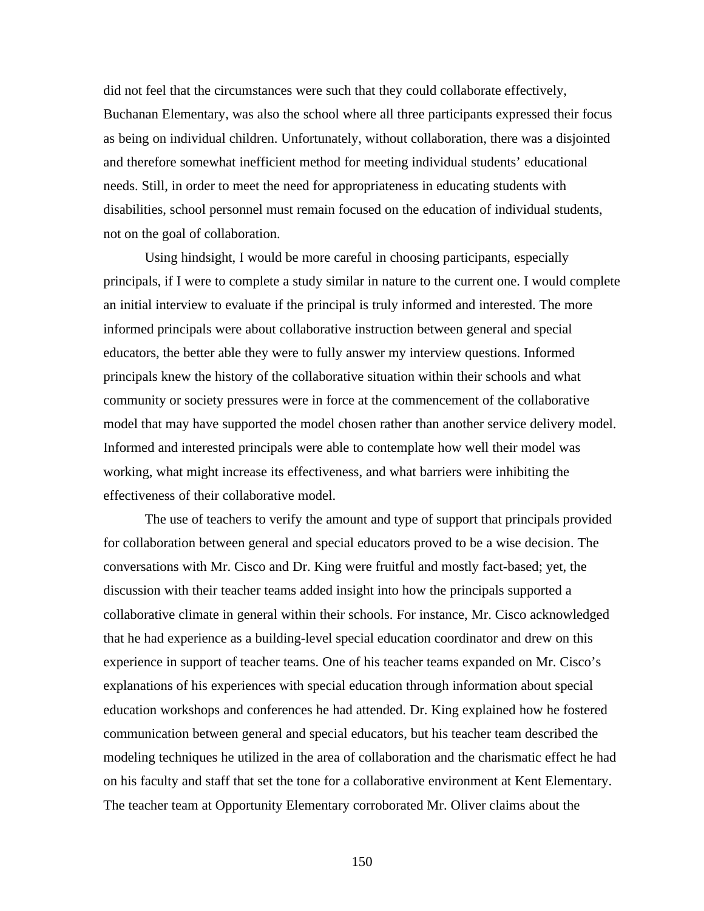did not feel that the circumstances were such that they could collaborate effectively, Buchanan Elementary, was also the school where all three participants expressed their focus as being on individual children. Unfortunately, without collaboration, there was a disjointed and therefore somewhat inefficient method for meeting individual students' educational needs. Still, in order to meet the need for appropriateness in educating students with disabilities, school personnel must remain focused on the education of individual students, not on the goal of collaboration.

Using hindsight, I would be more careful in choosing participants, especially principals, if I were to complete a study similar in nature to the current one. I would complete an initial interview to evaluate if the principal is truly informed and interested. The more informed principals were about collaborative instruction between general and special educators, the better able they were to fully answer my interview questions. Informed principals knew the history of the collaborative situation within their schools and what community or society pressures were in force at the commencement of the collaborative model that may have supported the model chosen rather than another service delivery model. Informed and interested principals were able to contemplate how well their model was working, what might increase its effectiveness, and what barriers were inhibiting the effectiveness of their collaborative model.

The use of teachers to verify the amount and type of support that principals provided for collaboration between general and special educators proved to be a wise decision. The conversations with Mr. Cisco and Dr. King were fruitful and mostly fact-based; yet, the discussion with their teacher teams added insight into how the principals supported a collaborative climate in general within their schools. For instance, Mr. Cisco acknowledged that he had experience as a building-level special education coordinator and drew on this experience in support of teacher teams. One of his teacher teams expanded on Mr. Cisco's explanations of his experiences with special education through information about special education workshops and conferences he had attended. Dr. King explained how he fostered communication between general and special educators, but his teacher team described the modeling techniques he utilized in the area of collaboration and the charismatic effect he had on his faculty and staff that set the tone for a collaborative environment at Kent Elementary. The teacher team at Opportunity Elementary corroborated Mr. Oliver claims about the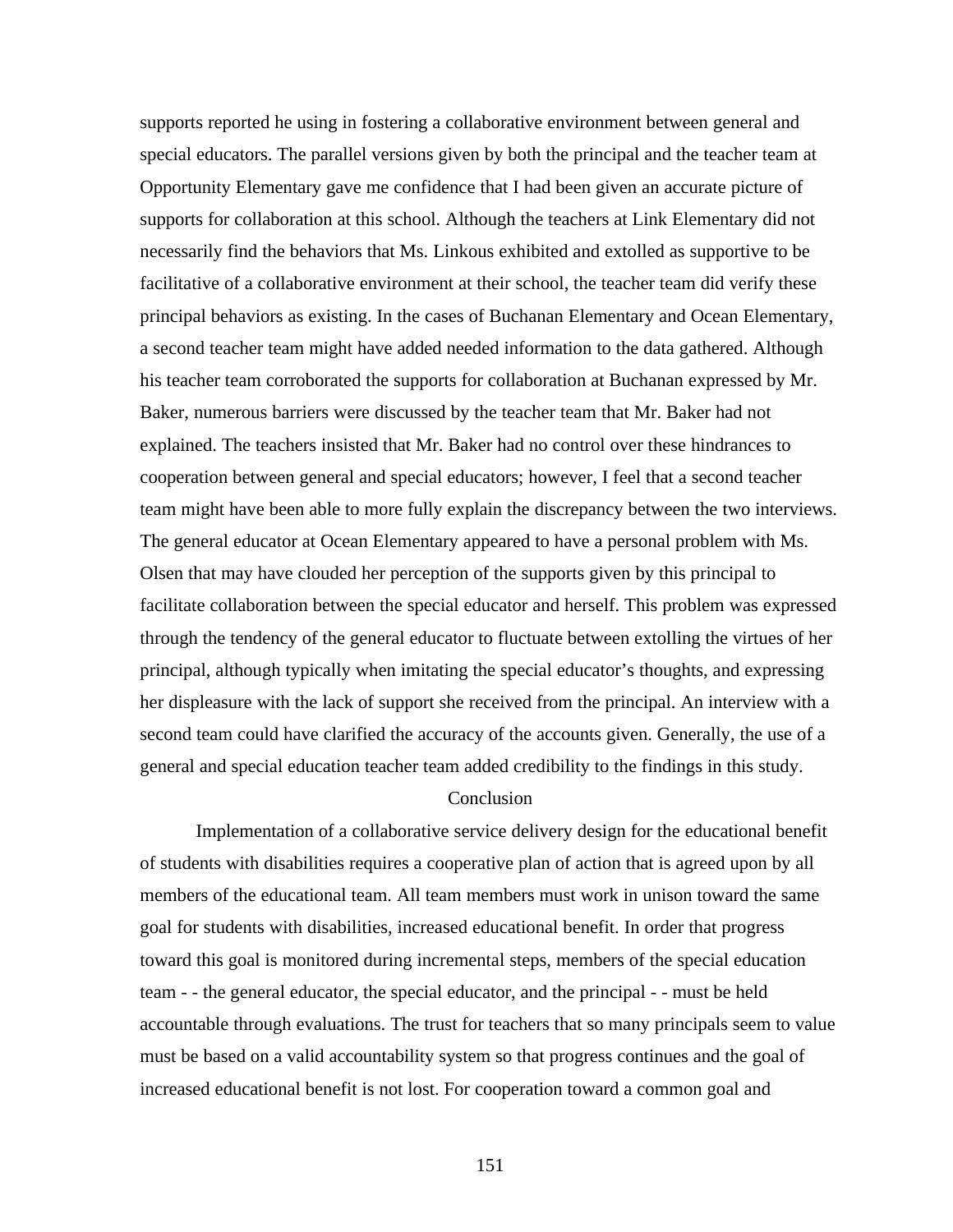supports reported he using in fostering a collaborative environment between general and special educators. The parallel versions given by both the principal and the teacher team at Opportunity Elementary gave me confidence that I had been given an accurate picture of supports for collaboration at this school. Although the teachers at Link Elementary did not necessarily find the behaviors that Ms. Linkous exhibited and extolled as supportive to be facilitative of a collaborative environment at their school, the teacher team did verify these principal behaviors as existing. In the cases of Buchanan Elementary and Ocean Elementary, a second teacher team might have added needed information to the data gathered. Although his teacher team corroborated the supports for collaboration at Buchanan expressed by Mr. Baker, numerous barriers were discussed by the teacher team that Mr. Baker had not explained. The teachers insisted that Mr. Baker had no control over these hindrances to cooperation between general and special educators; however, I feel that a second teacher team might have been able to more fully explain the discrepancy between the two interviews. The general educator at Ocean Elementary appeared to have a personal problem with Ms. Olsen that may have clouded her perception of the supports given by this principal to facilitate collaboration between the special educator and herself. This problem was expressed through the tendency of the general educator to fluctuate between extolling the virtues of her principal, although typically when imitating the special educator's thoughts, and expressing her displeasure with the lack of support she received from the principal. An interview with a second team could have clarified the accuracy of the accounts given. Generally, the use of a general and special education teacher team added credibility to the findings in this study.

## Conclusion

Implementation of a collaborative service delivery design for the educational benefit of students with disabilities requires a cooperative plan of action that is agreed upon by all members of the educational team. All team members must work in unison toward the same goal for students with disabilities, increased educational benefit. In order that progress toward this goal is monitored during incremental steps, members of the special education team - - the general educator, the special educator, and the principal - - must be held accountable through evaluations. The trust for teachers that so many principals seem to value must be based on a valid accountability system so that progress continues and the goal of increased educational benefit is not lost. For cooperation toward a common goal and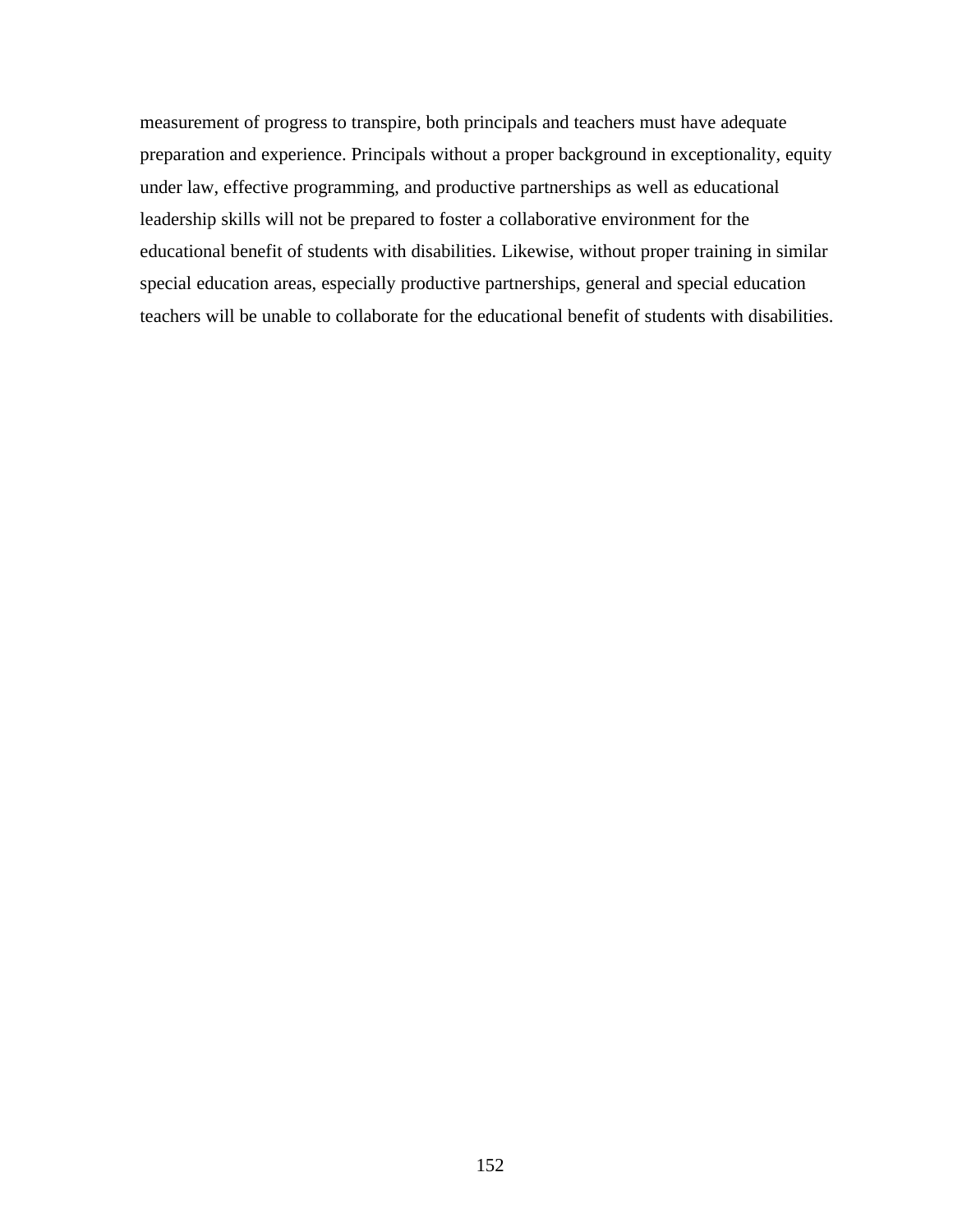measurement of progress to transpire, both principals and teachers must have adequate preparation and experience. Principals without a proper background in exceptionality, equity under law, effective programming, and productive partnerships as well as educational leadership skills will not be prepared to foster a collaborative environment for the educational benefit of students with disabilities. Likewise, without proper training in similar special education areas, especially productive partnerships, general and special education teachers will be unable to collaborate for the educational benefit of students with disabilities.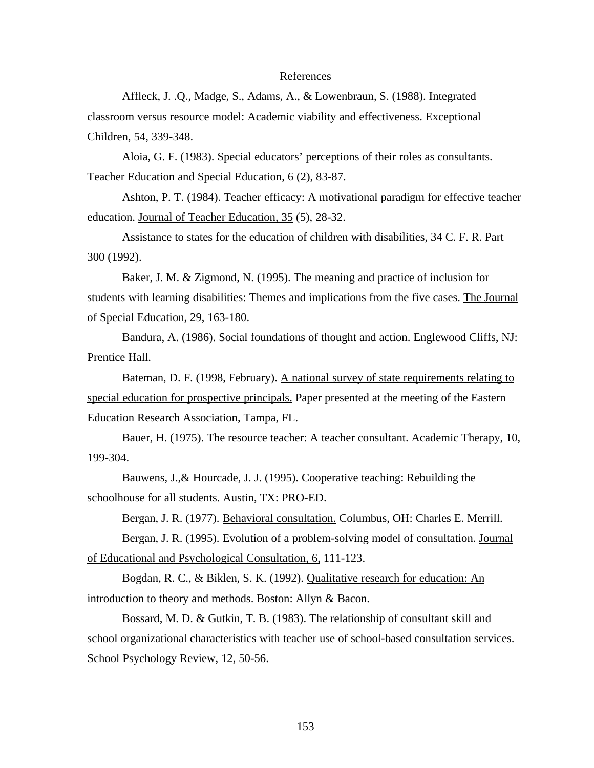# References

Affleck, J. .Q., Madge, S., Adams, A., & Lowenbraun, S. (1988). Integrated classroom versus resource model: Academic viability and effectiveness. Exceptional Children, 54, 339-348.

Aloia, G. F. (1983). Special educators' perceptions of their roles as consultants. Teacher Education and Special Education, 6 (2), 83-87.

Ashton, P. T. (1984). Teacher efficacy: A motivational paradigm for effective teacher education. Journal of Teacher Education, 35 (5), 28-32.

Assistance to states for the education of children with disabilities, 34 C. F. R. Part 300 (1992).

Baker, J. M. & Zigmond, N. (1995). The meaning and practice of inclusion for students with learning disabilities: Themes and implications from the five cases. The Journal of Special Education, 29, 163-180.

Bandura, A. (1986). Social foundations of thought and action. Englewood Cliffs, NJ: Prentice Hall.

Bateman, D. F. (1998, February). A national survey of state requirements relating to special education for prospective principals. Paper presented at the meeting of the Eastern Education Research Association, Tampa, FL.

Bauer, H. (1975). The resource teacher: A teacher consultant. Academic Therapy, 10, 199-304.

Bauwens, J.,& Hourcade, J. J. (1995). Cooperative teaching: Rebuilding the schoolhouse for all students. Austin, TX: PRO-ED.

Bergan, J. R. (1977). Behavioral consultation. Columbus, OH: Charles E. Merrill.

Bergan, J. R. (1995). Evolution of a problem-solving model of consultation. Journal of Educational and Psychological Consultation, 6, 111-123.

Bogdan, R. C., & Biklen, S. K. (1992). Qualitative research for education: An introduction to theory and methods. Boston: Allyn & Bacon.

Bossard, M. D. & Gutkin, T. B. (1983). The relationship of consultant skill and school organizational characteristics with teacher use of school-based consultation services. School Psychology Review, 12, 50-56.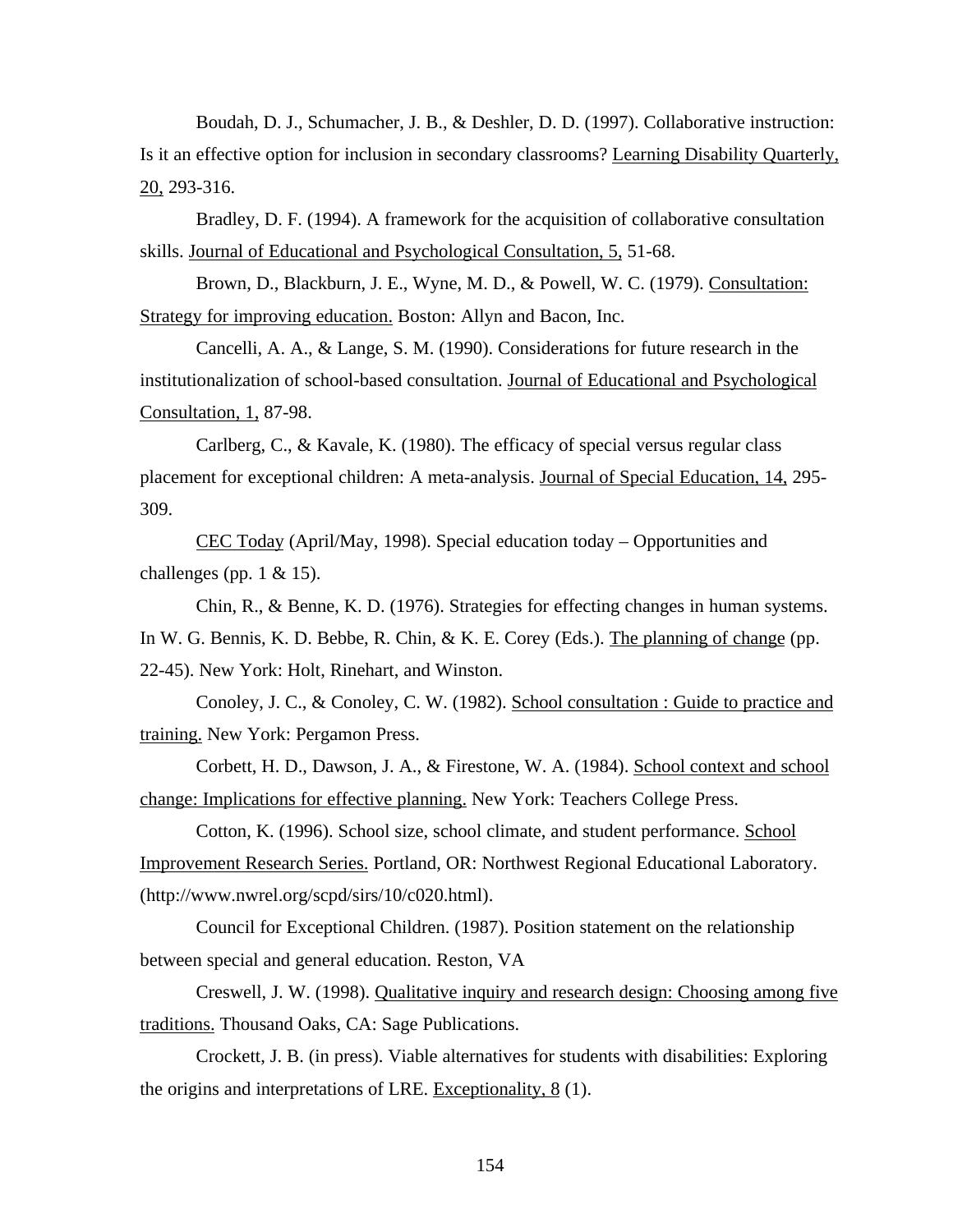Boudah, D. J., Schumacher, J. B., & Deshler, D. D. (1997). Collaborative instruction: Is it an effective option for inclusion in secondary classrooms? Learning Disability Quarterly, 20, 293-316.

Bradley, D. F. (1994). A framework for the acquisition of collaborative consultation skills. Journal of Educational and Psychological Consultation, 5, 51-68.

Brown, D., Blackburn, J. E., Wyne, M. D., & Powell, W. C. (1979). Consultation: Strategy for improving education. Boston: Allyn and Bacon, Inc.

Cancelli, A. A., & Lange, S. M. (1990). Considerations for future research in the institutionalization of school-based consultation. Journal of Educational and Psychological Consultation, 1, 87-98.

Carlberg, C., & Kavale, K. (1980). The efficacy of special versus regular class placement for exceptional children: A meta-analysis. Journal of Special Education, 14, 295-309.

CEC Today (April/May, 1998). Special education today – Opportunities and challenges (pp. 1 & 15).

Chin, R., & Benne, K. D. (1976). Strategies for effecting changes in human systems. In W. G. Bennis, K. D. Bebbe, R. Chin, & K. E. Corey (Eds.). The planning of change (pp. 22-45). New York: Holt, Rinehart, and Winston.

Conoley, J. C., & Conoley, C. W. (1982). School consultation : Guide to practice and training. New York: Pergamon Press.

Corbett, H. D., Dawson, J. A., & Firestone, W. A. (1984). School context and school change: Implications for effective planning. New York: Teachers College Press.

Cotton, K. (1996). School size, school climate, and student performance. School Improvement Research Series. Portland, OR: Northwest Regional Educational Laboratory. (http://www.nwrel.org/scpd/sirs/10/c020.html).

Council for Exceptional Children. (1987). Position statement on the relationship between special and general education. Reston, VA

Creswell, J. W. (1998). Qualitative inquiry and research design: Choosing among five traditions. Thousand Oaks, CA: Sage Publications.

Crockett, J. B. (in press). Viable alternatives for students with disabilities: Exploring the origins and interpretations of LRE. Exceptionality, 8 (1).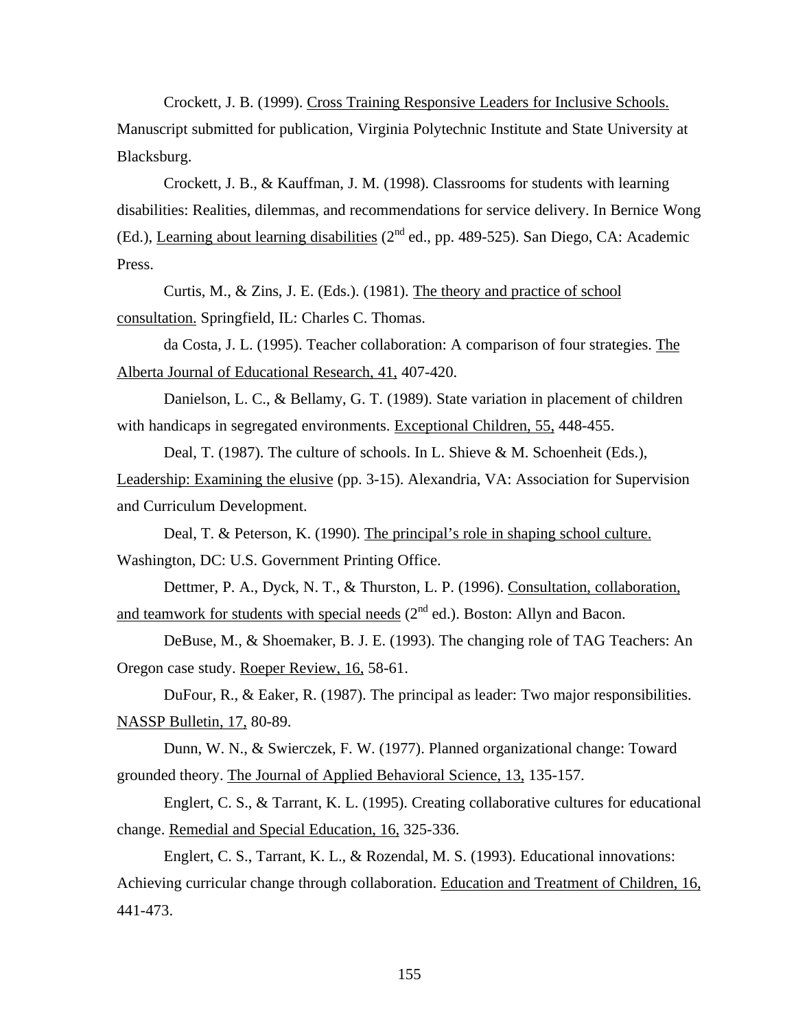Crockett, J. B. (1999). Cross Training Responsive Leaders for Inclusive Schools. Manuscript submitted for publication, Virginia Polytechnic Institute and State University at Blacksburg.

Crockett, J. B., & Kauffman, J. M. (1998). Classrooms for students with learning disabilities: Realities, dilemmas, and recommendations for service delivery. In Bernice Wong (Ed.), Learning about learning disabilities (2nd ed., pp. 489-525). San Diego, CA: Academic Press.

Curtis, M., & Zins, J. E. (Eds.). (1981). The theory and practice of school consultation. Springfield, IL: Charles C. Thomas.

da Costa, J. L. (1995). Teacher collaboration: A comparison of four strategies. The Alberta Journal of Educational Research, 41, 407-420.

Danielson, L. C., & Bellamy, G. T. (1989). State variation in placement of children with handicaps in segregated environments. Exceptional Children, 55, 448-455.

Deal, T. (1987). The culture of schools. In L. Shieve & M. Schoenheit (Eds.), Leadership: Examining the elusive (pp. 3-15). Alexandria, VA: Association for Supervision and Curriculum Development.

Deal, T. & Peterson, K. (1990). The principal's role in shaping school culture. Washington, DC: U.S. Government Printing Office.

Dettmer, P. A., Dyck, N. T., & Thurston, L. P. (1996). Consultation, collaboration, and teamwork for students with special needs (2nd ed.). Boston: Allyn and Bacon.

DeBuse, M., & Shoemaker, B. J. E. (1993). The changing role of TAG Teachers: An Oregon case study. Roeper Review, 16, 58-61.

DuFour, R., & Eaker, R. (1987). The principal as leader: Two major responsibilities. NASSP Bulletin, 17, 80-89.

Dunn, W. N., & Swierczek, F. W. (1977). Planned organizational change: Toward grounded theory. The Journal of Applied Behavioral Science, 13, 135-157.

Englert, C. S., & Tarrant, K. L. (1995). Creating collaborative cultures for educational change. Remedial and Special Education, 16, 325-336.

Englert, C. S., Tarrant, K. L., & Rozendal, M. S. (1993). Educational innovations: Achieving curricular change through collaboration. Education and Treatment of Children, 16, 441-473.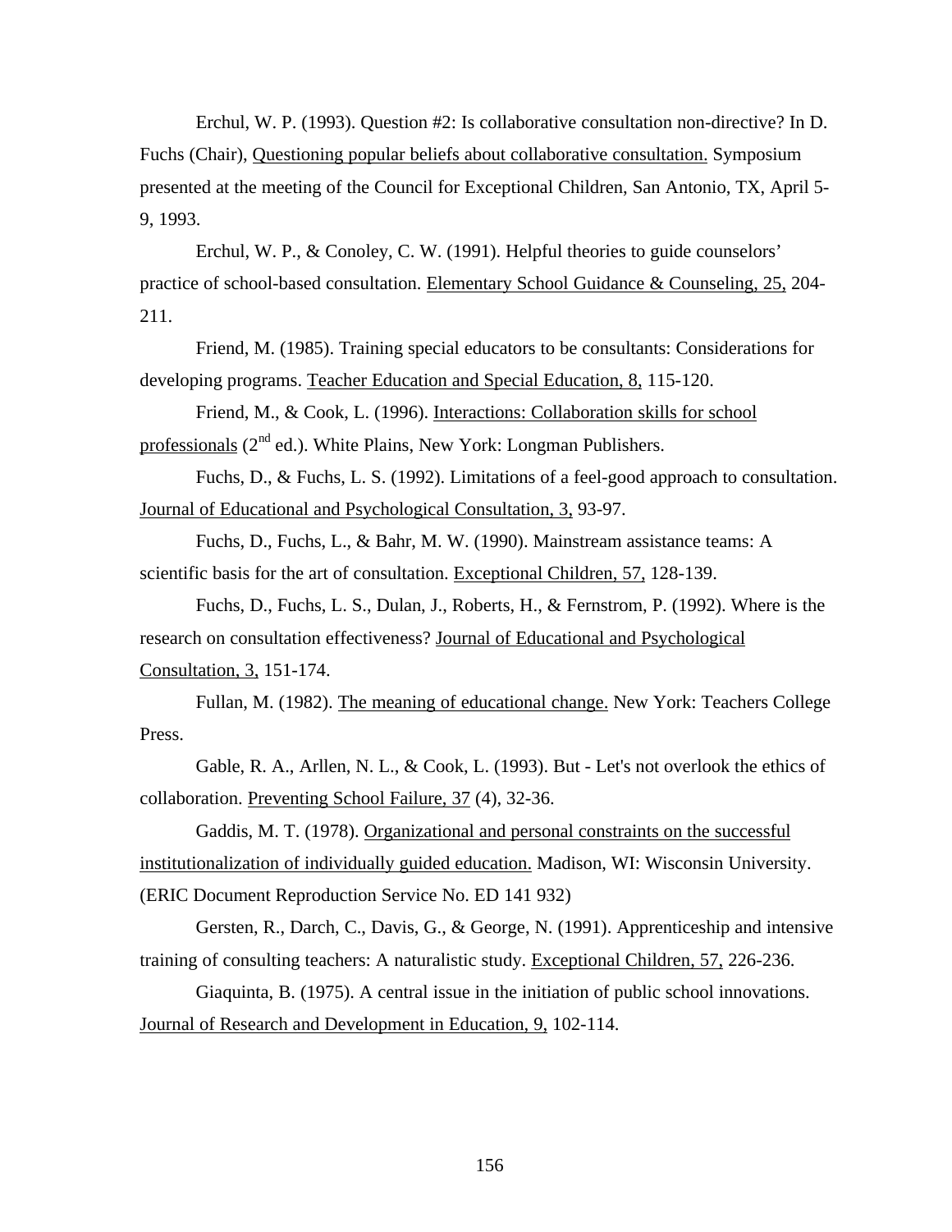Erchul, W. P. (1993). Question #2: Is collaborative consultation non-directive? In D. Fuchs (Chair), <u>Questioning popular beliefs about collaborative consultation.</u> Symposium presented at the meeting of the Council for Exceptional Children, San Antonio, TX, April 5-9, 1993.

Erchul, W. P., & Conoley, C. W. (1991). Helpful theories to guide counselors' practice of school-based consultation. <u>Elementary School Guidance & Counseling, 25,</u> 204-211.

Friend, M. (1985). Training special educators to be consultants: Considerations for developing programs. <u>Teacher Education and Special Education, 8,</u> 115-120.

Friend, M., & Cook, L. (1996). <u>Interactions: Collaboration skills for school professionals</u> (2nd ed.). White Plains, New York: Longman Publishers.

Fuchs, D., & Fuchs, L. S. (1992). Limitations of a feel-good approach to consultation. <u>Journal of Educational and Psychological Consultation, 3,</u> 93-97.

Fuchs, D., Fuchs, L., & Bahr, M. W. (1990). Mainstream assistance teams: A scientific basis for the art of consultation. <u>Exceptional Children, 57,</u> 128-139.

Fuchs, D., Fuchs, L. S., Dulan, J., Roberts, H., & Fernstrom, P. (1992). Where is the research on consultation effectiveness? <u>Journal of Educational and Psychological Consultation, 3,</u> 151-174.

Fullan, M. (1982). <u>The meaning of educational change.</u> New York: Teachers College Press.

Gable, R. A., Arllen, N. L., & Cook, L. (1993). But - Let's not overlook the ethics of collaboration. <u>Preventing School Failure, 37</u> (4), 32-36.

Gaddis, M. T. (1978). <u>Organizational and personal constraints on the successful institutionalization of individually guided education.</u> Madison, WI: Wisconsin University. (ERIC Document Reproduction Service No. ED 141 932)

Gersten, R., Darch, C., Davis, G., & George, N. (1991). Apprenticeship and intensive training of consulting teachers: A naturalistic study. <u>Exceptional Children, 57,</u> 226-236.

Giaquinta, B. (1975). A central issue in the initiation of public school innovations. <u>Journal of Research and Development in Education, 9,</u> 102-114.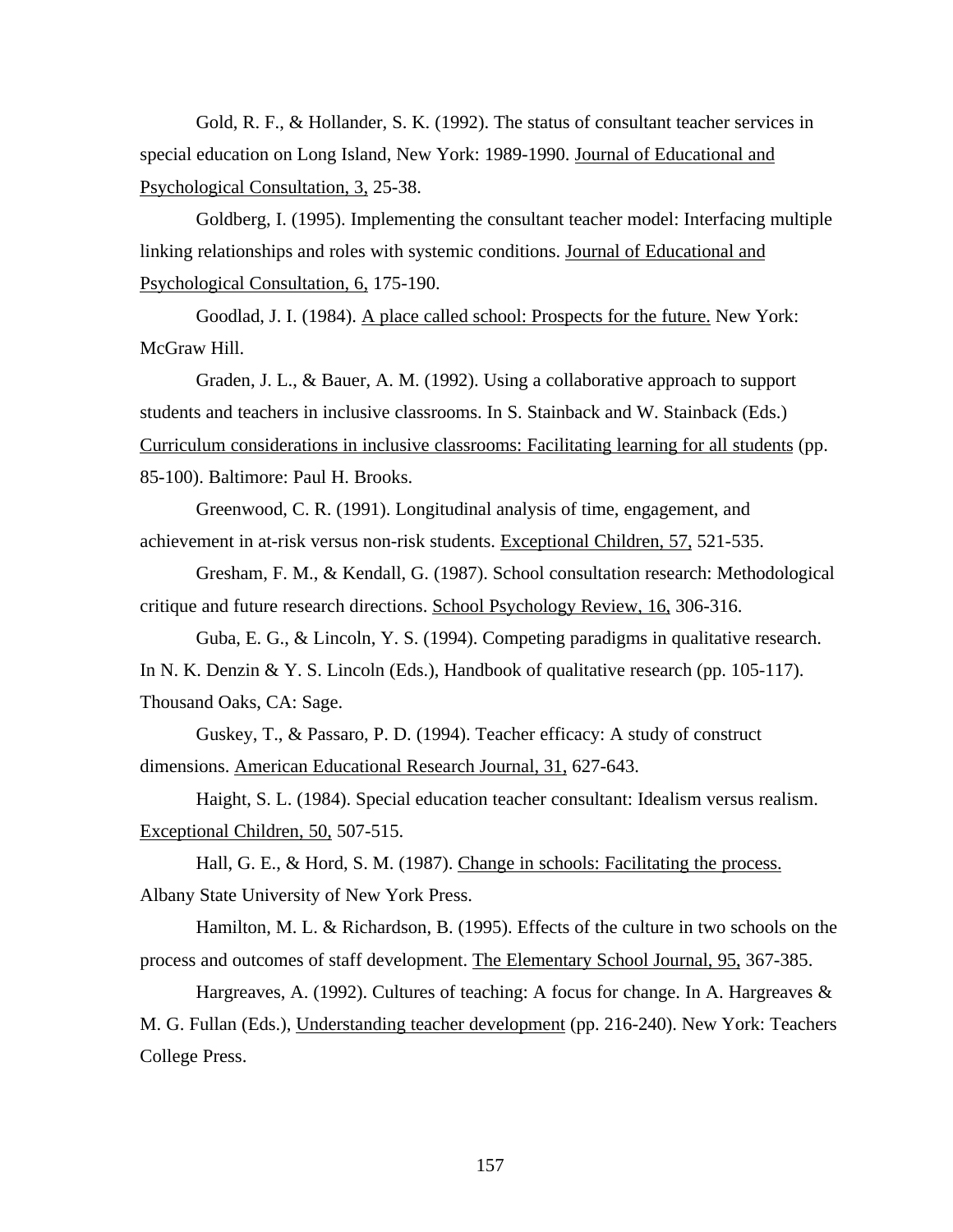Gold, R. F., & Hollander, S. K. (1992). The status of consultant teacher services in special education on Long Island, New York: 1989-1990. Journal of Educational and Psychological Consultation, 3, 25-38.

Goldberg, I. (1995). Implementing the consultant teacher model: Interfacing multiple linking relationships and roles with systemic conditions. Journal of Educational and Psychological Consultation, 6, 175-190.

Goodlad, J. I. (1984). A place called school: Prospects for the future. New York: McGraw Hill.

Graden, J. L., & Bauer, A. M. (1992). Using a collaborative approach to support students and teachers in inclusive classrooms. In S. Stainback and W. Stainback (Eds.) Curriculum considerations in inclusive classrooms: Facilitating learning for all students (pp. 85-100). Baltimore: Paul H. Brooks.

Greenwood, C. R. (1991). Longitudinal analysis of time, engagement, and achievement in at-risk versus non-risk students. Exceptional Children, 57, 521-535.

Gresham, F. M., & Kendall, G. (1987). School consultation research: Methodological critique and future research directions. School Psychology Review, 16, 306-316.

Guba, E. G., & Lincoln, Y. S. (1994). Competing paradigms in qualitative research. In N. K. Denzin & Y. S. Lincoln (Eds.), Handbook of qualitative research (pp. 105-117). Thousand Oaks, CA: Sage.

Guskey, T., & Passaro, P. D. (1994). Teacher efficacy: A study of construct dimensions. American Educational Research Journal, 31, 627-643.

Haight, S. L. (1984). Special education teacher consultant: Idealism versus realism. Exceptional Children, 50, 507-515.

Hall, G. E., & Hord, S. M. (1987). Change in schools: Facilitating the process. Albany State University of New York Press.

Hamilton, M. L. & Richardson, B. (1995). Effects of the culture in two schools on the process and outcomes of staff development. The Elementary School Journal, 95, 367-385.

Hargreaves, A. (1992). Cultures of teaching: A focus for change. In A. Hargreaves & M. G. Fullan (Eds.), Understanding teacher development (pp. 216-240). New York: Teachers College Press.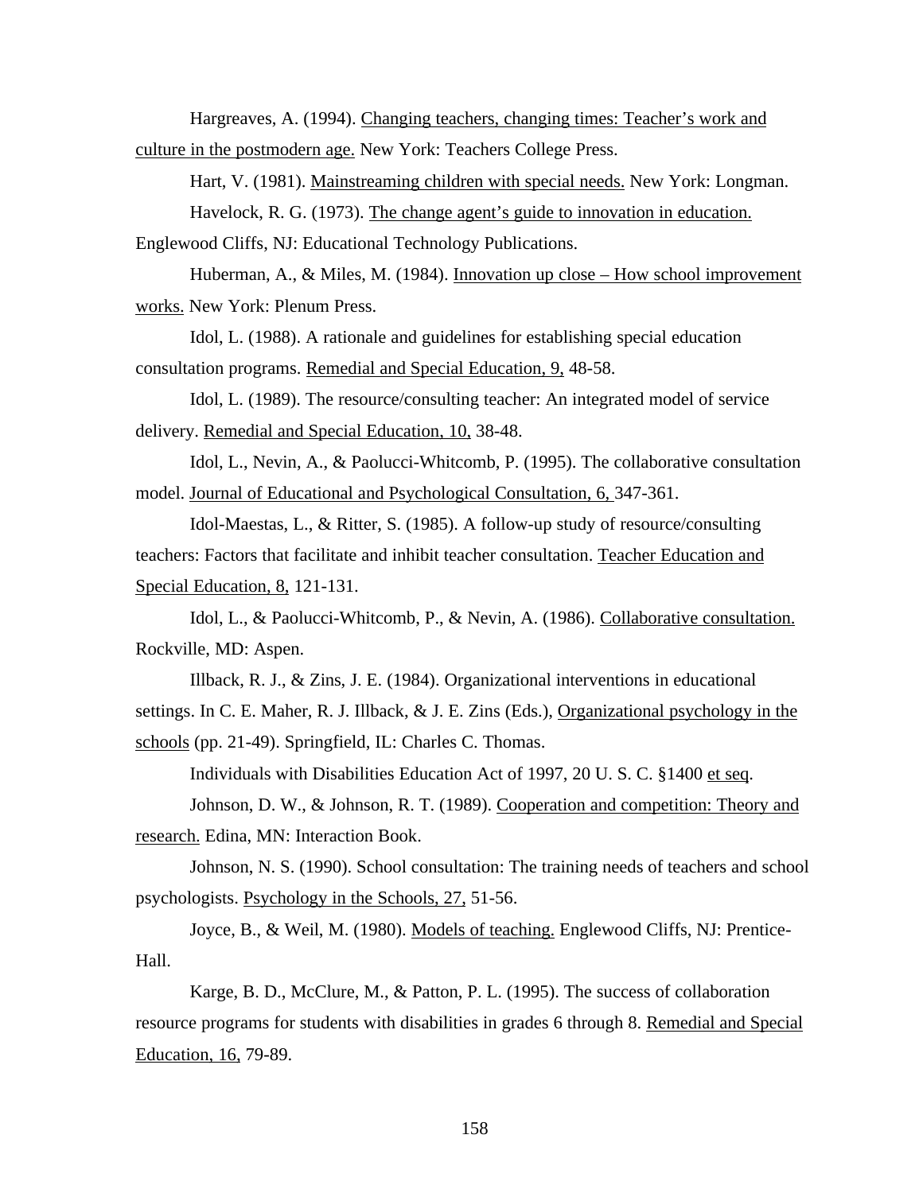Hargreaves, A. (1994). Changing teachers, changing times: Teacher's work and culture in the postmodern age. New York: Teachers College Press.

Hart, V. (1981). Mainstreaming children with special needs. New York: Longman.

Havelock, R. G. (1973). The change agent's guide to innovation in education. Englewood Cliffs, NJ: Educational Technology Publications.

Huberman, A., & Miles, M. (1984). Innovation up close – How school improvement works. New York: Plenum Press.

Idol, L. (1988). A rationale and guidelines for establishing special education consultation programs. Remedial and Special Education, 9, 48-58.

Idol, L. (1989). The resource/consulting teacher: An integrated model of service delivery. Remedial and Special Education, 10, 38-48.

Idol, L., Nevin, A., & Paolucci-Whitcomb, P. (1995). The collaborative consultation model. Journal of Educational and Psychological Consultation, 6, 347-361.

Idol-Maestas, L., & Ritter, S. (1985). A follow-up study of resource/consulting teachers: Factors that facilitate and inhibit teacher consultation. Teacher Education and Special Education, 8, 121-131.

Idol, L., & Paolucci-Whitcomb, P., & Nevin, A. (1986). Collaborative consultation. Rockville, MD: Aspen.

Illback, R. J., & Zins, J. E. (1984). Organizational interventions in educational settings. In C. E. Maher, R. J. Illback, & J. E. Zins (Eds.), Organizational psychology in the schools (pp. 21-49). Springfield, IL: Charles C. Thomas.

Individuals with Disabilities Education Act of 1997, 20 U. S. C. §1400 et seq.

Johnson, D. W., & Johnson, R. T. (1989). Cooperation and competition: Theory and research. Edina, MN: Interaction Book.

Johnson, N. S. (1990). School consultation: The training needs of teachers and school psychologists. Psychology in the Schools, 27, 51-56.

Joyce, B., & Weil, M. (1980). Models of teaching. Englewood Cliffs, NJ: Prentice-Hall.

Karge, B. D., McClure, M., & Patton, P. L. (1995). The success of collaboration resource programs for students with disabilities in grades 6 through 8. Remedial and Special Education, 16, 79-89.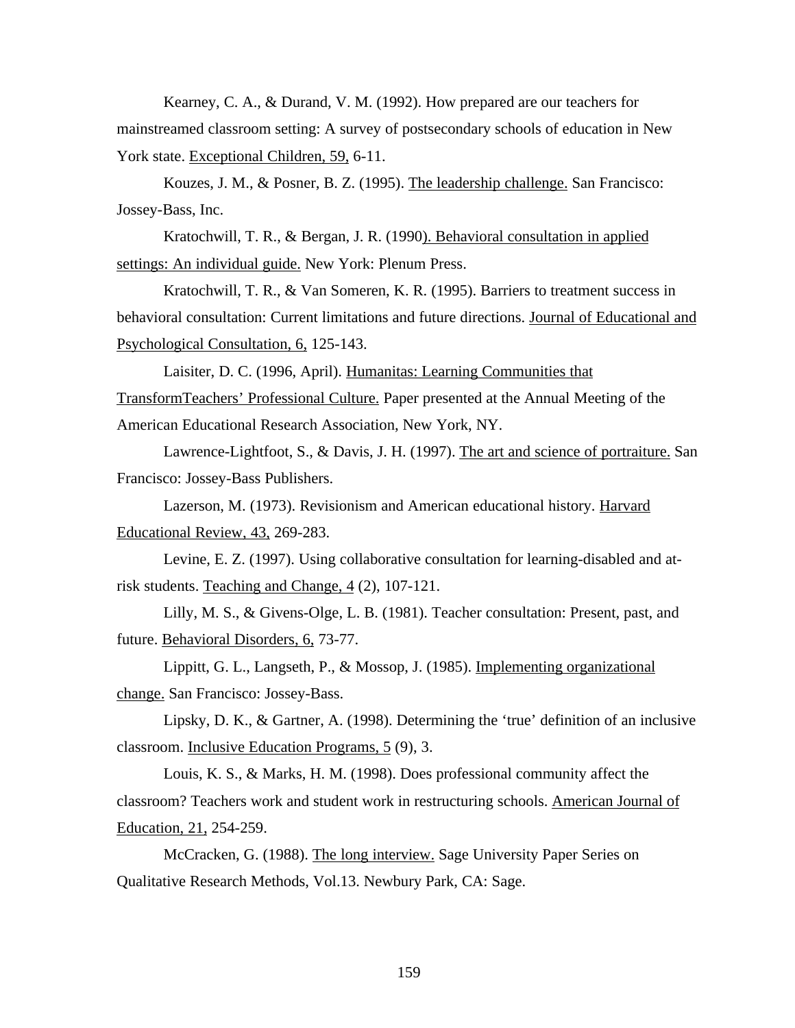Kearney, C. A., & Durand, V. M. (1992). How prepared are our teachers for mainstreamed classroom setting: A survey of postsecondary schools of education in New York state. Exceptional Children, 59, 6-11.

Kouzes, J. M., & Posner, B. Z. (1995). The leadership challenge. San Francisco: Jossey-Bass, Inc.

Kratochwill, T. R., & Bergan, J. R. (1990). Behavioral consultation in applied settings: An individual guide. New York: Plenum Press.

Kratochwill, T. R., & Van Someren, K. R. (1995). Barriers to treatment success in behavioral consultation: Current limitations and future directions. Journal of Educational and Psychological Consultation, 6, 125-143.

Laisiter, D. C. (1996, April). Humanitas: Learning Communities that TransformTeachers' Professional Culture. Paper presented at the Annual Meeting of the American Educational Research Association, New York, NY.

Lawrence-Lightfoot, S., & Davis, J. H. (1997). The art and science of portraiture. San Francisco: Jossey-Bass Publishers.

Lazerson, M. (1973). Revisionism and American educational history. Harvard Educational Review, 43, 269-283.

Levine, E. Z. (1997). Using collaborative consultation for learning-disabled and at-risk students. Teaching and Change, 4 (2), 107-121.

Lilly, M. S., & Givens-Olge, L. B. (1981). Teacher consultation: Present, past, and future. Behavioral Disorders, 6, 73-77.

Lippitt, G. L., Langseth, P., & Mossop, J. (1985). Implementing organizational change. San Francisco: Jossey-Bass.

Lipsky, D. K., & Gartner, A. (1998). Determining the 'true' definition of an inclusive classroom. Inclusive Education Programs, 5 (9), 3.

Louis, K. S., & Marks, H. M. (1998). Does professional community affect the classroom? Teachers work and student work in restructuring schools. American Journal of Education, 21, 254-259.

McCracken, G. (1988). The long interview. Sage University Paper Series on Qualitative Research Methods, Vol.13. Newbury Park, CA: Sage.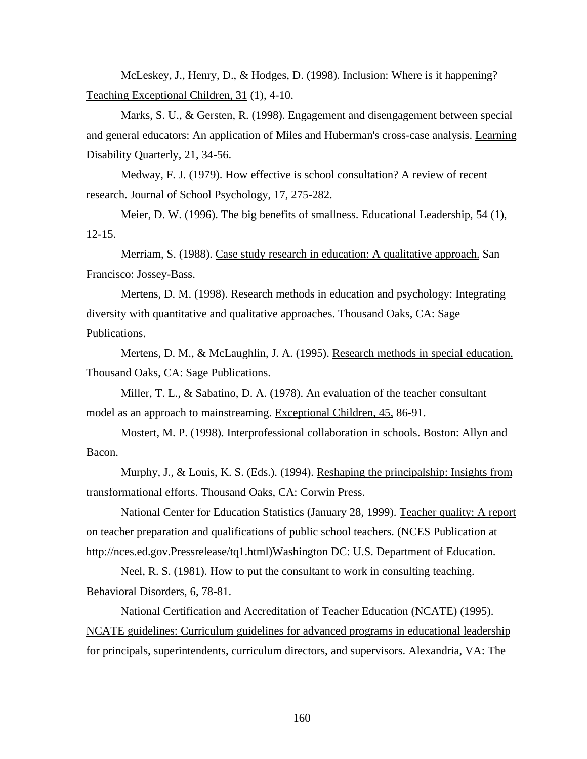McLeskey, J., Henry, D., & Hodges, D. (1998). Inclusion: Where is it happening? Teaching Exceptional Children, 31 (1), 4-10.

Marks, S. U., & Gersten, R. (1998). Engagement and disengagement between special and general educators: An application of Miles and Huberman's cross-case analysis. Learning Disability Quarterly, 21, 34-56.

Medway, F. J. (1979). How effective is school consultation? A review of recent research. Journal of School Psychology, 17, 275-282.

Meier, D. W. (1996). The big benefits of smallness. Educational Leadership, 54 (1), 12-15.

Merriam, S. (1988). Case study research in education: A qualitative approach. San Francisco: Jossey-Bass.

Mertens, D. M. (1998). Research methods in education and psychology: Integrating diversity with quantitative and qualitative approaches. Thousand Oaks, CA: Sage Publications.

Mertens, D. M., & McLaughlin, J. A. (1995). Research methods in special education. Thousand Oaks, CA: Sage Publications.

Miller, T. L., & Sabatino, D. A. (1978). An evaluation of the teacher consultant model as an approach to mainstreaming. Exceptional Children, 45, 86-91.

Mostert, M. P. (1998). Interprofessional collaboration in schools. Boston: Allyn and Bacon.

Murphy, J., & Louis, K. S. (Eds.). (1994). Reshaping the principalship: Insights from transformational efforts. Thousand Oaks, CA: Corwin Press.

National Center for Education Statistics (January 28, 1999). Teacher quality: A report on teacher preparation and qualifications of public school teachers. (NCES Publication at http://nces.ed.gov.Pressrelease/tq1.html)Washington DC: U.S. Department of Education.

Neel, R. S. (1981). How to put the consultant to work in consulting teaching. Behavioral Disorders, 6, 78-81.

National Certification and Accreditation of Teacher Education (NCATE) (1995). NCATE guidelines: Curriculum guidelines for advanced programs in educational leadership for principals, superintendents, curriculum directors, and supervisors. Alexandria, VA: The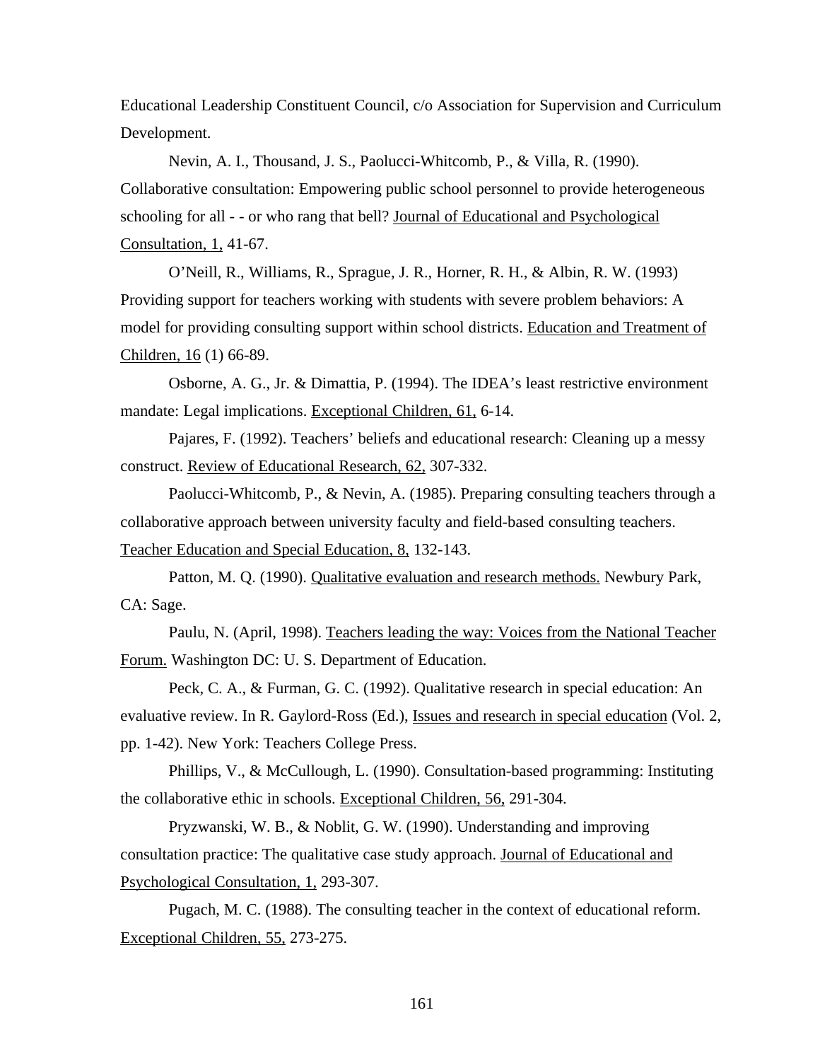Educational Leadership Constituent Council, c/o Association for Supervision and Curriculum Development.

Nevin, A. I., Thousand, J. S., Paolucci-Whitcomb, P., & Villa, R. (1990). Collaborative consultation: Empowering public school personnel to provide heterogeneous schooling for all - - or who rang that bell? Journal of Educational and Psychological Consultation, 1, 41-67.

O'Neill, R., Williams, R., Sprague, J. R., Horner, R. H., & Albin, R. W. (1993) Providing support for teachers working with students with severe problem behaviors: A model for providing consulting support within school districts. Education and Treatment of Children, 16 (1) 66-89.

Osborne, A. G., Jr. & Dimattia, P. (1994). The IDEA's least restrictive environment mandate: Legal implications. Exceptional Children, 61, 6-14.

Pajares, F. (1992). Teachers' beliefs and educational research: Cleaning up a messy construct. Review of Educational Research, 62, 307-332.

Paolucci-Whitcomb, P., & Nevin, A. (1985). Preparing consulting teachers through a collaborative approach between university faculty and field-based consulting teachers. Teacher Education and Special Education, 8, 132-143.

Patton, M. Q. (1990). Qualitative evaluation and research methods. Newbury Park, CA: Sage.

Paulu, N. (April, 1998). Teachers leading the way: Voices from the National Teacher Forum. Washington DC: U. S. Department of Education.

Peck, C. A., & Furman, G. C. (1992). Qualitative research in special education: An evaluative review. In R. Gaylord-Ross (Ed.), Issues and research in special education (Vol. 2, pp. 1-42). New York: Teachers College Press.

Phillips, V., & McCullough, L. (1990). Consultation-based programming: Instituting the collaborative ethic in schools. Exceptional Children, 56, 291-304.

Pryzwanski, W. B., & Noblit, G. W. (1990). Understanding and improving consultation practice: The qualitative case study approach. Journal of Educational and Psychological Consultation, 1, 293-307.

Pugach, M. C. (1988). The consulting teacher in the context of educational reform. Exceptional Children, 55, 273-275.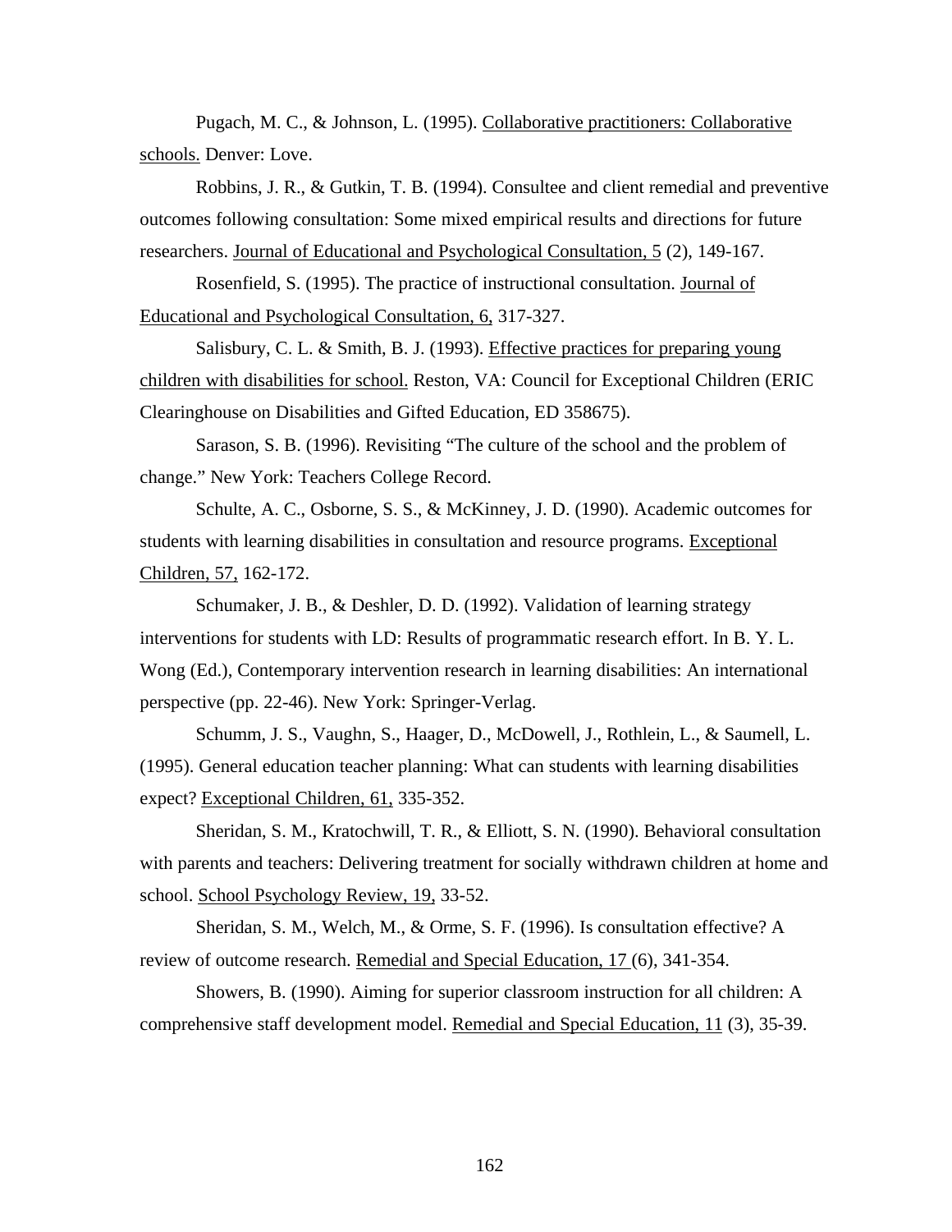Pugach, M. C., & Johnson, L. (1995). Collaborative practitioners: Collaborative schools. Denver: Love.

Robbins, J. R., & Gutkin, T. B. (1994). Consultee and client remedial and preventive outcomes following consultation: Some mixed empirical results and directions for future researchers. Journal of Educational and Psychological Consultation, 5 (2), 149-167.

Rosenfield, S. (1995). The practice of instructional consultation. Journal of Educational and Psychological Consultation, 6, 317-327.

Salisbury, C. L. & Smith, B. J. (1993). Effective practices for preparing young children with disabilities for school. Reston, VA: Council for Exceptional Children (ERIC Clearinghouse on Disabilities and Gifted Education, ED 358675).

Sarason, S. B. (1996). Revisiting "The culture of the school and the problem of change." New York: Teachers College Record.

Schulte, A. C., Osborne, S. S., & McKinney, J. D. (1990). Academic outcomes for students with learning disabilities in consultation and resource programs. Exceptional Children, 57, 162-172.

Schumaker, J. B., & Deshler, D. D. (1992). Validation of learning strategy interventions for students with LD: Results of programmatic research effort. In B. Y. L. Wong (Ed.), Contemporary intervention research in learning disabilities: An international perspective (pp. 22-46). New York: Springer-Verlag.

Schumm, J. S., Vaughn, S., Haager, D., McDowell, J., Rothlein, L., & Saumell, L. (1995). General education teacher planning: What can students with learning disabilities expect? Exceptional Children, 61, 335-352.

Sheridan, S. M., Kratochwill, T. R., & Elliott, S. N. (1990). Behavioral consultation with parents and teachers: Delivering treatment for socially withdrawn children at home and school. School Psychology Review, 19, 33-52.

Sheridan, S. M., Welch, M., & Orme, S. F. (1996). Is consultation effective? A review of outcome research. Remedial and Special Education, 17 (6), 341-354.

Showers, B. (1990). Aiming for superior classroom instruction for all children: A comprehensive staff development model. Remedial and Special Education, 11 (3), 35-39.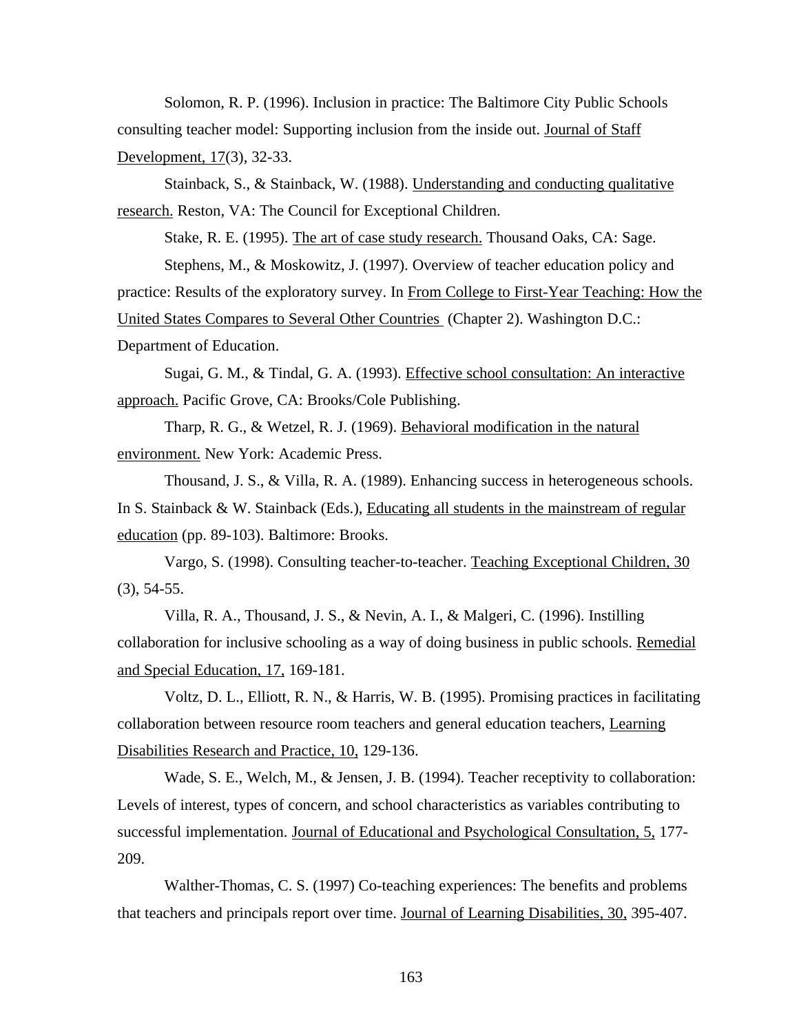Solomon, R. P. (1996). Inclusion in practice: The Baltimore City Public Schools consulting teacher model: Supporting inclusion from the inside out. Journal of Staff Development, 17(3), 32-33.

Stainback, S., & Stainback, W. (1988). Understanding and conducting qualitative research. Reston, VA: The Council for Exceptional Children.

Stake, R. E. (1995). The art of case study research. Thousand Oaks, CA: Sage.

Stephens, M., & Moskowitz, J. (1997). Overview of teacher education policy and practice: Results of the exploratory survey. In From College to First-Year Teaching: How the United States Compares to Several Other Countries (Chapter 2). Washington D.C.: Department of Education.

Sugai, G. M., & Tindal, G. A. (1993). Effective school consultation: An interactive approach. Pacific Grove, CA: Brooks/Cole Publishing.

Tharp, R. G., & Wetzel, R. J. (1969). Behavioral modification in the natural environment. New York: Academic Press.

Thousand, J. S., & Villa, R. A. (1989). Enhancing success in heterogeneous schools. In S. Stainback & W. Stainback (Eds.), Educating all students in the mainstream of regular education (pp. 89-103). Baltimore: Brooks.

Vargo, S. (1998). Consulting teacher-to-teacher. Teaching Exceptional Children, 30 (3), 54-55.

Villa, R. A., Thousand, J. S., & Nevin, A. I., & Malgeri, C. (1996). Instilling collaboration for inclusive schooling as a way of doing business in public schools. Remedial and Special Education, 17, 169-181.

Voltz, D. L., Elliott, R. N., & Harris, W. B. (1995). Promising practices in facilitating collaboration between resource room teachers and general education teachers, Learning Disabilities Research and Practice, 10, 129-136.

Wade, S. E., Welch, M., & Jensen, J. B. (1994). Teacher receptivity to collaboration: Levels of interest, types of concern, and school characteristics as variables contributing to successful implementation. Journal of Educational and Psychological Consultation, 5, 177-209.

Walther-Thomas, C. S. (1997) Co-teaching experiences: The benefits and problems that teachers and principals report over time. Journal of Learning Disabilities, 30, 395-407.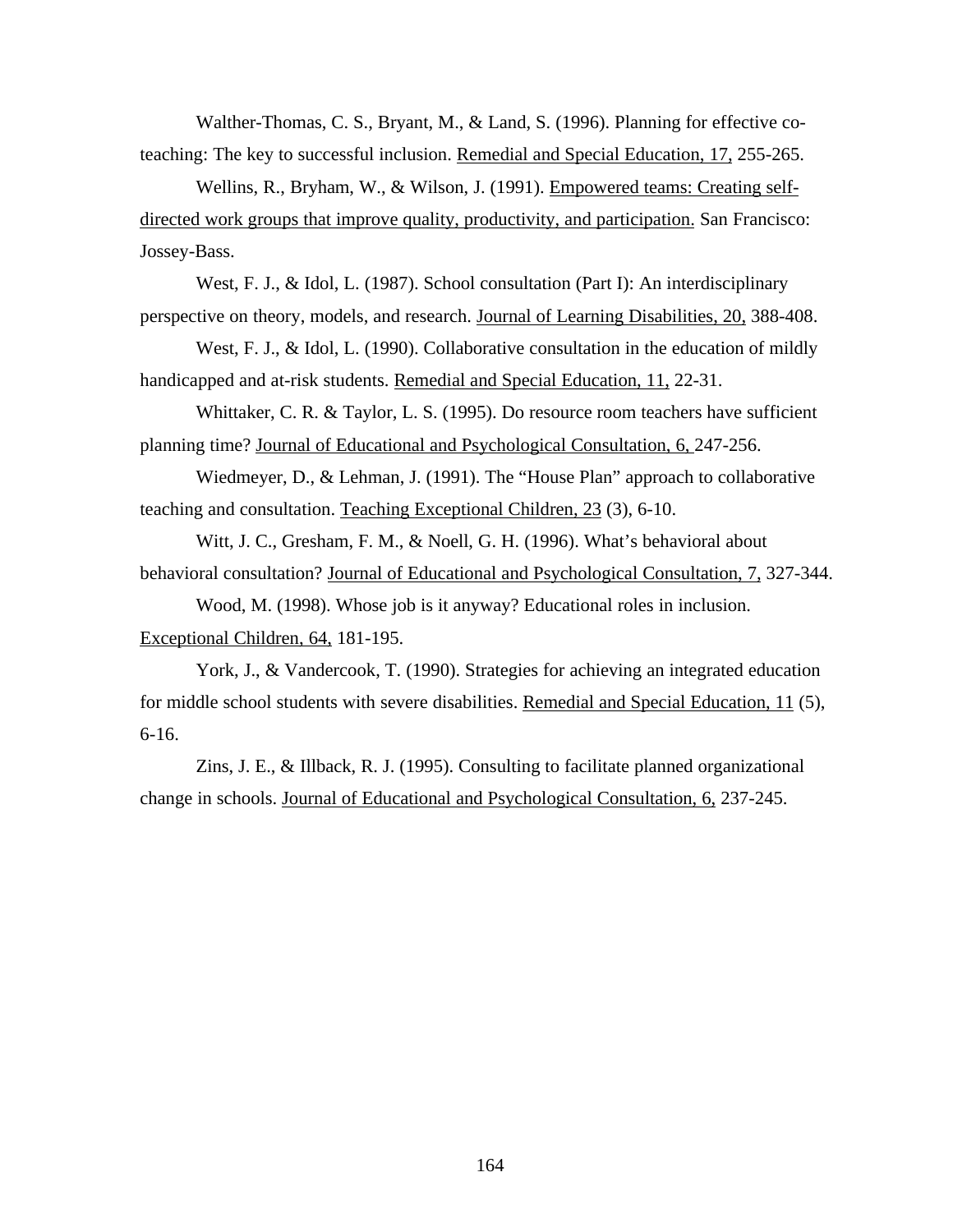Walther-Thomas, C. S., Bryant, M., & Land, S. (1996). Planning for effective co-teaching: The key to successful inclusion. Remedial and Special Education, 17, 255-265.

Wellins, R., Bryham, W., & Wilson, J. (1991). Empowered teams: Creating self-directed work groups that improve quality, productivity, and participation. San Francisco: Jossey-Bass.

West, F. J., & Idol, L. (1987). School consultation (Part I): An interdisciplinary perspective on theory, models, and research. Journal of Learning Disabilities, 20, 388-408.

West, F. J., & Idol, L. (1990). Collaborative consultation in the education of mildly handicapped and at-risk students. Remedial and Special Education, 11, 22-31.

Whittaker, C. R. & Taylor, L. S. (1995). Do resource room teachers have sufficient planning time? Journal of Educational and Psychological Consultation, 6, 247-256.

Wiedmeyer, D., & Lehman, J. (1991). The "House Plan" approach to collaborative teaching and consultation. Teaching Exceptional Children, 23 (3), 6-10.

Witt, J. C., Gresham, F. M., & Noell, G. H. (1996). What's behavioral about behavioral consultation? Journal of Educational and Psychological Consultation, 7, 327-344.

Wood, M. (1998). Whose job is it anyway? Educational roles in inclusion. Exceptional Children, 64, 181-195.

York, J., & Vandercook, T. (1990). Strategies for achieving an integrated education for middle school students with severe disabilities. Remedial and Special Education, 11 (5), 6-16.

Zins, J. E., & Illback, R. J. (1995). Consulting to facilitate planned organizational change in schools. Journal of Educational and Psychological Consultation, 6, 237-245.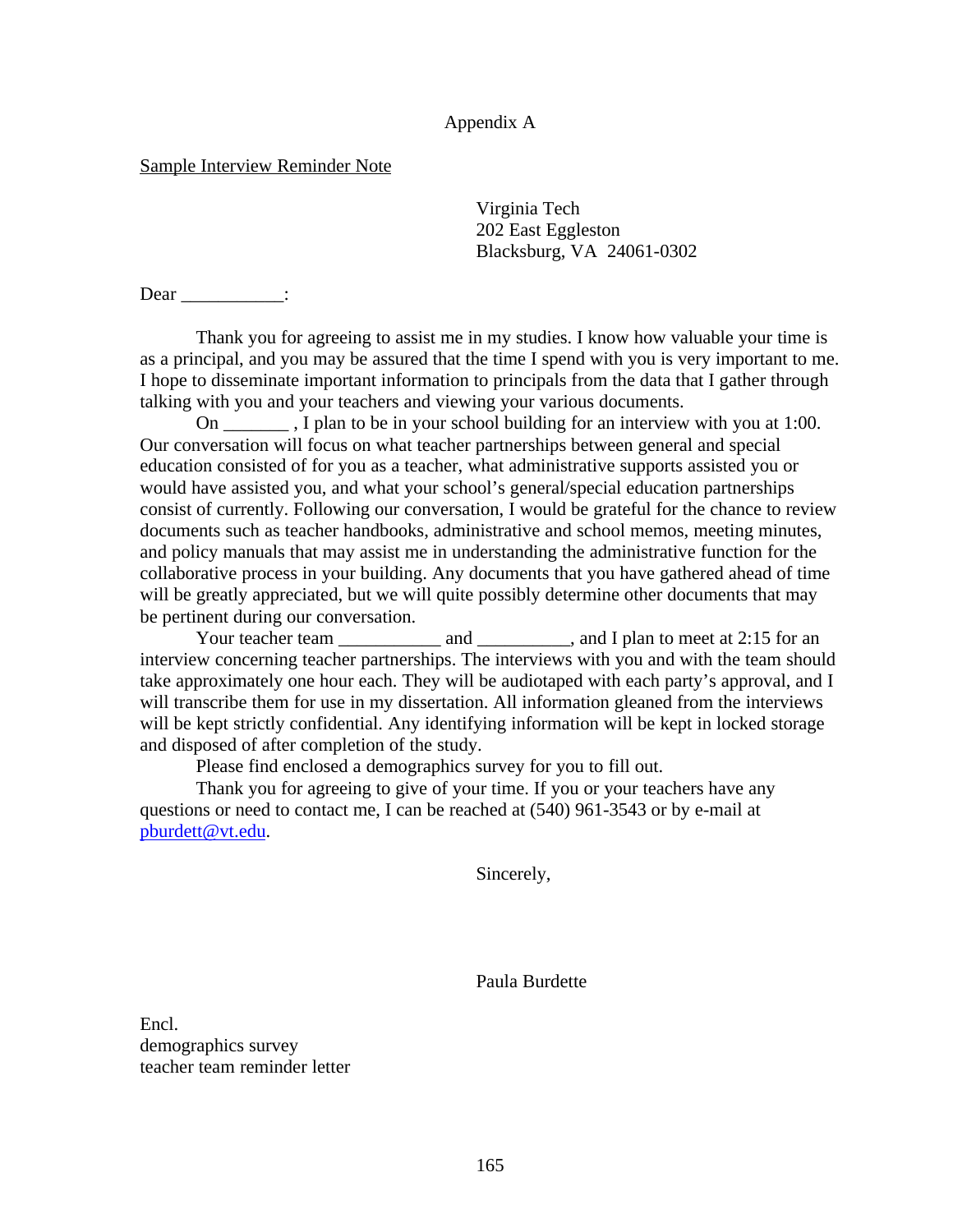# Appendix A

Sample Interview Reminder Note

Virginia Tech
202 East Eggleston
Blacksburg, VA 24061-0302

Dear ___________:

Thank you for agreeing to assist me in my studies. I know how valuable your time is as a principal, and you may be assured that the time I spend with you is very important to me. I hope to disseminate important information to principals from the data that I gather through talking with you and your teachers and viewing your various documents.

On _______ , I plan to be in your school building for an interview with you at 1:00. Our conversation will focus on what teacher partnerships between general and special education consisted of for you as a teacher, what administrative supports assisted you or would have assisted you, and what your school's general/special education partnerships consist of currently. Following our conversation, I would be grateful for the chance to review documents such as teacher handbooks, administrative and school memos, meeting minutes, and policy manuals that may assist me in understanding the administrative function for the collaborative process in your building. Any documents that you have gathered ahead of time will be greatly appreciated, but we will quite possibly determine other documents that may be pertinent during our conversation.

Your teacher team ___________ and __________, and I plan to meet at 2:15 for an interview concerning teacher partnerships. The interviews with you and with the team should take approximately one hour each. They will be audiotaped with each party's approval, and I will transcribe them for use in my dissertation. All information gleaned from the interviews will be kept strictly confidential. Any identifying information will be kept in locked storage and disposed of after completion of the study.

Please find enclosed a demographics survey for you to fill out.

Thank you for agreeing to give of your time. If you or your teachers have any questions or need to contact me, I can be reached at (540) 961-3543 or by e-mail at pburdett@vt.edu.

Sincerely,

Paula Burdette

Encl.
demographics survey
teacher team reminder letter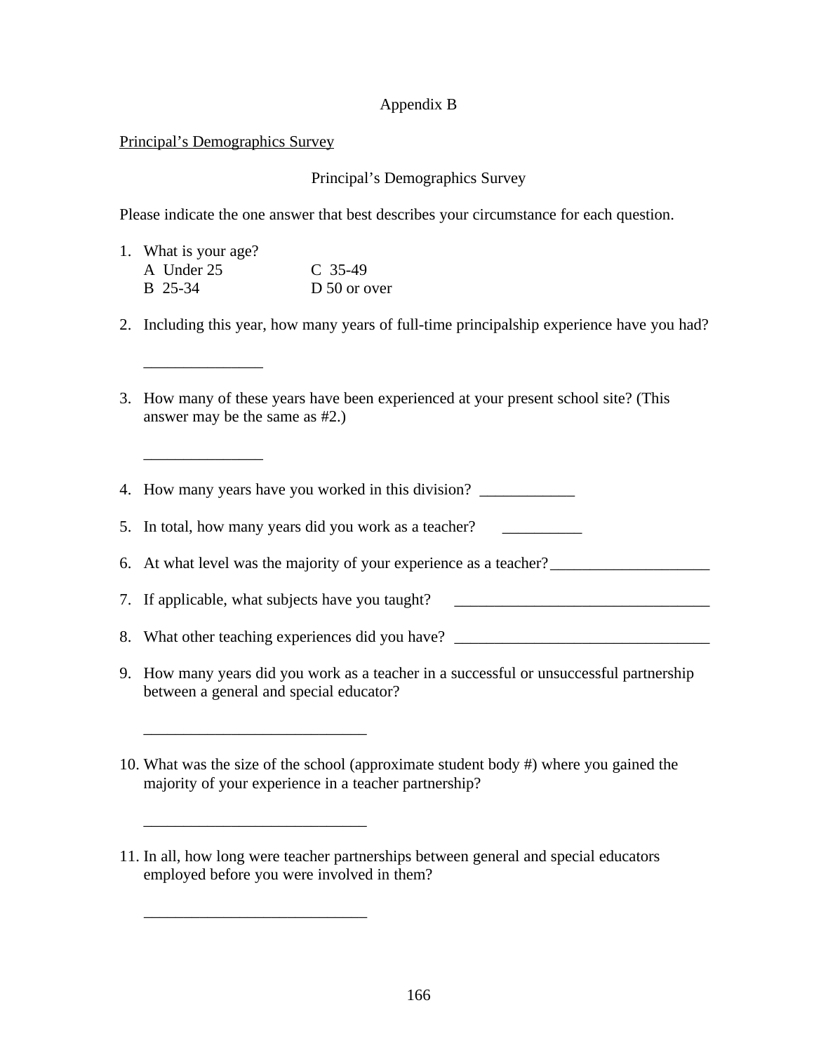# Appendix B

Principal's Demographics Survey

## Principal's Demographics Survey

Please indicate the one answer that best describes your circumstance for each question.

1. What is your age?
   - A Under 25
   - B 25-34
   - C 35-49
   - D 50 or over

2. Including this year, how many years of full-time principalship experience have you had?

   _______________

3. How many of these years have been experienced at your present school site? (This answer may be the same as #2.)

   _______________

4. How many years have you worked in this division? ____________

5. In total, how many years did you work as a teacher? __________

6. At what level was the majority of your experience as a teacher?____________________

7. If applicable, what subjects have you taught? ________________________________

8. What other teaching experiences did you have? ________________________________

9. How many years did you work as a teacher in a successful or unsuccessful partnership between a general and special educator?

   ____________________________

10. What was the size of the school (approximate student body #) where you gained the majority of your experience in a teacher partnership?

    ____________________________

11. In all, how long were teacher partnerships between general and special educators employed before you were involved in them?

    ____________________________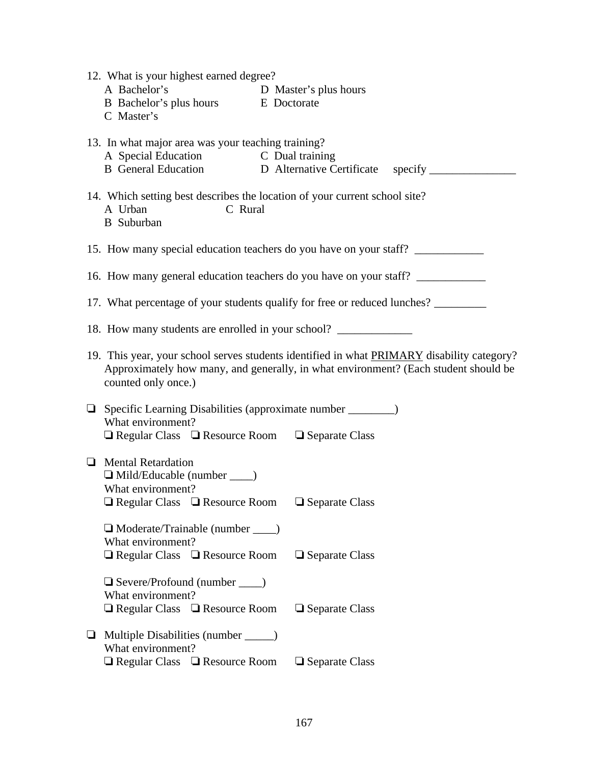12. What is your highest earned degree?
    A Bachelor's  D Master's plus hours
    B Bachelor's plus hours  E Doctorate
    C Master's

13. In what major area was your teaching training?
    A Special Education  C Dual training
    B General Education  D Alternative Certificate  specify _______________

14. Which setting best describes the location of your current school site?
    A Urban  C Rural
    B Suburban

15. How many special education teachers do you have on your staff? ____________

16. How many general education teachers do you have on your staff? ____________

17. What percentage of your students qualify for free or reduced lunches? _________

18. How many students are enrolled in your school? _____________

19. This year, your school serves students identified in what PRIMARY disability category? Approximately how many, and generally, in what environment? (Each student should be counted only once.)

❏ Specific Learning Disabilities (approximate number ________)
  What environment?
  ❏ Regular Class ❏ Resource Room ❏ Separate Class

❏ Mental Retardation
  ❏ Mild/Educable (number ____)
  What environment?
  ❏ Regular Class ❏ Resource Room ❏ Separate Class

  ❏ Moderate/Trainable (number ____)
  What environment?
  ❏ Regular Class ❏ Resource Room ❏ Separate Class

  ❏ Severe/Profound (number ____)
  What environment?
  ❏ Regular Class ❏ Resource Room ❏ Separate Class

❏ Multiple Disabilities (number _____)
  What environment?
  ❏ Regular Class ❏ Resource Room ❏ Separate Class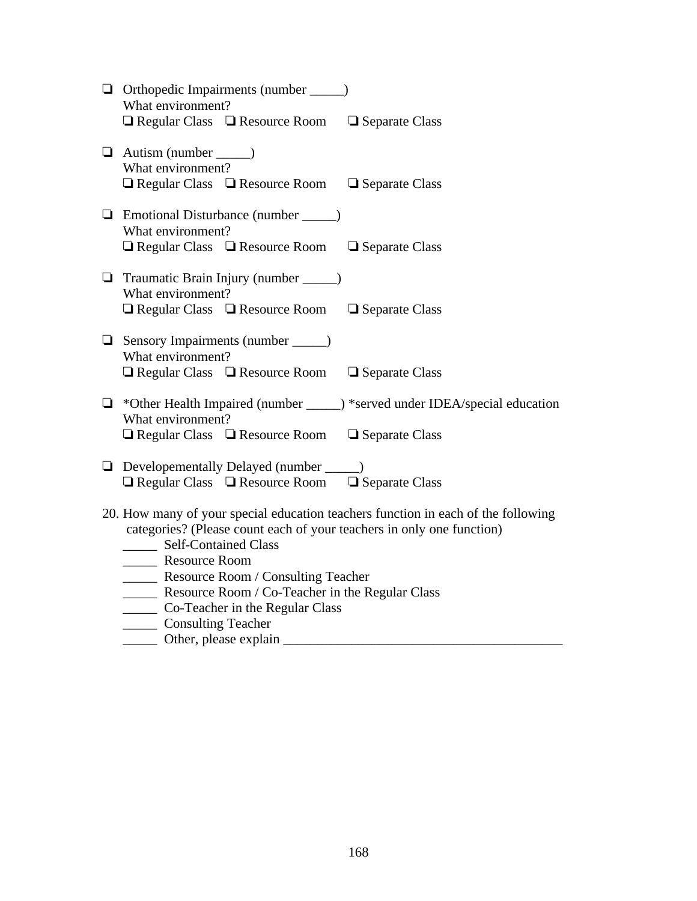- ❑ Orthopedic Impairments (number _____)
  What environment?
  ❑ Regular Class ❑ Resource Room ❑ Separate Class

- ❑ Autism (number _____)
  What environment?
  ❑ Regular Class ❑ Resource Room ❑ Separate Class

- ❑ Emotional Disturbance (number _____)
  What environment?
  ❑ Regular Class ❑ Resource Room ❑ Separate Class

- ❑ Traumatic Brain Injury (number _____)
  What environment?
  ❑ Regular Class ❑ Resource Room ❑ Separate Class

- ❑ Sensory Impairments (number _____)
  What environment?
  ❑ Regular Class ❑ Resource Room ❑ Separate Class

- ❑ *Other Health Impaired (number _____) *served under IDEA/special education
  What environment?
  ❑ Regular Class ❑ Resource Room ❑ Separate Class

- ❑ Developementally Delayed (number _____)
  ❑ Regular Class ❑ Resource Room ❑ Separate Class

20. How many of your special education teachers function in each of the following categories? (Please count each of your teachers in only one function)
    _____ Self-Contained Class
    _____ Resource Room
    _____ Resource Room / Consulting Teacher
    _____ Resource Room / Co-Teacher in the Regular Class
    _____ Co-Teacher in the Regular Class
    _____ Consulting Teacher
    _____ Other, please explain ________________________________________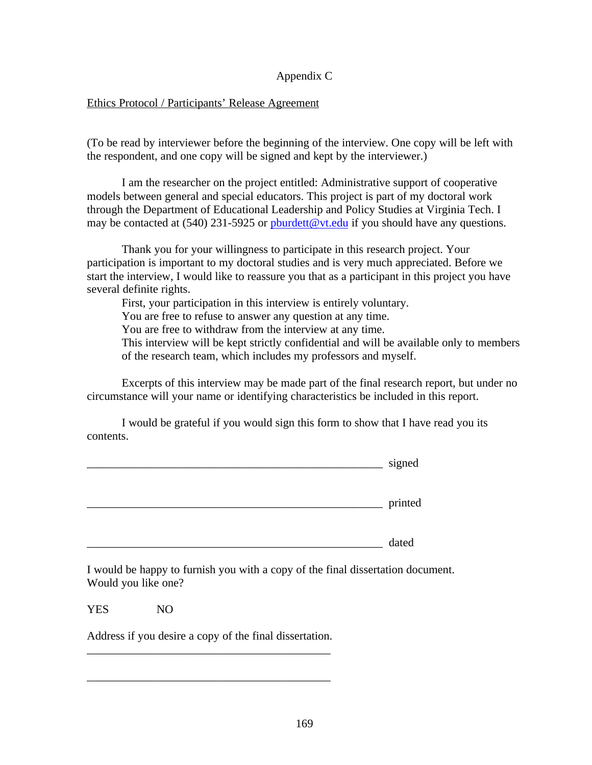# Appendix C

Ethics Protocol / Participants' Release Agreement

(To be read by interviewer before the beginning of the interview. One copy will be left with the respondent, and one copy will be signed and kept by the interviewer.)

I am the researcher on the project entitled: Administrative support of cooperative models between general and special educators. This project is part of my doctoral work through the Department of Educational Leadership and Policy Studies at Virginia Tech. I may be contacted at (540) 231-5925 or pburdett@vt.edu if you should have any questions.

Thank you for your willingness to participate in this research project. Your participation is important to my doctoral studies and is very much appreciated. Before we start the interview, I would like to reassure you that as a participant in this project you have several definite rights.

First, your participation in this interview is entirely voluntary.
You are free to refuse to answer any question at any time.
You are free to withdraw from the interview at any time.
This interview will be kept strictly confidential and will be available only to members of the research team, which includes my professors and myself.

Excerpts of this interview may be made part of the final research report, but under no circumstance will your name or identifying characteristics be included in this report.

I would be grateful if you would sign this form to show that I have read you its contents.

_____________________________________________________ signed

_____________________________________________________ printed

_____________________________________________________ dated

I would be happy to furnish you with a copy of the final dissertation document.
Would you like one?

YES NO

Address if you desire a copy of the final dissertation.

____________________________________________

____________________________________________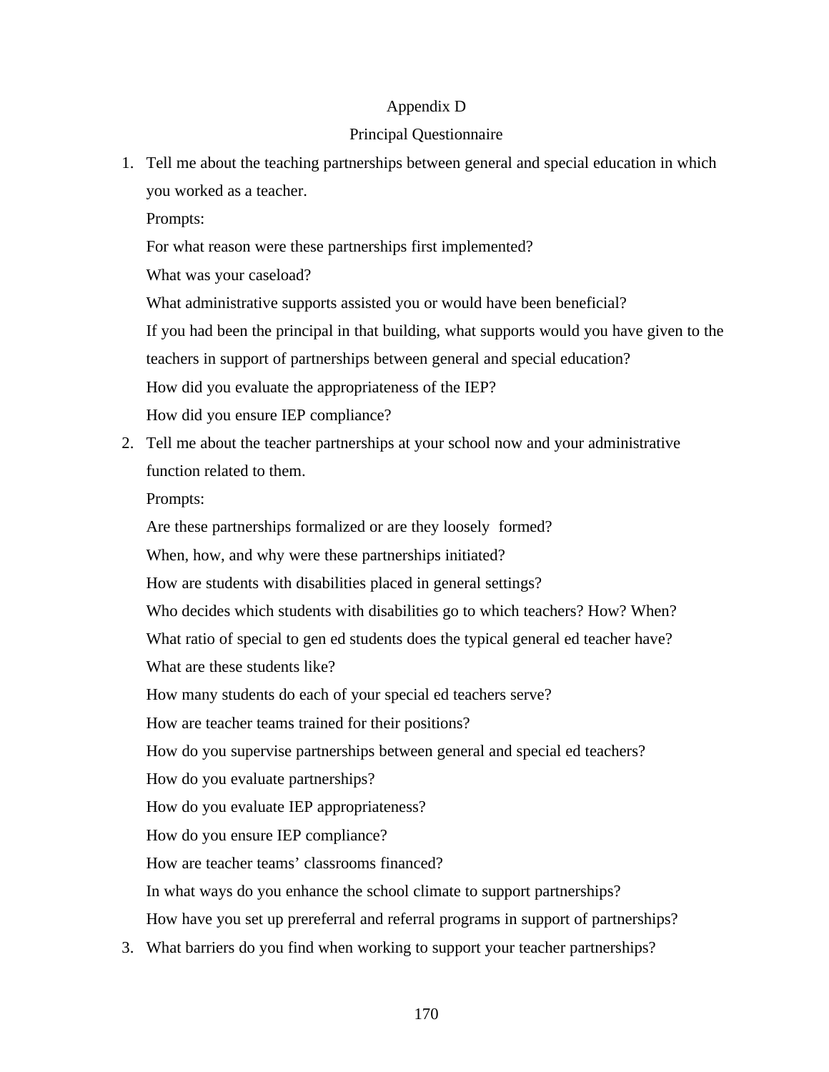# Appendix D

## Principal Questionnaire

1. Tell me about the teaching partnerships between general and special education in which you worked as a teacher.

   Prompts:

   For what reason were these partnerships first implemented?

   What was your caseload?

   What administrative supports assisted you or would have been beneficial?

   If you had been the principal in that building, what supports would you have given to the teachers in support of partnerships between general and special education?

   How did you evaluate the appropriateness of the IEP?

   How did you ensure IEP compliance?

2. Tell me about the teacher partnerships at your school now and your administrative function related to them.

   Prompts:

   Are these partnerships formalized or are they loosely formed?

   When, how, and why were these partnerships initiated?

   How are students with disabilities placed in general settings?

   Who decides which students with disabilities go to which teachers? How? When?

   What ratio of special to gen ed students does the typical general ed teacher have?

   What are these students like?

   How many students do each of your special ed teachers serve?

   How are teacher teams trained for their positions?

   How do you supervise partnerships between general and special ed teachers?

   How do you evaluate partnerships?

   How do you evaluate IEP appropriateness?

   How do you ensure IEP compliance?

   How are teacher teams' classrooms financed?

   In what ways do you enhance the school climate to support partnerships?

   How have you set up prereferral and referral programs in support of partnerships?

3. What barriers do you find when working to support your teacher partnerships?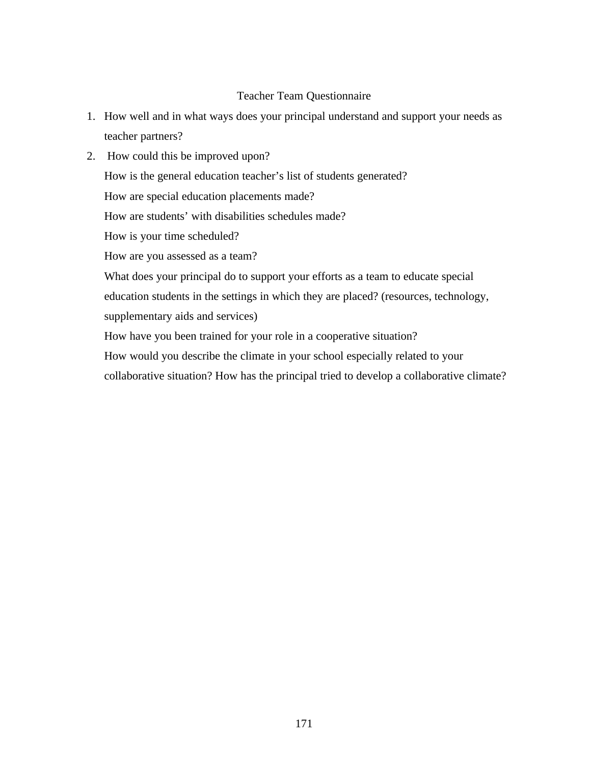# Teacher Team Questionnaire

1. How well and in what ways does your principal understand and support your needs as teacher partners?
2. How could this be improved upon?

   How is the general education teacher's list of students generated?

   How are special education placements made?

   How are students' with disabilities schedules made?

   How is your time scheduled?

   How are you assessed as a team?

   What does your principal do to support your efforts as a team to educate special education students in the settings in which they are placed? (resources, technology, supplementary aids and services)

   How have you been trained for your role in a cooperative situation?

   How would you describe the climate in your school especially related to your collaborative situation? How has the principal tried to develop a collaborative climate?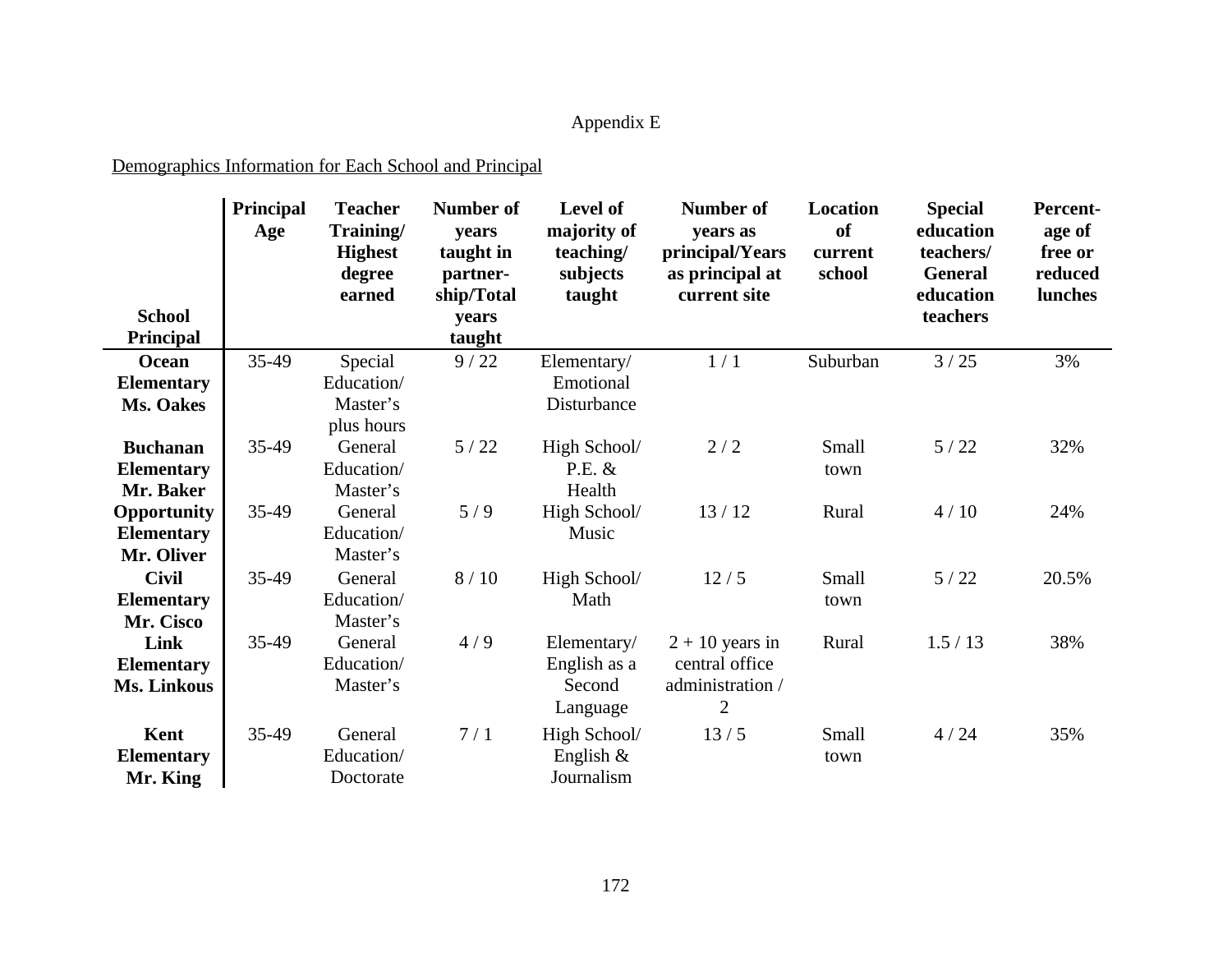# Appendix E

Demographics Information for Each School and Principal

| School Principal | Principal Age | Teacher Training/ Highest degree earned | Number of years taught in partner-ship/Total years taught | Level of majority of teaching/ subjects taught | Number of years as principal/Years as principal at current site | Location of current school | Special education teachers/ General education teachers | Percent-age of free or reduced lunches |
|---|---|---|---|---|---|---|---|---|
| **Ocean Elementary Ms. Oakes** | 35-49 | Special Education/ Master's plus hours | 9 / 22 | Elementary/ Emotional Disturbance | 1 / 1 | Suburban | 3 / 25 | 3% |
| **Buchanan Elementary Mr. Baker** | 35-49 | General Education/ Master's | 5 / 22 | High School/ P.E. & Health | 2 / 2 | Small town | 5 / 22 | 32% |
| **Opportunity Elementary Mr. Oliver** | 35-49 | General Education/ Master's | 5 / 9 | High School/ Music | 13 / 12 | Rural | 4 / 10 | 24% |
| **Civil Elementary Mr. Cisco** | 35-49 | General Education/ Master's | 8 / 10 | High School/ Math | 12 / 5 | Small town | 5 / 22 | 20.5% |
| **Link Elementary Ms. Linkous** | 35-49 | General Education/ Master's | 4 / 9 | Elementary/ English as a Second Language | 2 + 10 years in central office administration / 2 | Rural | 1.5 / 13 | 38% |
| **Kent Elementary Mr. King** | 35-49 | General Education/ Doctorate | 7 / 1 | High School/ English & Journalism | 13 / 5 | Small town | 4 / 24 | 35% |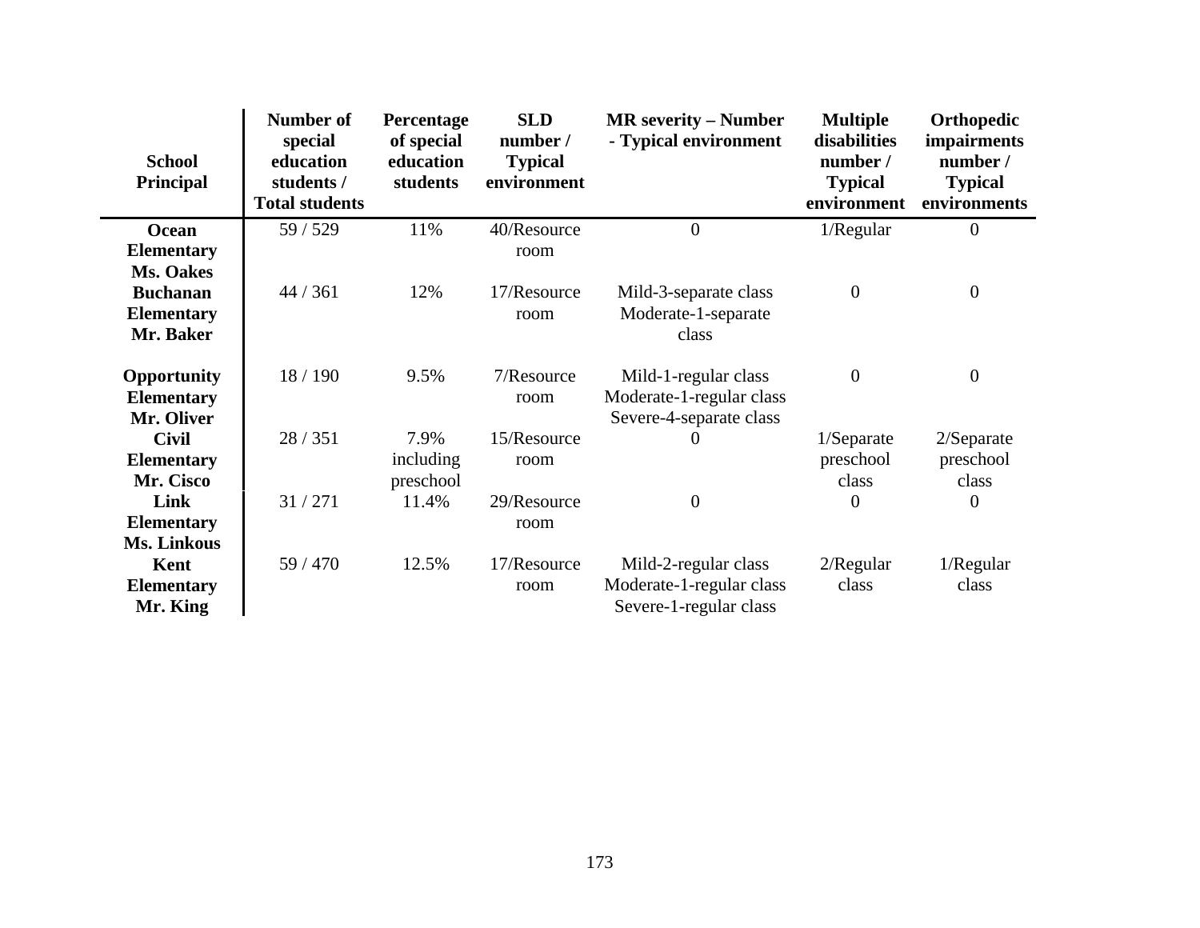| School Principal | Number of special education students / Total students | Percentage of special education students | SLD number / Typical environment | MR severity – Number - Typical environment | Multiple disabilities number / Typical environment | Orthopedic impairments number / Typical environments |
|---|---|---|---|---|---|---|
| **Ocean Elementary Ms. Oakes** | 59 / 529 | 11% | 40/Resource room | 0 | 1/Regular | 0 |
| **Buchanan Elementary Mr. Baker** | 44 / 361 | 12% | 17/Resource room | Mild-3-separate class<br>Moderate-1-separate class | 0 | 0 |
| **Opportunity Elementary Mr. Oliver** | 18 / 190 | 9.5% | 7/Resource room | Mild-1-regular class<br>Moderate-1-regular class<br>Severe-4-separate class | 0 | 0 |
| **Civil Elementary Mr. Cisco** | 28 / 351 | 7.9% including preschool | 15/Resource room | 0 | 1/Separate preschool class | 2/Separate preschool class |
| **Link Elementary Ms. Linkous** | 31 / 271 | 11.4% | 29/Resource room | 0 | 0 | 0 |
| **Kent Elementary Mr. King** | 59 / 470 | 12.5% | 17/Resource room | Mild-2-regular class<br>Moderate-1-regular class<br>Severe-1-regular class | 2/Regular class | 1/Regular class |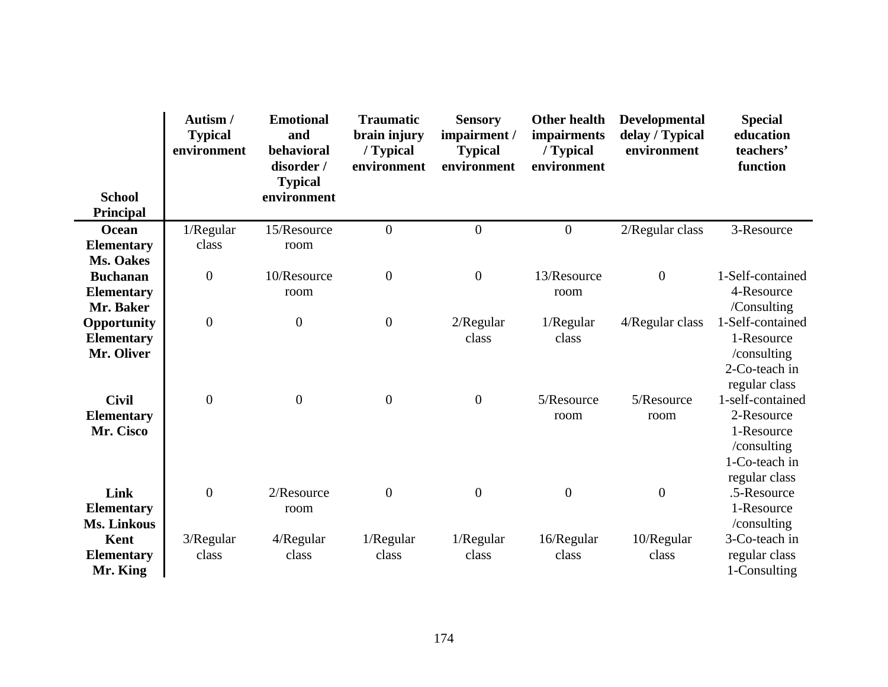| School Principal | Autism / Typical environment | Emotional and behavioral disorder / Typical environment | Traumatic brain injury / Typical environment | Sensory impairment / Typical environment | Other health impairments / Typical environment | Developmental delay / Typical environment | Special education teachers' function |
|---|---|---|---|---|---|---|---|
| **Ocean Elementary Ms. Oakes** | 1/Regular class | 15/Resource room | 0 | 0 | 0 | 2/Regular class | 3-Resource |
| **Buchanan Elementary Mr. Baker** | 0 | 10/Resource room | 0 | 0 | 13/Resource room | 0 | 1-Self-contained 4-Resource /Consulting |
| **Opportunity Elementary Mr. Oliver** | 0 | 0 | 0 | 2/Regular class | 1/Regular class | 4/Regular class | 1-Self-contained 1-Resource /consulting 2-Co-teach in regular class |
| **Civil Elementary Mr. Cisco** | 0 | 0 | 0 | 0 | 5/Resource room | 5/Resource room | 1-self-contained 2-Resource 1-Resource /consulting 1-Co-teach in regular class |
| **Link Elementary Ms. Linkous** | 0 | 2/Resource room | 0 | 0 | 0 | 0 | .5-Resource 1-Resource /consulting |
| **Kent Elementary Mr. King** | 3/Regular class | 4/Regular class | 1/Regular class | 1/Regular class | 16/Regular class | 10/Regular class | 3-Co-teach in regular class 1-Consulting |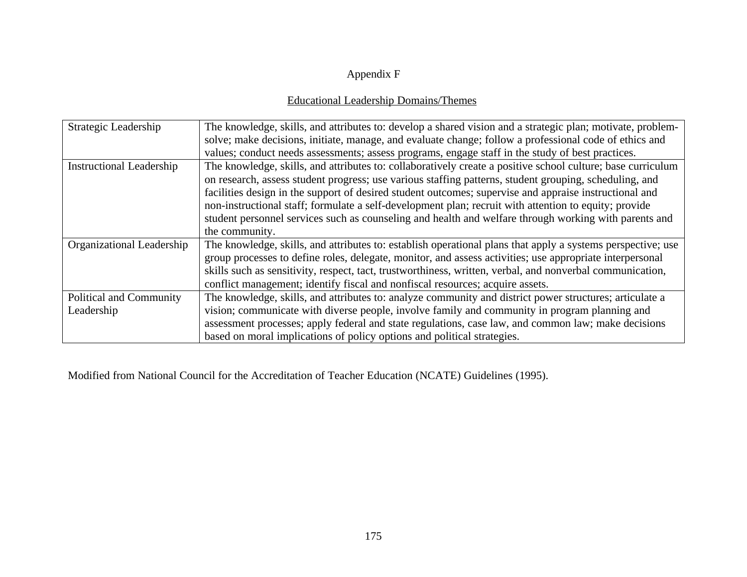# Appendix F

## Educational Leadership Domains/Themes

| Domain | Description |
| --- | --- |
| Strategic Leadership | The knowledge, skills, and attributes to: develop a shared vision and a strategic plan; motivate, problem-solve; make decisions, initiate, manage, and evaluate change; follow a professional code of ethics and values; conduct needs assessments; assess programs, engage staff in the study of best practices. |
| Instructional Leadership | The knowledge, skills, and attributes to: collaboratively create a positive school culture; base curriculum on research, assess student progress; use various staffing patterns, student grouping, scheduling, and facilities design in the support of desired student outcomes; supervise and appraise instructional and non-instructional staff; formulate a self-development plan; recruit with attention to equity; provide student personnel services such as counseling and health and welfare through working with parents and the community. |
| Organizational Leadership | The knowledge, skills, and attributes to: establish operational plans that apply a systems perspective; use group processes to define roles, delegate, monitor, and assess activities; use appropriate interpersonal skills such as sensitivity, respect, tact, trustworthiness, written, verbal, and nonverbal communication, conflict management; identify fiscal and nonfiscal resources; acquire assets. |
| Political and Community Leadership | The knowledge, skills, and attributes to: analyze community and district power structures; articulate a vision; communicate with diverse people, involve family and community in program planning and assessment processes; apply federal and state regulations, case law, and common law; make decisions based on moral implications of policy options and political strategies. |

Modified from National Council for the Accreditation of Teacher Education (NCATE) Guidelines (1995).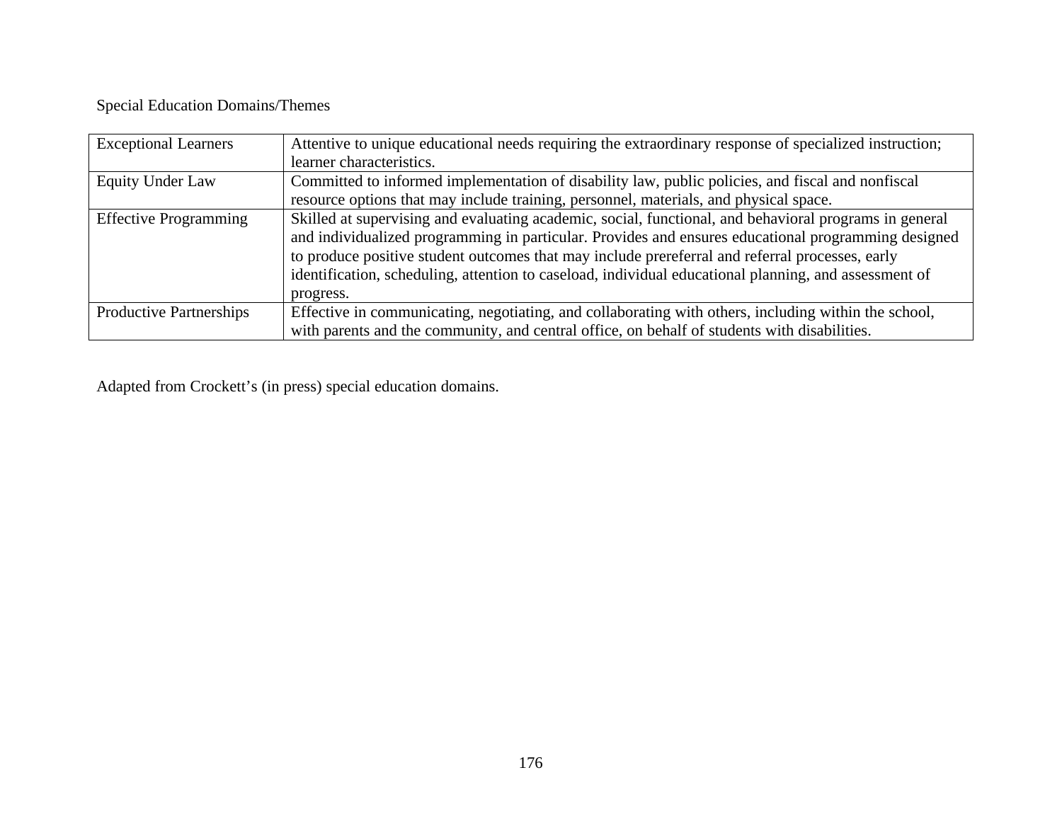Special Education Domains/Themes

| | |
|---|---|
| Exceptional Learners | Attentive to unique educational needs requiring the extraordinary response of specialized instruction; learner characteristics. |
| Equity Under Law | Committed to informed implementation of disability law, public policies, and fiscal and nonfiscal resource options that may include training, personnel, materials, and physical space. |
| Effective Programming | Skilled at supervising and evaluating academic, social, functional, and behavioral programs in general and individualized programming in particular. Provides and ensures educational programming designed to produce positive student outcomes that may include prereferral and referral processes, early identification, scheduling, attention to caseload, individual educational planning, and assessment of progress. |
| Productive Partnerships | Effective in communicating, negotiating, and collaborating with others, including within the school, with parents and the community, and central office, on behalf of students with disabilities. |

Adapted from Crockett's (in press) special education domains.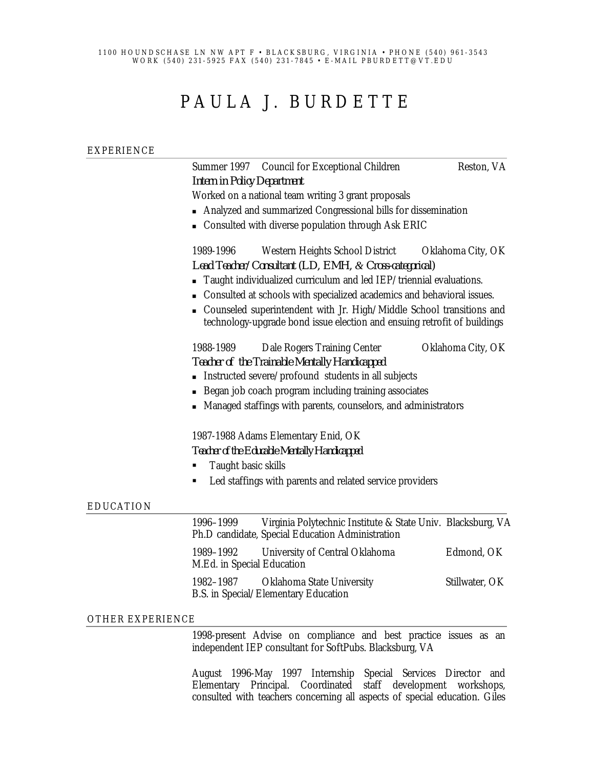1100 HOUNDSCHASE LN NW APT F • BLACKSBURG, VIRGINIA • PHONE (540) 961-3543
WORK (540) 231-5925 FAX (540) 231-7845 • E-MAIL PBURDETT@VT.EDU

# PAULA J. BURDETTE

## EXPERIENCE

Summer 1997 Council for Exceptional Children Reston, VA
*Intern in Policy Department*

Worked on a national team writing 3 grant proposals

- Analyzed and summarized Congressional bills for dissemination
- Consulted with diverse population through Ask ERIC

1989-1996 Western Heights School District Oklahoma City, OK
*Lead Teacher/Consultant (LD, EMH, & Cross-categorical)*

- Taught individualized curriculum and led IEP/triennial evaluations.
- Consulted at schools with specialized academics and behavioral issues.
- Counseled superintendent with Jr. High/Middle School transitions and technology-upgrade bond issue election and ensuing retrofit of buildings

1988-1989 Dale Rogers Training Center Oklahoma City, OK
*Teacher of the Trainable Mentally Handicapped*

- Instructed severe/profound students in all subjects
- Began job coach program including training associates
- Managed staffings with parents, counselors, and administrators

1987-1988 Adams Elementary Enid, OK
*Teacher of the Educable Mentally Handicapped*

- Taught basic skills
- Led staffings with parents and related service providers

## EDUCATION

1996–1999 Virginia Polytechnic Institute & State Univ. Blacksburg, VA
Ph.D candidate, Special Education Administration

1989–1992 University of Central Oklahoma Edmond, OK
M.Ed. in Special Education

1982–1987 Oklahoma State University Stillwater, OK
B.S. in Special/Elementary Education

## OTHER EXPERIENCE

1998-present Advise on compliance and best practice issues as an independent IEP consultant for SoftPubs. Blacksburg, VA

August 1996-May 1997 Internship Special Services Director and Elementary Principal. Coordinated staff development workshops, consulted with teachers concerning all aspects of special education. Giles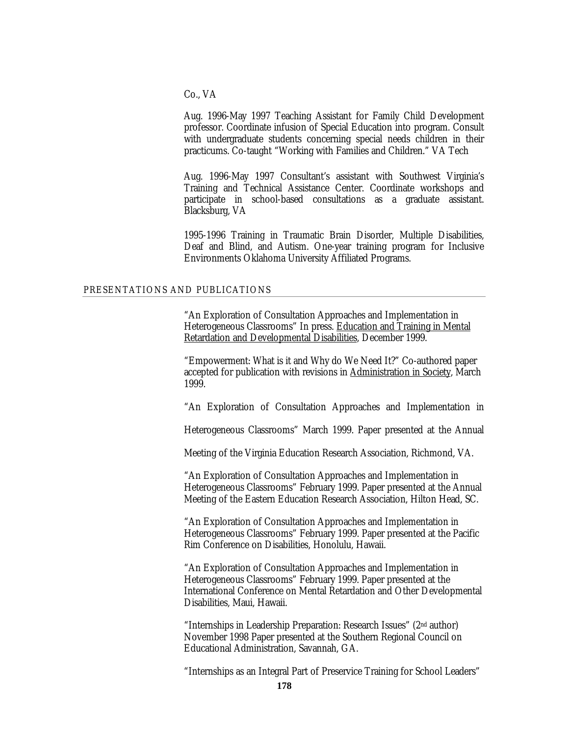Co., VA

Aug. 1996-May 1997 Teaching Assistant for Family Child Development professor. Coordinate infusion of Special Education into program. Consult with undergraduate students concerning special needs children in their practicums. Co-taught "Working with Families and Children." VA Tech

Aug. 1996-May 1997 Consultant's assistant with Southwest Virginia's Training and Technical Assistance Center. Coordinate workshops and participate in school-based consultations as a graduate assistant. Blacksburg, VA

1995-1996 Training in Traumatic Brain Disorder, Multiple Disabilities, Deaf and Blind, and Autism. One-year training program for Inclusive Environments Oklahoma University Affiliated Programs.

## PRESENTATIONS AND PUBLICATIONS

"An Exploration of Consultation Approaches and Implementation in Heterogeneous Classrooms" In press. Education and Training in Mental Retardation and Developmental Disabilities, December 1999.

"Empowerment: What is it and Why do We Need It?" Co-authored paper accepted for publication with revisions in Administration in Society, March 1999.

"An Exploration of Consultation Approaches and Implementation in Heterogeneous Classrooms" March 1999. Paper presented at the Annual Meeting of the Virginia Education Research Association, Richmond, VA.

"An Exploration of Consultation Approaches and Implementation in Heterogeneous Classrooms" February 1999. Paper presented at the Annual Meeting of the Eastern Education Research Association, Hilton Head, SC.

"An Exploration of Consultation Approaches and Implementation in Heterogeneous Classrooms" February 1999. Paper presented at the Pacific Rim Conference on Disabilities, Honolulu, Hawaii.

"An Exploration of Consultation Approaches and Implementation in Heterogeneous Classrooms" February 1999. Paper presented at the International Conference on Mental Retardation and Other Developmental Disabilities, Maui, Hawaii.

"Internships in Leadership Preparation: Research Issues" (2nd author) November 1998 Paper presented at the Southern Regional Council on Educational Administration, Savannah, GA.

"Internships as an Integral Part of Preservice Training for School Leaders"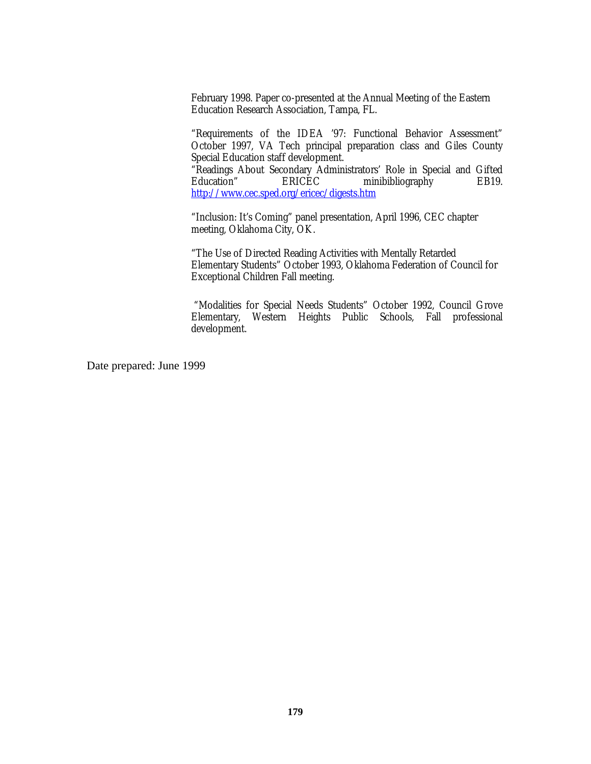February 1998. Paper co-presented at the Annual Meeting of the Eastern Education Research Association, Tampa, FL.

"Requirements of the IDEA '97: Functional Behavior Assessment" October 1997, VA Tech principal preparation class and Giles County Special Education staff development.
"Readings About Secondary Administrators' Role in Special and Gifted Education" ERICEC minibibliography EB19. http://www.cec.sped.org/ericec/digests.htm

"Inclusion: It's Coming" panel presentation, April 1996, CEC chapter meeting, Oklahoma City, OK.

"The Use of Directed Reading Activities with Mentally Retarded Elementary Students" October 1993, Oklahoma Federation of Council for Exceptional Children Fall meeting.

"Modalities for Special Needs Students" October 1992, Council Grove Elementary, Western Heights Public Schools, Fall professional development.

Date prepared: June 1999